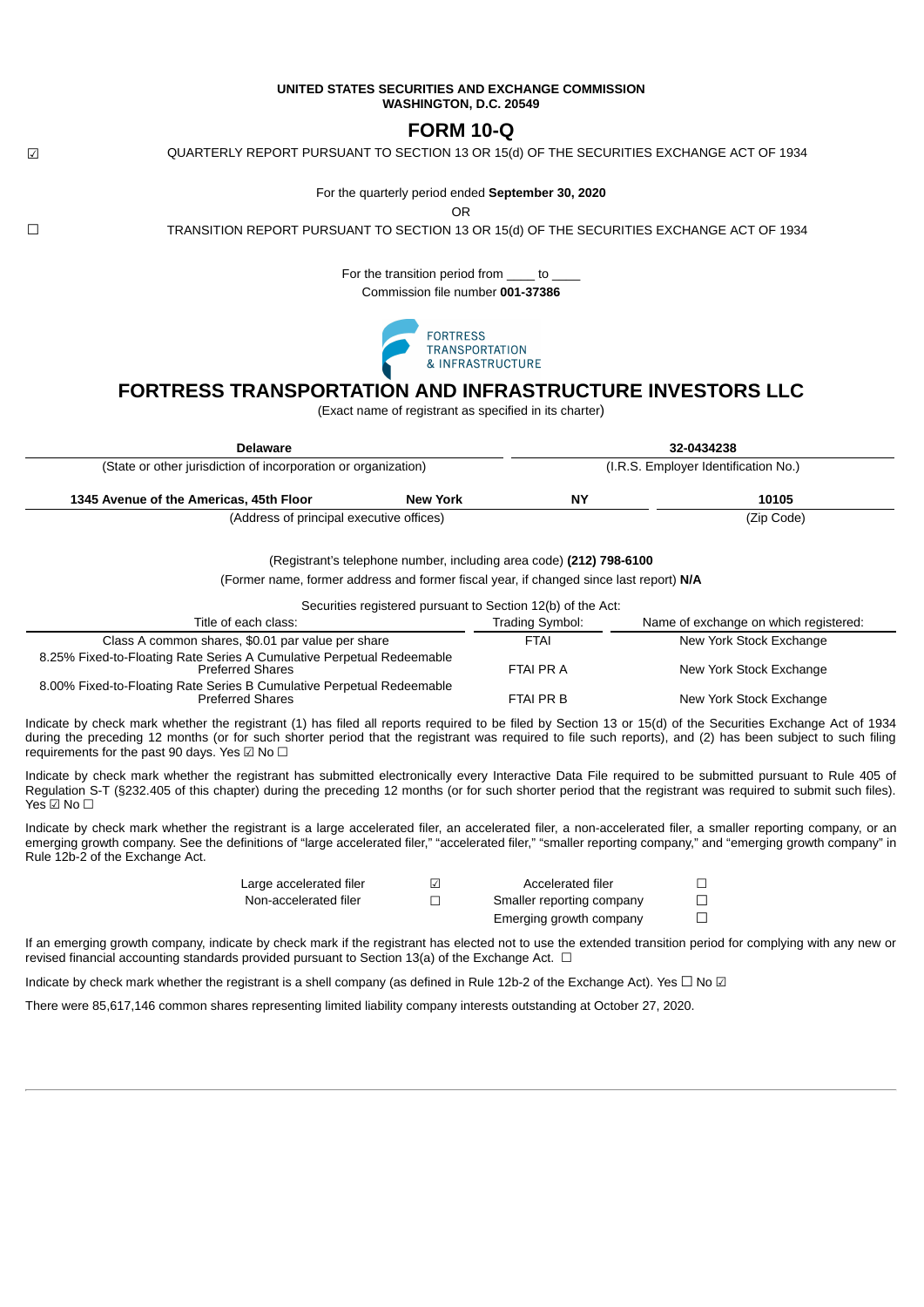**UNITED STATES SECURITIES AND EXCHANGE COMMISSION**
**WASHINGTON, D.C. 20549**

# FORM 10-Q

☑ QUARTERLY REPORT PURSUANT TO SECTION 13 OR 15(d) OF THE SECURITIES EXCHANGE ACT OF 1934

For the quarterly period ended **September 30, 2020**

OR

☐ TRANSITION REPORT PURSUANT TO SECTION 13 OR 15(d) OF THE SECURITIES EXCHANGE ACT OF 1934

For the transition period from ____ to ____

Commission file number **001-37386**

FORTRESS TRANSPORTATION & INFRASTRUCTURE

# FORTRESS TRANSPORTATION AND INFRASTRUCTURE INVESTORS LLC

(Exact name of registrant as specified in its charter)

| **Delaware** | **32-0434238** |
|---|---|
| (State or other jurisdiction of incorporation or organization) | (I.R.S. Employer Identification No.) |

| **1345 Avenue of the Americas, 45th Floor** | **New York** | **NY** | **10105** |
|---|---|---|---|
| (Address of principal executive offices) | | | (Zip Code) |

(Registrant's telephone number, including area code) **(212) 798-6100**

(Former name, former address and former fiscal year, if changed since last report) **N/A**

Securities registered pursuant to Section 12(b) of the Act:

| Title of each class: | Trading Symbol: | Name of exchange on which registered: |
|---|---|---|
| Class A common shares, $0.01 par value per share | FTAI | New York Stock Exchange |
| 8.25% Fixed-to-Floating Rate Series A Cumulative Perpetual Redeemable Preferred Shares | FTAI PR A | New York Stock Exchange |
| 8.00% Fixed-to-Floating Rate Series B Cumulative Perpetual Redeemable Preferred Shares | FTAI PR B | New York Stock Exchange |

Indicate by check mark whether the registrant (1) has filed all reports required to be filed by Section 13 or 15(d) of the Securities Exchange Act of 1934 during the preceding 12 months (or for such shorter period that the registrant was required to file such reports), and (2) has been subject to such filing requirements for the past 90 days. Yes ☑ No ☐

Indicate by check mark whether the registrant has submitted electronically every Interactive Data File required to be submitted pursuant to Rule 405 of Regulation S-T (§232.405 of this chapter) during the preceding 12 months (or for such shorter period that the registrant was required to submit such files). Yes ☑ No ☐

Indicate by check mark whether the registrant is a large accelerated filer, an accelerated filer, a non-accelerated filer, a smaller reporting company, or an emerging growth company. See the definitions of "large accelerated filer," "accelerated filer," "smaller reporting company," and "emerging growth company" in Rule 12b-2 of the Exchange Act.

| | | | |
|---|---|---|---|
| Large accelerated filer | ☑ | Accelerated filer | ☐ |
| Non-accelerated filer | ☐ | Smaller reporting company | ☐ |
| | | Emerging growth company | ☐ |

If an emerging growth company, indicate by check mark if the registrant has elected not to use the extended transition period for complying with any new or revised financial accounting standards provided pursuant to Section 13(a) of the Exchange Act. ☐

Indicate by check mark whether the registrant is a shell company (as defined in Rule 12b-2 of the Exchange Act). Yes ☐ No ☑

There were 85,617,146 common shares representing limited liability company interests outstanding at October 27, 2020.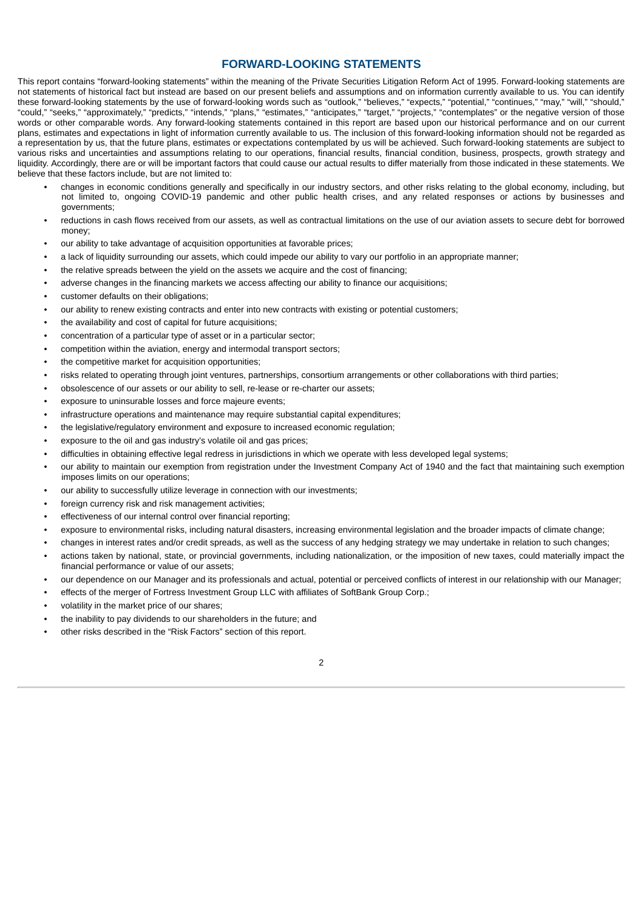# FORWARD-LOOKING STATEMENTS

This report contains "forward-looking statements" within the meaning of the Private Securities Litigation Reform Act of 1995. Forward-looking statements are not statements of historical fact but instead are based on our present beliefs and assumptions and on information currently available to us. You can identify these forward-looking statements by the use of forward-looking words such as "outlook," "believes," "expects," "potential," "continues," "may," "will," "should," "could," "seeks," "approximately," "predicts," "intends," "plans," "estimates," "anticipates," "target," "projects," "contemplates" or the negative version of those words or other comparable words. Any forward-looking statements contained in this report are based upon our historical performance and on our current plans, estimates and expectations in light of information currently available to us. The inclusion of this forward-looking information should not be regarded as a representation by us, that the future plans, estimates or expectations contemplated by us will be achieved. Such forward-looking statements are subject to various risks and uncertainties and assumptions relating to our operations, financial results, financial condition, business, prospects, growth strategy and liquidity. Accordingly, there are or will be important factors that could cause our actual results to differ materially from those indicated in these statements. We believe that these factors include, but are not limited to:

- changes in economic conditions generally and specifically in our industry sectors, and other risks relating to the global economy, including, but not limited to, ongoing COVID-19 pandemic and other public health crises, and any related responses or actions by businesses and governments;
- reductions in cash flows received from our assets, as well as contractual limitations on the use of our aviation assets to secure debt for borrowed money;
- our ability to take advantage of acquisition opportunities at favorable prices;
- a lack of liquidity surrounding our assets, which could impede our ability to vary our portfolio in an appropriate manner;
- the relative spreads between the yield on the assets we acquire and the cost of financing;
- adverse changes in the financing markets we access affecting our ability to finance our acquisitions;
- customer defaults on their obligations;
- our ability to renew existing contracts and enter into new contracts with existing or potential customers;
- the availability and cost of capital for future acquisitions;
- concentration of a particular type of asset or in a particular sector;
- competition within the aviation, energy and intermodal transport sectors;
- the competitive market for acquisition opportunities;
- risks related to operating through joint ventures, partnerships, consortium arrangements or other collaborations with third parties;
- obsolescence of our assets or our ability to sell, re-lease or re-charter our assets;
- exposure to uninsurable losses and force majeure events;
- infrastructure operations and maintenance may require substantial capital expenditures;
- the legislative/regulatory environment and exposure to increased economic regulation;
- exposure to the oil and gas industry's volatile oil and gas prices;
- difficulties in obtaining effective legal redress in jurisdictions in which we operate with less developed legal systems;
- our ability to maintain our exemption from registration under the Investment Company Act of 1940 and the fact that maintaining such exemption imposes limits on our operations;
- our ability to successfully utilize leverage in connection with our investments;
- foreign currency risk and risk management activities;
- effectiveness of our internal control over financial reporting;
- exposure to environmental risks, including natural disasters, increasing environmental legislation and the broader impacts of climate change;
- changes in interest rates and/or credit spreads, as well as the success of any hedging strategy we may undertake in relation to such changes;
- actions taken by national, state, or provincial governments, including nationalization, or the imposition of new taxes, could materially impact the financial performance or value of our assets;
- our dependence on our Manager and its professionals and actual, potential or perceived conflicts of interest in our relationship with our Manager;
- effects of the merger of Fortress Investment Group LLC with affiliates of SoftBank Group Corp.;
- volatility in the market price of our shares;
- the inability to pay dividends to our shareholders in the future; and
- other risks described in the "Risk Factors" section of this report.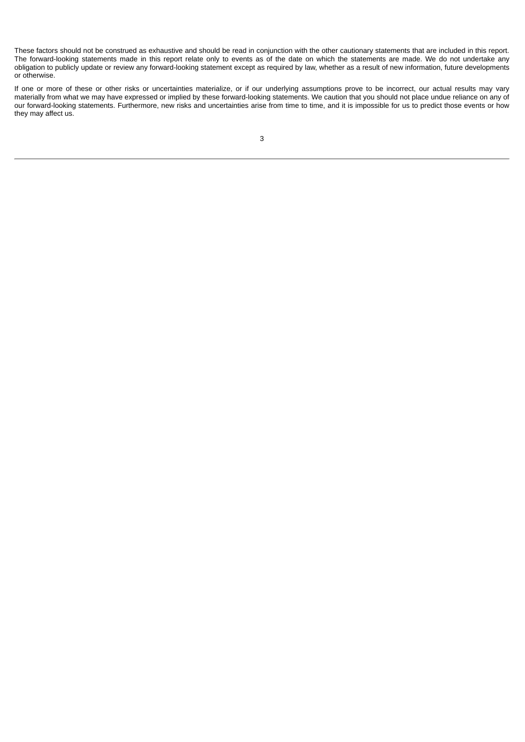These factors should not be construed as exhaustive and should be read in conjunction with the other cautionary statements that are included in this report. The forward-looking statements made in this report relate only to events as of the date on which the statements are made. We do not undertake any obligation to publicly update or review any forward-looking statement except as required by law, whether as a result of new information, future developments or otherwise.

If one or more of these or other risks or uncertainties materialize, or if our underlying assumptions prove to be incorrect, our actual results may vary materially from what we may have expressed or implied by these forward-looking statements. We caution that you should not place undue reliance on any of our forward-looking statements. Furthermore, new risks and uncertainties arise from time to time, and it is impossible for us to predict those events or how they may affect us.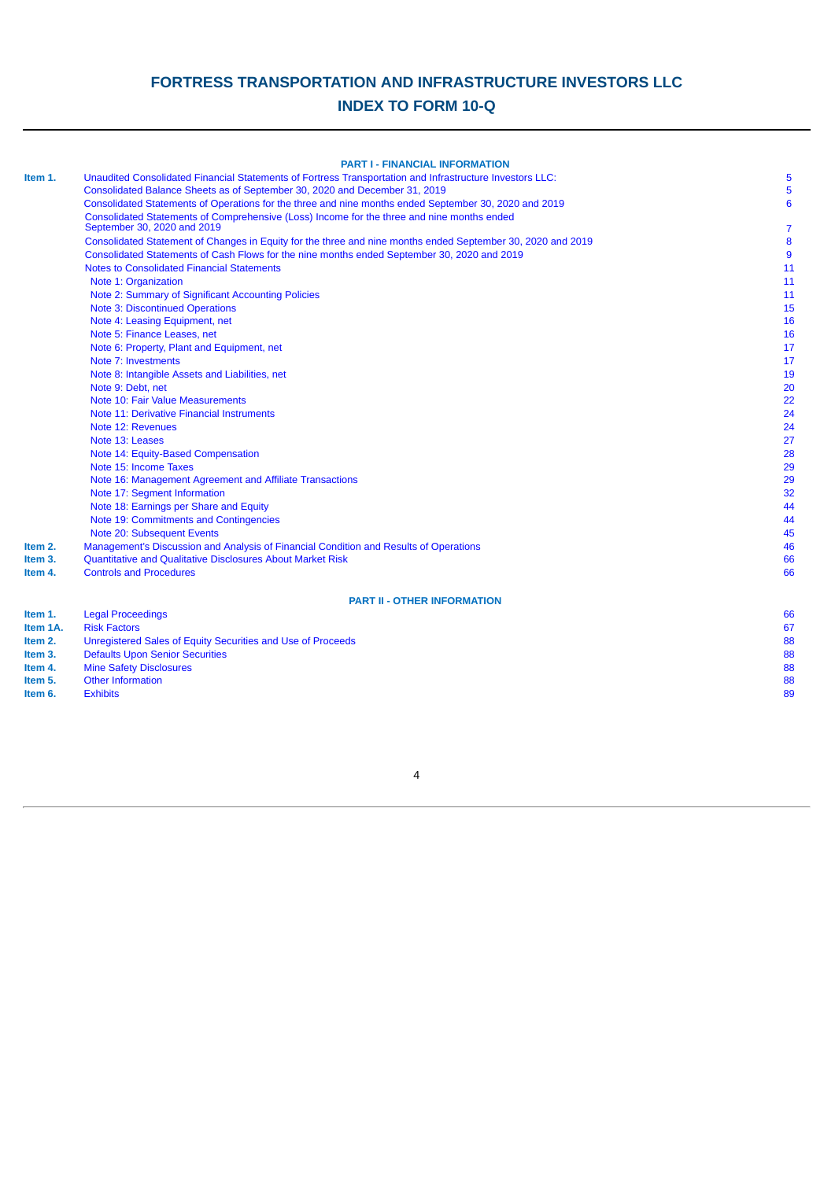# FORTRESS TRANSPORTATION AND INFRASTRUCTURE INVESTORS LLC

## INDEX TO FORM 10-Q

### PART I - FINANCIAL INFORMATION

| | | |
|---|---|---|
| **Item 1.** | Unaudited Consolidated Financial Statements of Fortress Transportation and Infrastructure Investors LLC: | 5 |
| | Consolidated Balance Sheets as of September 30, 2020 and December 31, 2019 | 5 |
| | Consolidated Statements of Operations for the three and nine months ended September 30, 2020 and 2019 | 6 |
| | Consolidated Statements of Comprehensive (Loss) Income for the three and nine months ended September 30, 2020 and 2019 | 7 |
| | Consolidated Statement of Changes in Equity for the three and nine months ended September 30, 2020 and 2019 | 8 |
| | Consolidated Statements of Cash Flows for the nine months ended September 30, 2020 and 2019 | 9 |
| | Notes to Consolidated Financial Statements | 11 |
| | Note 1: Organization | 11 |
| | Note 2: Summary of Significant Accounting Policies | 11 |
| | Note 3: Discontinued Operations | 15 |
| | Note 4: Leasing Equipment, net | 16 |
| | Note 5: Finance Leases, net | 16 |
| | Note 6: Property, Plant and Equipment, net | 17 |
| | Note 7: Investments | 17 |
| | Note 8: Intangible Assets and Liabilities, net | 19 |
| | Note 9: Debt, net | 20 |
| | Note 10: Fair Value Measurements | 22 |
| | Note 11: Derivative Financial Instruments | 24 |
| | Note 12: Revenues | 24 |
| | Note 13: Leases | 27 |
| | Note 14: Equity-Based Compensation | 28 |
| | Note 15: Income Taxes | 29 |
| | Note 16: Management Agreement and Affiliate Transactions | 29 |
| | Note 17: Segment Information | 32 |
| | Note 18: Earnings per Share and Equity | 44 |
| | Note 19: Commitments and Contingencies | 44 |
| | Note 20: Subsequent Events | 45 |
| **Item 2.** | Management's Discussion and Analysis of Financial Condition and Results of Operations | 46 |
| **Item 3.** | Quantitative and Qualitative Disclosures About Market Risk | 66 |
| **Item 4.** | Controls and Procedures | 66 |

### PART II - OTHER INFORMATION

| | | |
|---|---|---|
| **Item 1.** | Legal Proceedings | 66 |
| **Item 1A.** | Risk Factors | 67 |
| **Item 2.** | Unregistered Sales of Equity Securities and Use of Proceeds | 88 |
| **Item 3.** | Defaults Upon Senior Securities | 88 |
| **Item 4.** | Mine Safety Disclosures | 88 |
| **Item 5.** | Other Information | 88 |
| **Item 6.** | Exhibits | 89 |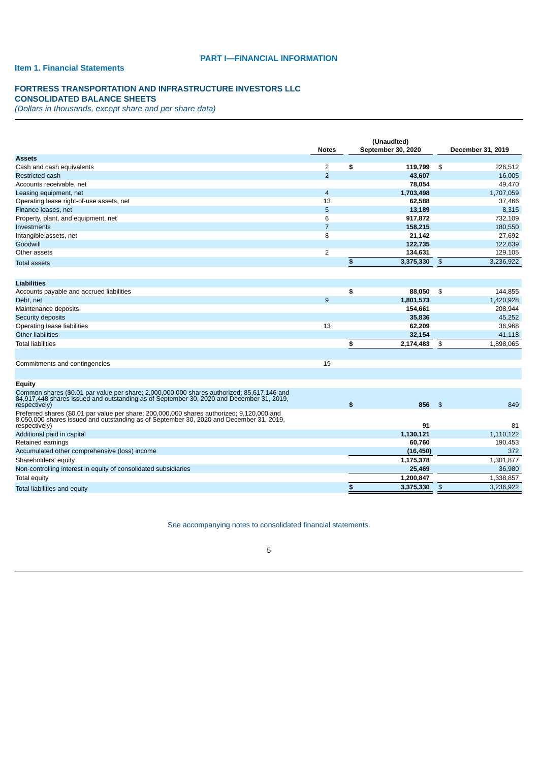# PART I—FINANCIAL INFORMATION

## Item 1. Financial Statements

### FORTRESS TRANSPORTATION AND INFRASTRUCTURE INVESTORS LLC
### CONSOLIDATED BALANCE SHEETS

*(Dollars in thousands, except share and per share data)*

| | Notes | (Unaudited) September 30, 2020 | December 31, 2019 |
|---|---|---|---|
| **Assets** | | | |
| Cash and cash equivalents | 2 | **$ 119,799** | $ 226,512 |
| Restricted cash | 2 | **43,607** | 16,005 |
| Accounts receivable, net | | **78,054** | 49,470 |
| Leasing equipment, net | 4 | **1,703,498** | 1,707,059 |
| Operating lease right-of-use assets, net | 13 | **62,588** | 37,466 |
| Finance leases, net | 5 | **13,189** | 8,315 |
| Property, plant, and equipment, net | 6 | **917,872** | 732,109 |
| Investments | 7 | **158,215** | 180,550 |
| Intangible assets, net | 8 | **21,142** | 27,692 |
| Goodwill | | **122,735** | 122,639 |
| Other assets | 2 | **134,631** | 129,105 |
| Total assets | | **$ 3,375,330** | $ 3,236,922 |
| | | | |
| **Liabilities** | | | |
| Accounts payable and accrued liabilities | | **$ 88,050** | $ 144,855 |
| Debt, net | 9 | **1,801,573** | 1,420,928 |
| Maintenance deposits | | **154,661** | 208,944 |
| Security deposits | | **35,836** | 45,252 |
| Operating lease liabilities | 13 | **62,209** | 36,968 |
| Other liabilities | | **32,154** | 41,118 |
| Total liabilities | | **$ 2,174,483** | $ 1,898,065 |
| | | | |
| Commitments and contingencies | 19 | | |
| | | | |
| **Equity** | | | |
| Common shares ($0.01 par value per share; 2,000,000,000 shares authorized; 85,617,146 and 84,917,448 shares issued and outstanding as of September 30, 2020 and December 31, 2019, respectively) | | **$ 856** | $ 849 |
| Preferred shares ($0.01 par value per share; 200,000,000 shares authorized; 9,120,000 and 8,050,000 shares issued and outstanding as of September 30, 2020 and December 31, 2019, respectively) | | **91** | 81 |
| Additional paid in capital | | **1,130,121** | 1,110,122 |
| Retained earnings | | **60,760** | 190,453 |
| Accumulated other comprehensive (loss) income | | **(16,450)** | 372 |
| Shareholders' equity | | **1,175,378** | 1,301,877 |
| Non-controlling interest in equity of consolidated subsidiaries | | **25,469** | 36,980 |
| Total equity | | **1,200,847** | 1,338,857 |
| Total liabilities and equity | | **$ 3,375,330** | $ 3,236,922 |

See accompanying notes to consolidated financial statements.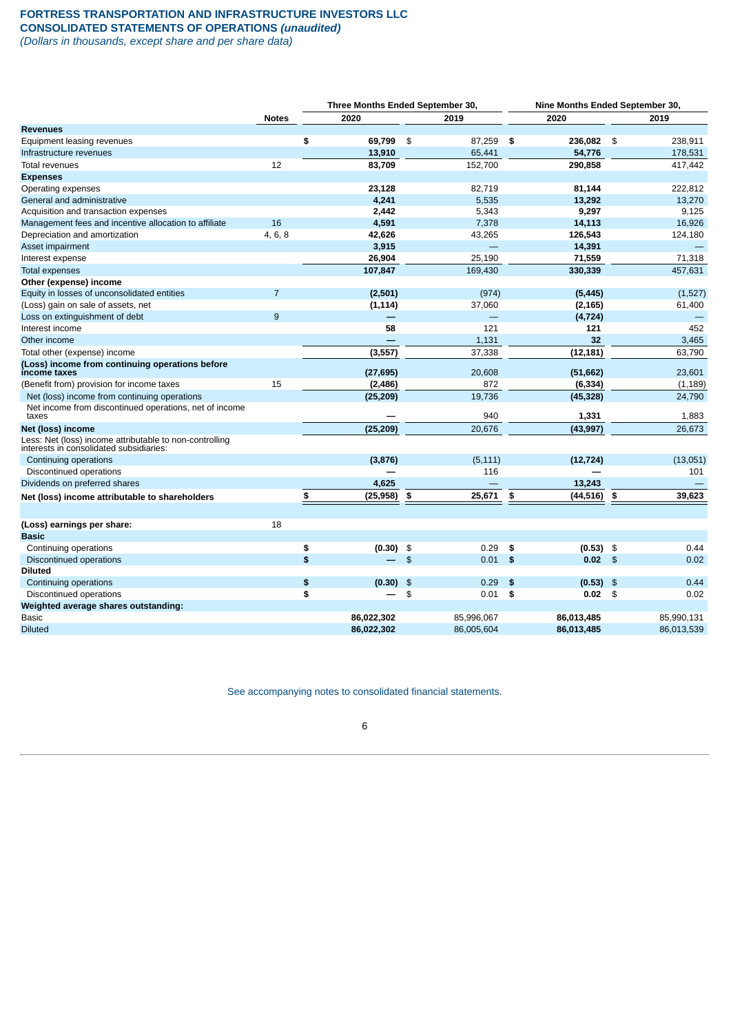**FORTRESS TRANSPORTATION AND INFRASTRUCTURE INVESTORS LLC**
**CONSOLIDATED STATEMENTS OF OPERATIONS** ***(unaudited)***
*(Dollars in thousands, except share and per share data)*

| | Notes | Three Months Ended September 30, | | Nine Months Ended September 30, | |
|---|---|---|---|---|---|
| | | 2020 | 2019 | 2020 | 2019 |
| **Revenues** | | | | | |
| Equipment leasing revenues | | **$ 69,799** | $ 87,259 | **$ 236,082** | $ 238,911 |
| Infrastructure revenues | | **13,910** | 65,441 | **54,776** | 178,531 |
| Total revenues | 12 | **83,709** | 152,700 | **290,858** | 417,442 |
| **Expenses** | | | | | |
| Operating expenses | | **23,128** | 82,719 | **81,144** | 222,812 |
| General and administrative | | **4,241** | 5,535 | **13,292** | 13,270 |
| Acquisition and transaction expenses | | **2,442** | 5,343 | **9,297** | 9,125 |
| Management fees and incentive allocation to affiliate | 16 | **4,591** | 7,378 | **14,113** | 16,926 |
| Depreciation and amortization | 4, 6, 8 | **42,626** | 43,265 | **126,543** | 124,180 |
| Asset impairment | | **3,915** | — | **14,391** | — |
| Interest expense | | **26,904** | 25,190 | **71,559** | 71,318 |
| Total expenses | | **107,847** | 169,430 | **330,339** | 457,631 |
| **Other (expense) income** | | | | | |
| Equity in losses of unconsolidated entities | 7 | **(2,501)** | (974) | **(5,445)** | (1,527) |
| (Loss) gain on sale of assets, net | | **(1,114)** | 37,060 | **(2,165)** | 61,400 |
| Loss on extinguishment of debt | 9 | **—** | — | **(4,724)** | — |
| Interest income | | **58** | 121 | **121** | 452 |
| Other income | | **—** | 1,131 | **32** | 3,465 |
| Total other (expense) income | | **(3,557)** | 37,338 | **(12,181)** | 63,790 |
| **(Loss) income from continuing operations before income taxes** | | **(27,695)** | 20,608 | **(51,662)** | 23,601 |
| (Benefit from) provision for income taxes | 15 | **(2,486)** | 872 | **(6,334)** | (1,189) |
| Net (loss) income from continuing operations | | **(25,209)** | 19,736 | **(45,328)** | 24,790 |
| Net income from discontinued operations, net of income taxes | | **—** | 940 | **1,331** | 1,883 |
| **Net (loss) income** | | **(25,209)** | 20,676 | **(43,997)** | 26,673 |
| Less: Net (loss) income attributable to non-controlling interests in consolidated subsidiaries: | | | | | |
| Continuing operations | | **(3,876)** | (5,111) | **(12,724)** | (13,051) |
| Discontinued operations | | **—** | 116 | **—** | 101 |
| Dividends on preferred shares | | **4,625** | — | **13,243** | — |
| **Net (loss) income attributable to shareholders** | | **$ (25,958)** | **$ 25,671** | **$ (44,516)** | **$ 39,623** |
| | | | | | |
| **(Loss) earnings per share:** | 18 | | | | |
| **Basic** | | | | | |
| Continuing operations | | **$ (0.30)** | $ 0.29 | **$ (0.53)** | $ 0.44 |
| Discontinued operations | | **$ —** | $ 0.01 | **$ 0.02** | $ 0.02 |
| **Diluted** | | | | | |
| Continuing operations | | **$ (0.30)** | $ 0.29 | **$ (0.53)** | $ 0.44 |
| Discontinued operations | | **$ —** | $ 0.01 | **$ 0.02** | $ 0.02 |
| **Weighted average shares outstanding:** | | | | | |
| Basic | | **86,022,302** | 85,996,067 | **86,013,485** | 85,990,131 |
| Diluted | | **86,022,302** | 86,005,604 | **86,013,485** | 86,013,539 |

See accompanying notes to consolidated financial statements.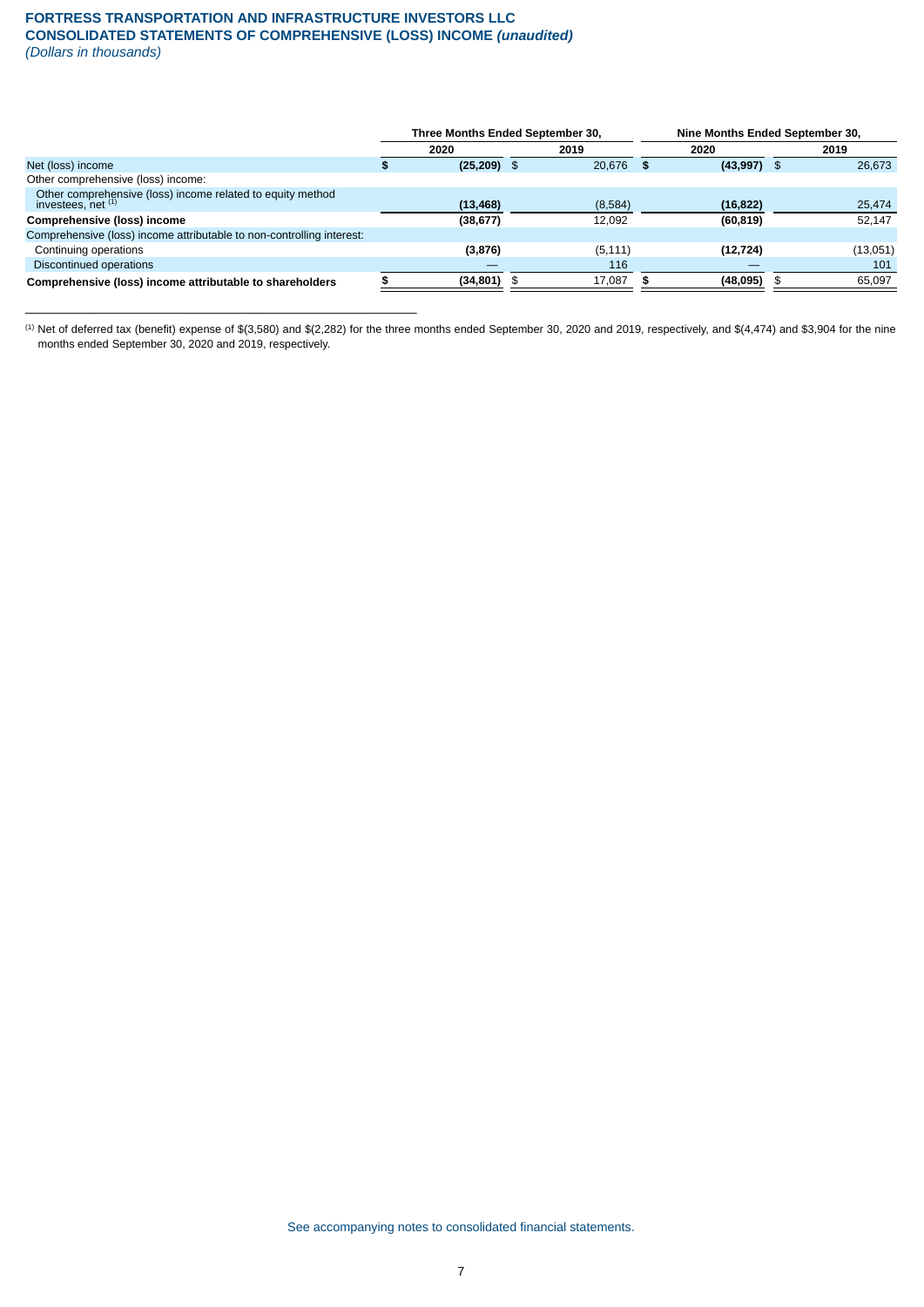# FORTRESS TRANSPORTATION AND INFRASTRUCTURE INVESTORS LLC
## CONSOLIDATED STATEMENTS OF COMPREHENSIVE (LOSS) INCOME *(unaudited)*
*(Dollars in thousands)*

| | Three Months Ended September 30, | | Nine Months Ended September 30, | |
|---|---|---|---|---|
| | **2020** | **2019** | **2020** | **2019** |
| Net (loss) income | **$ (25,209)** | $ 20,676 | **$ (43,997)** | $ 26,673 |
| Other comprehensive (loss) income: | | | | |
| Other comprehensive (loss) income related to equity method investees, net [(1)] | **(13,468)** | (8,584) | **(16,822)** | 25,474 |
| **Comprehensive (loss) income** | **(38,677)** | 12,092 | **(60,819)** | 52,147 |
| Comprehensive (loss) income attributable to non-controlling interest: | | | | |
| Continuing operations | **(3,876)** | (5,111) | **(12,724)** | (13,051) |
| Discontinued operations | **—** | 116 | **—** | 101 |
| **Comprehensive (loss) income attributable to shareholders** | **$ (34,801)** | $ 17,087 | **$ (48,095)** | $ 65,097 |

[(1)] Net of deferred tax (benefit) expense of $(3,580) and $(2,282) for the three months ended September 30, 2020 and 2019, respectively, and $(4,474) and $3,904 for the nine months ended September 30, 2020 and 2019, respectively.

See accompanying notes to consolidated financial statements.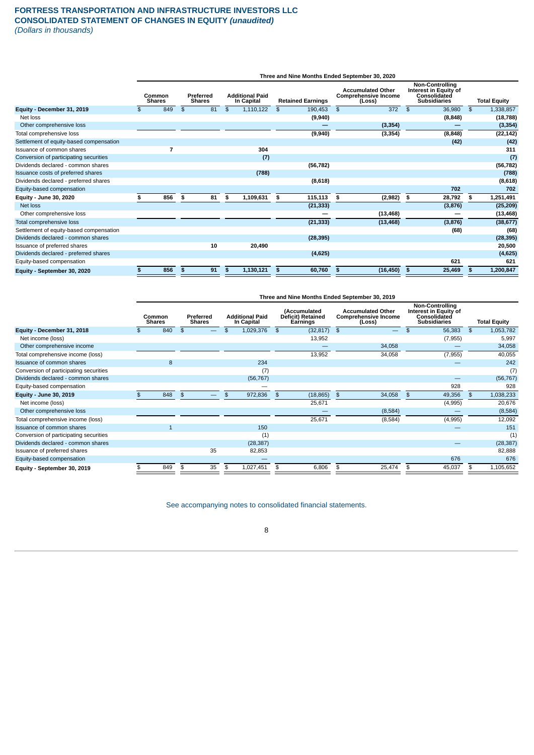# FORTRESS TRANSPORTATION AND INFRASTRUCTURE INVESTORS LLC
## CONSOLIDATED STATEMENT OF CHANGES IN EQUITY *(unaudited)*
*(Dollars in thousands)*

| | Three and Nine Months Ended September 30, 2020 | | | | | | |
|---|---|---|---|---|---|---|---|
| | Common Shares | Preferred Shares | Additional Paid In Capital | Retained Earnings | Accumulated Other Comprehensive Income (Loss) | Non-Controlling Interest in Equity of Consolidated Subsidiaries | Total Equity |
| **Equity - December 31, 2019** | $ 849 | $ 81 | $ 1,110,122 | $ 190,453 | $ 372 | $ 36,980 | $ 1,338,857 |
| Net loss | | | | (9,940) | | (8,848) | (18,788) |
| Other comprehensive loss | | | | — | (3,354) | — | (3,354) |
| Total comprehensive loss | | | | (9,940) | (3,354) | (8,848) | (22,142) |
| Settlement of equity-based compensation | | | | | | (42) | (42) |
| Issuance of common shares | 7 | | 304 | | | | 311 |
| Conversion of participating securities | | | (7) | | | | (7) |
| Dividends declared - common shares | | | | (56,782) | | | (56,782) |
| Issuance costs of preferred shares | | | (788) | | | | (788) |
| Dividends declared - preferred shares | | | | (8,618) | | | (8,618) |
| Equity-based compensation | | | | | | 702 | 702 |
| **Equity - June 30, 2020** | $ 856 | $ 81 | $ 1,109,631 | $ 115,113 | $ (2,982) | $ 28,792 | $ 1,251,491 |
| Net loss | | | | (21,333) | | (3,876) | (25,209) |
| Other comprehensive loss | | | | — | (13,468) | — | (13,468) |
| Total comprehensive loss | | | | (21,333) | (13,468) | (3,876) | (38,677) |
| Settlement of equity-based compensation | | | | | | (68) | (68) |
| Dividends declared - common shares | | | | (28,395) | | | (28,395) |
| Issuance of preferred shares | | 10 | 20,490 | | | | 20,500 |
| Dividends declared - preferred shares | | | | (4,625) | | | (4,625) |
| Equity-based compensation | | | | | | 621 | 621 |
| **Equity - September 30, 2020** | $ 856 | $ 91 | $ 1,130,121 | $ 60,760 | $ (16,450) | $ 25,469 | $ 1,200,847 |

| | Three and Nine Months Ended September 30, 2019 | | | | | | |
|---|---|---|---|---|---|---|---|
| | Common Shares | Preferred Shares | Additional Paid In Capital | (Accumulated Deficit) Retained Earnings | Accumulated Other Comprehensive Income (Loss) | Non-Controlling Interest in Equity of Consolidated Subsidiaries | Total Equity |
| **Equity - December 31, 2018** | $ 840 | $ — | $ 1,029,376 | $ (32,817) | $ — | $ 56,383 | $ 1,053,782 |
| Net income (loss) | | | | 13,952 | | (7,955) | 5,997 |
| Other comprehensive income | | | | — | 34,058 | — | 34,058 |
| Total comprehensive income (loss) | | | | 13,952 | 34,058 | (7,955) | 40,055 |
| Issuance of common shares | 8 | | 234 | | | — | 242 |
| Conversion of participating securities | | | (7) | | | | (7) |
| Dividends declared - common shares | | | (56,767) | | | — | (56,767) |
| Equity-based compensation | | | — | | | 928 | 928 |
| **Equity - June 30, 2019** | $ 848 | $ — | $ 972,836 | $ (18,865) | $ 34,058 | $ 49,356 | $ 1,038,233 |
| Net income (loss) | | | | 25,671 | | (4,995) | 20,676 |
| Other comprehensive loss | | | | — | (8,584) | — | (8,584) |
| Total comprehensive income (loss) | | | | 25,671 | (8,584) | (4,995) | 12,092 |
| Issuance of common shares | 1 | | 150 | | | — | 151 |
| Conversion of participating securities | | | (1) | | | | (1) |
| Dividends declared - common shares | | | (28,387) | | | — | (28,387) |
| Issuance of preferred shares | | 35 | 82,853 | | | | 82,888 |
| Equity-based compensation | | | — | | | 676 | 676 |
| **Equity - September 30, 2019** | $ 849 | $ 35 | $ 1,027,451 | $ 6,806 | $ 25,474 | $ 45,037 | $ 1,105,652 |

See accompanying notes to consolidated financial statements.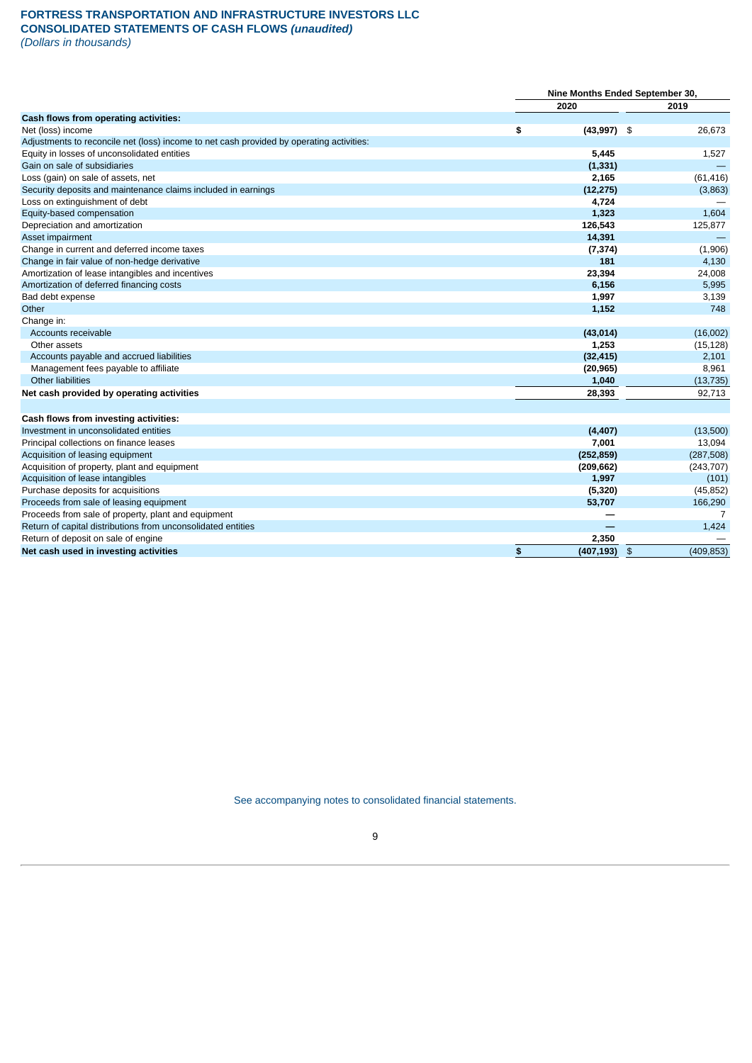# FORTRESS TRANSPORTATION AND INFRASTRUCTURE INVESTORS LLC
## CONSOLIDATED STATEMENTS OF CASH FLOWS *(unaudited)*
*(Dollars in thousands)*

| | Nine Months Ended September 30, | |
|---|---|---|
| | **2020** | **2019** |
| **Cash flows from operating activities:** | | |
| Net (loss) income | **$ (43,997)** | $ 26,673 |
| Adjustments to reconcile net (loss) income to net cash provided by operating activities: | | |
| Equity in losses of unconsolidated entities | **5,445** | 1,527 |
| Gain on sale of subsidiaries | **(1,331)** | — |
| Loss (gain) on sale of assets, net | **2,165** | (61,416) |
| Security deposits and maintenance claims included in earnings | **(12,275)** | (3,863) |
| Loss on extinguishment of debt | **4,724** | — |
| Equity-based compensation | **1,323** | 1,604 |
| Depreciation and amortization | **126,543** | 125,877 |
| Asset impairment | **14,391** | — |
| Change in current and deferred income taxes | **(7,374)** | (1,906) |
| Change in fair value of non-hedge derivative | **181** | 4,130 |
| Amortization of lease intangibles and incentives | **23,394** | 24,008 |
| Amortization of deferred financing costs | **6,156** | 5,995 |
| Bad debt expense | **1,997** | 3,139 |
| Other | **1,152** | 748 |
| Change in: | | |
| Accounts receivable | **(43,014)** | (16,002) |
| Other assets | **1,253** | (15,128) |
| Accounts payable and accrued liabilities | **(32,415)** | 2,101 |
| Management fees payable to affiliate | **(20,965)** | 8,961 |
| Other liabilities | **1,040** | (13,735) |
| **Net cash provided by operating activities** | **28,393** | 92,713 |
| | | |
| **Cash flows from investing activities:** | | |
| Investment in unconsolidated entities | **(4,407)** | (13,500) |
| Principal collections on finance leases | **7,001** | 13,094 |
| Acquisition of leasing equipment | **(252,859)** | (287,508) |
| Acquisition of property, plant and equipment | **(209,662)** | (243,707) |
| Acquisition of lease intangibles | **1,997** | (101) |
| Purchase deposits for acquisitions | **(5,320)** | (45,852) |
| Proceeds from sale of leasing equipment | **53,707** | 166,290 |
| Proceeds from sale of property, plant and equipment | **—** | 7 |
| Return of capital distributions from unconsolidated entities | **—** | 1,424 |
| Return of deposit on sale of engine | **2,350** | — |
| **Net cash used in investing activities** | **$ (407,193)** | $ (409,853) |

See accompanying notes to consolidated financial statements.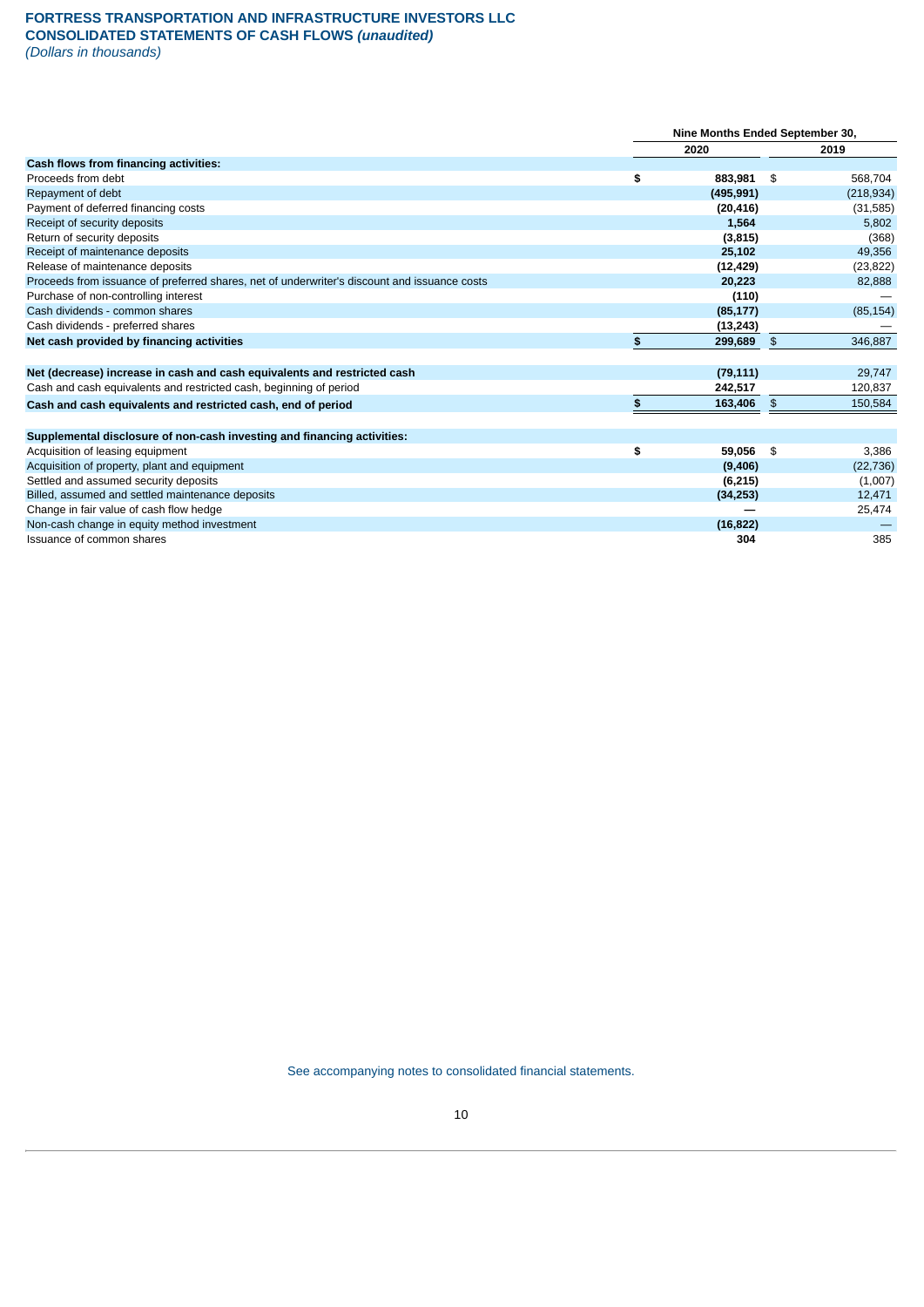**FORTRESS TRANSPORTATION AND INFRASTRUCTURE INVESTORS LLC**
**CONSOLIDATED STATEMENTS OF CASH FLOWS *(unaudited)***
*(Dollars in thousands)*

| | Nine Months Ended September 30, | |
|---|---|---|
| | 2020 | 2019 |
| **Cash flows from financing activities:** | | |
| Proceeds from debt | $ 883,981 | $ 568,704 |
| Repayment of debt | (495,991) | (218,934) |
| Payment of deferred financing costs | (20,416) | (31,585) |
| Receipt of security deposits | 1,564 | 5,802 |
| Return of security deposits | (3,815) | (368) |
| Receipt of maintenance deposits | 25,102 | 49,356 |
| Release of maintenance deposits | (12,429) | (23,822) |
| Proceeds from issuance of preferred shares, net of underwriter's discount and issuance costs | 20,223 | 82,888 |
| Purchase of non-controlling interest | (110) | — |
| Cash dividends - common shares | (85,177) | (85,154) |
| Cash dividends - preferred shares | (13,243) | — |
| **Net cash provided by financing activities** | $ 299,689 | $ 346,887 |
| | | |
| **Net (decrease) increase in cash and cash equivalents and restricted cash** | (79,111) | 29,747 |
| Cash and cash equivalents and restricted cash, beginning of period | 242,517 | 120,837 |
| **Cash and cash equivalents and restricted cash, end of period** | $ 163,406 | $ 150,584 |
| | | |
| **Supplemental disclosure of non-cash investing and financing activities:** | | |
| Acquisition of leasing equipment | $ 59,056 | $ 3,386 |
| Acquisition of property, plant and equipment | (9,406) | (22,736) |
| Settled and assumed security deposits | (6,215) | (1,007) |
| Billed, assumed and settled maintenance deposits | (34,253) | 12,471 |
| Change in fair value of cash flow hedge | — | 25,474 |
| Non-cash change in equity method investment | (16,822) | — |
| Issuance of common shares | 304 | 385 |

See accompanying notes to consolidated financial statements.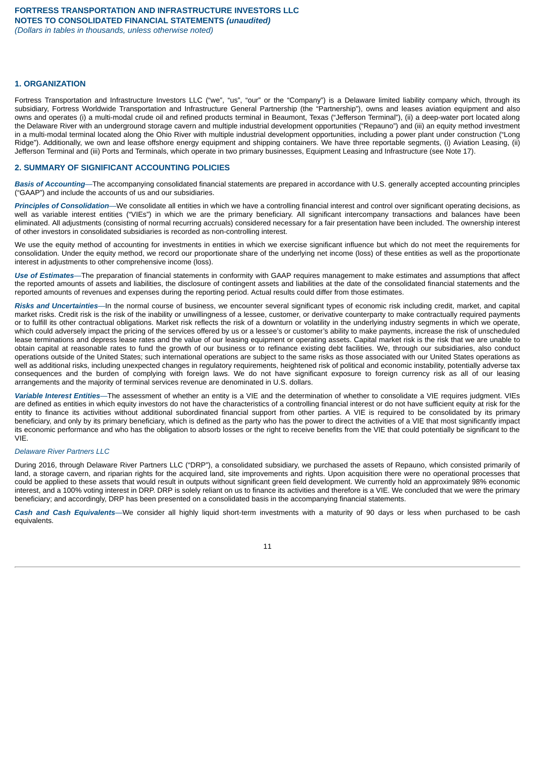## 1. ORGANIZATION

Fortress Transportation and Infrastructure Investors LLC ("we", "us", "our" or the "Company") is a Delaware limited liability company which, through its subsidiary, Fortress Worldwide Transportation and Infrastructure General Partnership (the "Partnership"), owns and leases aviation equipment and also owns and operates (i) a multi-modal crude oil and refined products terminal in Beaumont, Texas ("Jefferson Terminal"), (ii) a deep-water port located along the Delaware River with an underground storage cavern and multiple industrial development opportunities ("Repauno") and (iii) an equity method investment in a multi-modal terminal located along the Ohio River with multiple industrial development opportunities, including a power plant under construction ("Long Ridge"). Additionally, we own and lease offshore energy equipment and shipping containers. We have three reportable segments, (i) Aviation Leasing, (ii) Jefferson Terminal and (iii) Ports and Terminals, which operate in two primary businesses, Equipment Leasing and Infrastructure (see Note 17).

## 2. SUMMARY OF SIGNIFICANT ACCOUNTING POLICIES

***Basis of Accounting***—The accompanying consolidated financial statements are prepared in accordance with U.S. generally accepted accounting principles ("GAAP") and include the accounts of us and our subsidiaries.

***Principles of Consolidation***—We consolidate all entities in which we have a controlling financial interest and control over significant operating decisions, as well as variable interest entities ("VIEs") in which we are the primary beneficiary. All significant intercompany transactions and balances have been eliminated. All adjustments (consisting of normal recurring accruals) considered necessary for a fair presentation have been included. The ownership interest of other investors in consolidated subsidiaries is recorded as non-controlling interest.

We use the equity method of accounting for investments in entities in which we exercise significant influence but which do not meet the requirements for consolidation. Under the equity method, we record our proportionate share of the underlying net income (loss) of these entities as well as the proportionate interest in adjustments to other comprehensive income (loss).

***Use of Estimates***—The preparation of financial statements in conformity with GAAP requires management to make estimates and assumptions that affect the reported amounts of assets and liabilities, the disclosure of contingent assets and liabilities at the date of the consolidated financial statements and the reported amounts of revenues and expenses during the reporting period. Actual results could differ from those estimates.

***Risks and Uncertainties***—In the normal course of business, we encounter several significant types of economic risk including credit, market, and capital market risks. Credit risk is the risk of the inability or unwillingness of a lessee, customer, or derivative counterparty to make contractually required payments or to fulfill its other contractual obligations. Market risk reflects the risk of a downturn or volatility in the underlying industry segments in which we operate, which could adversely impact the pricing of the services offered by us or a lessee's or customer's ability to make payments, increase the risk of unscheduled lease terminations and depress lease rates and the value of our leasing equipment or operating assets. Capital market risk is the risk that we are unable to obtain capital at reasonable rates to fund the growth of our business or to refinance existing debt facilities. We, through our subsidiaries, also conduct operations outside of the United States; such international operations are subject to the same risks as those associated with our United States operations as well as additional risks, including unexpected changes in regulatory requirements, heightened risk of political and economic instability, potentially adverse tax consequences and the burden of complying with foreign laws. We do not have significant exposure to foreign currency risk as all of our leasing arrangements and the majority of terminal services revenue are denominated in U.S. dollars.

***Variable Interest Entities***—The assessment of whether an entity is a VIE and the determination of whether to consolidate a VIE requires judgment. VIEs are defined as entities in which equity investors do not have the characteristics of a controlling financial interest or do not have sufficient equity at risk for the entity to finance its activities without additional subordinated financial support from other parties. A VIE is required to be consolidated by its primary beneficiary, and only by its primary beneficiary, which is defined as the party who has the power to direct the activities of a VIE that most significantly impact its economic performance and who has the obligation to absorb losses or the right to receive benefits from the VIE that could potentially be significant to the VIE.

*Delaware River Partners LLC*

During 2016, through Delaware River Partners LLC ("DRP"), a consolidated subsidiary, we purchased the assets of Repauno, which consisted primarily of land, a storage cavern, and riparian rights for the acquired land, site improvements and rights. Upon acquisition there were no operational processes that could be applied to these assets that would result in outputs without significant green field development. We currently hold an approximately 98% economic interest, and a 100% voting interest in DRP. DRP is solely reliant on us to finance its activities and therefore is a VIE. We concluded that we were the primary beneficiary; and accordingly, DRP has been presented on a consolidated basis in the accompanying financial statements.

***Cash and Cash Equivalents***—We consider all highly liquid short-term investments with a maturity of 90 days or less when purchased to be cash equivalents.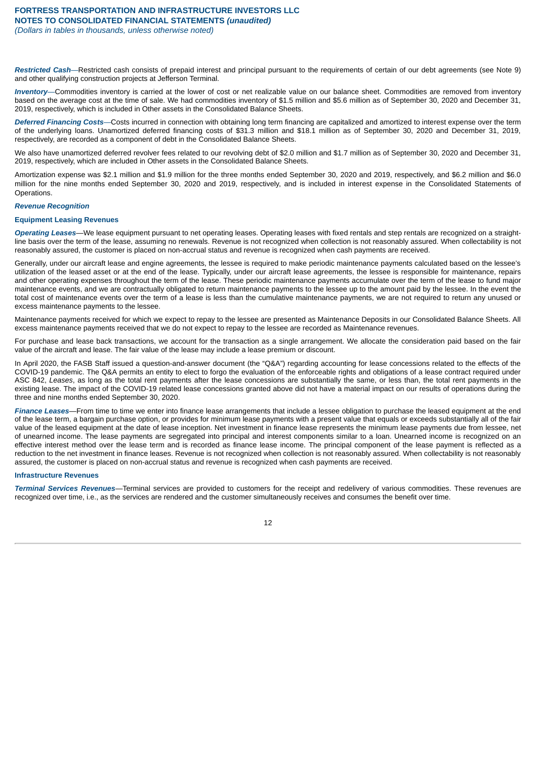***Restricted Cash***—Restricted cash consists of prepaid interest and principal pursuant to the requirements of certain of our debt agreements (see Note 9) and other qualifying construction projects at Jefferson Terminal.

***Inventory***—Commodities inventory is carried at the lower of cost or net realizable value on our balance sheet. Commodities are removed from inventory based on the average cost at the time of sale. We had commodities inventory of $1.5 million and $5.6 million as of September 30, 2020 and December 31, 2019, respectively, which is included in Other assets in the Consolidated Balance Sheets.

***Deferred Financing Costs***—Costs incurred in connection with obtaining long term financing are capitalized and amortized to interest expense over the term of the underlying loans. Unamortized deferred financing costs of $31.3 million and $18.1 million as of September 30, 2020 and December 31, 2019, respectively, are recorded as a component of debt in the Consolidated Balance Sheets.

We also have unamortized deferred revolver fees related to our revolving debt of $2.0 million and $1.7 million as of September 30, 2020 and December 31, 2019, respectively, which are included in Other assets in the Consolidated Balance Sheets.

Amortization expense was $2.1 million and $1.9 million for the three months ended September 30, 2020 and 2019, respectively, and $6.2 million and $6.0 million for the nine months ended September 30, 2020 and 2019, respectively, and is included in interest expense in the Consolidated Statements of Operations.

***Revenue Recognition***

**Equipment Leasing Revenues**

***Operating Leases***—We lease equipment pursuant to net operating leases. Operating leases with fixed rentals and step rentals are recognized on a straight-line basis over the term of the lease, assuming no renewals. Revenue is not recognized when collection is not reasonably assured. When collectability is not reasonably assured, the customer is placed on non-accrual status and revenue is recognized when cash payments are received.

Generally, under our aircraft lease and engine agreements, the lessee is required to make periodic maintenance payments calculated based on the lessee's utilization of the leased asset or at the end of the lease. Typically, under our aircraft lease agreements, the lessee is responsible for maintenance, repairs and other operating expenses throughout the term of the lease. These periodic maintenance payments accumulate over the term of the lease to fund major maintenance events, and we are contractually obligated to return maintenance payments to the lessee up to the amount paid by the lessee. In the event the total cost of maintenance events over the term of a lease is less than the cumulative maintenance payments, we are not required to return any unused or excess maintenance payments to the lessee.

Maintenance payments received for which we expect to repay to the lessee are presented as Maintenance Deposits in our Consolidated Balance Sheets. All excess maintenance payments received that we do not expect to repay to the lessee are recorded as Maintenance revenues.

For purchase and lease back transactions, we account for the transaction as a single arrangement. We allocate the consideration paid based on the fair value of the aircraft and lease. The fair value of the lease may include a lease premium or discount.

In April 2020, the FASB Staff issued a question-and-answer document (the "Q&A") regarding accounting for lease concessions related to the effects of the COVID-19 pandemic. The Q&A permits an entity to elect to forgo the evaluation of the enforceable rights and obligations of a lease contract required under ASC 842, *Leases*, as long as the total rent payments after the lease concessions are substantially the same, or less than, the total rent payments in the existing lease. The impact of the COVID-19 related lease concessions granted above did not have a material impact on our results of operations during the three and nine months ended September 30, 2020.

***Finance Leases***—From time to time we enter into finance lease arrangements that include a lessee obligation to purchase the leased equipment at the end of the lease term, a bargain purchase option, or provides for minimum lease payments with a present value that equals or exceeds substantially all of the fair value of the leased equipment at the date of lease inception. Net investment in finance lease represents the minimum lease payments due from lessee, net of unearned income. The lease payments are segregated into principal and interest components similar to a loan. Unearned income is recognized on an effective interest method over the lease term and is recorded as finance lease income. The principal component of the lease payment is reflected as a reduction to the net investment in finance leases. Revenue is not recognized when collection is not reasonably assured. When collectability is not reasonably assured, the customer is placed on non-accrual status and revenue is recognized when cash payments are received.

**Infrastructure Revenues**

***Terminal Services Revenues***—Terminal services are provided to customers for the receipt and redelivery of various commodities. These revenues are recognized over time, i.e., as the services are rendered and the customer simultaneously receives and consumes the benefit over time.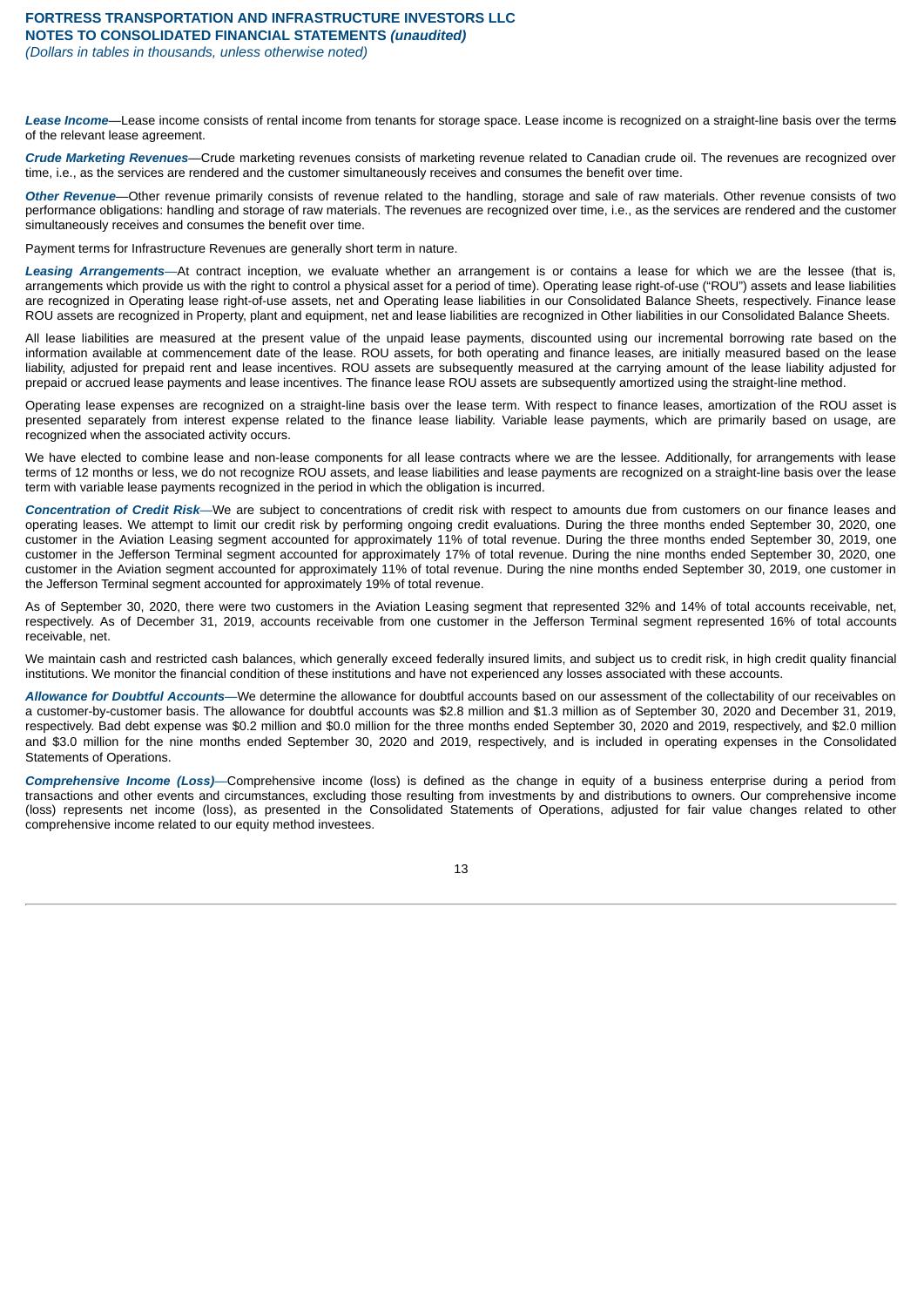***Lease Income***—Lease income consists of rental income from tenants for storage space. Lease income is recognized on a straight-line basis over the terms of the relevant lease agreement.

***Crude Marketing Revenues***—Crude marketing revenues consists of marketing revenue related to Canadian crude oil. The revenues are recognized over time, i.e., as the services are rendered and the customer simultaneously receives and consumes the benefit over time.

***Other Revenue***—Other revenue primarily consists of revenue related to the handling, storage and sale of raw materials. Other revenue consists of two performance obligations: handling and storage of raw materials. The revenues are recognized over time, i.e., as the services are rendered and the customer simultaneously receives and consumes the benefit over time.

Payment terms for Infrastructure Revenues are generally short term in nature.

***Leasing Arrangements***—At contract inception, we evaluate whether an arrangement is or contains a lease for which we are the lessee (that is, arrangements which provide us with the right to control a physical asset for a period of time). Operating lease right-of-use ("ROU") assets and lease liabilities are recognized in Operating lease right-of-use assets, net and Operating lease liabilities in our Consolidated Balance Sheets, respectively. Finance lease ROU assets are recognized in Property, plant and equipment, net and lease liabilities are recognized in Other liabilities in our Consolidated Balance Sheets.

All lease liabilities are measured at the present value of the unpaid lease payments, discounted using our incremental borrowing rate based on the information available at commencement date of the lease. ROU assets, for both operating and finance leases, are initially measured based on the lease liability, adjusted for prepaid rent and lease incentives. ROU assets are subsequently measured at the carrying amount of the lease liability adjusted for prepaid or accrued lease payments and lease incentives. The finance lease ROU assets are subsequently amortized using the straight-line method.

Operating lease expenses are recognized on a straight-line basis over the lease term. With respect to finance leases, amortization of the ROU asset is presented separately from interest expense related to the finance lease liability. Variable lease payments, which are primarily based on usage, are recognized when the associated activity occurs.

We have elected to combine lease and non-lease components for all lease contracts where we are the lessee. Additionally, for arrangements with lease terms of 12 months or less, we do not recognize ROU assets, and lease liabilities and lease payments are recognized on a straight-line basis over the lease term with variable lease payments recognized in the period in which the obligation is incurred.

***Concentration of Credit Risk***—We are subject to concentrations of credit risk with respect to amounts due from customers on our finance leases and operating leases. We attempt to limit our credit risk by performing ongoing credit evaluations. During the three months ended September 30, 2020, one customer in the Aviation Leasing segment accounted for approximately 11% of total revenue. During the three months ended September 30, 2019, one customer in the Jefferson Terminal segment accounted for approximately 17% of total revenue. During the nine months ended September 30, 2020, one customer in the Aviation segment accounted for approximately 11% of total revenue. During the nine months ended September 30, 2019, one customer in the Jefferson Terminal segment accounted for approximately 19% of total revenue.

As of September 30, 2020, there were two customers in the Aviation Leasing segment that represented 32% and 14% of total accounts receivable, net, respectively. As of December 31, 2019, accounts receivable from one customer in the Jefferson Terminal segment represented 16% of total accounts receivable, net.

We maintain cash and restricted cash balances, which generally exceed federally insured limits, and subject us to credit risk, in high credit quality financial institutions. We monitor the financial condition of these institutions and have not experienced any losses associated with these accounts.

***Allowance for Doubtful Accounts***—We determine the allowance for doubtful accounts based on our assessment of the collectability of our receivables on a customer-by-customer basis. The allowance for doubtful accounts was $2.8 million and $1.3 million as of September 30, 2020 and December 31, 2019, respectively. Bad debt expense was $0.2 million and $0.0 million for the three months ended September 30, 2020 and 2019, respectively, and $2.0 million and $3.0 million for the nine months ended September 30, 2020 and 2019, respectively, and is included in operating expenses in the Consolidated Statements of Operations.

***Comprehensive Income (Loss)***—Comprehensive income (loss) is defined as the change in equity of a business enterprise during a period from transactions and other events and circumstances, excluding those resulting from investments by and distributions to owners. Our comprehensive income (loss) represents net income (loss), as presented in the Consolidated Statements of Operations, adjusted for fair value changes related to other comprehensive income related to our equity method investees.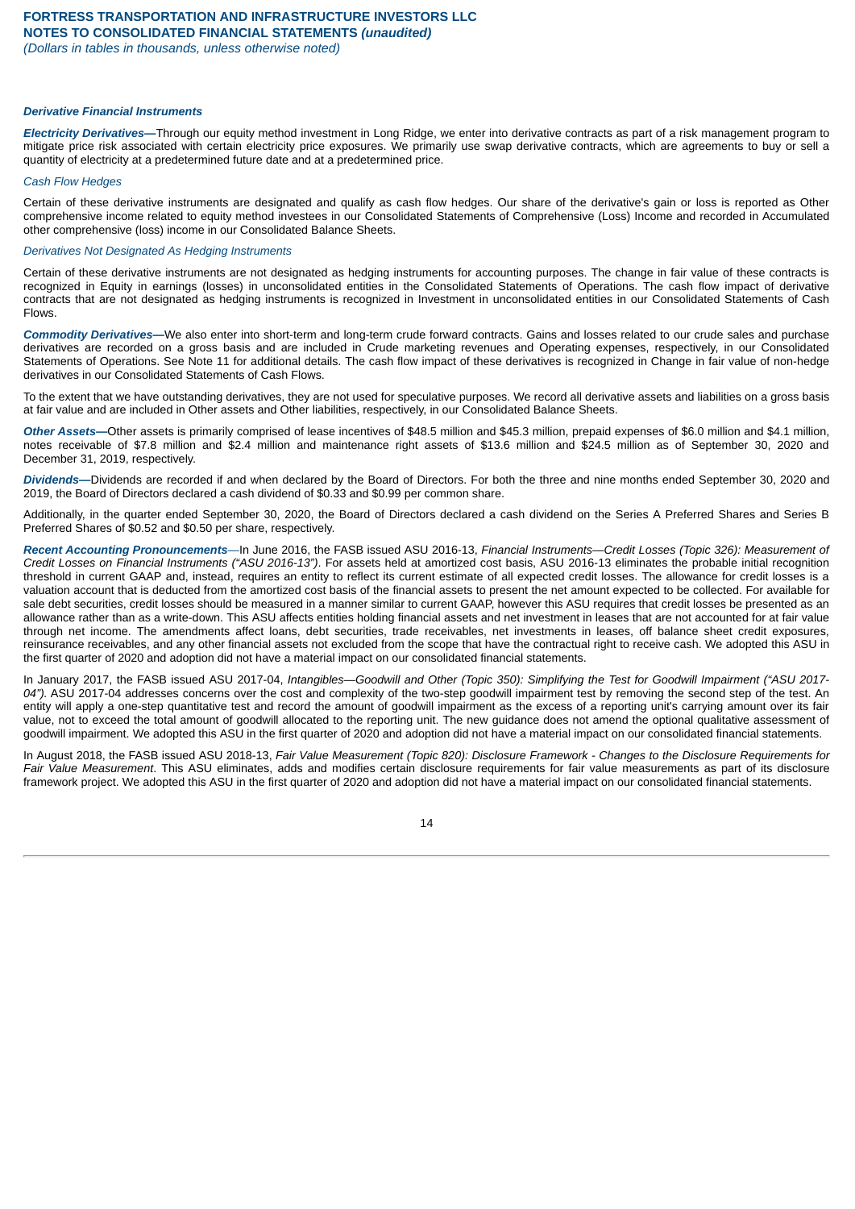***Derivative Financial Instruments***

***Electricity Derivatives—***Through our equity method investment in Long Ridge, we enter into derivative contracts as part of a risk management program to mitigate price risk associated with certain electricity price exposures. We primarily use swap derivative contracts, which are agreements to buy or sell a quantity of electricity at a predetermined future date and at a predetermined price.

*Cash Flow Hedges*

Certain of these derivative instruments are designated and qualify as cash flow hedges. Our share of the derivative's gain or loss is reported as Other comprehensive income related to equity method investees in our Consolidated Statements of Comprehensive (Loss) Income and recorded in Accumulated other comprehensive (loss) income in our Consolidated Balance Sheets.

*Derivatives Not Designated As Hedging Instruments*

Certain of these derivative instruments are not designated as hedging instruments for accounting purposes. The change in fair value of these contracts is recognized in Equity in earnings (losses) in unconsolidated entities in the Consolidated Statements of Operations. The cash flow impact of derivative contracts that are not designated as hedging instruments is recognized in Investment in unconsolidated entities in our Consolidated Statements of Cash Flows.

***Commodity Derivatives—***We also enter into short-term and long-term crude forward contracts. Gains and losses related to our crude sales and purchase derivatives are recorded on a gross basis and are included in Crude marketing revenues and Operating expenses, respectively, in our Consolidated Statements of Operations. See Note 11 for additional details. The cash flow impact of these derivatives is recognized in Change in fair value of non-hedge derivatives in our Consolidated Statements of Cash Flows.

To the extent that we have outstanding derivatives, they are not used for speculative purposes. We record all derivative assets and liabilities on a gross basis at fair value and are included in Other assets and Other liabilities, respectively, in our Consolidated Balance Sheets.

***Other Assets—***Other assets is primarily comprised of lease incentives of $48.5 million and $45.3 million, prepaid expenses of $6.0 million and $4.1 million, notes receivable of $7.8 million and $2.4 million and maintenance right assets of $13.6 million and $24.5 million as of September 30, 2020 and December 31, 2019, respectively.

***Dividends—***Dividends are recorded if and when declared by the Board of Directors. For both the three and nine months ended September 30, 2020 and 2019, the Board of Directors declared a cash dividend of $0.33 and $0.99 per common share.

Additionally, in the quarter ended September 30, 2020, the Board of Directors declared a cash dividend on the Series A Preferred Shares and Series B Preferred Shares of $0.52 and $0.50 per share, respectively.

***Recent Accounting Pronouncements***—In June 2016, the FASB issued ASU 2016-13, *Financial Instruments—Credit Losses (Topic 326): Measurement of Credit Losses on Financial Instruments ("ASU 2016-13")*. For assets held at amortized cost basis, ASU 2016-13 eliminates the probable initial recognition threshold in current GAAP and, instead, requires an entity to reflect its current estimate of all expected credit losses. The allowance for credit losses is a valuation account that is deducted from the amortized cost basis of the financial assets to present the net amount expected to be collected. For available for sale debt securities, credit losses should be measured in a manner similar to current GAAP, however this ASU requires that credit losses be presented as an allowance rather than as a write-down. This ASU affects entities holding financial assets and net investment in leases that are not accounted for at fair value through net income. The amendments affect loans, debt securities, trade receivables, net investments in leases, off balance sheet credit exposures, reinsurance receivables, and any other financial assets not excluded from the scope that have the contractual right to receive cash. We adopted this ASU in the first quarter of 2020 and adoption did not have a material impact on our consolidated financial statements.

In January 2017, the FASB issued ASU 2017-04, *Intangibles—Goodwill and Other (Topic 350): Simplifying the Test for Goodwill Impairment ("ASU 2017-04")*. ASU 2017-04 addresses concerns over the cost and complexity of the two-step goodwill impairment test by removing the second step of the test. An entity will apply a one-step quantitative test and record the amount of goodwill impairment as the excess of a reporting unit's carrying amount over its fair value, not to exceed the total amount of goodwill allocated to the reporting unit. The new guidance does not amend the optional qualitative assessment of goodwill impairment. We adopted this ASU in the first quarter of 2020 and adoption did not have a material impact on our consolidated financial statements.

In August 2018, the FASB issued ASU 2018-13, *Fair Value Measurement (Topic 820): Disclosure Framework - Changes to the Disclosure Requirements for Fair Value Measurement*. This ASU eliminates, adds and modifies certain disclosure requirements for fair value measurements as part of its disclosure framework project. We adopted this ASU in the first quarter of 2020 and adoption did not have a material impact on our consolidated financial statements.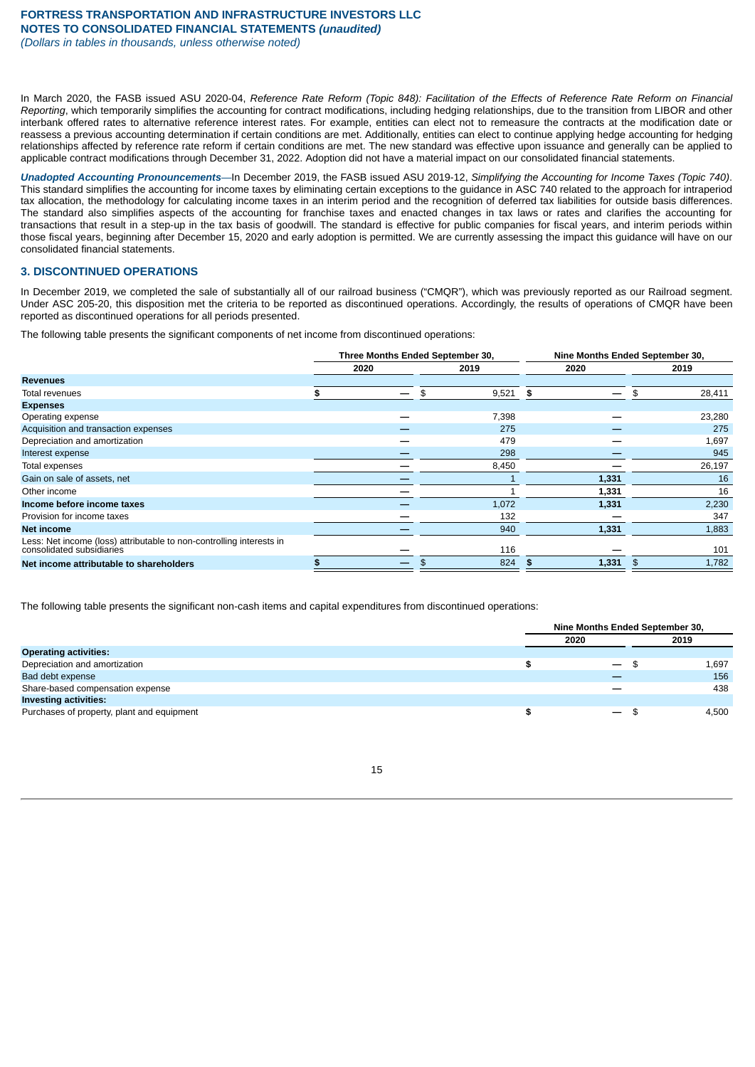In March 2020, the FASB issued ASU 2020-04, *Reference Rate Reform (Topic 848): Facilitation of the Effects of Reference Rate Reform on Financial Reporting*, which temporarily simplifies the accounting for contract modifications, including hedging relationships, due to the transition from LIBOR and other interbank offered rates to alternative reference interest rates. For example, entities can elect not to remeasure the contracts at the modification date or reassess a previous accounting determination if certain conditions are met. Additionally, entities can elect to continue applying hedge accounting for hedging relationships affected by reference rate reform if certain conditions are met. The new standard was effective upon issuance and generally can be applied to applicable contract modifications through December 31, 2022. Adoption did not have a material impact on our consolidated financial statements.

***Unadopted Accounting Pronouncements***—In December 2019, the FASB issued ASU 2019-12, *Simplifying the Accounting for Income Taxes (Topic 740)*. This standard simplifies the accounting for income taxes by eliminating certain exceptions to the guidance in ASC 740 related to the approach for intraperiod tax allocation, the methodology for calculating income taxes in an interim period and the recognition of deferred tax liabilities for outside basis differences. The standard also simplifies aspects of the accounting for franchise taxes and enacted changes in tax laws or rates and clarifies the accounting for transactions that result in a step-up in the tax basis of goodwill. The standard is effective for public companies for fiscal years, and interim periods within those fiscal years, beginning after December 15, 2020 and early adoption is permitted. We are currently assessing the impact this guidance will have on our consolidated financial statements.

## 3. DISCONTINUED OPERATIONS

In December 2019, we completed the sale of substantially all of our railroad business ("CMQR"), which was previously reported as our Railroad segment. Under ASC 205-20, this disposition met the criteria to be reported as discontinued operations. Accordingly, the results of operations of CMQR have been reported as discontinued operations for all periods presented.

The following table presents the significant components of net income from discontinued operations:

| | Three Months Ended September 30, | | Nine Months Ended September 30, | |
|---|---|---|---|---|
| | 2020 | 2019 | 2020 | 2019 |
| **Revenues** | | | | |
| Total revenues | $ — | $ 9,521 | $ — | $ 28,411 |
| **Expenses** | | | | |
| Operating expense | — | 7,398 | — | 23,280 |
| Acquisition and transaction expenses | — | 275 | — | 275 |
| Depreciation and amortization | — | 479 | — | 1,697 |
| Interest expense | — | 298 | — | 945 |
| Total expenses | — | 8,450 | — | 26,197 |
| Gain on sale of assets, net | — | 1 | **1,331** | 16 |
| Other income | — | 1 | **1,331** | 16 |
| **Income before income taxes** | — | 1,072 | **1,331** | 2,230 |
| Provision for income taxes | — | 132 | — | 347 |
| **Net income** | — | 940 | **1,331** | 1,883 |
| Less: Net income (loss) attributable to non-controlling interests in consolidated subsidiaries | — | 116 | — | 101 |
| **Net income attributable to shareholders** | $ — | $ 824 | $ 1,331 | $ 1,782 |

The following table presents the significant non-cash items and capital expenditures from discontinued operations:

| | Nine Months Ended September 30, | |
|---|---|---|
| | 2020 | 2019 |
| **Operating activities:** | | |
| Depreciation and amortization | $ — | $ 1,697 |
| Bad debt expense | — | 156 |
| Share-based compensation expense | — | 438 |
| **Investing activities:** | | |
| Purchases of property, plant and equipment | $ — | $ 4,500 |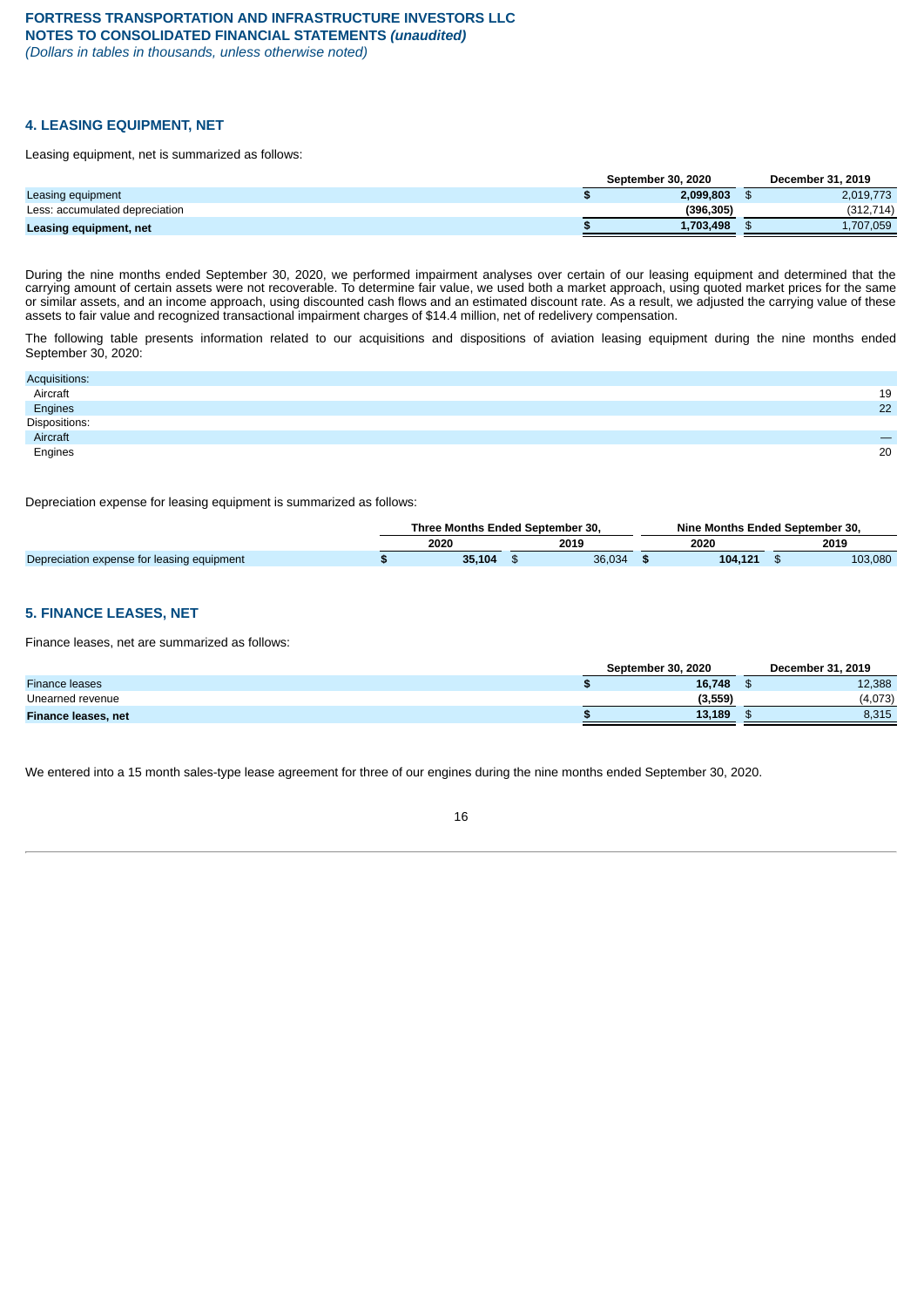## 4. LEASING EQUIPMENT, NET

Leasing equipment, net is summarized as follows:

| | September 30, 2020 | December 31, 2019 |
|---|---|---|
| Leasing equipment | $ 2,099,803 | $ 2,019,773 |
| Less: accumulated depreciation | (396,305) | (312,714) |
| **Leasing equipment, net** | **$ 1,703,498** | $ 1,707,059 |

During the nine months ended September 30, 2020, we performed impairment analyses over certain of our leasing equipment and determined that the carrying amount of certain assets were not recoverable. To determine fair value, we used both a market approach, using quoted market prices for the same or similar assets, and an income approach, using discounted cash flows and an estimated discount rate. As a result, we adjusted the carrying value of these assets to fair value and recognized transactional impairment charges of $14.4 million, net of redelivery compensation.

The following table presents information related to our acquisitions and dispositions of aviation leasing equipment during the nine months ended September 30, 2020:

| | |
|---|---|
| Acquisitions: | |
| Aircraft | 19 |
| Engines | 22 |
| Dispositions: | |
| Aircraft | — |
| Engines | 20 |

Depreciation expense for leasing equipment is summarized as follows:

| | Three Months Ended September 30, | | Nine Months Ended September 30, | |
|---|---|---|---|---|
| | 2020 | 2019 | 2020 | 2019 |
| Depreciation expense for leasing equipment | **$ 35,104** | $ 36,034 | **$ 104,121** | $ 103,080 |

## 5. FINANCE LEASES, NET

Finance leases, net are summarized as follows:

| | September 30, 2020 | December 31, 2019 |
|---|---|---|
| Finance leases | $ 16,748 | $ 12,388 |
| Unearned revenue | (3,559) | (4,073) |
| **Finance leases, net** | **$ 13,189** | $ 8,315 |

We entered into a 15 month sales-type lease agreement for three of our engines during the nine months ended September 30, 2020.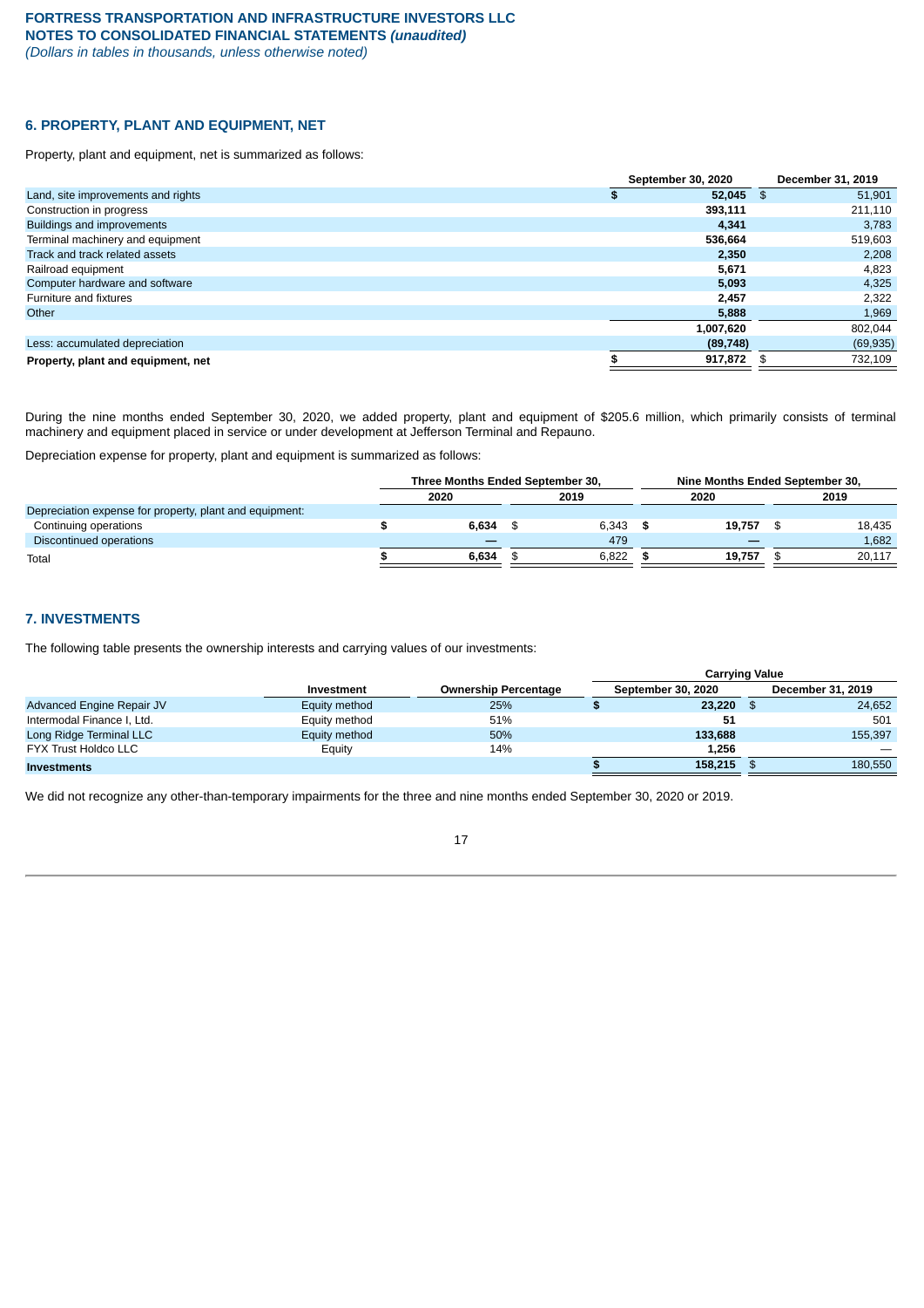## 6. PROPERTY, PLANT AND EQUIPMENT, NET

Property, plant and equipment, net is summarized as follows:

| | September 30, 2020 | December 31, 2019 |
|---|---|---|
| Land, site improvements and rights | $ 52,045 | $ 51,901 |
| Construction in progress | 393,111 | 211,110 |
| Buildings and improvements | 4,341 | 3,783 |
| Terminal machinery and equipment | 536,664 | 519,603 |
| Track and track related assets | 2,350 | 2,208 |
| Railroad equipment | 5,671 | 4,823 |
| Computer hardware and software | 5,093 | 4,325 |
| Furniture and fixtures | 2,457 | 2,322 |
| Other | 5,888 | 1,969 |
| | 1,007,620 | 802,044 |
| Less: accumulated depreciation | (89,748) | (69,935) |
| **Property, plant and equipment, net** | $ 917,872 | $ 732,109 |

During the nine months ended September 30, 2020, we added property, plant and equipment of $205.6 million, which primarily consists of terminal machinery and equipment placed in service or under development at Jefferson Terminal and Repauno.

Depreciation expense for property, plant and equipment is summarized as follows:

| | Three Months Ended September 30, | | Nine Months Ended September 30, | |
|---|---|---|---|---|
| | 2020 | 2019 | 2020 | 2019 |
| Depreciation expense for property, plant and equipment: | | | | |
| Continuing operations | $ 6,634 | $ 6,343 | $ 19,757 | $ 18,435 |
| Discontinued operations | — | 479 | — | 1,682 |
| Total | $ 6,634 | $ 6,822 | $ 19,757 | $ 20,117 |

## 7. INVESTMENTS

The following table presents the ownership interests and carrying values of our investments:

| | | | Carrying Value | |
|---|---|---|---|---|
| | Investment | Ownership Percentage | September 30, 2020 | December 31, 2019 |
| Advanced Engine Repair JV | Equity method | 25% | $ 23,220 | $ 24,652 |
| Intermodal Finance I, Ltd. | Equity method | 51% | 51 | 501 |
| Long Ridge Terminal LLC | Equity method | 50% | 133,688 | 155,397 |
| FYX Trust Holdco LLC | Equity | 14% | 1,256 | — |
| **Investments** | | | $ 158,215 | $ 180,550 |

We did not recognize any other-than-temporary impairments for the three and nine months ended September 30, 2020 or 2019.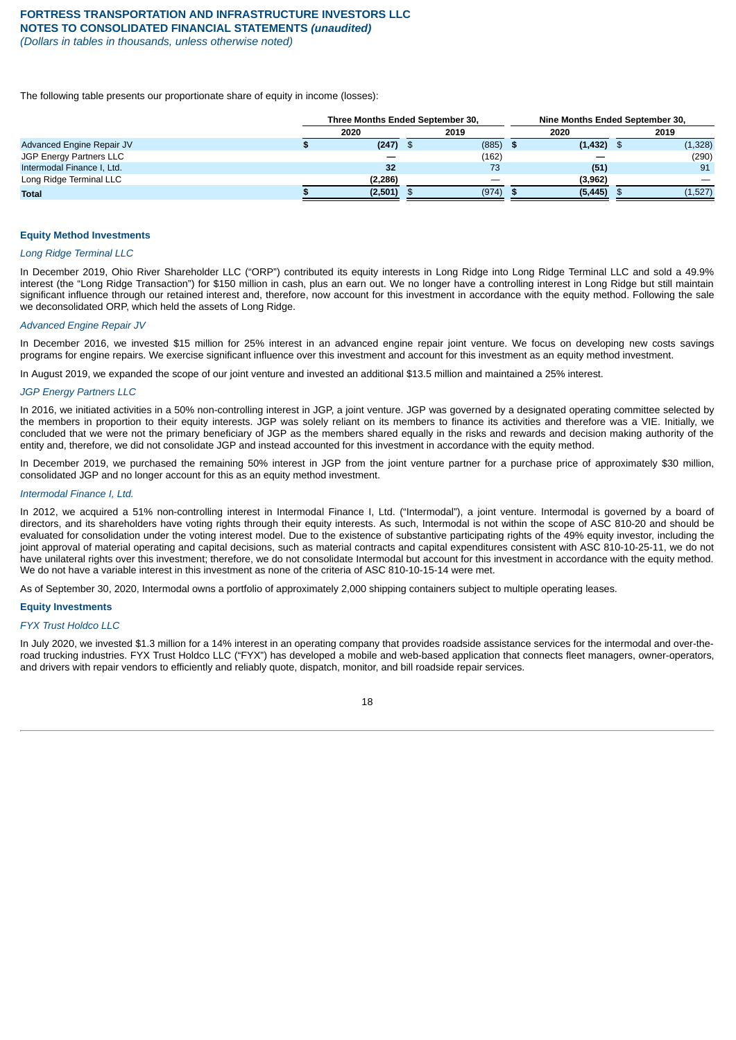The following table presents our proportionate share of equity in income (losses):

| | Three Months Ended September 30, | | Nine Months Ended September 30, | |
|---|---|---|---|---|
| | 2020 | 2019 | 2020 | 2019 |
| Advanced Engine Repair JV | $ (247) | $ (885) | $ (1,432) | $ (1,328) |
| JGP Energy Partners LLC | — | (162) | — | (290) |
| Intermodal Finance I, Ltd. | 32 | 73 | (51) | 91 |
| Long Ridge Terminal LLC | (2,286) | — | (3,962) | — |
| **Total** | $ (2,501) | $ (974) | $ (5,445) | $ (1,527) |

### Equity Method Investments

*Long Ridge Terminal LLC*

In December 2019, Ohio River Shareholder LLC ("ORP") contributed its equity interests in Long Ridge into Long Ridge Terminal LLC and sold a 49.9% interest (the "Long Ridge Transaction") for $150 million in cash, plus an earn out. We no longer have a controlling interest in Long Ridge but still maintain significant influence through our retained interest and, therefore, now account for this investment in accordance with the equity method. Following the sale we deconsolidated ORP, which held the assets of Long Ridge.

*Advanced Engine Repair JV*

In December 2016, we invested $15 million for 25% interest in an advanced engine repair joint venture. We focus on developing new costs savings programs for engine repairs. We exercise significant influence over this investment and account for this investment as an equity method investment.

In August 2019, we expanded the scope of our joint venture and invested an additional $13.5 million and maintained a 25% interest.

*JGP Energy Partners LLC*

In 2016, we initiated activities in a 50% non-controlling interest in JGP, a joint venture. JGP was governed by a designated operating committee selected by the members in proportion to their equity interests. JGP was solely reliant on its members to finance its activities and therefore was a VIE. Initially, we concluded that we were not the primary beneficiary of JGP as the members shared equally in the risks and rewards and decision making authority of the entity and, therefore, we did not consolidate JGP and instead accounted for this investment in accordance with the equity method.

In December 2019, we purchased the remaining 50% interest in JGP from the joint venture partner for a purchase price of approximately $30 million, consolidated JGP and no longer account for this as an equity method investment.

*Intermodal Finance I, Ltd.*

In 2012, we acquired a 51% non-controlling interest in Intermodal Finance I, Ltd. ("Intermodal"), a joint venture. Intermodal is governed by a board of directors, and its shareholders have voting rights through their equity interests. As such, Intermodal is not within the scope of ASC 810-20 and should be evaluated for consolidation under the voting interest model. Due to the existence of substantive participating rights of the 49% equity investor, including the joint approval of material operating and capital decisions, such as material contracts and capital expenditures consistent with ASC 810-10-25-11, we do not have unilateral rights over this investment; therefore, we do not consolidate Intermodal but account for this investment in accordance with the equity method. We do not have a variable interest in this investment as none of the criteria of ASC 810-10-15-14 were met.

As of September 30, 2020, Intermodal owns a portfolio of approximately 2,000 shipping containers subject to multiple operating leases.

### Equity Investments

*FYX Trust Holdco LLC*

In July 2020, we invested $1.3 million for a 14% interest in an operating company that provides roadside assistance services for the intermodal and over-the-road trucking industries. FYX Trust Holdco LLC ("FYX") has developed a mobile and web-based application that connects fleet managers, owner-operators, and drivers with repair vendors to efficiently and reliably quote, dispatch, monitor, and bill roadside repair services.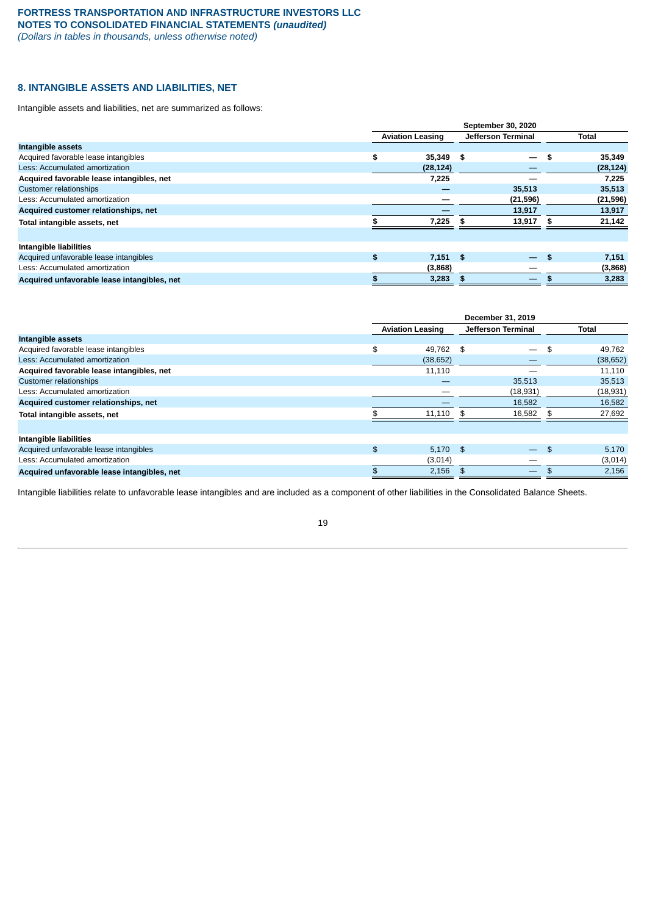## 8. INTANGIBLE ASSETS AND LIABILITIES, NET

Intangible assets and liabilities, net are summarized as follows:

| | September 30, 2020 | | |
|---|---|---|---|
| | **Aviation Leasing** | **Jefferson Terminal** | **Total** |
| **Intangible assets** | | | |
| Acquired favorable lease intangibles | $ 35,349 | $ — | $ 35,349 |
| Less: Accumulated amortization | (28,124) | — | (28,124) |
| **Acquired favorable lease intangibles, net** | 7,225 | — | 7,225 |
| Customer relationships | — | 35,513 | 35,513 |
| Less: Accumulated amortization | — | (21,596) | (21,596) |
| **Acquired customer relationships, net** | — | 13,917 | 13,917 |
| **Total intangible assets, net** | $ 7,225 | $ 13,917 | $ 21,142 |
| | | | |
| **Intangible liabilities** | | | |
| Acquired unfavorable lease intangibles | $ 7,151 | $ — | $ 7,151 |
| Less: Accumulated amortization | (3,868) | — | (3,868) |
| **Acquired unfavorable lease intangibles, net** | $ 3,283 | $ — | $ 3,283 |

| | December 31, 2019 | | |
|---|---|---|---|
| | **Aviation Leasing** | **Jefferson Terminal** | **Total** |
| **Intangible assets** | | | |
| Acquired favorable lease intangibles | $ 49,762 | $ — | $ 49,762 |
| Less: Accumulated amortization | (38,652) | — | (38,652) |
| **Acquired favorable lease intangibles, net** | 11,110 | — | 11,110 |
| Customer relationships | — | 35,513 | 35,513 |
| Less: Accumulated amortization | — | (18,931) | (18,931) |
| **Acquired customer relationships, net** | — | 16,582 | 16,582 |
| **Total intangible assets, net** | $ 11,110 | $ 16,582 | $ 27,692 |
| | | | |
| **Intangible liabilities** | | | |
| Acquired unfavorable lease intangibles | $ 5,170 | $ — | $ 5,170 |
| Less: Accumulated amortization | (3,014) | — | (3,014) |
| **Acquired unfavorable lease intangibles, net** | $ 2,156 | $ — | $ 2,156 |

Intangible liabilities relate to unfavorable lease intangibles and are included as a component of other liabilities in the Consolidated Balance Sheets.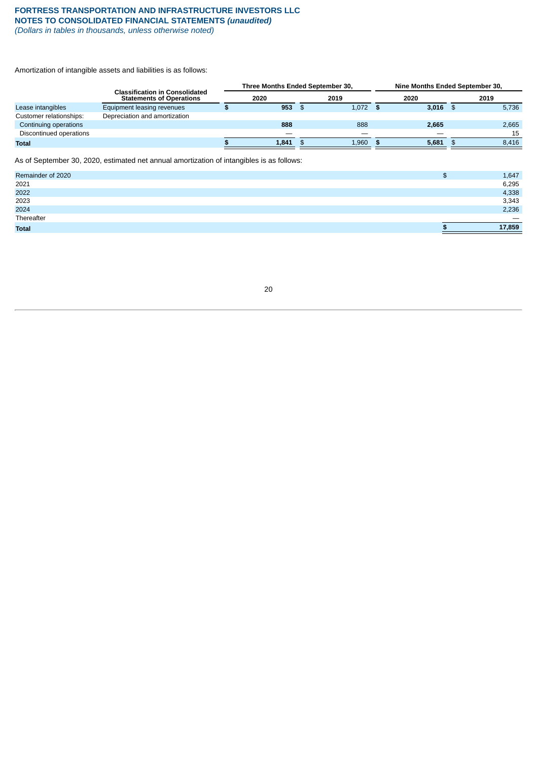Amortization of intangible assets and liabilities is as follows:

| | Classification in Consolidated Statements of Operations | Three Months Ended September 30, | | Nine Months Ended September 30, | |
|---|---|---|---|---|---|
| | | 2020 | 2019 | 2020 | 2019 |
| Lease intangibles | Equipment leasing revenues | **$ 953** | $ 1,072 | **$ 3,016** | $ 5,736 |
| Customer relationships: | Depreciation and amortization | | | | |
| Continuing operations | | **888** | 888 | **2,665** | 2,665 |
| Discontinued operations | | **—** | — | **—** | 15 |
| **Total** | | **$ 1,841** | $ 1,960 | **$ 5,681** | $ 8,416 |

As of September 30, 2020, estimated net annual amortization of intangibles is as follows:

| | |
|---|---|
| Remainder of 2020 | $ 1,647 |
| 2021 | 6,295 |
| 2022 | 4,338 |
| 2023 | 3,343 |
| 2024 | 2,236 |
| Thereafter | — |
| **Total** | **$ 17,859** |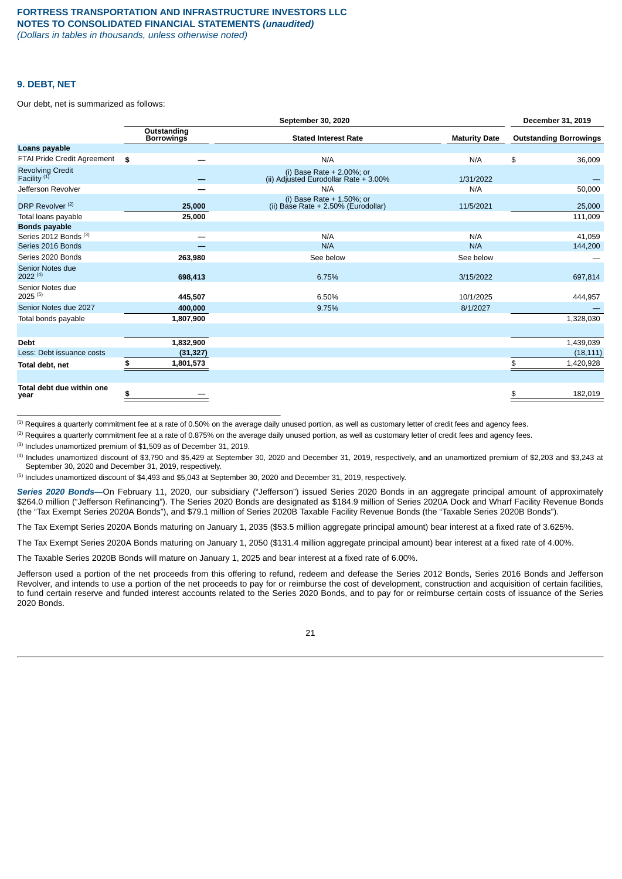## 9. DEBT, NET

Our debt, net is summarized as follows:

| | September 30, 2020 | | | December 31, 2019 |
|---|---|---|---|---|
| | Outstanding Borrowings | Stated Interest Rate | Maturity Date | Outstanding Borrowings |
| **Loans payable** | | | | |
| FTAI Pride Credit Agreement | $ — | N/A | N/A | $ 36,009 |
| Revolving Credit Facility [1] | — | (i) Base Rate + 2.00%; or (ii) Adjusted Eurodollar Rate + 3.00% | 1/31/2022 | — |
| Jefferson Revolver | — | N/A | N/A | 50,000 |
| DRP Revolver [2] | 25,000 | (i) Base Rate + 1.50%; or (ii) Base Rate + 2.50% (Eurodollar) | 11/5/2021 | 25,000 |
| Total loans payable | 25,000 | | | 111,009 |
| **Bonds payable** | | | | |
| Series 2012 Bonds [3] | — | N/A | N/A | 41,059 |
| Series 2016 Bonds | — | N/A | N/A | 144,200 |
| Series 2020 Bonds | 263,980 | See below | See below | — |
| Senior Notes due 2022 [4] | 698,413 | 6.75% | 3/15/2022 | 697,814 |
| Senior Notes due 2025 [5] | 445,507 | 6.50% | 10/1/2025 | 444,957 |
| Senior Notes due 2027 | 400,000 | 9.75% | 8/1/2027 | — |
| Total bonds payable | 1,807,900 | | | 1,328,030 |
| | | | | |
| **Debt** | 1,832,900 | | | 1,439,039 |
| Less: Debt issuance costs | (31,327) | | | (18,111) |
| **Total debt, net** | $ 1,801,573 | | | $ 1,420,928 |
| | | | | |
| **Total debt due within one year** | $ — | | | $ 182,019 |

[1] Requires a quarterly commitment fee at a rate of 0.50% on the average daily unused portion, as well as customary letter of credit fees and agency fees.

[2] Requires a quarterly commitment fee at a rate of 0.875% on the average daily unused portion, as well as customary letter of credit fees and agency fees.

[3] Includes unamortized premium of $1,509 as of December 31, 2019.

[4] Includes unamortized discount of $3,790 and $5,429 at September 30, 2020 and December 31, 2019, respectively, and an unamortized premium of $2,203 and $3,243 at September 30, 2020 and December 31, 2019, respectively.

[5] Includes unamortized discount of $4,493 and $5,043 at September 30, 2020 and December 31, 2019, respectively.

***Series 2020 Bonds***—On February 11, 2020, our subsidiary ("Jefferson") issued Series 2020 Bonds in an aggregate principal amount of approximately $264.0 million ("Jefferson Refinancing"). The Series 2020 Bonds are designated as $184.9 million of Series 2020A Dock and Wharf Facility Revenue Bonds (the "Tax Exempt Series 2020A Bonds"), and $79.1 million of Series 2020B Taxable Facility Revenue Bonds (the "Taxable Series 2020B Bonds").

The Tax Exempt Series 2020A Bonds maturing on January 1, 2035 ($53.5 million aggregate principal amount) bear interest at a fixed rate of 3.625%.

The Tax Exempt Series 2020A Bonds maturing on January 1, 2050 ($131.4 million aggregate principal amount) bear interest at a fixed rate of 4.00%.

The Taxable Series 2020B Bonds will mature on January 1, 2025 and bear interest at a fixed rate of 6.00%.

Jefferson used a portion of the net proceeds from this offering to refund, redeem and defease the Series 2012 Bonds, Series 2016 Bonds and Jefferson Revolver, and intends to use a portion of the net proceeds to pay for or reimburse the cost of development, construction and acquisition of certain facilities, to fund certain reserve and funded interest accounts related to the Series 2020 Bonds, and to pay for or reimburse certain costs of issuance of the Series 2020 Bonds.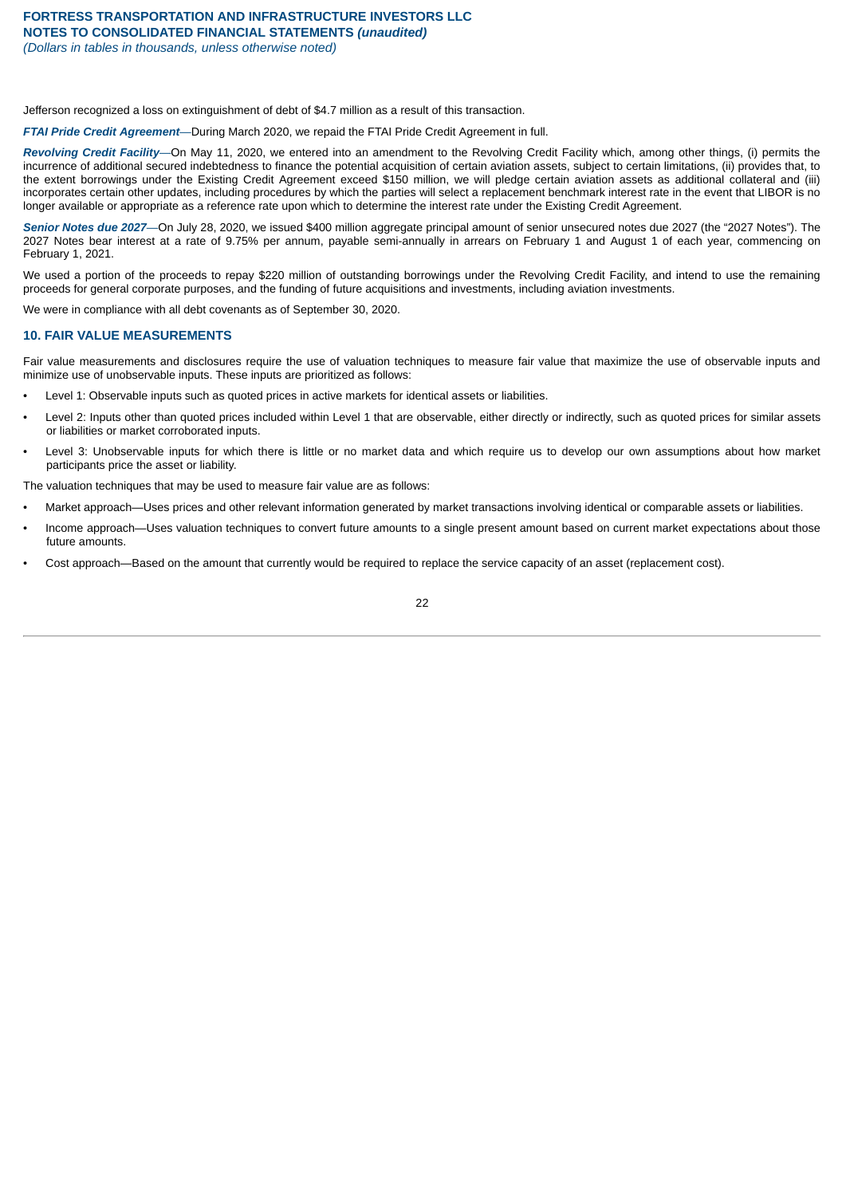Jefferson recognized a loss on extinguishment of debt of $4.7 million as a result of this transaction.

***FTAI Pride Credit Agreement***—During March 2020, we repaid the FTAI Pride Credit Agreement in full.

***Revolving Credit Facility***—On May 11, 2020, we entered into an amendment to the Revolving Credit Facility which, among other things, (i) permits the incurrence of additional secured indebtedness to finance the potential acquisition of certain aviation assets, subject to certain limitations, (ii) provides that, to the extent borrowings under the Existing Credit Agreement exceed $150 million, we will pledge certain aviation assets as additional collateral and (iii) incorporates certain other updates, including procedures by which the parties will select a replacement benchmark interest rate in the event that LIBOR is no longer available or appropriate as a reference rate upon which to determine the interest rate under the Existing Credit Agreement.

***Senior Notes due 2027***—On July 28, 2020, we issued $400 million aggregate principal amount of senior unsecured notes due 2027 (the "2027 Notes"). The 2027 Notes bear interest at a rate of 9.75% per annum, payable semi-annually in arrears on February 1 and August 1 of each year, commencing on February 1, 2021.

We used a portion of the proceeds to repay $220 million of outstanding borrowings under the Revolving Credit Facility, and intend to use the remaining proceeds for general corporate purposes, and the funding of future acquisitions and investments, including aviation investments.

We were in compliance with all debt covenants as of September 30, 2020.

## 10. FAIR VALUE MEASUREMENTS

Fair value measurements and disclosures require the use of valuation techniques to measure fair value that maximize the use of observable inputs and minimize use of unobservable inputs. These inputs are prioritized as follows:

- Level 1: Observable inputs such as quoted prices in active markets for identical assets or liabilities.
- Level 2: Inputs other than quoted prices included within Level 1 that are observable, either directly or indirectly, such as quoted prices for similar assets or liabilities or market corroborated inputs.
- Level 3: Unobservable inputs for which there is little or no market data and which require us to develop our own assumptions about how market participants price the asset or liability.

The valuation techniques that may be used to measure fair value are as follows:

- Market approach—Uses prices and other relevant information generated by market transactions involving identical or comparable assets or liabilities.
- Income approach—Uses valuation techniques to convert future amounts to a single present amount based on current market expectations about those future amounts.
- Cost approach—Based on the amount that currently would be required to replace the service capacity of an asset (replacement cost).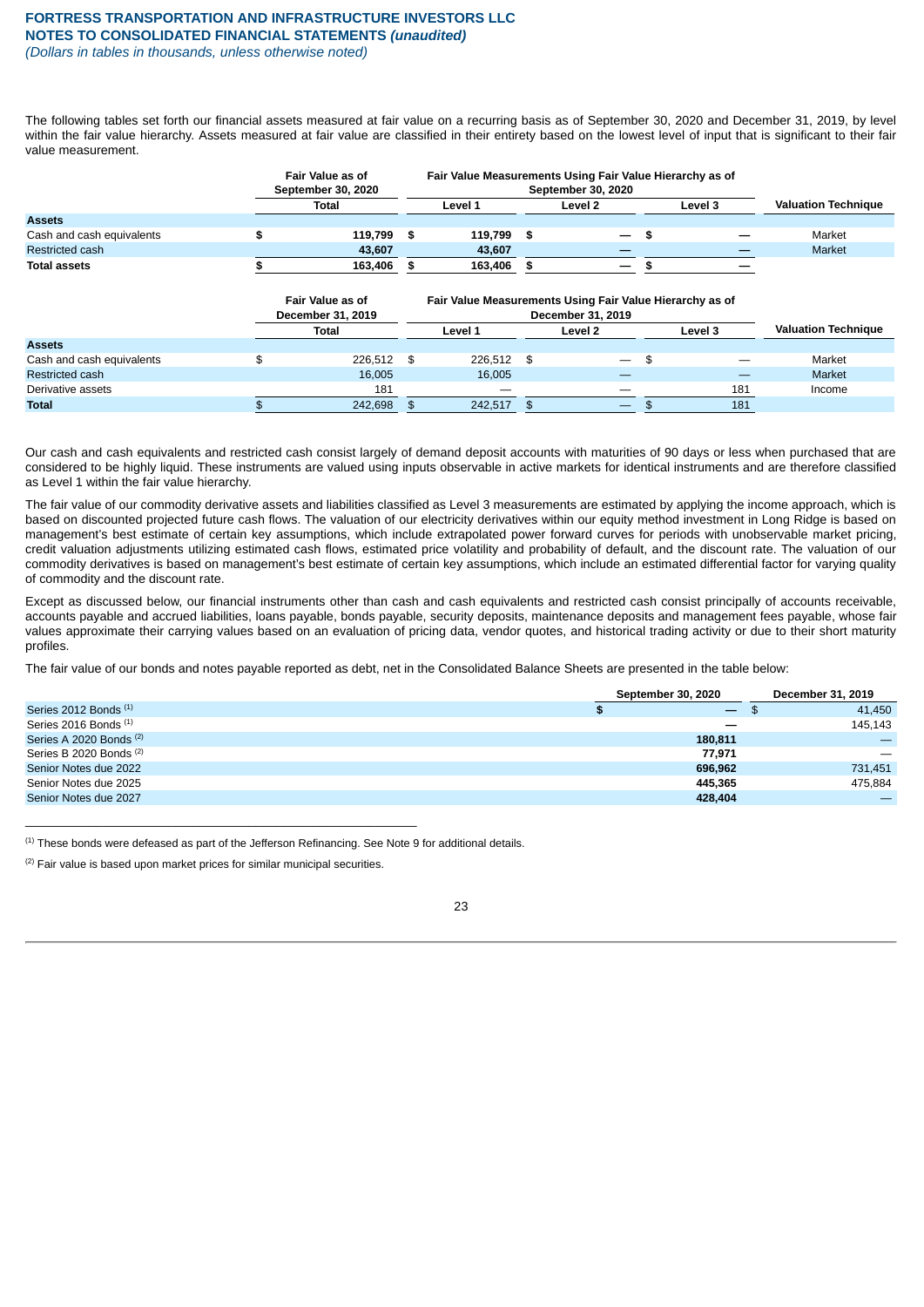The following tables set forth our financial assets measured at fair value on a recurring basis as of September 30, 2020 and December 31, 2019, by level within the fair value hierarchy. Assets measured at fair value are classified in their entirety based on the lowest level of input that is significant to their fair value measurement.

| | Fair Value as of September 30, 2020 | Fair Value Measurements Using Fair Value Hierarchy as of September 30, 2020 | | | |
|---|---|---|---|---|---|
| | **Total** | **Level 1** | **Level 2** | **Level 3** | **Valuation Technique** |
| **Assets** | | | | | |
| Cash and cash equivalents | **$ 119,799** | **$ 119,799** | **$ —** | **$ —** | Market |
| Restricted cash | **43,607** | **43,607** | **—** | **—** | Market |
| **Total assets** | **$ 163,406** | **$ 163,406** | **$ —** | **$ —** | |

| | Fair Value as of December 31, 2019 | Fair Value Measurements Using Fair Value Hierarchy as of December 31, 2019 | | | |
|---|---|---|---|---|---|
| | **Total** | **Level 1** | **Level 2** | **Level 3** | **Valuation Technique** |
| **Assets** | | | | | |
| Cash and cash equivalents | $ 226,512 | $ 226,512 | $ — | $ — | Market |
| Restricted cash | 16,005 | 16,005 | — | — | Market |
| Derivative assets | 181 | — | — | 181 | Income |
| **Total** | $ 242,698 | $ 242,517 | $ — | $ 181 | |

Our cash and cash equivalents and restricted cash consist largely of demand deposit accounts with maturities of 90 days or less when purchased that are considered to be highly liquid. These instruments are valued using inputs observable in active markets for identical instruments and are therefore classified as Level 1 within the fair value hierarchy.

The fair value of our commodity derivative assets and liabilities classified as Level 3 measurements are estimated by applying the income approach, which is based on discounted projected future cash flows. The valuation of our electricity derivatives within our equity method investment in Long Ridge is based on management's best estimate of certain key assumptions, which include extrapolated power forward curves for periods with unobservable market pricing, credit valuation adjustments utilizing estimated cash flows, estimated price volatility and probability of default, and the discount rate. The valuation of our commodity derivatives is based on management's best estimate of certain key assumptions, which include an estimated differential factor for varying quality of commodity and the discount rate.

Except as discussed below, our financial instruments other than cash and cash equivalents and restricted cash consist principally of accounts receivable, accounts payable and accrued liabilities, loans payable, bonds payable, security deposits, maintenance deposits and management fees payable, whose fair values approximate their carrying values based on an evaluation of pricing data, vendor quotes, and historical trading activity or due to their short maturity profiles.

The fair value of our bonds and notes payable reported as debt, net in the Consolidated Balance Sheets are presented in the table below:

| | September 30, 2020 | December 31, 2019 |
|---|---|---|
| Series 2012 Bonds [(1)] | **$ —** | $ 41,450 |
| Series 2016 Bonds [(1)] | **—** | 145,143 |
| Series A 2020 Bonds [(2)] | **180,811** | — |
| Series B 2020 Bonds [(2)] | **77,971** | — |
| Senior Notes due 2022 | **696,962** | 731,451 |
| Senior Notes due 2025 | **445,365** | 475,884 |
| Senior Notes due 2027 | **428,404** | — |

[(1)] These bonds were defeased as part of the Jefferson Refinancing. See Note 9 for additional details.

[(2)] Fair value is based upon market prices for similar municipal securities.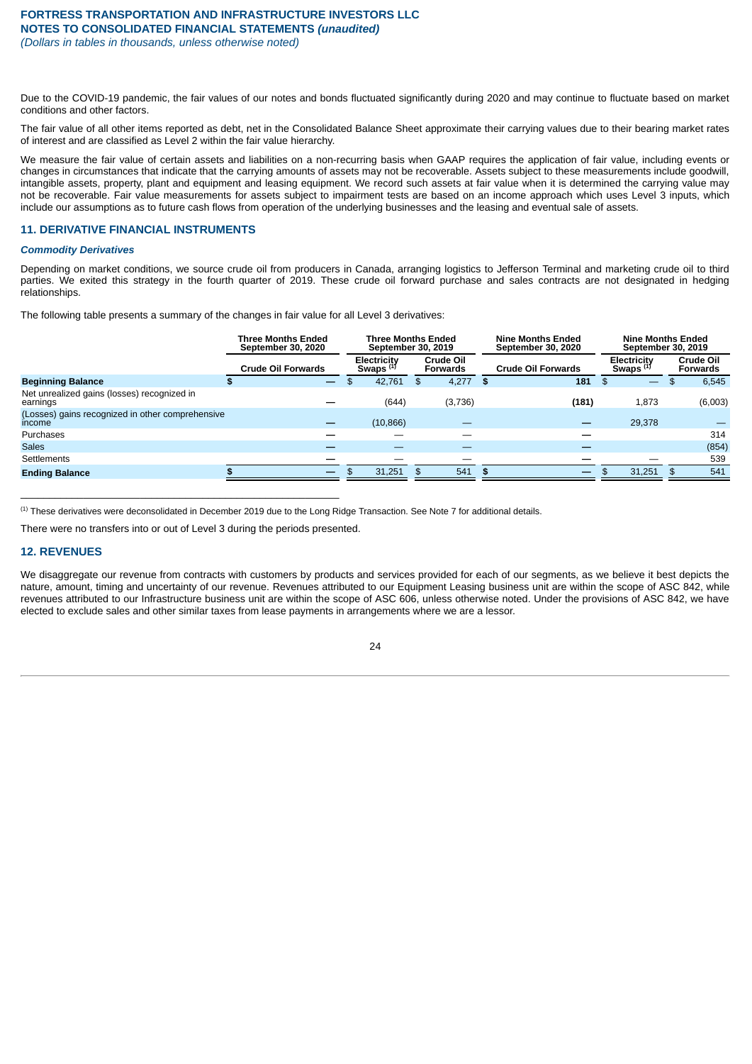Due to the COVID-19 pandemic, the fair values of our notes and bonds fluctuated significantly during 2020 and may continue to fluctuate based on market conditions and other factors.

The fair value of all other items reported as debt, net in the Consolidated Balance Sheet approximate their carrying values due to their bearing market rates of interest and are classified as Level 2 within the fair value hierarchy.

We measure the fair value of certain assets and liabilities on a non-recurring basis when GAAP requires the application of fair value, including events or changes in circumstances that indicate that the carrying amounts of assets may not be recoverable. Assets subject to these measurements include goodwill, intangible assets, property, plant and equipment and leasing equipment. We record such assets at fair value when it is determined the carrying value may not be recoverable. Fair value measurements for assets subject to impairment tests are based on an income approach which uses Level 3 inputs, which include our assumptions as to future cash flows from operation of the underlying businesses and the leasing and eventual sale of assets.

## 11. DERIVATIVE FINANCIAL INSTRUMENTS

### *Commodity Derivatives*

Depending on market conditions, we source crude oil from producers in Canada, arranging logistics to Jefferson Terminal and marketing crude oil to third parties. We exited this strategy in the fourth quarter of 2019. These crude oil forward purchase and sales contracts are not designated in hedging relationships.

The following table presents a summary of the changes in fair value for all Level 3 derivatives:

| | Three Months Ended September 30, 2020 | Three Months Ended September 30, 2019 | | Nine Months Ended September 30, 2020 | Nine Months Ended September 30, 2019 | |
|---|---|---|---|---|---|---|
| | Crude Oil Forwards | Electricity Swaps [(1)] | Crude Oil Forwards | Crude Oil Forwards | Electricity Swaps [(1)] | Crude Oil Forwards |
| **Beginning Balance** | **$ —** | $ 42,761 | $ 4,277 | **$ 181** | $ — | $ 6,545 |
| Net unrealized gains (losses) recognized in earnings | **—** | (644) | (3,736) | **(181)** | 1,873 | (6,003) |
| (Losses) gains recognized in other comprehensive income | **—** | (10,866) | — | **—** | 29,378 | — |
| Purchases | **—** | — | — | **—** | | 314 |
| Sales | **—** | — | — | **—** | | (854) |
| Settlements | **—** | — | — | **—** | — | 539 |
| **Ending Balance** | **$ —** | $ 31,251 | $ 541 | **$ —** | $ 31,251 | $ 541 |

[(1)] These derivatives were deconsolidated in December 2019 due to the Long Ridge Transaction. See Note 7 for additional details.

There were no transfers into or out of Level 3 during the periods presented.

## 12. REVENUES

We disaggregate our revenue from contracts with customers by products and services provided for each of our segments, as we believe it best depicts the nature, amount, timing and uncertainty of our revenue. Revenues attributed to our Equipment Leasing business unit are within the scope of ASC 842, while revenues attributed to our Infrastructure business unit are within the scope of ASC 606, unless otherwise noted. Under the provisions of ASC 842, we have elected to exclude sales and other similar taxes from lease payments in arrangements where we are a lessor.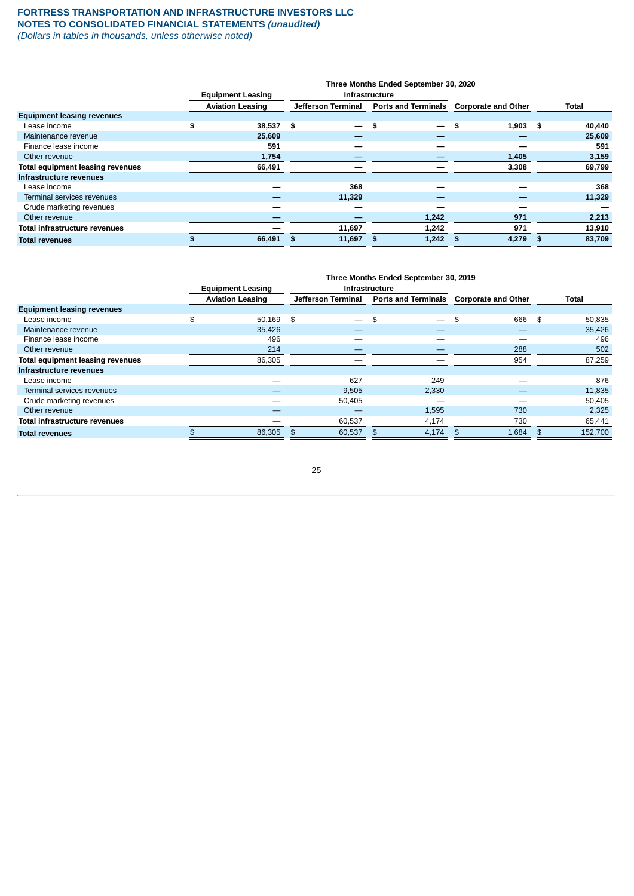# FORTRESS TRANSPORTATION AND INFRASTRUCTURE INVESTORS LLC
## NOTES TO CONSOLIDATED FINANCIAL STATEMENTS *(unaudited)*
*(Dollars in tables in thousands, unless otherwise noted)*

| | Three Months Ended September 30, 2020 | | | | |
|---|---|---|---|---|---|
| | Equipment Leasing | Infrastructure | | | |
| | Aviation Leasing | Jefferson Terminal | Ports and Terminals | Corporate and Other | Total |
| **Equipment leasing revenues** | | | | | |
| Lease income | $ 38,537 | $ — | $ — | $ 1,903 | $ 40,440 |
| Maintenance revenue | 25,609 | — | — | — | 25,609 |
| Finance lease income | 591 | — | — | — | 591 |
| Other revenue | 1,754 | — | — | 1,405 | 3,159 |
| **Total equipment leasing revenues** | 66,491 | — | — | 3,308 | 69,799 |
| **Infrastructure revenues** | | | | | |
| Lease income | — | 368 | — | — | 368 |
| Terminal services revenues | — | 11,329 | — | — | 11,329 |
| Crude marketing revenues | — | — | — | — | — |
| Other revenue | — | — | 1,242 | 971 | 2,213 |
| **Total infrastructure revenues** | — | 11,697 | 1,242 | 971 | 13,910 |
| **Total revenues** | $ 66,491 | $ 11,697 | $ 1,242 | $ 4,279 | $ 83,709 |

| | Three Months Ended September 30, 2019 | | | | |
|---|---|---|---|---|---|
| | Equipment Leasing | Infrastructure | | | |
| | Aviation Leasing | Jefferson Terminal | Ports and Terminals | Corporate and Other | Total |
| **Equipment leasing revenues** | | | | | |
| Lease income | $ 50,169 | $ — | $ — | $ 666 | $ 50,835 |
| Maintenance revenue | 35,426 | — | — | — | 35,426 |
| Finance lease income | 496 | — | — | — | 496 |
| Other revenue | 214 | — | — | 288 | 502 |
| **Total equipment leasing revenues** | 86,305 | — | — | 954 | 87,259 |
| **Infrastructure revenues** | | | | | |
| Lease income | — | 627 | 249 | — | 876 |
| Terminal services revenues | — | 9,505 | 2,330 | — | 11,835 |
| Crude marketing revenues | — | 50,405 | — | — | 50,405 |
| Other revenue | — | — | 1,595 | 730 | 2,325 |
| **Total infrastructure revenues** | — | 60,537 | 4,174 | 730 | 65,441 |
| **Total revenues** | $ 86,305 | $ 60,537 | $ 4,174 | $ 1,684 | $ 152,700 |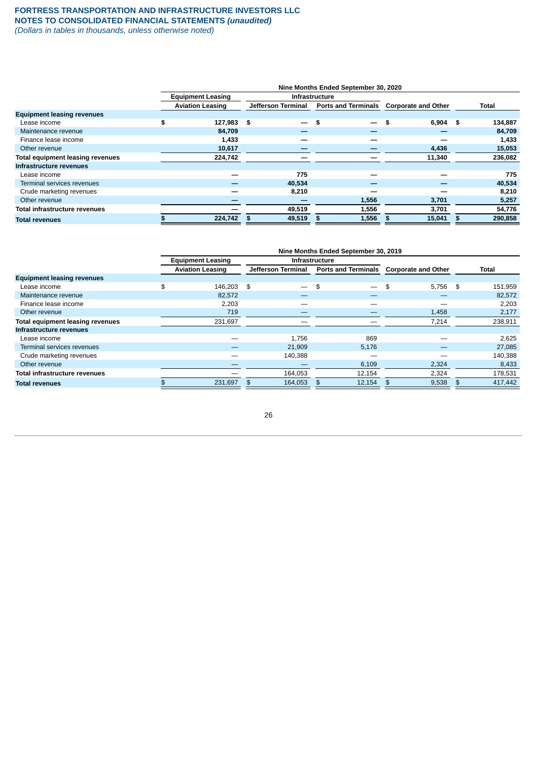| | Nine Months Ended September 30, 2020 | | | | |
|---|---|---|---|---|---|
| | Equipment Leasing | Infrastructure | | | |
| | Aviation Leasing | Jefferson Terminal | Ports and Terminals | Corporate and Other | Total |
| **Equipment leasing revenues** | | | | | |
| Lease income | **$ 127,983** | **$ —** | **$ —** | **$ 6,904** | **$ 134,887** |
| Maintenance revenue | **84,709** | **—** | **—** | **—** | **84,709** |
| Finance lease income | **1,433** | **—** | **—** | **—** | **1,433** |
| Other revenue | **10,617** | **—** | **—** | **4,436** | **15,053** |
| **Total equipment leasing revenues** | **224,742** | **—** | **—** | **11,340** | **236,082** |
| **Infrastructure revenues** | | | | | |
| Lease income | **—** | **775** | **—** | **—** | **775** |
| Terminal services revenues | **—** | **40,534** | **—** | **—** | **40,534** |
| Crude marketing revenues | **—** | **8,210** | **—** | **—** | **8,210** |
| Other revenue | **—** | **—** | **1,556** | **3,701** | **5,257** |
| **Total infrastructure revenues** | **—** | **49,519** | **1,556** | **3,701** | **54,776** |
| **Total revenues** | **$ 224,742** | **$ 49,519** | **$ 1,556** | **$ 15,041** | **$ 290,858** |

| | Nine Months Ended September 30, 2019 | | | | |
|---|---|---|---|---|---|
| | Equipment Leasing | Infrastructure | | | |
| | Aviation Leasing | Jefferson Terminal | Ports and Terminals | Corporate and Other | Total |
| **Equipment leasing revenues** | | | | | |
| Lease income | $ 146,203 | $ — | $ — | $ 5,756 | $ 151,959 |
| Maintenance revenue | 82,572 | — | — | — | 82,572 |
| Finance lease income | 2,203 | — | — | — | 2,203 |
| Other revenue | 719 | — | — | 1,458 | 2,177 |
| **Total equipment leasing revenues** | 231,697 | — | — | 7,214 | 238,911 |
| **Infrastructure revenues** | | | | | |
| Lease income | — | 1,756 | 869 | — | 2,625 |
| Terminal services revenues | — | 21,909 | 5,176 | — | 27,085 |
| Crude marketing revenues | — | 140,388 | — | — | 140,388 |
| Other revenue | — | — | 6,109 | 2,324 | 8,433 |
| **Total infrastructure revenues** | — | 164,053 | 12,154 | 2,324 | 178,531 |
| **Total revenues** | $ 231,697 | $ 164,053 | $ 12,154 | $ 9,538 | $ 417,442 |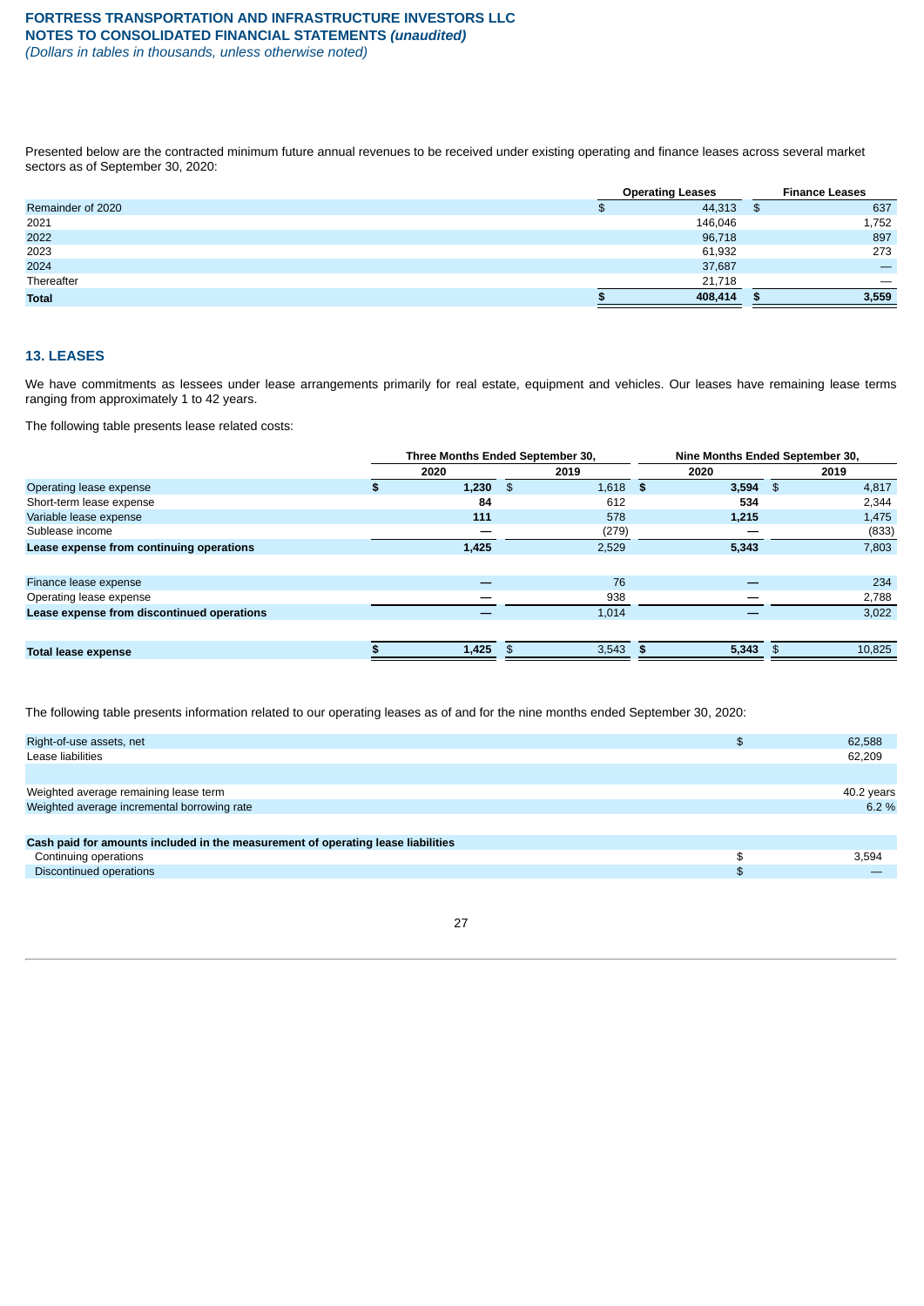Presented below are the contracted minimum future annual revenues to be received under existing operating and finance leases across several market sectors as of September 30, 2020:

| | Operating Leases | Finance Leases |
|---|---|---|
| Remainder of 2020 | $ 44,313 | $ 637 |
| 2021 | 146,046 | 1,752 |
| 2022 | 96,718 | 897 |
| 2023 | 61,932 | 273 |
| 2024 | 37,687 | — |
| Thereafter | 21,718 | — |
| **Total** | **$ 408,414** | **$ 3,559** |

## 13. LEASES

We have commitments as lessees under lease arrangements primarily for real estate, equipment and vehicles. Our leases have remaining lease terms ranging from approximately 1 to 42 years.

The following table presents lease related costs:

| | Three Months Ended September 30, | | Nine Months Ended September 30, | |
|---|---|---|---|---|
| | 2020 | 2019 | 2020 | 2019 |
| Operating lease expense | **$ 1,230** | $ 1,618 | **$ 3,594** | $ 4,817 |
| Short-term lease expense | **84** | 612 | **534** | 2,344 |
| Variable lease expense | **111** | 578 | **1,215** | 1,475 |
| Sublease income | **—** | (279) | **—** | (833) |
| **Lease expense from continuing operations** | **1,425** | 2,529 | **5,343** | 7,803 |
| | | | | |
| Finance lease expense | **—** | 76 | **—** | 234 |
| Operating lease expense | **—** | 938 | **—** | 2,788 |
| **Lease expense from discontinued operations** | **—** | 1,014 | **—** | 3,022 |
| | | | | |
| **Total lease expense** | **$ 1,425** | $ 3,543 | **$ 5,343** | $ 10,825 |

The following table presents information related to our operating leases as of and for the nine months ended September 30, 2020:

| | |
|---|---|
| Right-of-use assets, net | $ 62,588 |
| Lease liabilities | 62,209 |
| | |
| Weighted average remaining lease term | 40.2 years |
| Weighted average incremental borrowing rate | 6.2 % |
| | |
| **Cash paid for amounts included in the measurement of operating lease liabilities** | |
| Continuing operations | $ 3,594 |
| Discontinued operations | $ — |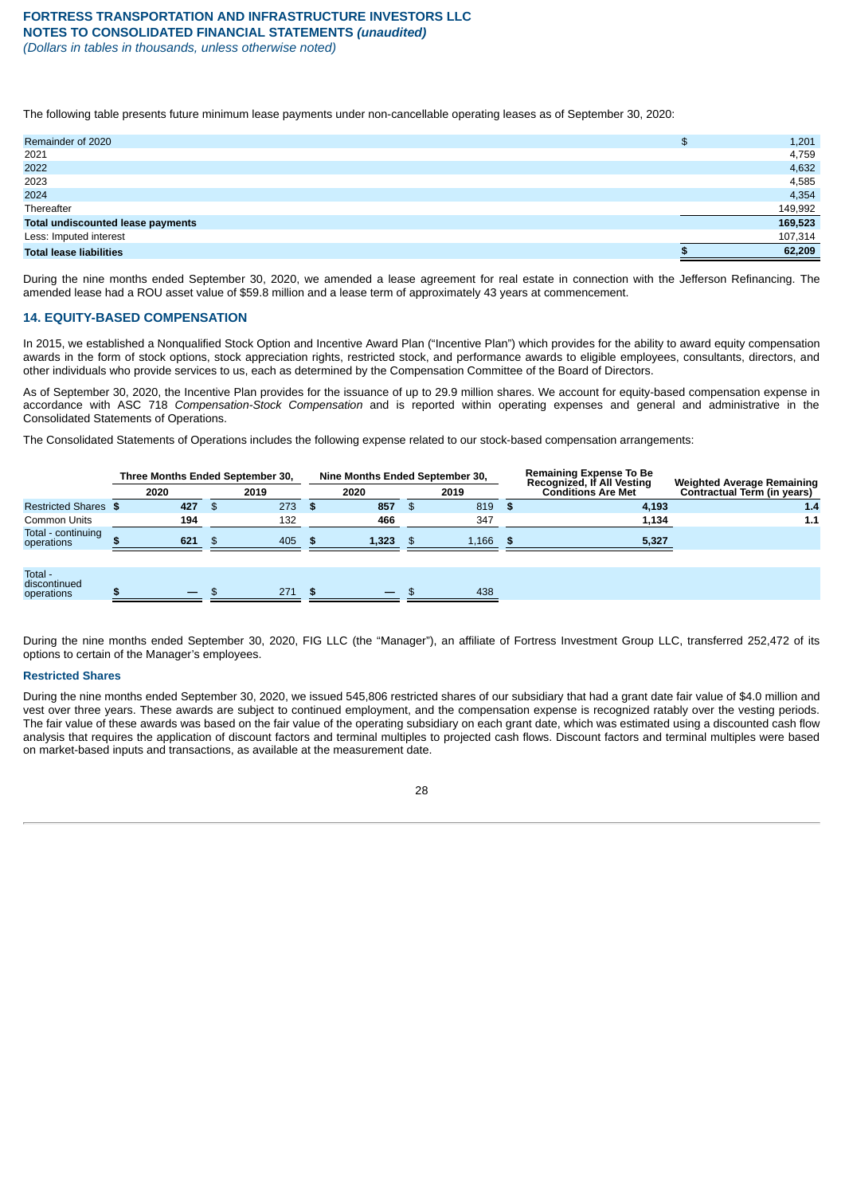The following table presents future minimum lease payments under non-cancellable operating leases as of September 30, 2020:

| | |
|---|---|
| Remainder of 2020 | $ 1,201 |
| 2021 | 4,759 |
| 2022 | 4,632 |
| 2023 | 4,585 |
| 2024 | 4,354 |
| Thereafter | 149,992 |
| **Total undiscounted lease payments** | **169,523** |
| Less: Imputed interest | 107,314 |
| **Total lease liabilities** | **$ 62,209** |

During the nine months ended September 30, 2020, we amended a lease agreement for real estate in connection with the Jefferson Refinancing. The amended lease had a ROU asset value of $59.8 million and a lease term of approximately 43 years at commencement.

## 14. EQUITY-BASED COMPENSATION

In 2015, we established a Nonqualified Stock Option and Incentive Award Plan ("Incentive Plan") which provides for the ability to award equity compensation awards in the form of stock options, stock appreciation rights, restricted stock, and performance awards to eligible employees, consultants, directors, and other individuals who provide services to us, each as determined by the Compensation Committee of the Board of Directors.

As of September 30, 2020, the Incentive Plan provides for the issuance of up to 29.9 million shares. We account for equity-based compensation expense in accordance with ASC 718 *Compensation-Stock Compensation* and is reported within operating expenses and general and administrative in the Consolidated Statements of Operations.

The Consolidated Statements of Operations includes the following expense related to our stock-based compensation arrangements:

| | Three Months Ended September 30, | | Nine Months Ended September 30, | | Remaining Expense To Be Recognized, If All Vesting Conditions Are Met | Weighted Average Remaining Contractual Term (in years) |
|---|---|---|---|---|---|---|
| | **2020** | **2019** | **2020** | **2019** | | |
| Restricted Shares | **$ 427** | $ 273 | **$ 857** | $ 819 | **$ 4,193** | **1.4** |
| Common Units | **194** | 132 | **466** | 347 | **1,134** | **1.1** |
| Total - continuing operations | **$ 621** | $ 405 | **$ 1,323** | $ 1,166 | **$ 5,327** | |
| Total - discontinued operations | **$ —** | $ 271 | **$ —** | $ 438 | | |

During the nine months ended September 30, 2020, FIG LLC (the "Manager"), an affiliate of Fortress Investment Group LLC, transferred 252,472 of its options to certain of the Manager's employees.

### Restricted Shares

During the nine months ended September 30, 2020, we issued 545,806 restricted shares of our subsidiary that had a grant date fair value of $4.0 million and vest over three years. These awards are subject to continued employment, and the compensation expense is recognized ratably over the vesting periods. The fair value of these awards was based on the fair value of the operating subsidiary on each grant date, which was estimated using a discounted cash flow analysis that requires the application of discount factors and terminal multiples to projected cash flows. Discount factors and terminal multiples were based on market-based inputs and transactions, as available at the measurement date.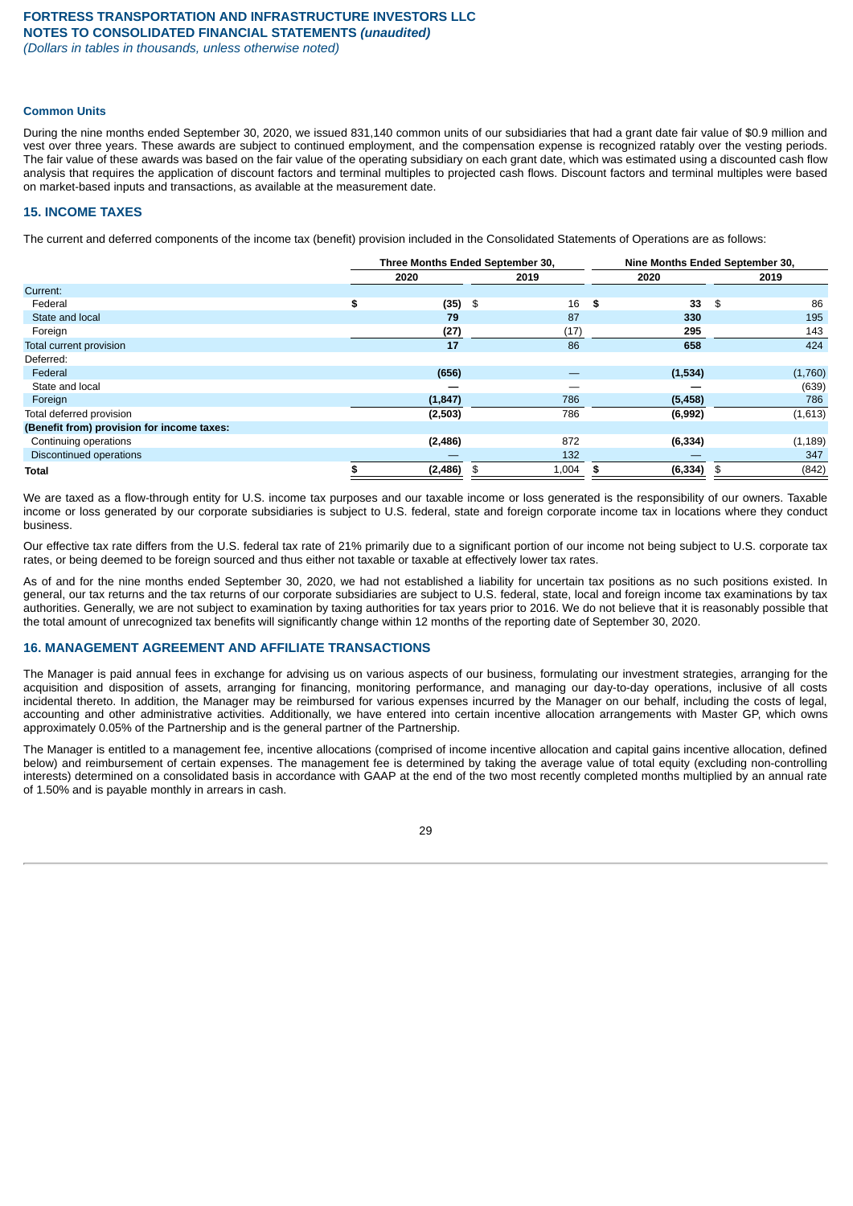### Common Units

During the nine months ended September 30, 2020, we issued 831,140 common units of our subsidiaries that had a grant date fair value of $0.9 million and vest over three years. These awards are subject to continued employment, and the compensation expense is recognized ratably over the vesting periods. The fair value of these awards was based on the fair value of the operating subsidiary on each grant date, which was estimated using a discounted cash flow analysis that requires the application of discount factors and terminal multiples to projected cash flows. Discount factors and terminal multiples were based on market-based inputs and transactions, as available at the measurement date.

## 15. INCOME TAXES

The current and deferred components of the income tax (benefit) provision included in the Consolidated Statements of Operations are as follows:

| | Three Months Ended September 30, | | Nine Months Ended September 30, | |
|---|---|---|---|---|
| | 2020 | 2019 | 2020 | 2019 |
| Current: | | | | |
| Federal | $ (35) | $ 16 | $ 33 | $ 86 |
| State and local | 79 | 87 | 330 | 195 |
| Foreign | (27) | (17) | 295 | 143 |
| Total current provision | 17 | 86 | 658 | 424 |
| Deferred: | | | | |
| Federal | (656) | — | (1,534) | (1,760) |
| State and local | — | — | — | (639) |
| Foreign | (1,847) | 786 | (5,458) | 786 |
| Total deferred provision | (2,503) | 786 | (6,992) | (1,613) |
| **(Benefit from) provision for income taxes:** | | | | |
| Continuing operations | (2,486) | 872 | (6,334) | (1,189) |
| Discontinued operations | — | 132 | — | 347 |
| **Total** | $ (2,486) | $ 1,004 | $ (6,334) | $ (842) |

We are taxed as a flow-through entity for U.S. income tax purposes and our taxable income or loss generated is the responsibility of our owners. Taxable income or loss generated by our corporate subsidiaries is subject to U.S. federal, state and foreign corporate income tax in locations where they conduct business.

Our effective tax rate differs from the U.S. federal tax rate of 21% primarily due to a significant portion of our income not being subject to U.S. corporate tax rates, or being deemed to be foreign sourced and thus either not taxable or taxable at effectively lower tax rates.

As of and for the nine months ended September 30, 2020, we had not established a liability for uncertain tax positions as no such positions existed. In general, our tax returns and the tax returns of our corporate subsidiaries are subject to U.S. federal, state, local and foreign income tax examinations by tax authorities. Generally, we are not subject to examination by taxing authorities for tax years prior to 2016. We do not believe that it is reasonably possible that the total amount of unrecognized tax benefits will significantly change within 12 months of the reporting date of September 30, 2020.

## 16. MANAGEMENT AGREEMENT AND AFFILIATE TRANSACTIONS

The Manager is paid annual fees in exchange for advising us on various aspects of our business, formulating our investment strategies, arranging for the acquisition and disposition of assets, arranging for financing, monitoring performance, and managing our day-to-day operations, inclusive of all costs incidental thereto. In addition, the Manager may be reimbursed for various expenses incurred by the Manager on our behalf, including the costs of legal, accounting and other administrative activities. Additionally, we have entered into certain incentive allocation arrangements with Master GP, which owns approximately 0.05% of the Partnership and is the general partner of the Partnership.

The Manager is entitled to a management fee, incentive allocations (comprised of income incentive allocation and capital gains incentive allocation, defined below) and reimbursement of certain expenses. The management fee is determined by taking the average value of total equity (excluding non-controlling interests) determined on a consolidated basis in accordance with GAAP at the end of the two most recently completed months multiplied by an annual rate of 1.50% and is payable monthly in arrears in cash.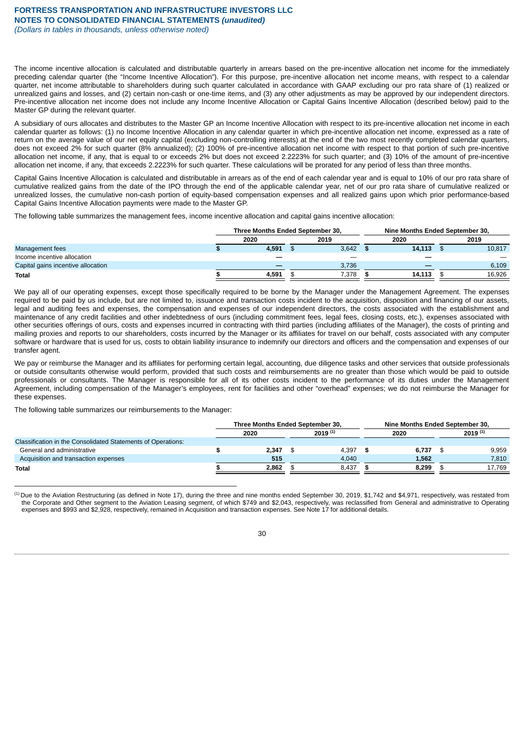The income incentive allocation is calculated and distributable quarterly in arrears based on the pre-incentive allocation net income for the immediately preceding calendar quarter (the "Income Incentive Allocation"). For this purpose, pre-incentive allocation net income means, with respect to a calendar quarter, net income attributable to shareholders during such quarter calculated in accordance with GAAP excluding our pro rata share of (1) realized or unrealized gains and losses, and (2) certain non-cash or one-time items, and (3) any other adjustments as may be approved by our independent directors. Pre-incentive allocation net income does not include any Income Incentive Allocation or Capital Gains Incentive Allocation (described below) paid to the Master GP during the relevant quarter.

A subsidiary of ours allocates and distributes to the Master GP an Income Incentive Allocation with respect to its pre-incentive allocation net income in each calendar quarter as follows: (1) no Income Incentive Allocation in any calendar quarter in which pre-incentive allocation net income, expressed as a rate of return on the average value of our net equity capital (excluding non-controlling interests) at the end of the two most recently completed calendar quarters, does not exceed 2% for such quarter (8% annualized); (2) 100% of pre-incentive allocation net income with respect to that portion of such pre-incentive allocation net income, if any, that is equal to or exceeds 2% but does not exceed 2.2223% for such quarter; and (3) 10% of the amount of pre-incentive allocation net income, if any, that exceeds 2.2223% for such quarter. These calculations will be prorated for any period of less than three months.

Capital Gains Incentive Allocation is calculated and distributable in arrears as of the end of each calendar year and is equal to 10% of our pro rata share of cumulative realized gains from the date of the IPO through the end of the applicable calendar year, net of our pro rata share of cumulative realized or unrealized losses, the cumulative non-cash portion of equity-based compensation expenses and all realized gains upon which prior performance-based Capital Gains Incentive Allocation payments were made to the Master GP.

The following table summarizes the management fees, income incentive allocation and capital gains incentive allocation:

| | Three Months Ended September 30, | | Nine Months Ended September 30, | |
|---|---|---|---|---|
| | **2020** | 2019 | **2020** | 2019 |
| Management fees | **$ 4,591** | $ 3,642 | **$ 14,113** | $ 10,817 |
| Income incentive allocation | **—** | — | **—** | — |
| Capital gains incentive allocation | **—** | 3,736 | **—** | 6,109 |
| **Total** | **$ 4,591** | $ 7,378 | **$ 14,113** | $ 16,926 |

We pay all of our operating expenses, except those specifically required to be borne by the Manager under the Management Agreement. The expenses required to be paid by us include, but are not limited to, issuance and transaction costs incident to the acquisition, disposition and financing of our assets, legal and auditing fees and expenses, the compensation and expenses of our independent directors, the costs associated with the establishment and maintenance of any credit facilities and other indebtedness of ours (including commitment fees, legal fees, closing costs, etc.), expenses associated with other securities offerings of ours, costs and expenses incurred in contracting with third parties (including affiliates of the Manager), the costs of printing and mailing proxies and reports to our shareholders, costs incurred by the Manager or its affiliates for travel on our behalf, costs associated with any computer software or hardware that is used for us, costs to obtain liability insurance to indemnify our directors and officers and the compensation and expenses of our transfer agent.

We pay or reimburse the Manager and its affiliates for performing certain legal, accounting, due diligence tasks and other services that outside professionals or outside consultants otherwise would perform, provided that such costs and reimbursements are no greater than those which would be paid to outside professionals or consultants. The Manager is responsible for all of its other costs incident to the performance of its duties under the Management Agreement, including compensation of the Manager's employees, rent for facilities and other "overhead" expenses; we do not reimburse the Manager for these expenses.

The following table summarizes our reimbursements to the Manager:

| | Three Months Ended September 30, | | Nine Months Ended September 30, | |
|---|---|---|---|---|
| | **2020** | 2019 [(1)] | **2020** | 2019 [(1)] |
| Classification in the Consolidated Statements of Operations: | | | | |
| General and administrative | **$ 2,347** | $ 4,397 | **$ 6,737** | $ 9,959 |
| Acquisition and transaction expenses | **515** | 4,040 | **1,562** | 7,810 |
| **Total** | **$ 2,862** | $ 8,437 | **$ 8,299** | $ 17,769 |

[(1)] Due to the Aviation Restructuring (as defined in Note 17), during the three and nine months ended September 30, 2019, $1,742 and $4,971, respectively, was restated from the Corporate and Other segment to the Aviation Leasing segment, of which $749 and $2,043, respectively, was reclassified from General and administrative to Operating expenses and $993 and $2,928, respectively, remained in Acquisition and transaction expenses. See Note 17 for additional details.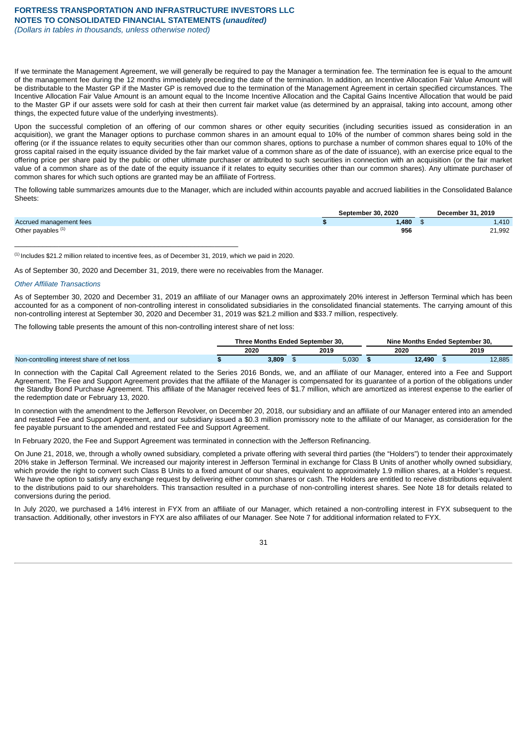If we terminate the Management Agreement, we will generally be required to pay the Manager a termination fee. The termination fee is equal to the amount of the management fee during the 12 months immediately preceding the date of the termination. In addition, an Incentive Allocation Fair Value Amount will be distributable to the Master GP if the Master GP is removed due to the termination of the Management Agreement in certain specified circumstances. The Incentive Allocation Fair Value Amount is an amount equal to the Income Incentive Allocation and the Capital Gains Incentive Allocation that would be paid to the Master GP if our assets were sold for cash at their then current fair market value (as determined by an appraisal, taking into account, among other things, the expected future value of the underlying investments).

Upon the successful completion of an offering of our common shares or other equity securities (including securities issued as consideration in an acquisition), we grant the Manager options to purchase common shares in an amount equal to 10% of the number of common shares being sold in the offering (or if the issuance relates to equity securities other than our common shares, options to purchase a number of common shares equal to 10% of the gross capital raised in the equity issuance divided by the fair market value of a common share as of the date of issuance), with an exercise price equal to the offering price per share paid by the public or other ultimate purchaser or attributed to such securities in connection with an acquisition (or the fair market value of a common share as of the date of the equity issuance if it relates to equity securities other than our common shares). Any ultimate purchaser of common shares for which such options are granted may be an affiliate of Fortress.

The following table summarizes amounts due to the Manager, which are included within accounts payable and accrued liabilities in the Consolidated Balance Sheets:

| | September 30, 2020 | December 31, 2019 |
|---|---|---|
| Accrued management fees | **$ 1,480** | $ 1,410 |
| Other payables [(1)] | **956** | 21,992 |

[(1)] Includes $21.2 million related to incentive fees, as of December 31, 2019, which we paid in 2020.

As of September 30, 2020 and December 31, 2019, there were no receivables from the Manager.

*Other Affiliate Transactions*

As of September 30, 2020 and December 31, 2019 an affiliate of our Manager owns an approximately 20% interest in Jefferson Terminal which has been accounted for as a component of non-controlling interest in consolidated subsidiaries in the consolidated financial statements. The carrying amount of this non-controlling interest at September 30, 2020 and December 31, 2019 was $21.2 million and $33.7 million, respectively.

The following table presents the amount of this non-controlling interest share of net loss:

| | Three Months Ended September 30, | | Nine Months Ended September 30, | |
|---|---|---|---|---|
| | 2020 | 2019 | 2020 | 2019 |
| Non-controlling interest share of net loss | **$ 3,809** | $ 5,030 | **$ 12,490** | $ 12,885 |

In connection with the Capital Call Agreement related to the Series 2016 Bonds, we, and an affiliate of our Manager, entered into a Fee and Support Agreement. The Fee and Support Agreement provides that the affiliate of the Manager is compensated for its guarantee of a portion of the obligations under the Standby Bond Purchase Agreement. This affiliate of the Manager received fees of $1.7 million, which are amortized as interest expense to the earlier of the redemption date or February 13, 2020.

In connection with the amendment to the Jefferson Revolver, on December 20, 2018, our subsidiary and an affiliate of our Manager entered into an amended and restated Fee and Support Agreement, and our subsidiary issued a $0.3 million promissory note to the affiliate of our Manager, as consideration for the fee payable pursuant to the amended and restated Fee and Support Agreement.

In February 2020, the Fee and Support Agreement was terminated in connection with the Jefferson Refinancing.

On June 21, 2018, we, through a wholly owned subsidiary, completed a private offering with several third parties (the "Holders") to tender their approximately 20% stake in Jefferson Terminal. We increased our majority interest in Jefferson Terminal in exchange for Class B Units of another wholly owned subsidiary, which provide the right to convert such Class B Units to a fixed amount of our shares, equivalent to approximately 1.9 million shares, at a Holder's request. We have the option to satisfy any exchange request by delivering either common shares or cash. The Holders are entitled to receive distributions equivalent to the distributions paid to our shareholders. This transaction resulted in a purchase of non-controlling interest shares. See Note 18 for details related to conversions during the period.

In July 2020, we purchased a 14% interest in FYX from an affiliate of our Manager, which retained a non-controlling interest in FYX subsequent to the transaction. Additionally, other investors in FYX are also affiliates of our Manager. See Note 7 for additional information related to FYX.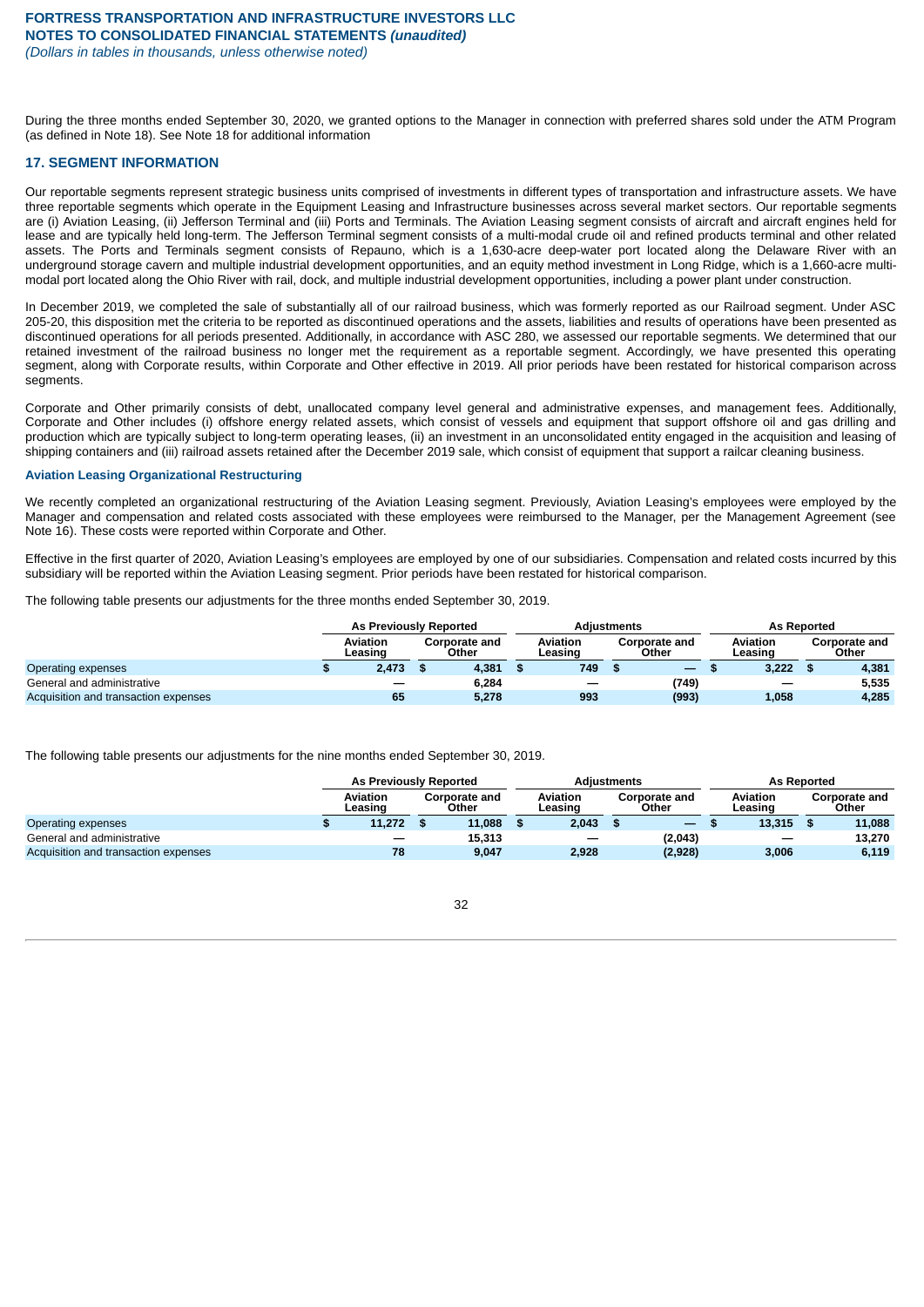During the three months ended September 30, 2020, we granted options to the Manager in connection with preferred shares sold under the ATM Program (as defined in Note 18). See Note 18 for additional information

## 17. SEGMENT INFORMATION

Our reportable segments represent strategic business units comprised of investments in different types of transportation and infrastructure assets. We have three reportable segments which operate in the Equipment Leasing and Infrastructure businesses across several market sectors. Our reportable segments are (i) Aviation Leasing, (ii) Jefferson Terminal and (iii) Ports and Terminals. The Aviation Leasing segment consists of aircraft and aircraft engines held for lease and are typically held long-term. The Jefferson Terminal segment consists of a multi-modal crude oil and refined products terminal and other related assets. The Ports and Terminals segment consists of Repauno, which is a 1,630-acre deep-water port located along the Delaware River with an underground storage cavern and multiple industrial development opportunities, and an equity method investment in Long Ridge, which is a 1,660-acre multi-modal port located along the Ohio River with rail, dock, and multiple industrial development opportunities, including a power plant under construction.

In December 2019, we completed the sale of substantially all of our railroad business, which was formerly reported as our Railroad segment. Under ASC 205-20, this disposition met the criteria to be reported as discontinued operations and the assets, liabilities and results of operations have been presented as discontinued operations for all periods presented. Additionally, in accordance with ASC 280, we assessed our reportable segments. We determined that our retained investment of the railroad business no longer met the requirement as a reportable segment. Accordingly, we have presented this operating segment, along with Corporate results, within Corporate and Other effective in 2019. All prior periods have been restated for historical comparison across segments.

Corporate and Other primarily consists of debt, unallocated company level general and administrative expenses, and management fees. Additionally, Corporate and Other includes (i) offshore energy related assets, which consist of vessels and equipment that support offshore oil and gas drilling and production which are typically subject to long-term operating leases, (ii) an investment in an unconsolidated entity engaged in the acquisition and leasing of shipping containers and (iii) railroad assets retained after the December 2019 sale, which consist of equipment that support a railcar cleaning business.

### Aviation Leasing Organizational Restructuring

We recently completed an organizational restructuring of the Aviation Leasing segment. Previously, Aviation Leasing's employees were employed by the Manager and compensation and related costs associated with these employees were reimbursed to the Manager, per the Management Agreement (see Note 16). These costs were reported within Corporate and Other.

Effective in the first quarter of 2020, Aviation Leasing's employees are employed by one of our subsidiaries. Compensation and related costs incurred by this subsidiary will be reported within the Aviation Leasing segment. Prior periods have been restated for historical comparison.

The following table presents our adjustments for the three months ended September 30, 2019.

| | As Previously Reported | | Adjustments | | As Reported | |
|---|---|---|---|---|---|---|
| | Aviation Leasing | Corporate and Other | Aviation Leasing | Corporate and Other | Aviation Leasing | Corporate and Other |
| Operating expenses | $ 2,473 | $ 4,381 | $ 749 | $ — | $ 3,222 | $ 4,381 |
| General and administrative | — | 6,284 | — | (749) | — | 5,535 |
| Acquisition and transaction expenses | 65 | 5,278 | 993 | (993) | 1,058 | 4,285 |

The following table presents our adjustments for the nine months ended September 30, 2019.

| | As Previously Reported | | Adjustments | | As Reported | |
|---|---|---|---|---|---|---|
| | Aviation Leasing | Corporate and Other | Aviation Leasing | Corporate and Other | Aviation Leasing | Corporate and Other |
| Operating expenses | $ 11,272 | $ 11,088 | $ 2,043 | $ — | $ 13,315 | $ 11,088 |
| General and administrative | — | 15,313 | — | (2,043) | — | 13,270 |
| Acquisition and transaction expenses | 78 | 9,047 | 2,928 | (2,928) | 3,006 | 6,119 |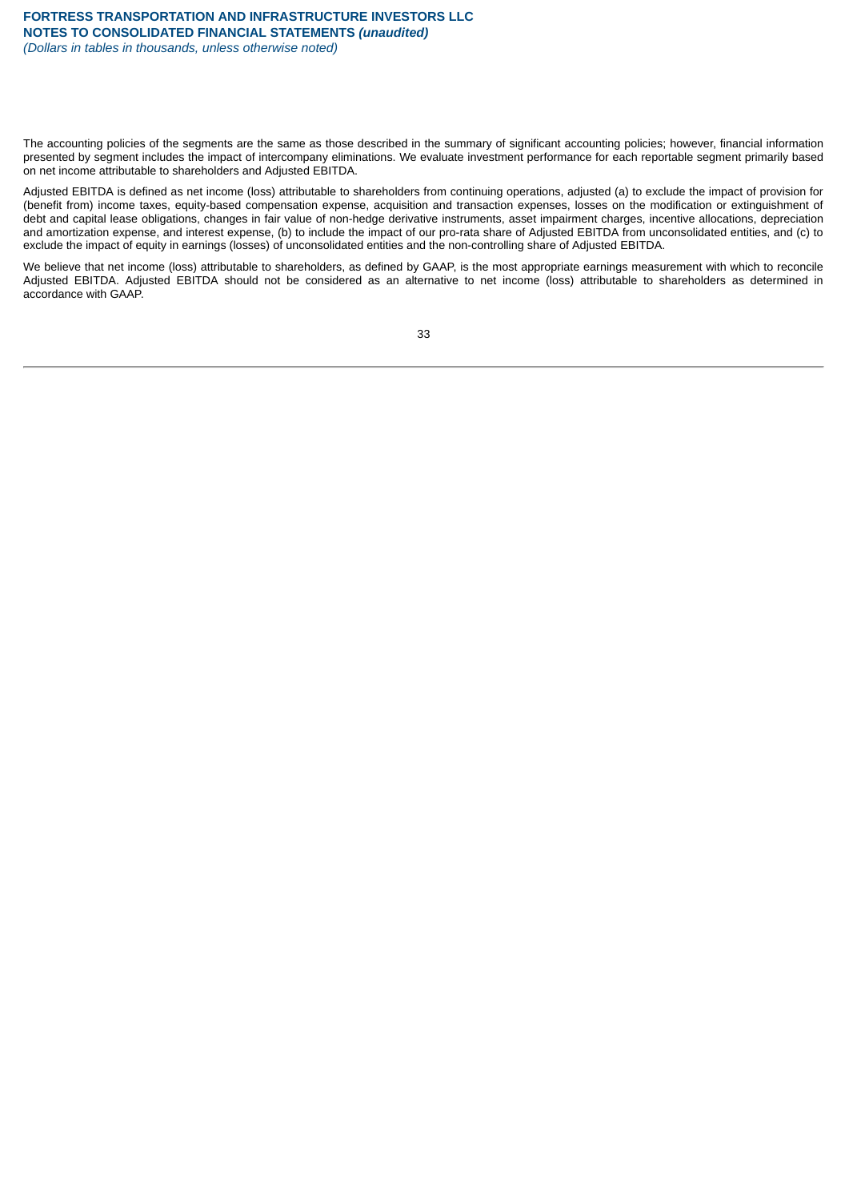The accounting policies of the segments are the same as those described in the summary of significant accounting policies; however, financial information presented by segment includes the impact of intercompany eliminations. We evaluate investment performance for each reportable segment primarily based on net income attributable to shareholders and Adjusted EBITDA.

Adjusted EBITDA is defined as net income (loss) attributable to shareholders from continuing operations, adjusted (a) to exclude the impact of provision for (benefit from) income taxes, equity-based compensation expense, acquisition and transaction expenses, losses on the modification or extinguishment of debt and capital lease obligations, changes in fair value of non-hedge derivative instruments, asset impairment charges, incentive allocations, depreciation and amortization expense, and interest expense, (b) to include the impact of our pro-rata share of Adjusted EBITDA from unconsolidated entities, and (c) to exclude the impact of equity in earnings (losses) of unconsolidated entities and the non-controlling share of Adjusted EBITDA.

We believe that net income (loss) attributable to shareholders, as defined by GAAP, is the most appropriate earnings measurement with which to reconcile Adjusted EBITDA. Adjusted EBITDA should not be considered as an alternative to net income (loss) attributable to shareholders as determined in accordance with GAAP.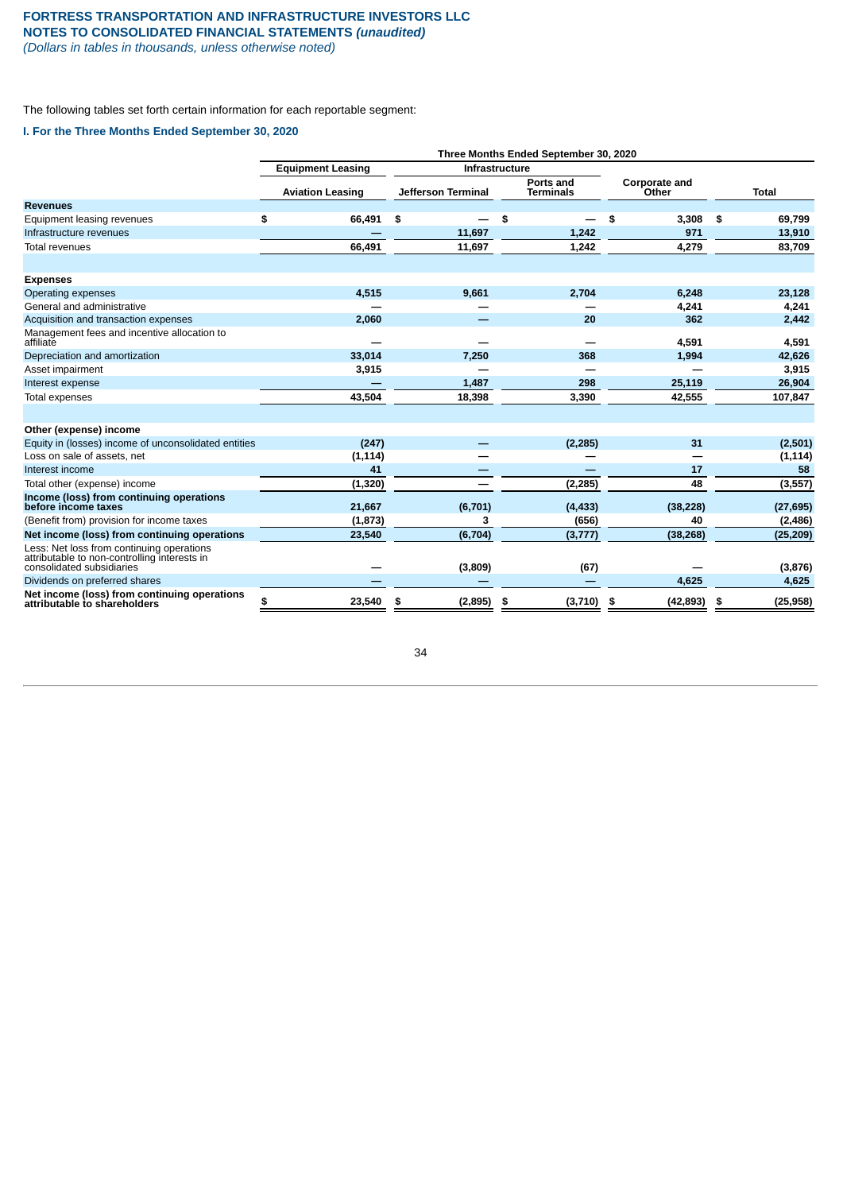The following tables set forth certain information for each reportable segment:

### I. For the Three Months Ended September 30, 2020

| | Three Months Ended September 30, 2020 | | | | |
|---|---|---|---|---|---|
| | Equipment Leasing | Infrastructure | | | |
| | Aviation Leasing | Jefferson Terminal | Ports and Terminals | Corporate and Other | Total |
| **Revenues** | | | | | |
| Equipment leasing revenues | $ 66,491 | $ — | $ — | $ 3,308 | $ 69,799 |
| Infrastructure revenues | — | 11,697 | 1,242 | 971 | 13,910 |
| Total revenues | 66,491 | 11,697 | 1,242 | 4,279 | 83,709 |
| | | | | | |
| **Expenses** | | | | | |
| Operating expenses | 4,515 | 9,661 | 2,704 | 6,248 | 23,128 |
| General and administrative | — | — | — | 4,241 | 4,241 |
| Acquisition and transaction expenses | 2,060 | — | 20 | 362 | 2,442 |
| Management fees and incentive allocation to affiliate | — | — | — | 4,591 | 4,591 |
| Depreciation and amortization | 33,014 | 7,250 | 368 | 1,994 | 42,626 |
| Asset impairment | 3,915 | — | — | — | 3,915 |
| Interest expense | — | 1,487 | 298 | 25,119 | 26,904 |
| Total expenses | 43,504 | 18,398 | 3,390 | 42,555 | 107,847 |
| | | | | | |
| **Other (expense) income** | | | | | |
| Equity in (losses) income of unconsolidated entities | (247) | — | (2,285) | 31 | (2,501) |
| Loss on sale of assets, net | (1,114) | — | — | — | (1,114) |
| Interest income | 41 | — | — | 17 | 58 |
| Total other (expense) income | (1,320) | — | (2,285) | 48 | (3,557) |
| **Income (loss) from continuing operations before income taxes** | 21,667 | (6,701) | (4,433) | (38,228) | (27,695) |
| (Benefit from) provision for income taxes | (1,873) | 3 | (656) | 40 | (2,486) |
| **Net income (loss) from continuing operations** | 23,540 | (6,704) | (3,777) | (38,268) | (25,209) |
| Less: Net loss from continuing operations attributable to non-controlling interests in consolidated subsidiaries | — | (3,809) | (67) | — | (3,876) |
| Dividends on preferred shares | — | — | — | 4,625 | 4,625 |
| **Net income (loss) from continuing operations attributable to shareholders** | $ 23,540 | $ (2,895) | $ (3,710) | $ (42,893) | $ (25,958) |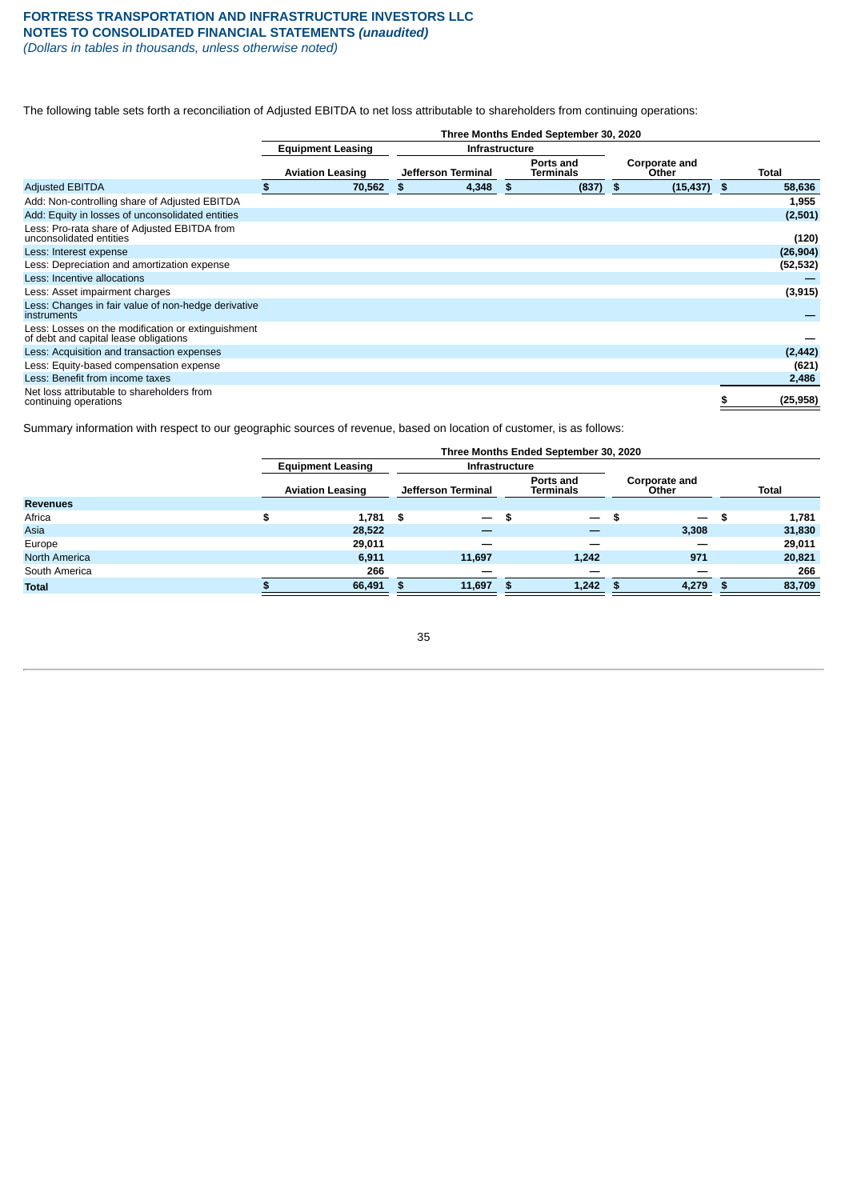The following table sets forth a reconciliation of Adjusted EBITDA to net loss attributable to shareholders from continuing operations:

| | Three Months Ended September 30, 2020 | | | | |
|---|---|---|---|---|---|
| | Equipment Leasing | Infrastructure | | | |
| | Aviation Leasing | Jefferson Terminal | Ports and Terminals | Corporate and Other | Total |
| Adjusted EBITDA | $ 70,562 | $ 4,348 | $ (837) | $ (15,437) | $ 58,636 |
| Add: Non-controlling share of Adjusted EBITDA | | | | | 1,955 |
| Add: Equity in losses of unconsolidated entities | | | | | (2,501) |
| Less: Pro-rata share of Adjusted EBITDA from unconsolidated entities | | | | | (120) |
| Less: Interest expense | | | | | (26,904) |
| Less: Depreciation and amortization expense | | | | | (52,532) |
| Less: Incentive allocations | | | | | — |
| Less: Asset impairment charges | | | | | (3,915) |
| Less: Changes in fair value of non-hedge derivative instruments | | | | | — |
| Less: Losses on the modification or extinguishment of debt and capital lease obligations | | | | | — |
| Less: Acquisition and transaction expenses | | | | | (2,442) |
| Less: Equity-based compensation expense | | | | | (621) |
| Less: Benefit from income taxes | | | | | 2,486 |
| Net loss attributable to shareholders from continuing operations | | | | | $ (25,958) |

Summary information with respect to our geographic sources of revenue, based on location of customer, is as follows:

| | Three Months Ended September 30, 2020 | | | | |
|---|---|---|---|---|---|
| | Equipment Leasing | Infrastructure | | | |
| | Aviation Leasing | Jefferson Terminal | Ports and Terminals | Corporate and Other | Total |
| **Revenues** | | | | | |
| Africa | $ 1,781 | $ — | $ — | $ — | $ 1,781 |
| Asia | 28,522 | — | — | 3,308 | 31,830 |
| Europe | 29,011 | — | — | — | 29,011 |
| North America | 6,911 | 11,697 | 1,242 | 971 | 20,821 |
| South America | 266 | — | — | — | 266 |
| **Total** | $ 66,491 | $ 11,697 | $ 1,242 | $ 4,279 | $ 83,709 |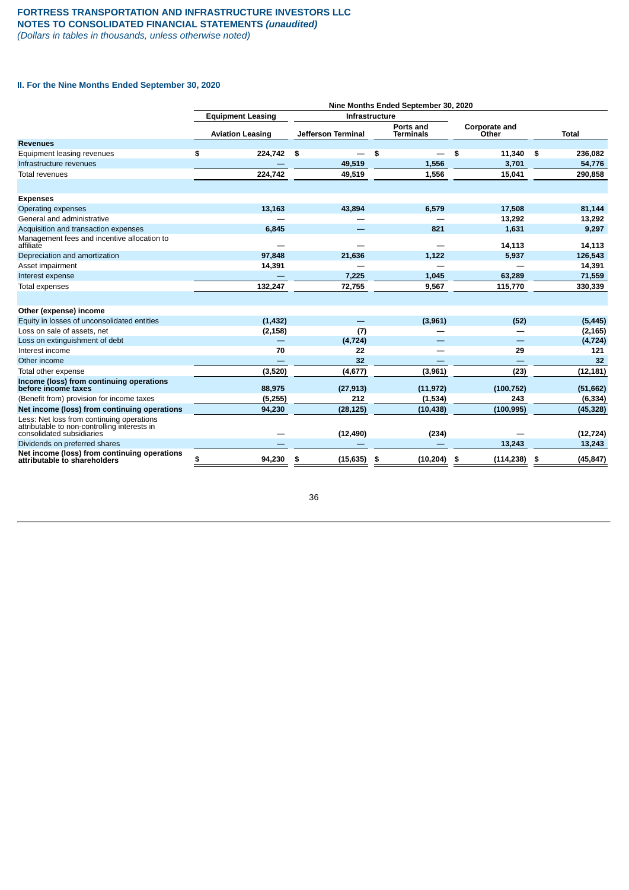## II. For the Nine Months Ended September 30, 2020

| | Nine Months Ended September 30, 2020 | | | | |
|---|---|---|---|---|---|
| | Equipment Leasing | Infrastructure | | | |
| | Aviation Leasing | Jefferson Terminal | Ports and Terminals | Corporate and Other | Total |
| **Revenues** | | | | | |
| Equipment leasing revenues | $ 224,742 | $ — | $ — | $ 11,340 | $ 236,082 |
| Infrastructure revenues | — | 49,519 | 1,556 | 3,701 | 54,776 |
| Total revenues | 224,742 | 49,519 | 1,556 | 15,041 | 290,858 |
| | | | | | |
| **Expenses** | | | | | |
| Operating expenses | 13,163 | 43,894 | 6,579 | 17,508 | 81,144 |
| General and administrative | — | — | — | 13,292 | 13,292 |
| Acquisition and transaction expenses | 6,845 | — | 821 | 1,631 | 9,297 |
| Management fees and incentive allocation to affiliate | — | — | — | 14,113 | 14,113 |
| Depreciation and amortization | 97,848 | 21,636 | 1,122 | 5,937 | 126,543 |
| Asset impairment | 14,391 | — | — | — | 14,391 |
| Interest expense | — | 7,225 | 1,045 | 63,289 | 71,559 |
| Total expenses | 132,247 | 72,755 | 9,567 | 115,770 | 330,339 |
| | | | | | |
| **Other (expense) income** | | | | | |
| Equity in losses of unconsolidated entities | (1,432) | — | (3,961) | (52) | (5,445) |
| Loss on sale of assets, net | (2,158) | (7) | — | — | (2,165) |
| Loss on extinguishment of debt | — | (4,724) | — | — | (4,724) |
| Interest income | 70 | 22 | — | 29 | 121 |
| Other income | — | 32 | — | — | 32 |
| Total other expense | (3,520) | (4,677) | (3,961) | (23) | (12,181) |
| **Income (loss) from continuing operations before income taxes** | 88,975 | (27,913) | (11,972) | (100,752) | (51,662) |
| (Benefit from) provision for income taxes | (5,255) | 212 | (1,534) | 243 | (6,334) |
| **Net income (loss) from continuing operations** | 94,230 | (28,125) | (10,438) | (100,995) | (45,328) |
| Less: Net loss from continuing operations attributable to non-controlling interests in consolidated subsidiaries | — | (12,490) | (234) | — | (12,724) |
| Dividends on preferred shares | — | — | — | 13,243 | 13,243 |
| **Net income (loss) from continuing operations attributable to shareholders** | $ 94,230 | $ (15,635) | $ (10,204) | $ (114,238) | $ (45,847) |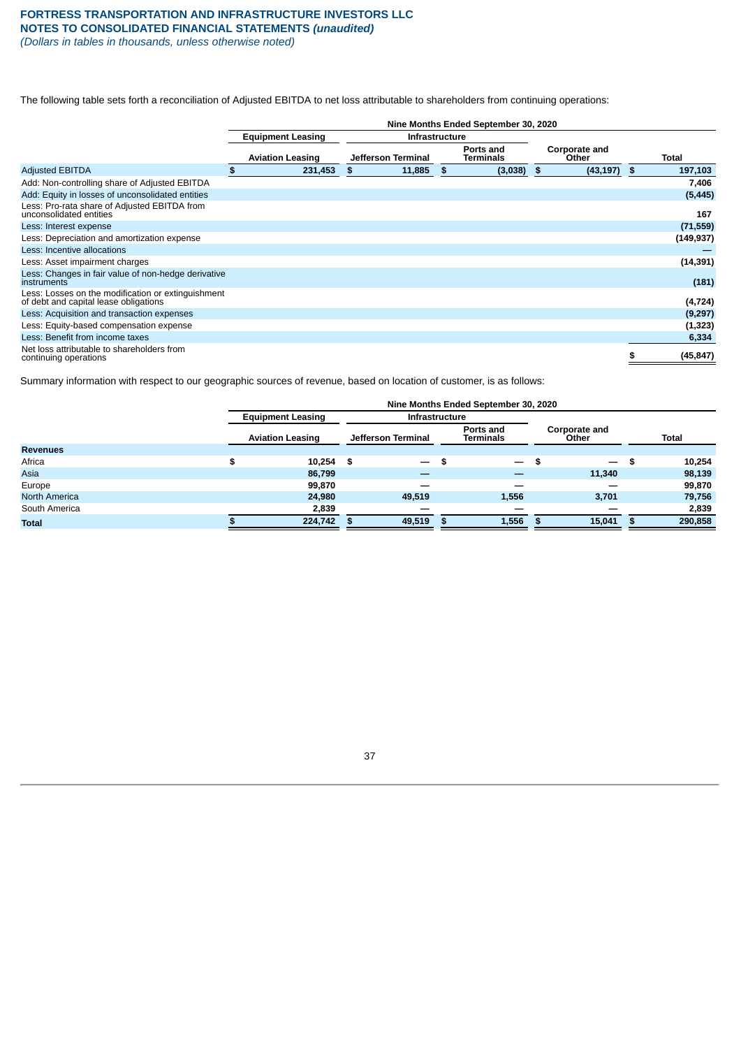The following table sets forth a reconciliation of Adjusted EBITDA to net loss attributable to shareholders from continuing operations:

| | Nine Months Ended September 30, 2020 | | | | |
|---|---|---|---|---|---|
| | Equipment Leasing | Infrastructure | | | |
| | Aviation Leasing | Jefferson Terminal | Ports and Terminals | Corporate and Other | Total |
| Adjusted EBITDA | $ 231,453 | $ 11,885 | $ (3,038) | $ (43,197) | $ 197,103 |
| Add: Non-controlling share of Adjusted EBITDA | | | | | 7,406 |
| Add: Equity in losses of unconsolidated entities | | | | | (5,445) |
| Less: Pro-rata share of Adjusted EBITDA from unconsolidated entities | | | | | 167 |
| Less: Interest expense | | | | | (71,559) |
| Less: Depreciation and amortization expense | | | | | (149,937) |
| Less: Incentive allocations | | | | | — |
| Less: Asset impairment charges | | | | | (14,391) |
| Less: Changes in fair value of non-hedge derivative instruments | | | | | (181) |
| Less: Losses on the modification or extinguishment of debt and capital lease obligations | | | | | (4,724) |
| Less: Acquisition and transaction expenses | | | | | (9,297) |
| Less: Equity-based compensation expense | | | | | (1,323) |
| Less: Benefit from income taxes | | | | | 6,334 |
| Net loss attributable to shareholders from continuing operations | | | | | $ (45,847) |

Summary information with respect to our geographic sources of revenue, based on location of customer, is as follows:

| | Nine Months Ended September 30, 2020 | | | | |
|---|---|---|---|---|---|
| | Equipment Leasing | Infrastructure | | | |
| | Aviation Leasing | Jefferson Terminal | Ports and Terminals | Corporate and Other | Total |
| **Revenues** | | | | | |
| Africa | $ 10,254 | $ — | $ — | $ — | $ 10,254 |
| Asia | 86,799 | — | — | 11,340 | 98,139 |
| Europe | 99,870 | — | — | — | 99,870 |
| North America | 24,980 | 49,519 | 1,556 | 3,701 | 79,756 |
| South America | 2,839 | — | — | — | 2,839 |
| **Total** | $ 224,742 | $ 49,519 | $ 1,556 | $ 15,041 | $ 290,858 |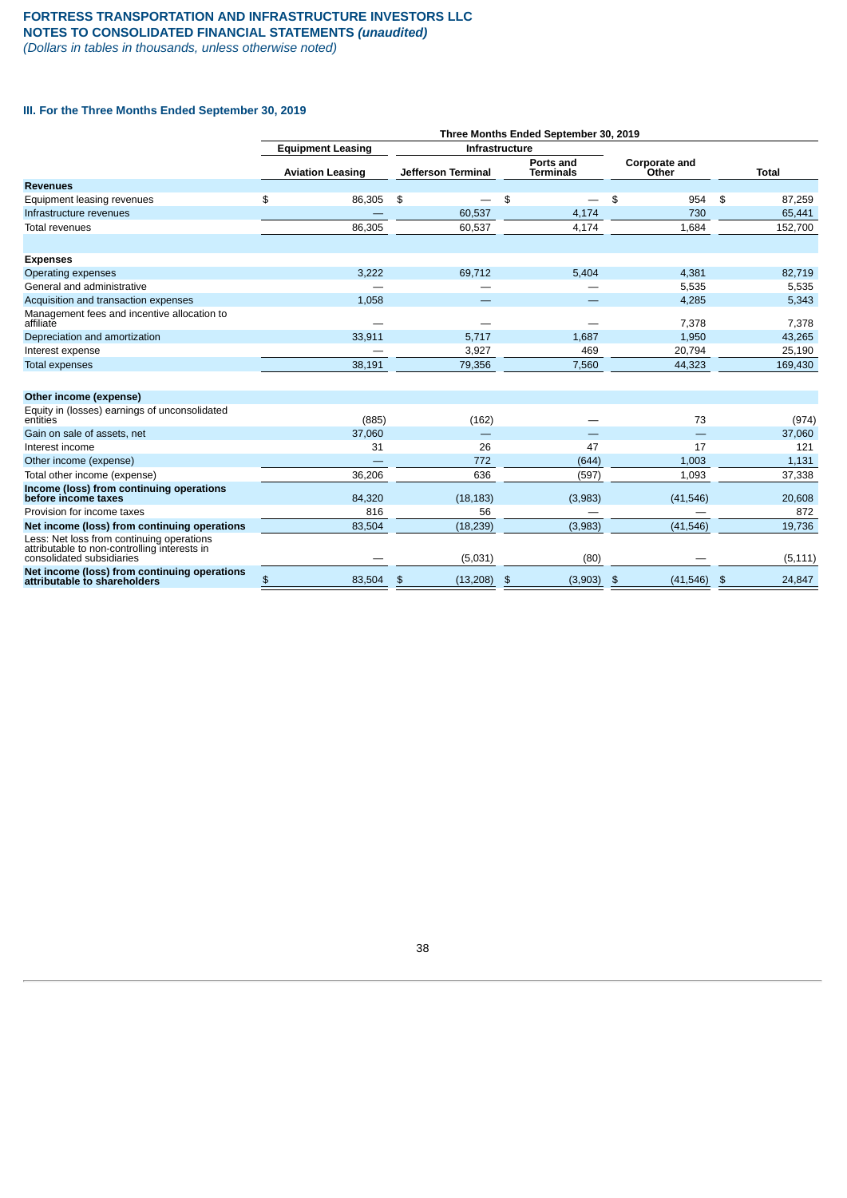**FORTRESS TRANSPORTATION AND INFRASTRUCTURE INVESTORS LLC**
**NOTES TO CONSOLIDATED FINANCIAL STATEMENTS** ***(unaudited)***
*(Dollars in tables in thousands, unless otherwise noted)*

### III. For the Three Months Ended September 30, 2019

| | Three Months Ended September 30, 2019 | | | | |
|---|---|---|---|---|---|
| | Equipment Leasing | Infrastructure | | | |
| | Aviation Leasing | Jefferson Terminal | Ports and Terminals | Corporate and Other | Total |
| **Revenues** | | | | | |
| Equipment leasing revenues | $ 86,305 | $ — | $ — | $ 954 | $ 87,259 |
| Infrastructure revenues | — | 60,537 | 4,174 | 730 | 65,441 |
| Total revenues | 86,305 | 60,537 | 4,174 | 1,684 | 152,700 |
| | | | | | |
| **Expenses** | | | | | |
| Operating expenses | 3,222 | 69,712 | 5,404 | 4,381 | 82,719 |
| General and administrative | — | — | — | 5,535 | 5,535 |
| Acquisition and transaction expenses | 1,058 | — | — | 4,285 | 5,343 |
| Management fees and incentive allocation to affiliate | — | — | — | 7,378 | 7,378 |
| Depreciation and amortization | 33,911 | 5,717 | 1,687 | 1,950 | 43,265 |
| Interest expense | — | 3,927 | 469 | 20,794 | 25,190 |
| Total expenses | 38,191 | 79,356 | 7,560 | 44,323 | 169,430 |
| | | | | | |
| **Other income (expense)** | | | | | |
| Equity in (losses) earnings of unconsolidated entities | (885) | (162) | — | 73 | (974) |
| Gain on sale of assets, net | 37,060 | — | — | — | 37,060 |
| Interest income | 31 | 26 | 47 | 17 | 121 |
| Other income (expense) | — | 772 | (644) | 1,003 | 1,131 |
| Total other income (expense) | 36,206 | 636 | (597) | 1,093 | 37,338 |
| **Income (loss) from continuing operations before income taxes** | 84,320 | (18,183) | (3,983) | (41,546) | 20,608 |
| Provision for income taxes | 816 | 56 | — | — | 872 |
| **Net income (loss) from continuing operations** | 83,504 | (18,239) | (3,983) | (41,546) | 19,736 |
| Less: Net loss from continuing operations attributable to non-controlling interests in consolidated subsidiaries | — | (5,031) | (80) | — | (5,111) |
| **Net income (loss) from continuing operations attributable to shareholders** | $ 83,504 | $ (13,208) | $ (3,903) | $ (41,546) | $ 24,847 |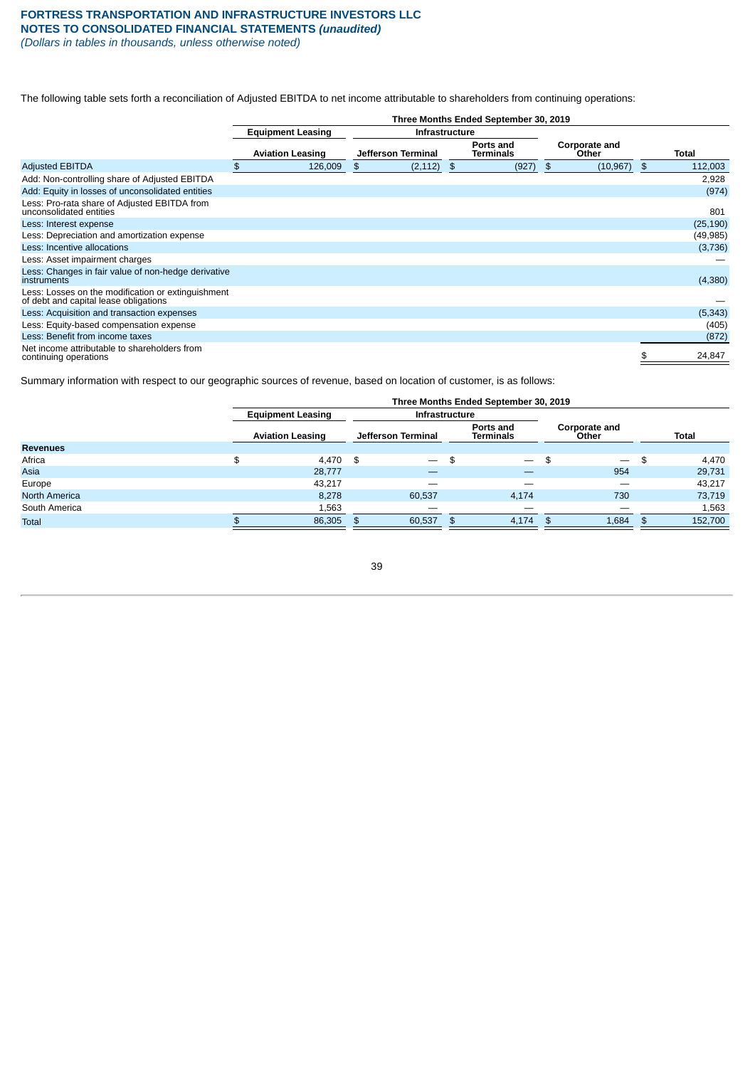The following table sets forth a reconciliation of Adjusted EBITDA to net income attributable to shareholders from continuing operations:

| | Three Months Ended September 30, 2019 | | | | |
|---|---|---|---|---|---|
| | Equipment Leasing | Infrastructure | | | |
| | Aviation Leasing | Jefferson Terminal | Ports and Terminals | Corporate and Other | Total |
| Adjusted EBITDA | $ 126,009 | $ (2,112) | $ (927) | $ (10,967) | $ 112,003 |
| Add: Non-controlling share of Adjusted EBITDA | | | | | 2,928 |
| Add: Equity in losses of unconsolidated entities | | | | | (974) |
| Less: Pro-rata share of Adjusted EBITDA from unconsolidated entities | | | | | 801 |
| Less: Interest expense | | | | | (25,190) |
| Less: Depreciation and amortization expense | | | | | (49,985) |
| Less: Incentive allocations | | | | | (3,736) |
| Less: Asset impairment charges | | | | | — |
| Less: Changes in fair value of non-hedge derivative instruments | | | | | (4,380) |
| Less: Losses on the modification or extinguishment of debt and capital lease obligations | | | | | — |
| Less: Acquisition and transaction expenses | | | | | (5,343) |
| Less: Equity-based compensation expense | | | | | (405) |
| Less: Benefit from income taxes | | | | | (872) |
| Net income attributable to shareholders from continuing operations | | | | | $ 24,847 |

Summary information with respect to our geographic sources of revenue, based on location of customer, is as follows:

| | Three Months Ended September 30, 2019 | | | | |
|---|---|---|---|---|---|
| | Equipment Leasing | Infrastructure | | | |
| | Aviation Leasing | Jefferson Terminal | Ports and Terminals | Corporate and Other | Total |
| **Revenues** | | | | | |
| Africa | $ 4,470 | $ — | $ — | $ — | $ 4,470 |
| Asia | 28,777 | — | — | 954 | 29,731 |
| Europe | 43,217 | — | — | — | 43,217 |
| North America | 8,278 | 60,537 | 4,174 | 730 | 73,719 |
| South America | 1,563 | — | — | — | 1,563 |
| Total | $ 86,305 | $ 60,537 | $ 4,174 | $ 1,684 | $ 152,700 |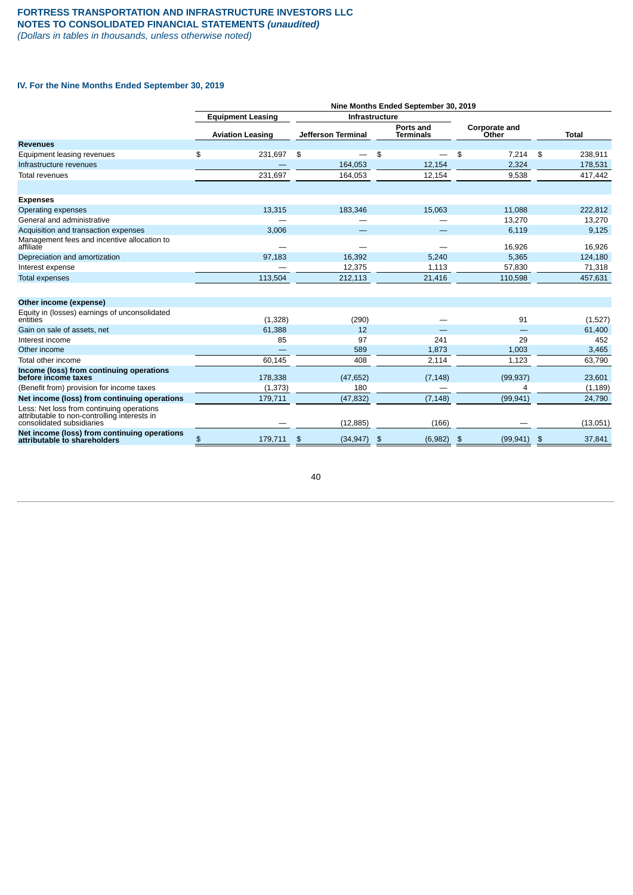# IV. For the Nine Months Ended September 30, 2019

| | Nine Months Ended September 30, 2019 | | | | |
|---|---|---|---|---|---|
| | Equipment Leasing | Infrastructure | | | |
| | Aviation Leasing | Jefferson Terminal | Ports and Terminals | Corporate and Other | Total |
| **Revenues** | | | | | |
| Equipment leasing revenues | $ 231,697 | $ — | $ — | $ 7,214 | $ 238,911 |
| Infrastructure revenues | — | 164,053 | 12,154 | 2,324 | 178,531 |
| Total revenues | 231,697 | 164,053 | 12,154 | 9,538 | 417,442 |
| | | | | | |
| **Expenses** | | | | | |
| Operating expenses | 13,315 | 183,346 | 15,063 | 11,088 | 222,812 |
| General and administrative | — | — | — | 13,270 | 13,270 |
| Acquisition and transaction expenses | 3,006 | — | — | 6,119 | 9,125 |
| Management fees and incentive allocation to affiliate | — | — | — | 16,926 | 16,926 |
| Depreciation and amortization | 97,183 | 16,392 | 5,240 | 5,365 | 124,180 |
| Interest expense | — | 12,375 | 1,113 | 57,830 | 71,318 |
| Total expenses | 113,504 | 212,113 | 21,416 | 110,598 | 457,631 |
| | | | | | |
| **Other income (expense)** | | | | | |
| Equity in (losses) earnings of unconsolidated entities | (1,328) | (290) | — | 91 | (1,527) |
| Gain on sale of assets, net | 61,388 | 12 | — | — | 61,400 |
| Interest income | 85 | 97 | 241 | 29 | 452 |
| Other income | — | 589 | 1,873 | 1,003 | 3,465 |
| Total other income | 60,145 | 408 | 2,114 | 1,123 | 63,790 |
| **Income (loss) from continuing operations before income taxes** | 178,338 | (47,652) | (7,148) | (99,937) | 23,601 |
| (Benefit from) provision for income taxes | (1,373) | 180 | — | 4 | (1,189) |
| **Net income (loss) from continuing operations** | 179,711 | (47,832) | (7,148) | (99,941) | 24,790 |
| Less: Net loss from continuing operations attributable to non-controlling interests in consolidated subsidiaries | — | (12,885) | (166) | — | (13,051) |
| **Net income (loss) from continuing operations attributable to shareholders** | $ 179,711 | $ (34,947) | $ (6,982) | $ (99,941) | $ 37,841 |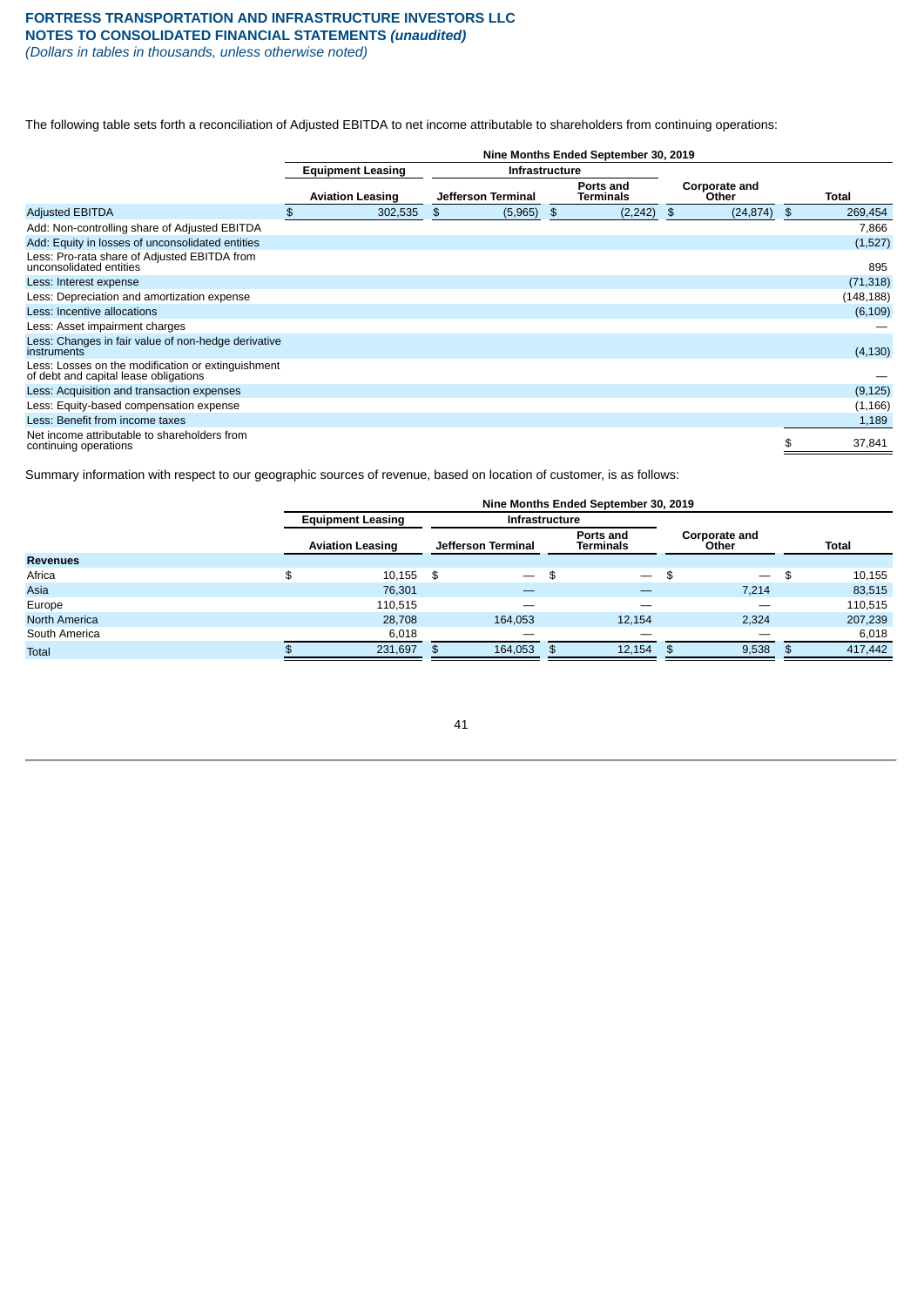The following table sets forth a reconciliation of Adjusted EBITDA to net income attributable to shareholders from continuing operations:

| | Nine Months Ended September 30, 2019 | | | | |
|---|---|---|---|---|---|
| | Equipment Leasing | Infrastructure | | | |
| | Aviation Leasing | Jefferson Terminal | Ports and Terminals | Corporate and Other | Total |
| Adjusted EBITDA | $ 302,535 | $ (5,965) | $ (2,242) | $ (24,874) | $ 269,454 |
| Add: Non-controlling share of Adjusted EBITDA | | | | | 7,866 |
| Add: Equity in losses of unconsolidated entities | | | | | (1,527) |
| Less: Pro-rata share of Adjusted EBITDA from unconsolidated entities | | | | | 895 |
| Less: Interest expense | | | | | (71,318) |
| Less: Depreciation and amortization expense | | | | | (148,188) |
| Less: Incentive allocations | | | | | (6,109) |
| Less: Asset impairment charges | | | | | — |
| Less: Changes in fair value of non-hedge derivative instruments | | | | | (4,130) |
| Less: Losses on the modification or extinguishment of debt and capital lease obligations | | | | | — |
| Less: Acquisition and transaction expenses | | | | | (9,125) |
| Less: Equity-based compensation expense | | | | | (1,166) |
| Less: Benefit from income taxes | | | | | 1,189 |
| Net income attributable to shareholders from continuing operations | | | | | $ 37,841 |

Summary information with respect to our geographic sources of revenue, based on location of customer, is as follows:

| | Nine Months Ended September 30, 2019 | | | | |
|---|---|---|---|---|---|
| | Equipment Leasing | Infrastructure | | | |
| | Aviation Leasing | Jefferson Terminal | Ports and Terminals | Corporate and Other | Total |
| **Revenues** | | | | | |
| Africa | $ 10,155 | $ — | $ — | $ — | $ 10,155 |
| Asia | 76,301 | — | — | 7,214 | 83,515 |
| Europe | 110,515 | — | — | — | 110,515 |
| North America | 28,708 | 164,053 | 12,154 | 2,324 | 207,239 |
| South America | 6,018 | — | — | — | 6,018 |
| Total | $ 231,697 | $ 164,053 | $ 12,154 | $ 9,538 | $ 417,442 |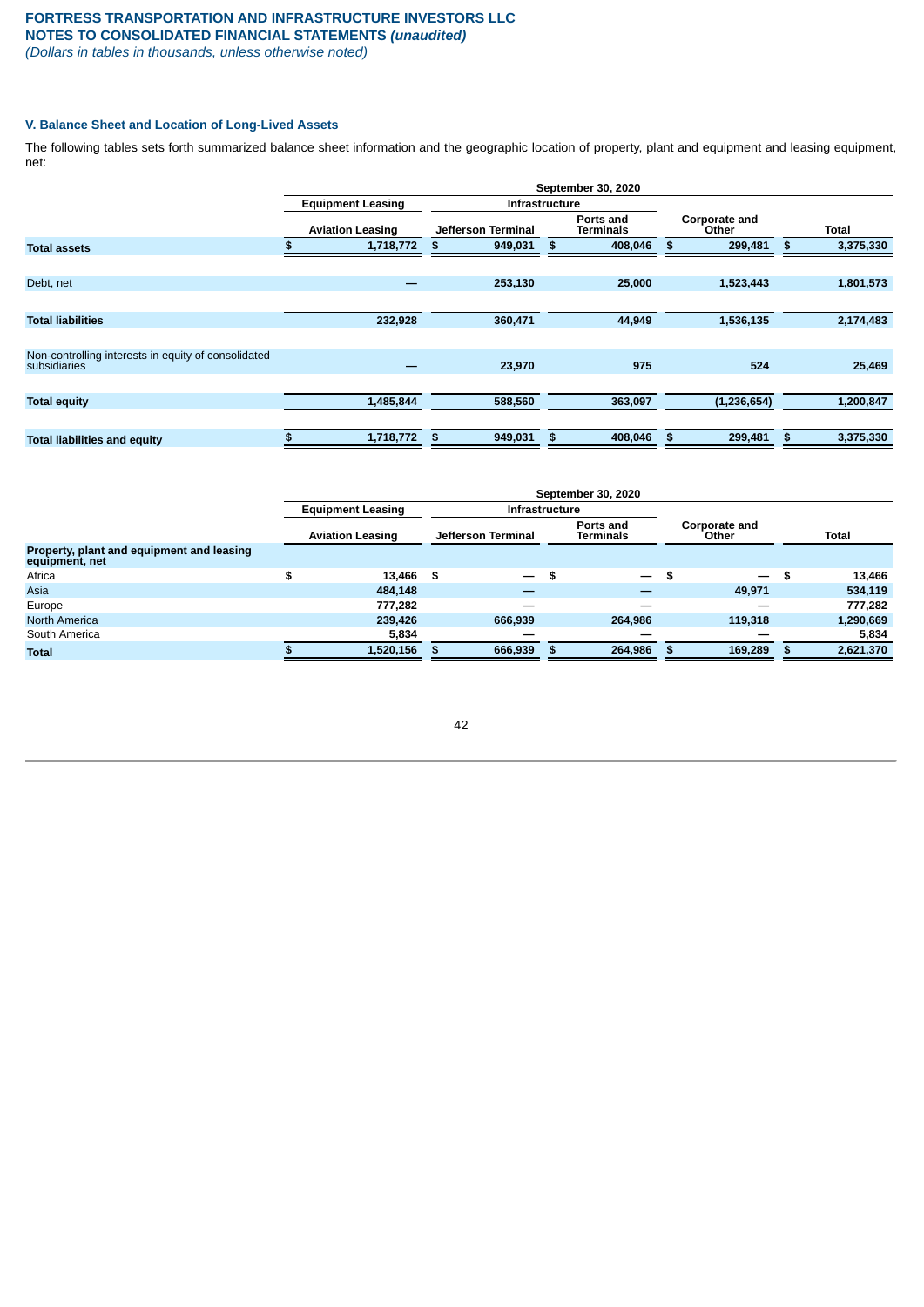### V. Balance Sheet and Location of Long-Lived Assets

The following tables sets forth summarized balance sheet information and the geographic location of property, plant and equipment and leasing equipment, net:

| | September 30, 2020 | | | | |
|---|---|---|---|---|---|
| | Equipment Leasing | Infrastructure | | | |
| | Aviation Leasing | Jefferson Terminal | Ports and Terminals | Corporate and Other | Total |
| **Total assets** | $ 1,718,772 | $ 949,031 | $ 408,046 | $ 299,481 | $ 3,375,330 |
| Debt, net | — | 253,130 | 25,000 | 1,523,443 | 1,801,573 |
| **Total liabilities** | 232,928 | 360,471 | 44,949 | 1,536,135 | 2,174,483 |
| Non-controlling interests in equity of consolidated subsidiaries | — | 23,970 | 975 | 524 | 25,469 |
| **Total equity** | 1,485,844 | 588,560 | 363,097 | (1,236,654) | 1,200,847 |
| **Total liabilities and equity** | $ 1,718,772 | $ 949,031 | $ 408,046 | $ 299,481 | $ 3,375,330 |

| | September 30, 2020 | | | | |
|---|---|---|---|---|---|
| | Equipment Leasing | Infrastructure | | | |
| | Aviation Leasing | Jefferson Terminal | Ports and Terminals | Corporate and Other | Total |
| **Property, plant and equipment and leasing equipment, net** | | | | | |
| Africa | $ 13,466 | $ — | $ — | $ — | $ 13,466 |
| Asia | 484,148 | — | — | 49,971 | 534,119 |
| Europe | 777,282 | — | — | — | 777,282 |
| North America | 239,426 | 666,939 | 264,986 | 119,318 | 1,290,669 |
| South America | 5,834 | — | — | — | 5,834 |
| **Total** | $ 1,520,156 | $ 666,939 | $ 264,986 | $ 169,289 | $ 2,621,370 |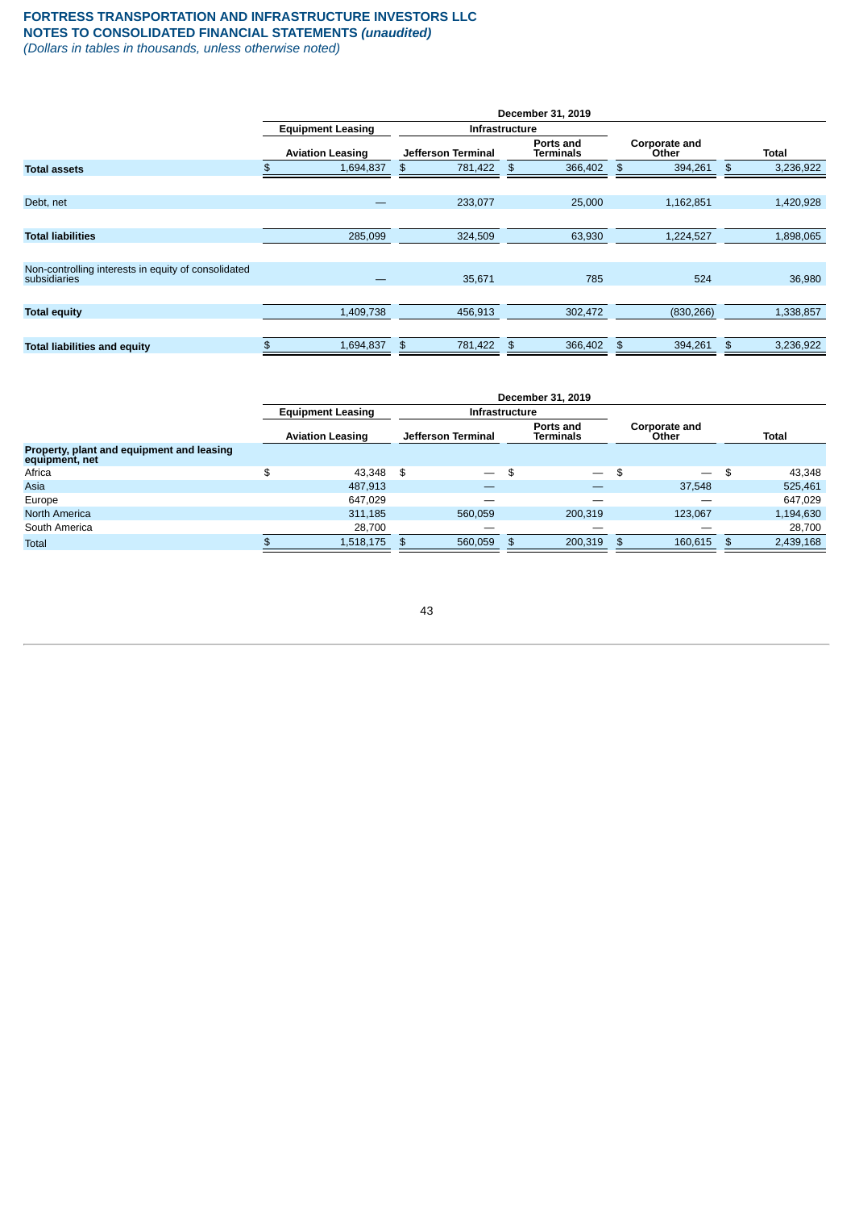| | December 31, 2019 | | | | |
|---|---|---|---|---|---|
| | Equipment Leasing | Infrastructure | | | |
| | Aviation Leasing | Jefferson Terminal | Ports and Terminals | Corporate and Other | Total |
| **Total assets** | $ 1,694,837 | $ 781,422 | $ 366,402 | $ 394,261 | $ 3,236,922 |
| Debt, net | — | 233,077 | 25,000 | 1,162,851 | 1,420,928 |
| **Total liabilities** | 285,099 | 324,509 | 63,930 | 1,224,527 | 1,898,065 |
| Non-controlling interests in equity of consolidated subsidiaries | — | 35,671 | 785 | 524 | 36,980 |
| **Total equity** | 1,409,738 | 456,913 | 302,472 | (830,266) | 1,338,857 |
| **Total liabilities and equity** | $ 1,694,837 | $ 781,422 | $ 366,402 | $ 394,261 | $ 3,236,922 |

| | December 31, 2019 | | | | |
|---|---|---|---|---|---|
| | Equipment Leasing | Infrastructure | | | |
| | Aviation Leasing | Jefferson Terminal | Ports and Terminals | Corporate and Other | Total |
| **Property, plant and equipment and leasing equipment, net** | | | | | |
| Africa | $ 43,348 | $ — | $ — | $ — | $ 43,348 |
| Asia | 487,913 | — | — | 37,548 | 525,461 |
| Europe | 647,029 | — | — | — | 647,029 |
| North America | 311,185 | 560,059 | 200,319 | 123,067 | 1,194,630 |
| South America | 28,700 | — | — | — | 28,700 |
| Total | $ 1,518,175 | $ 560,059 | $ 200,319 | $ 160,615 | $ 2,439,168 |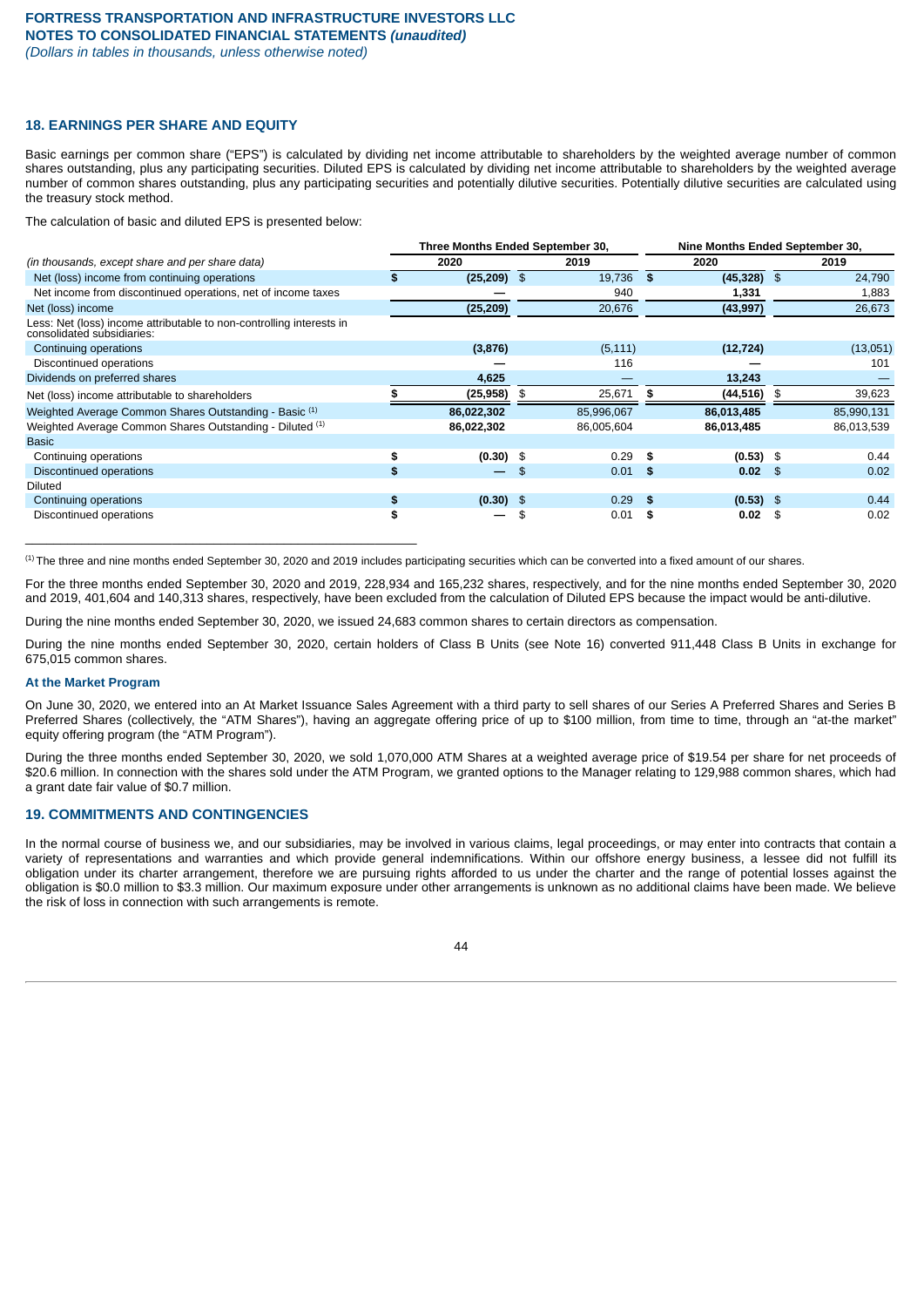## 18. EARNINGS PER SHARE AND EQUITY

Basic earnings per common share ("EPS") is calculated by dividing net income attributable to shareholders by the weighted average number of common shares outstanding, plus any participating securities. Diluted EPS is calculated by dividing net income attributable to shareholders by the weighted average number of common shares outstanding, plus any participating securities and potentially dilutive securities. Potentially dilutive securities are calculated using the treasury stock method.

The calculation of basic and diluted EPS is presented below:

| | Three Months Ended September 30, | | Nine Months Ended September 30, | |
|---|---|---|---|---|
| *(in thousands, except share and per share data)* | **2020** | 2019 | **2020** | 2019 |
| Net (loss) income from continuing operations | **$ (25,209)** | $ 19,736 | **$ (45,328)** | $ 24,790 |
| Net income from discontinued operations, net of income taxes | **—** | 940 | **1,331** | 1,883 |
| Net (loss) income | **(25,209)** | 20,676 | **(43,997)** | 26,673 |
| Less: Net (loss) income attributable to non-controlling interests in consolidated subsidiaries: | | | | |
| Continuing operations | **(3,876)** | (5,111) | **(12,724)** | (13,051) |
| Discontinued operations | **—** | 116 | **—** | 101 |
| Dividends on preferred shares | **4,625** | — | **13,243** | — |
| Net (loss) income attributable to shareholders | **$ (25,958)** | $ 25,671 | **$ (44,516)** | $ 39,623 |
| Weighted Average Common Shares Outstanding - Basic [(1)] | **86,022,302** | 85,996,067 | **86,013,485** | 85,990,131 |
| Weighted Average Common Shares Outstanding - Diluted [(1)] | **86,022,302** | 86,005,604 | **86,013,485** | 86,013,539 |
| Basic | | | | |
| Continuing operations | **$ (0.30)** | $ 0.29 | **$ (0.53)** | $ 0.44 |
| Discontinued operations | **$ —** | $ 0.01 | **$ 0.02** | $ 0.02 |
| Diluted | | | | |
| Continuing operations | **$ (0.30)** | $ 0.29 | **$ (0.53)** | $ 0.44 |
| Discontinued operations | **$ —** | $ 0.01 | **$ 0.02** | $ 0.02 |

[(1)] The three and nine months ended September 30, 2020 and 2019 includes participating securities which can be converted into a fixed amount of our shares.

For the three months ended September 30, 2020 and 2019, 228,934 and 165,232 shares, respectively, and for the nine months ended September 30, 2020 and 2019, 401,604 and 140,313 shares, respectively, have been excluded from the calculation of Diluted EPS because the impact would be anti-dilutive.

During the nine months ended September 30, 2020, we issued 24,683 common shares to certain directors as compensation.

During the nine months ended September 30, 2020, certain holders of Class B Units (see Note 16) converted 911,448 Class B Units in exchange for 675,015 common shares.

### At the Market Program

On June 30, 2020, we entered into an At Market Issuance Sales Agreement with a third party to sell shares of our Series A Preferred Shares and Series B Preferred Shares (collectively, the "ATM Shares"), having an aggregate offering price of up to $100 million, from time to time, through an "at-the market" equity offering program (the "ATM Program").

During the three months ended September 30, 2020, we sold 1,070,000 ATM Shares at a weighted average price of $19.54 per share for net proceeds of $20.6 million. In connection with the shares sold under the ATM Program, we granted options to the Manager relating to 129,988 common shares, which had a grant date fair value of $0.7 million.

## 19. COMMITMENTS AND CONTINGENCIES

In the normal course of business we, and our subsidiaries, may be involved in various claims, legal proceedings, or may enter into contracts that contain a variety of representations and warranties and which provide general indemnifications. Within our offshore energy business, a lessee did not fulfill its obligation under its charter arrangement, therefore we are pursuing rights afforded to us under the charter and the range of potential losses against the obligation is $0.0 million to $3.3 million. Our maximum exposure under other arrangements is unknown as no additional claims have been made. We believe the risk of loss in connection with such arrangements is remote.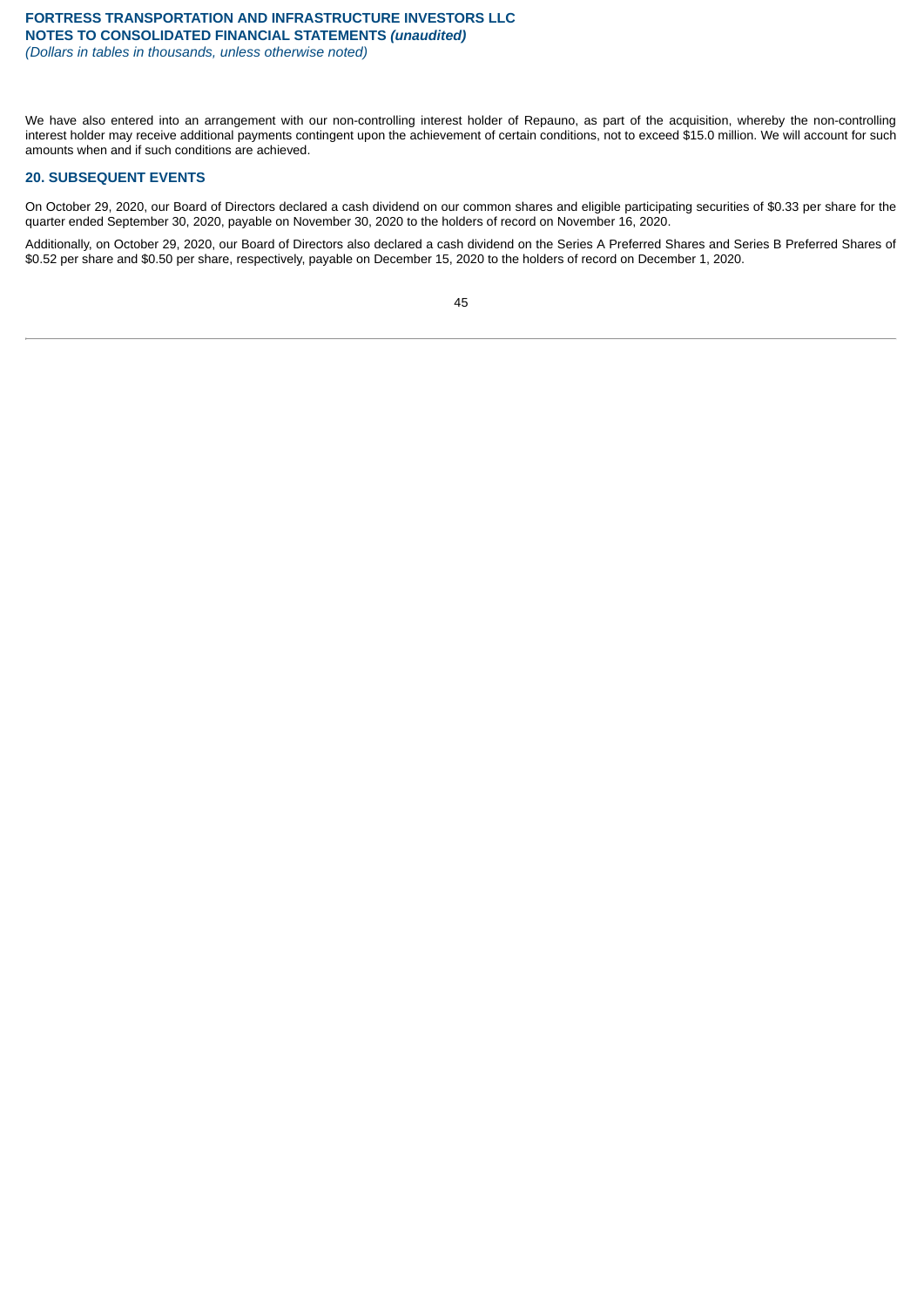We have also entered into an arrangement with our non-controlling interest holder of Repauno, as part of the acquisition, whereby the non-controlling interest holder may receive additional payments contingent upon the achievement of certain conditions, not to exceed $15.0 million. We will account for such amounts when and if such conditions are achieved.

## 20. SUBSEQUENT EVENTS

On October 29, 2020, our Board of Directors declared a cash dividend on our common shares and eligible participating securities of $0.33 per share for the quarter ended September 30, 2020, payable on November 30, 2020 to the holders of record on November 16, 2020.

Additionally, on October 29, 2020, our Board of Directors also declared a cash dividend on the Series A Preferred Shares and Series B Preferred Shares of $0.52 per share and $0.50 per share, respectively, payable on December 15, 2020 to the holders of record on December 1, 2020.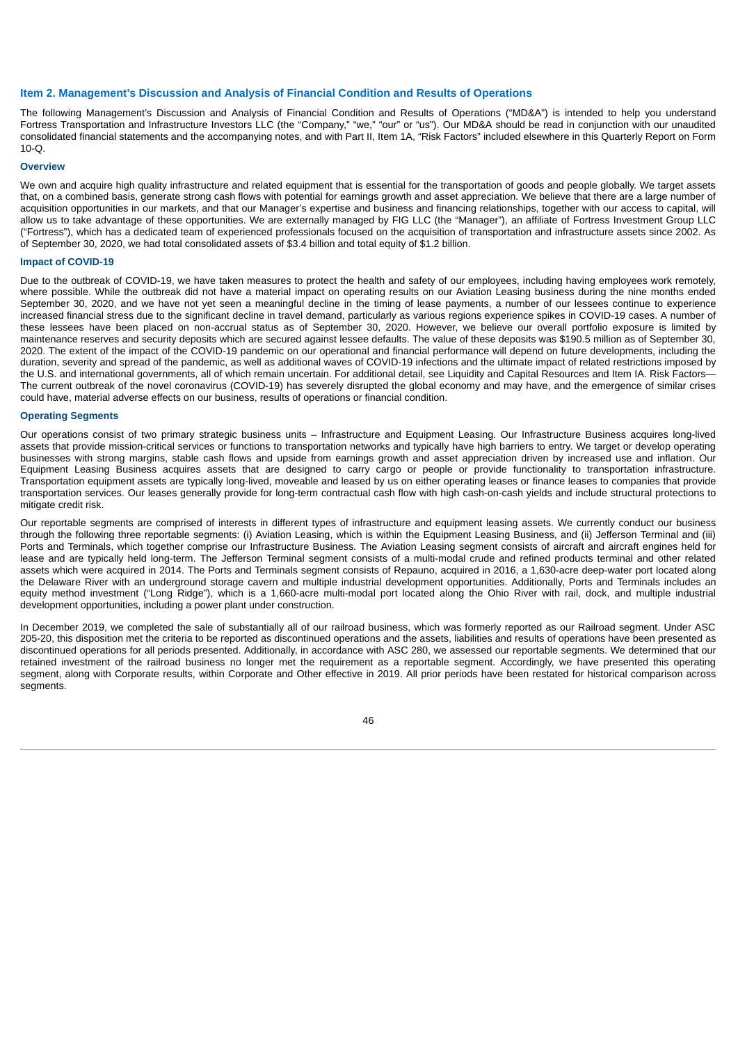## Item 2. Management's Discussion and Analysis of Financial Condition and Results of Operations

The following Management's Discussion and Analysis of Financial Condition and Results of Operations ("MD&A") is intended to help you understand Fortress Transportation and Infrastructure Investors LLC (the "Company," "we," "our" or "us"). Our MD&A should be read in conjunction with our unaudited consolidated financial statements and the accompanying notes, and with Part II, Item 1A, "Risk Factors" included elsewhere in this Quarterly Report on Form 10-Q.

### Overview

We own and acquire high quality infrastructure and related equipment that is essential for the transportation of goods and people globally. We target assets that, on a combined basis, generate strong cash flows with potential for earnings growth and asset appreciation. We believe that there are a large number of acquisition opportunities in our markets, and that our Manager's expertise and business and financing relationships, together with our access to capital, will allow us to take advantage of these opportunities. We are externally managed by FIG LLC (the "Manager"), an affiliate of Fortress Investment Group LLC ("Fortress"), which has a dedicated team of experienced professionals focused on the acquisition of transportation and infrastructure assets since 2002. As of September 30, 2020, we had total consolidated assets of $3.4 billion and total equity of $1.2 billion.

### Impact of COVID-19

Due to the outbreak of COVID-19, we have taken measures to protect the health and safety of our employees, including having employees work remotely, where possible. While the outbreak did not have a material impact on operating results on our Aviation Leasing business during the nine months ended September 30, 2020, and we have not yet seen a meaningful decline in the timing of lease payments, a number of our lessees continue to experience increased financial stress due to the significant decline in travel demand, particularly as various regions experience spikes in COVID-19 cases. A number of these lessees have been placed on non-accrual status as of September 30, 2020. However, we believe our overall portfolio exposure is limited by maintenance reserves and security deposits which are secured against lessee defaults. The value of these deposits was $190.5 million as of September 30, 2020. The extent of the impact of the COVID-19 pandemic on our operational and financial performance will depend on future developments, including the duration, severity and spread of the pandemic, as well as additional waves of COVID-19 infections and the ultimate impact of related restrictions imposed by the U.S. and international governments, all of which remain uncertain. For additional detail, see Liquidity and Capital Resources and Item IA. Risk Factors—The current outbreak of the novel coronavirus (COVID-19) has severely disrupted the global economy and may have, and the emergence of similar crises could have, material adverse effects on our business, results of operations or financial condition.

### Operating Segments

Our operations consist of two primary strategic business units – Infrastructure and Equipment Leasing. Our Infrastructure Business acquires long-lived assets that provide mission-critical services or functions to transportation networks and typically have high barriers to entry. We target or develop operating businesses with strong margins, stable cash flows and upside from earnings growth and asset appreciation driven by increased use and inflation. Our Equipment Leasing Business acquires assets that are designed to carry cargo or people or provide functionality to transportation infrastructure. Transportation equipment assets are typically long-lived, moveable and leased by us on either operating leases or finance leases to companies that provide transportation services. Our leases generally provide for long-term contractual cash flow with high cash-on-cash yields and include structural protections to mitigate credit risk.

Our reportable segments are comprised of interests in different types of infrastructure and equipment leasing assets. We currently conduct our business through the following three reportable segments: (i) Aviation Leasing, which is within the Equipment Leasing Business, and (ii) Jefferson Terminal and (iii) Ports and Terminals, which together comprise our Infrastructure Business. The Aviation Leasing segment consists of aircraft and aircraft engines held for lease and are typically held long-term. The Jefferson Terminal segment consists of a multi-modal crude and refined products terminal and other related assets which were acquired in 2014. The Ports and Terminals segment consists of Repauno, acquired in 2016, a 1,630-acre deep-water port located along the Delaware River with an underground storage cavern and multiple industrial development opportunities. Additionally, Ports and Terminals includes an equity method investment ("Long Ridge"), which is a 1,660-acre multi-modal port located along the Ohio River with rail, dock, and multiple industrial development opportunities, including a power plant under construction.

In December 2019, we completed the sale of substantially all of our railroad business, which was formerly reported as our Railroad segment. Under ASC 205-20, this disposition met the criteria to be reported as discontinued operations and the assets, liabilities and results of operations have been presented as discontinued operations for all periods presented. Additionally, in accordance with ASC 280, we assessed our reportable segments. We determined that our retained investment of the railroad business no longer met the requirement as a reportable segment. Accordingly, we have presented this operating segment, along with Corporate results, within Corporate and Other effective in 2019. All prior periods have been restated for historical comparison across segments.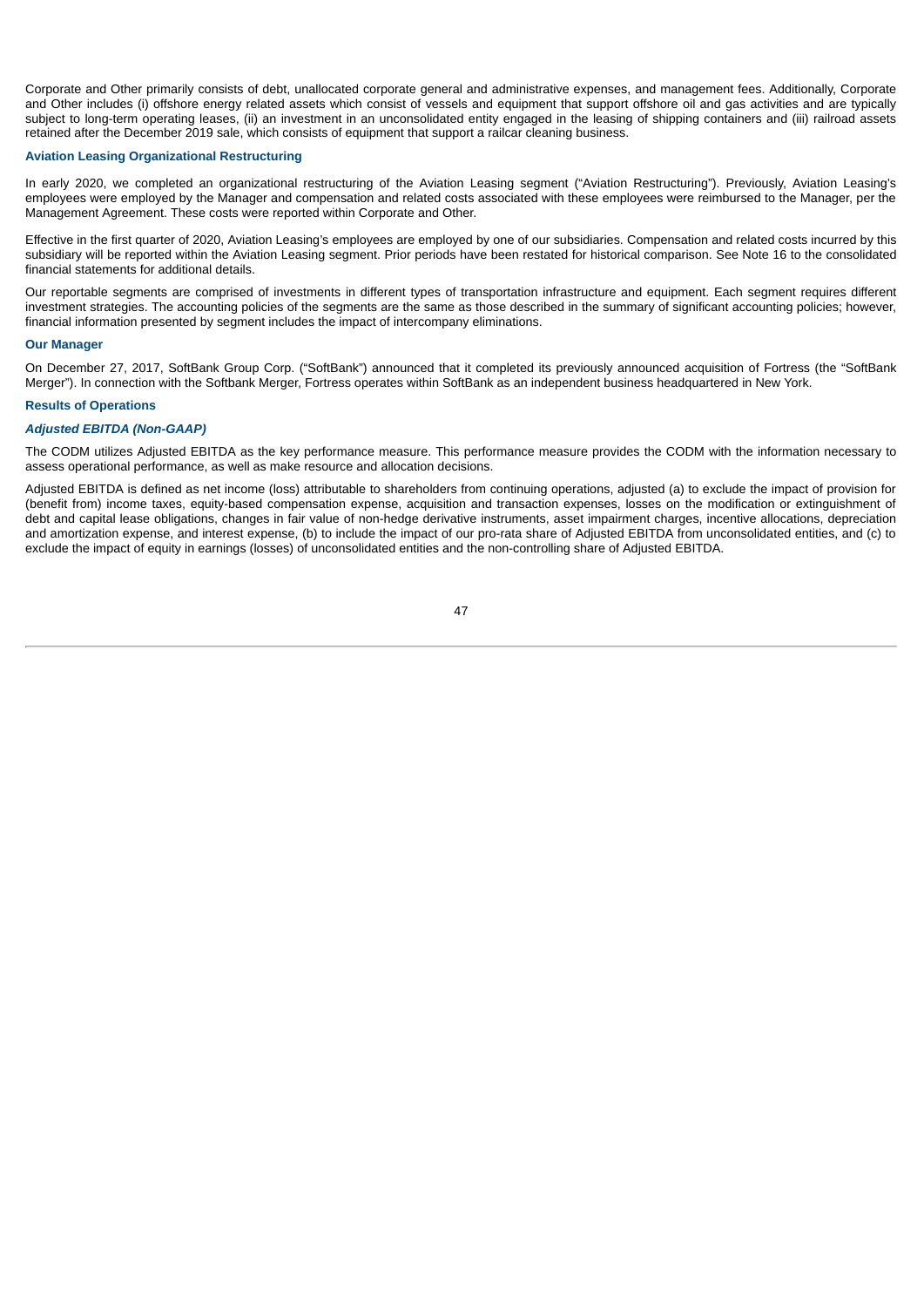Corporate and Other primarily consists of debt, unallocated corporate general and administrative expenses, and management fees. Additionally, Corporate and Other includes (i) offshore energy related assets which consist of vessels and equipment that support offshore oil and gas activities and are typically subject to long-term operating leases, (ii) an investment in an unconsolidated entity engaged in the leasing of shipping containers and (iii) railroad assets retained after the December 2019 sale, which consists of equipment that support a railcar cleaning business.

### Aviation Leasing Organizational Restructuring

In early 2020, we completed an organizational restructuring of the Aviation Leasing segment ("Aviation Restructuring"). Previously, Aviation Leasing's employees were employed by the Manager and compensation and related costs associated with these employees were reimbursed to the Manager, per the Management Agreement. These costs were reported within Corporate and Other.

Effective in the first quarter of 2020, Aviation Leasing's employees are employed by one of our subsidiaries. Compensation and related costs incurred by this subsidiary will be reported within the Aviation Leasing segment. Prior periods have been restated for historical comparison. See Note 16 to the consolidated financial statements for additional details.

Our reportable segments are comprised of investments in different types of transportation infrastructure and equipment. Each segment requires different investment strategies. The accounting policies of the segments are the same as those described in the summary of significant accounting policies; however, financial information presented by segment includes the impact of intercompany eliminations.

### Our Manager

On December 27, 2017, SoftBank Group Corp. ("SoftBank") announced that it completed its previously announced acquisition of Fortress (the "SoftBank Merger"). In connection with the Softbank Merger, Fortress operates within SoftBank as an independent business headquartered in New York.

### Results of Operations

#### *Adjusted EBITDA (Non-GAAP)*

The CODM utilizes Adjusted EBITDA as the key performance measure. This performance measure provides the CODM with the information necessary to assess operational performance, as well as make resource and allocation decisions.

Adjusted EBITDA is defined as net income (loss) attributable to shareholders from continuing operations, adjusted (a) to exclude the impact of provision for (benefit from) income taxes, equity-based compensation expense, acquisition and transaction expenses, losses on the modification or extinguishment of debt and capital lease obligations, changes in fair value of non-hedge derivative instruments, asset impairment charges, incentive allocations, depreciation and amortization expense, and interest expense, (b) to include the impact of our pro-rata share of Adjusted EBITDA from unconsolidated entities, and (c) to exclude the impact of equity in earnings (losses) of unconsolidated entities and the non-controlling share of Adjusted EBITDA.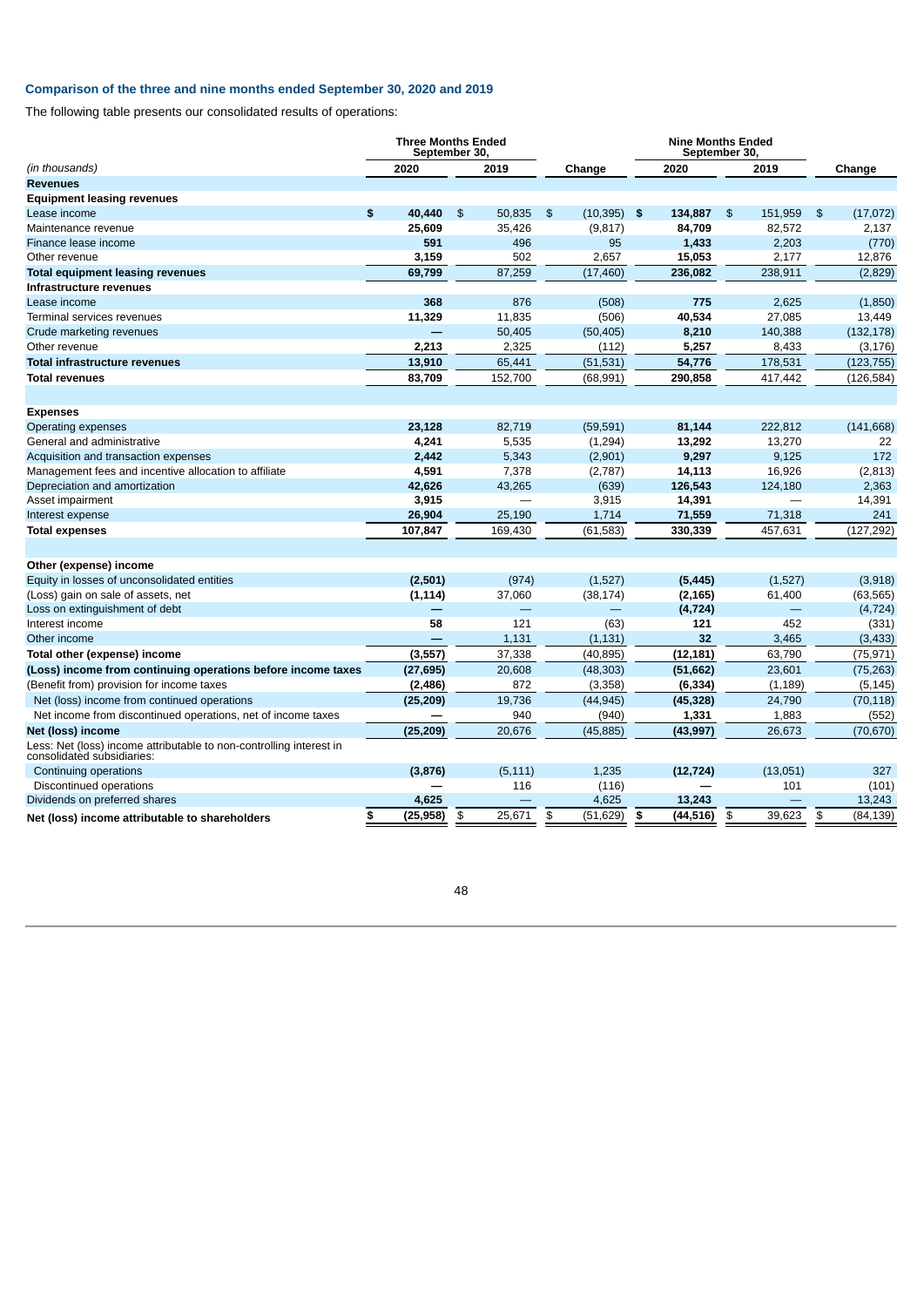### Comparison of the three and nine months ended September 30, 2020 and 2019

The following table presents our consolidated results of operations:

| *(in thousands)* | Three Months Ended September 30, 2020 | Three Months Ended September 30, 2019 | Change | Nine Months Ended September 30, 2020 | Nine Months Ended September 30, 2019 | Change |
|---|---|---|---|---|---|---|
| **Revenues** | | | | | | |
| **Equipment leasing revenues** | | | | | | |
| Lease income | **$ 40,440** | $ 50,835 | $ (10,395) | **$ 134,887** | $ 151,959 | $ (17,072) |
| Maintenance revenue | **25,609** | 35,426 | (9,817) | **84,709** | 82,572 | 2,137 |
| Finance lease income | **591** | 496 | 95 | **1,433** | 2,203 | (770) |
| Other revenue | **3,159** | 502 | 2,657 | **15,053** | 2,177 | 12,876 |
| **Total equipment leasing revenues** | **69,799** | 87,259 | (17,460) | **236,082** | 238,911 | (2,829) |
| **Infrastructure revenues** | | | | | | |
| Lease income | **368** | 876 | (508) | **775** | 2,625 | (1,850) |
| Terminal services revenues | **11,329** | 11,835 | (506) | **40,534** | 27,085 | 13,449 |
| Crude marketing revenues | **—** | 50,405 | (50,405) | **8,210** | 140,388 | (132,178) |
| Other revenue | **2,213** | 2,325 | (112) | **5,257** | 8,433 | (3,176) |
| **Total infrastructure revenues** | **13,910** | 65,441 | (51,531) | **54,776** | 178,531 | (123,755) |
| **Total revenues** | **83,709** | 152,700 | (68,991) | **290,858** | 417,442 | (126,584) |
| | | | | | | |
| **Expenses** | | | | | | |
| Operating expenses | **23,128** | 82,719 | (59,591) | **81,144** | 222,812 | (141,668) |
| General and administrative | **4,241** | 5,535 | (1,294) | **13,292** | 13,270 | 22 |
| Acquisition and transaction expenses | **2,442** | 5,343 | (2,901) | **9,297** | 9,125 | 172 |
| Management fees and incentive allocation to affiliate | **4,591** | 7,378 | (2,787) | **14,113** | 16,926 | (2,813) |
| Depreciation and amortization | **42,626** | 43,265 | (639) | **126,543** | 124,180 | 2,363 |
| Asset impairment | **3,915** | — | 3,915 | **14,391** | — | 14,391 |
| Interest expense | **26,904** | 25,190 | 1,714 | **71,559** | 71,318 | 241 |
| **Total expenses** | **107,847** | 169,430 | (61,583) | **330,339** | 457,631 | (127,292) |
| | | | | | | |
| **Other (expense) income** | | | | | | |
| Equity in losses of unconsolidated entities | **(2,501)** | (974) | (1,527) | **(5,445)** | (1,527) | (3,918) |
| (Loss) gain on sale of assets, net | **(1,114)** | 37,060 | (38,174) | **(2,165)** | 61,400 | (63,565) |
| Loss on extinguishment of debt | **—** | — | — | **(4,724)** | — | (4,724) |
| Interest income | **58** | 121 | (63) | **121** | 452 | (331) |
| Other income | **—** | 1,131 | (1,131) | **32** | 3,465 | (3,433) |
| **Total other (expense) income** | **(3,557)** | 37,338 | (40,895) | **(12,181)** | 63,790 | (75,971) |
| **(Loss) income from continuing operations before income taxes** | **(27,695)** | 20,608 | (48,303) | **(51,662)** | 23,601 | (75,263) |
| (Benefit from) provision for income taxes | **(2,486)** | 872 | (3,358) | **(6,334)** | (1,189) | (5,145) |
| Net (loss) income from continued operations | **(25,209)** | 19,736 | (44,945) | **(45,328)** | 24,790 | (70,118) |
| Net income from discontinued operations, net of income taxes | **—** | 940 | (940) | **1,331** | 1,883 | (552) |
| **Net (loss) income** | **(25,209)** | 20,676 | (45,885) | **(43,997)** | 26,673 | (70,670) |
| Less: Net (loss) income attributable to non-controlling interest in consolidated subsidiaries: | | | | | | |
| Continuing operations | **(3,876)** | (5,111) | 1,235 | **(12,724)** | (13,051) | 327 |
| Discontinued operations | **—** | 116 | (116) | **—** | 101 | (101) |
| Dividends on preferred shares | **4,625** | — | 4,625 | **13,243** | — | 13,243 |
| **Net (loss) income attributable to shareholders** | **$ (25,958)** | $ 25,671 | $ (51,629) | **$ (44,516)** | $ 39,623 | $ (84,139) |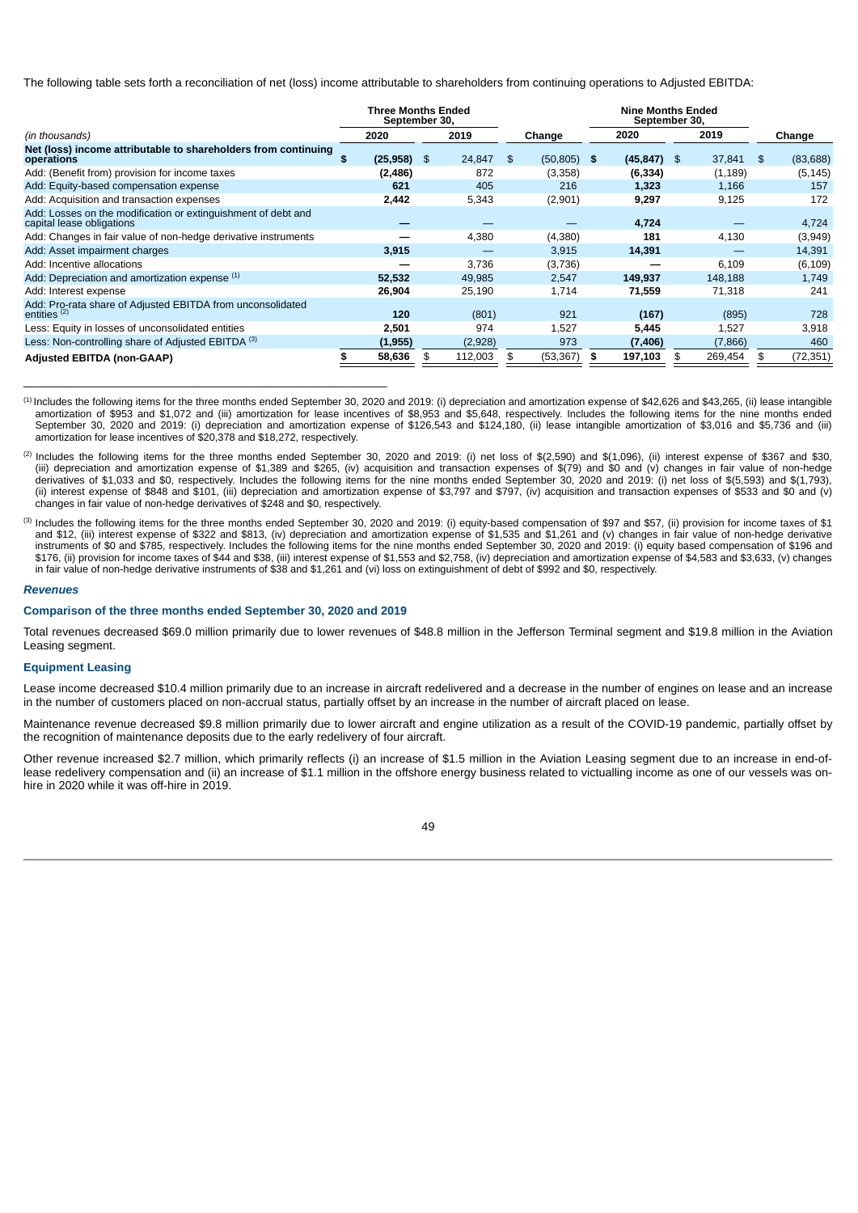The following table sets forth a reconciliation of net (loss) income attributable to shareholders from continuing operations to Adjusted EBITDA:

| | Three Months Ended September 30, | | | Nine Months Ended September 30, | | |
|---|---|---|---|---|---|---|
| *(in thousands)* | 2020 | 2019 | Change | 2020 | 2019 | Change |
| **Net (loss) income attributable to shareholders from continuing operations** | **$ (25,958)** | $ 24,847 | $ (50,805) | **$ (45,847)** | $ 37,841 | $ (83,688) |
| Add: (Benefit from) provision for income taxes | **(2,486)** | 872 | (3,358) | **(6,334)** | (1,189) | (5,145) |
| Add: Equity-based compensation expense | **621** | 405 | 216 | **1,323** | 1,166 | 157 |
| Add: Acquisition and transaction expenses | **2,442** | 5,343 | (2,901) | **9,297** | 9,125 | 172 |
| Add: Losses on the modification or extinguishment of debt and capital lease obligations | **—** | — | — | **4,724** | — | 4,724 |
| Add: Changes in fair value of non-hedge derivative instruments | **—** | 4,380 | (4,380) | **181** | 4,130 | (3,949) |
| Add: Asset impairment charges | **3,915** | — | 3,915 | **14,391** | — | 14,391 |
| Add: Incentive allocations | **—** | 3,736 | (3,736) | **—** | 6,109 | (6,109) |
| Add: Depreciation and amortization expense [(1)] | **52,532** | 49,985 | 2,547 | **149,937** | 148,188 | 1,749 |
| Add: Interest expense | **26,904** | 25,190 | 1,714 | **71,559** | 71,318 | 241 |
| Add: Pro-rata share of Adjusted EBITDA from unconsolidated entities [(2)] | **120** | (801) | 921 | **(167)** | (895) | 728 |
| Less: Equity in losses of unconsolidated entities | **2,501** | 974 | 1,527 | **5,445** | 1,527 | 3,918 |
| Less: Non-controlling share of Adjusted EBITDA [(3)] | **(1,955)** | (2,928) | 973 | **(7,406)** | (7,866) | 460 |
| **Adjusted EBITDA (non-GAAP)** | **$ 58,636** | $ 112,003 | $ (53,367) | **$ 197,103** | $ 269,454 | $ (72,351) |

[(1)] Includes the following items for the three months ended September 30, 2020 and 2019: (i) depreciation and amortization expense of $42,626 and $43,265, (ii) lease intangible amortization of $953 and $1,072 and (iii) amortization for lease incentives of $8,953 and $5,648, respectively. Includes the following items for the nine months ended September 30, 2020 and 2019: (i) depreciation and amortization expense of $126,543 and $124,180, (ii) lease intangible amortization of $3,016 and $5,736 and (iii) amortization for lease incentives of $20,378 and $18,272, respectively.

[(2)] Includes the following items for the three months ended September 30, 2020 and 2019: (i) net loss of $(2,590) and $(1,096), (ii) interest expense of $367 and $30, (iii) depreciation and amortization expense of $1,389 and $265, (iv) acquisition and transaction expenses of $(79) and $0 and (v) changes in fair value of non-hedge derivatives of $1,033 and $0, respectively. Includes the following items for the nine months ended September 30, 2020 and 2019: (i) net loss of $(5,593) and $(1,793), (ii) interest expense of $848 and $101, (iii) depreciation and amortization expense of $3,797 and $797, (iv) acquisition and transaction expenses of $533 and $0 and (v) changes in fair value of non-hedge derivatives of $248 and $0, respectively.

[(3)] Includes the following items for the three months ended September 30, 2020 and 2019: (i) equity-based compensation of $97 and $57, (ii) provision for income taxes of $1 and $12, (iii) interest expense of $322 and $813, (iv) depreciation and amortization expense of $1,535 and $1,261 and (v) changes in fair value of non-hedge derivative instruments of $0 and $785, respectively. Includes the following items for the nine months ended September 30, 2020 and 2019: (i) equity based compensation of $196 and $176, (ii) provision for income taxes of $44 and $38, (iii) interest expense of $1,553 and $2,758, (iv) depreciation and amortization expense of $4,583 and $3,633, (v) changes in fair value of non-hedge derivative instruments of $38 and $1,261 and (vi) loss on extinguishment of debt of $992 and $0, respectively.

### *Revenues*

#### Comparison of the three months ended September 30, 2020 and 2019

Total revenues decreased $69.0 million primarily due to lower revenues of $48.8 million in the Jefferson Terminal segment and $19.8 million in the Aviation Leasing segment.

#### Equipment Leasing

Lease income decreased $10.4 million primarily due to an increase in aircraft redelivered and a decrease in the number of engines on lease and an increase in the number of customers placed on non-accrual status, partially offset by an increase in the number of aircraft placed on lease.

Maintenance revenue decreased $9.8 million primarily due to lower aircraft and engine utilization as a result of the COVID-19 pandemic, partially offset by the recognition of maintenance deposits due to the early redelivery of four aircraft.

Other revenue increased $2.7 million, which primarily reflects (i) an increase of $1.5 million in the Aviation Leasing segment due to an increase in end-of-lease redelivery compensation and (ii) an increase of $1.1 million in the offshore energy business related to victualling income as one of our vessels was on-hire in 2020 while it was off-hire in 2019.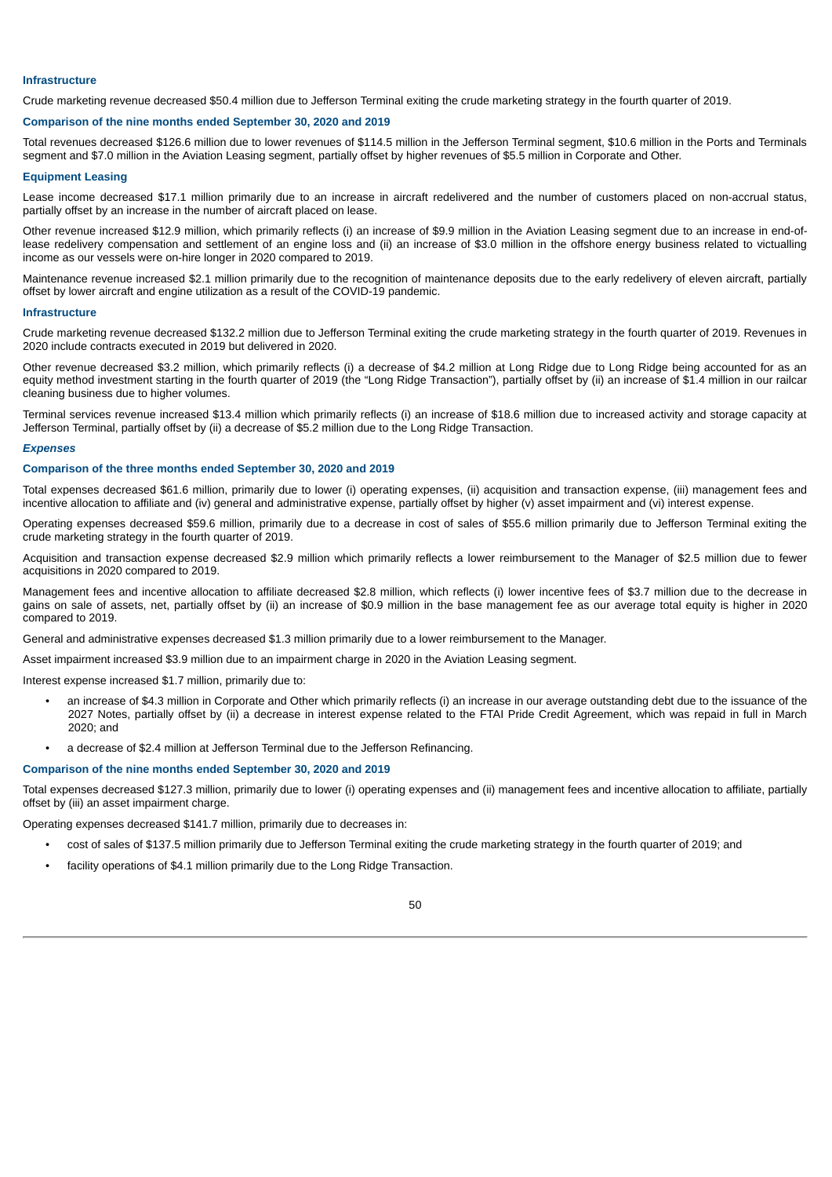#### Infrastructure

Crude marketing revenue decreased $50.4 million due to Jefferson Terminal exiting the crude marketing strategy in the fourth quarter of 2019.

#### Comparison of the nine months ended September 30, 2020 and 2019

Total revenues decreased $126.6 million due to lower revenues of $114.5 million in the Jefferson Terminal segment, $10.6 million in the Ports and Terminals segment and $7.0 million in the Aviation Leasing segment, partially offset by higher revenues of $5.5 million in Corporate and Other.

#### Equipment Leasing

Lease income decreased $17.1 million primarily due to an increase in aircraft redelivered and the number of customers placed on non-accrual status, partially offset by an increase in the number of aircraft placed on lease.

Other revenue increased $12.9 million, which primarily reflects (i) an increase of $9.9 million in the Aviation Leasing segment due to an increase in end-of-lease redelivery compensation and settlement of an engine loss and (ii) an increase of $3.0 million in the offshore energy business related to victualling income as our vessels were on-hire longer in 2020 compared to 2019.

Maintenance revenue increased $2.1 million primarily due to the recognition of maintenance deposits due to the early redelivery of eleven aircraft, partially offset by lower aircraft and engine utilization as a result of the COVID-19 pandemic.

#### Infrastructure

Crude marketing revenue decreased $132.2 million due to Jefferson Terminal exiting the crude marketing strategy in the fourth quarter of 2019. Revenues in 2020 include contracts executed in 2019 but delivered in 2020.

Other revenue decreased $3.2 million, which primarily reflects (i) a decrease of $4.2 million at Long Ridge due to Long Ridge being accounted for as an equity method investment starting in the fourth quarter of 2019 (the “Long Ridge Transaction”), partially offset by (ii) an increase of $1.4 million in our railcar cleaning business due to higher volumes.

Terminal services revenue increased $13.4 million which primarily reflects (i) an increase of $18.6 million due to increased activity and storage capacity at Jefferson Terminal, partially offset by (ii) a decrease of $5.2 million due to the Long Ridge Transaction.

#### *Expenses*

#### Comparison of the three months ended September 30, 2020 and 2019

Total expenses decreased $61.6 million, primarily due to lower (i) operating expenses, (ii) acquisition and transaction expense, (iii) management fees and incentive allocation to affiliate and (iv) general and administrative expense, partially offset by higher (v) asset impairment and (vi) interest expense.

Operating expenses decreased $59.6 million, primarily due to a decrease in cost of sales of $55.6 million primarily due to Jefferson Terminal exiting the crude marketing strategy in the fourth quarter of 2019.

Acquisition and transaction expense decreased $2.9 million which primarily reflects a lower reimbursement to the Manager of $2.5 million due to fewer acquisitions in 2020 compared to 2019.

Management fees and incentive allocation to affiliate decreased $2.8 million, which reflects (i) lower incentive fees of $3.7 million due to the decrease in gains on sale of assets, net, partially offset by (ii) an increase of $0.9 million in the base management fee as our average total equity is higher in 2020 compared to 2019.

General and administrative expenses decreased $1.3 million primarily due to a lower reimbursement to the Manager.

Asset impairment increased $3.9 million due to an impairment charge in 2020 in the Aviation Leasing segment.

Interest expense increased $1.7 million, primarily due to:

- an increase of $4.3 million in Corporate and Other which primarily reflects (i) an increase in our average outstanding debt due to the issuance of the 2027 Notes, partially offset by (ii) a decrease in interest expense related to the FTAI Pride Credit Agreement, which was repaid in full in March 2020; and
- a decrease of $2.4 million at Jefferson Terminal due to the Jefferson Refinancing.

#### Comparison of the nine months ended September 30, 2020 and 2019

Total expenses decreased $127.3 million, primarily due to lower (i) operating expenses and (ii) management fees and incentive allocation to affiliate, partially offset by (iii) an asset impairment charge.

Operating expenses decreased $141.7 million, primarily due to decreases in:

- cost of sales of $137.5 million primarily due to Jefferson Terminal exiting the crude marketing strategy in the fourth quarter of 2019; and
- facility operations of $4.1 million primarily due to the Long Ridge Transaction.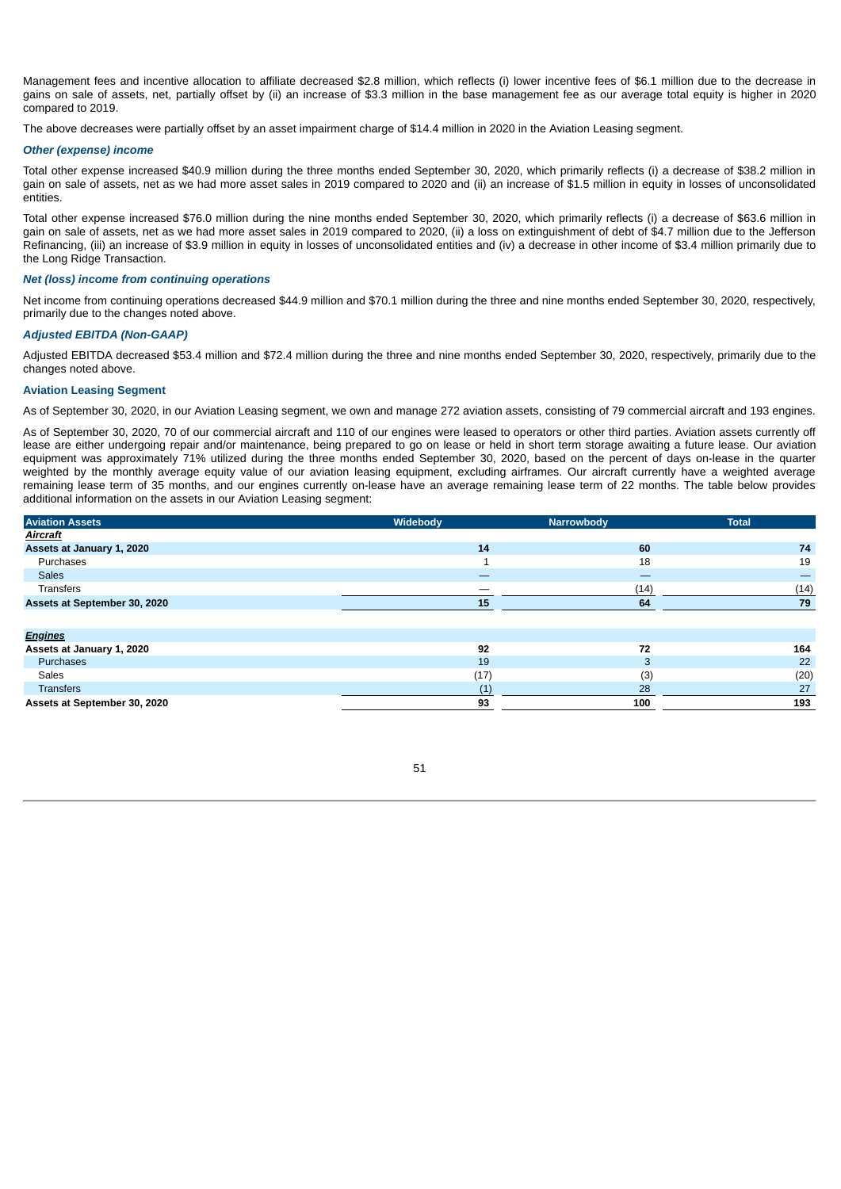Management fees and incentive allocation to affiliate decreased $2.8 million, which reflects (i) lower incentive fees of $6.1 million due to the decrease in gains on sale of assets, net, partially offset by (ii) an increase of $3.3 million in the base management fee as our average total equity is higher in 2020 compared to 2019.

The above decreases were partially offset by an asset impairment charge of $14.4 million in 2020 in the Aviation Leasing segment.

***Other (expense) income***

Total other expense increased $40.9 million during the three months ended September 30, 2020, which primarily reflects (i) a decrease of $38.2 million in gain on sale of assets, net as we had more asset sales in 2019 compared to 2020 and (ii) an increase of $1.5 million in equity in losses of unconsolidated entities.

Total other expense increased $76.0 million during the nine months ended September 30, 2020, which primarily reflects (i) a decrease of $63.6 million in gain on sale of assets, net as we had more asset sales in 2019 compared to 2020, (ii) a loss on extinguishment of debt of $4.7 million due to the Jefferson Refinancing, (iii) an increase of $3.9 million in equity in losses of unconsolidated entities and (iv) a decrease in other income of $3.4 million primarily due to the Long Ridge Transaction.

***Net (loss) income from continuing operations***

Net income from continuing operations decreased $44.9 million and $70.1 million during the three and nine months ended September 30, 2020, respectively, primarily due to the changes noted above.

***Adjusted EBITDA (Non-GAAP)***

Adjusted EBITDA decreased $53.4 million and $72.4 million during the three and nine months ended September 30, 2020, respectively, primarily due to the changes noted above.

**Aviation Leasing Segment**

As of September 30, 2020, in our Aviation Leasing segment, we own and manage 272 aviation assets, consisting of 79 commercial aircraft and 193 engines.

As of September 30, 2020, 70 of our commercial aircraft and 110 of our engines were leased to operators or other third parties. Aviation assets currently off lease are either undergoing repair and/or maintenance, being prepared to go on lease or held in short term storage awaiting a future lease. Our aviation equipment was approximately 71% utilized during the three months ended September 30, 2020, based on the percent of days on-lease in the quarter weighted by the monthly average equity value of our aviation leasing equipment, excluding airframes. Our aircraft currently have a weighted average remaining lease term of 35 months, and our engines currently on-lease have an average remaining lease term of 22 months. The table below provides additional information on the assets in our Aviation Leasing segment:

| Aviation Assets | Widebody | Narrowbody | Total |
|---|---|---|---|
| ***Aircraft*** | | | |
| **Assets at January 1, 2020** | **14** | **60** | **74** |
| Purchases | 1 | 18 | 19 |
| Sales | — | — | — |
| Transfers | — | (14) | (14) |
| **Assets at September 30, 2020** | **15** | **64** | **79** |
| | | | |
| ***Engines*** | | | |
| **Assets at January 1, 2020** | **92** | **72** | **164** |
| Purchases | 19 | 3 | 22 |
| Sales | (17) | (3) | (20) |
| Transfers | (1) | 28 | 27 |
| **Assets at September 30, 2020** | **93** | **100** | **193** |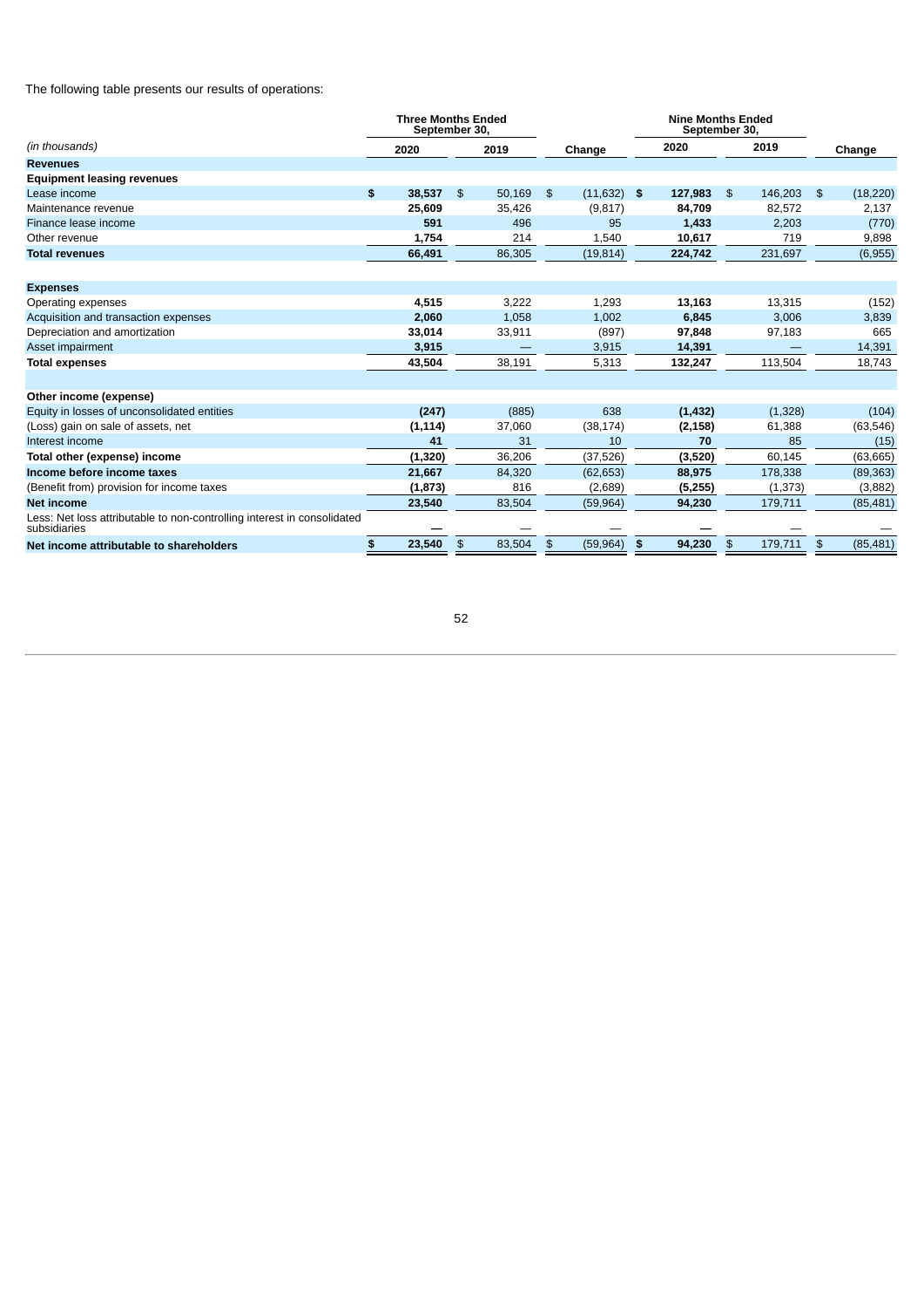The following table presents our results of operations:

| (in thousands) | Three Months Ended September 30, 2020 | Three Months Ended September 30, 2019 | Change | Nine Months Ended September 30, 2020 | Nine Months Ended September 30, 2019 | Change |
|---|---|---|---|---|---|---|
| **Revenues** | | | | | | |
| **Equipment leasing revenues** | | | | | | |
| Lease income | **$ 38,537** | $ 50,169 | $ (11,632) | **$ 127,983** | $ 146,203 | $ (18,220) |
| Maintenance revenue | **25,609** | 35,426 | (9,817) | **84,709** | 82,572 | 2,137 |
| Finance lease income | **591** | 496 | 95 | **1,433** | 2,203 | (770) |
| Other revenue | **1,754** | 214 | 1,540 | **10,617** | 719 | 9,898 |
| **Total revenues** | **66,491** | 86,305 | (19,814) | **224,742** | 231,697 | (6,955) |
| | | | | | | |
| **Expenses** | | | | | | |
| Operating expenses | **4,515** | 3,222 | 1,293 | **13,163** | 13,315 | (152) |
| Acquisition and transaction expenses | **2,060** | 1,058 | 1,002 | **6,845** | 3,006 | 3,839 |
| Depreciation and amortization | **33,014** | 33,911 | (897) | **97,848** | 97,183 | 665 |
| Asset impairment | **3,915** | — | 3,915 | **14,391** | — | 14,391 |
| **Total expenses** | **43,504** | 38,191 | 5,313 | **132,247** | 113,504 | 18,743 |
| | | | | | | |
| **Other income (expense)** | | | | | | |
| Equity in losses of unconsolidated entities | **(247)** | (885) | 638 | **(1,432)** | (1,328) | (104) |
| (Loss) gain on sale of assets, net | **(1,114)** | 37,060 | (38,174) | **(2,158)** | 61,388 | (63,546) |
| Interest income | **41** | 31 | 10 | **70** | 85 | (15) |
| **Total other (expense) income** | **(1,320)** | 36,206 | (37,526) | **(3,520)** | 60,145 | (63,665) |
| **Income before income taxes** | **21,667** | 84,320 | (62,653) | **88,975** | 178,338 | (89,363) |
| (Benefit from) provision for income taxes | **(1,873)** | 816 | (2,689) | **(5,255)** | (1,373) | (3,882) |
| **Net income** | **23,540** | 83,504 | (59,964) | **94,230** | 179,711 | (85,481) |
| Less: Net loss attributable to non-controlling interest in consolidated subsidiaries | **—** | — | — | **—** | — | — |
| **Net income attributable to shareholders** | **$ 23,540** | $ 83,504 | $ (59,964) | **$ 94,230** | $ 179,711 | $ (85,481) |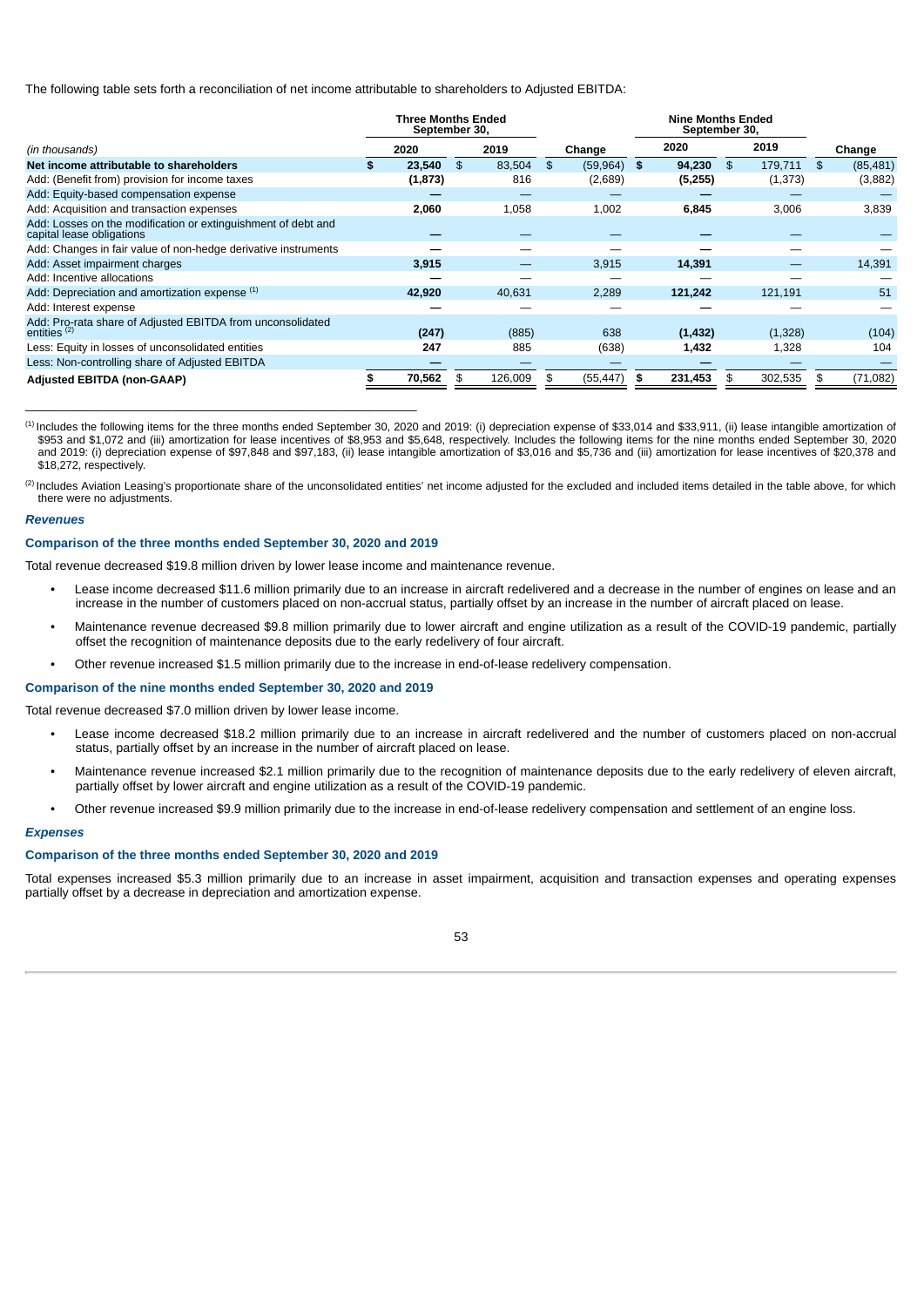The following table sets forth a reconciliation of net income attributable to shareholders to Adjusted EBITDA:

| (in thousands) | Three Months Ended September 30, 2020 | Three Months Ended September 30, 2019 | Change | Nine Months Ended September 30, 2020 | Nine Months Ended September 30, 2019 | Change |
|---|---|---|---|---|---|---|
| **Net income attributable to shareholders** | **$ 23,540** | $ 83,504 | $ (59,964) | **$ 94,230** | $ 179,711 | $ (85,481) |
| Add: (Benefit from) provision for income taxes | **(1,873)** | 816 | (2,689) | **(5,255)** | (1,373) | (3,882) |
| Add: Equity-based compensation expense | **—** | — | — | **—** | — | — |
| Add: Acquisition and transaction expenses | **2,060** | 1,058 | 1,002 | **6,845** | 3,006 | 3,839 |
| Add: Losses on the modification or extinguishment of debt and capital lease obligations | **—** | — | — | **—** | — | — |
| Add: Changes in fair value of non-hedge derivative instruments | **—** | — | — | **—** | — | — |
| Add: Asset impairment charges | **3,915** | — | 3,915 | **14,391** | — | 14,391 |
| Add: Incentive allocations | **—** | — | — | **—** | — | — |
| Add: Depreciation and amortization expense [(1)] | **42,920** | 40,631 | 2,289 | **121,242** | 121,191 | 51 |
| Add: Interest expense | **—** | — | — | **—** | — | — |
| Add: Pro-rata share of Adjusted EBITDA from unconsolidated entities [(2)] | **(247)** | (885) | 638 | **(1,432)** | (1,328) | (104) |
| Less: Equity in losses of unconsolidated entities | **247** | 885 | (638) | **1,432** | 1,328 | 104 |
| Less: Non-controlling share of Adjusted EBITDA | **—** | — | — | **—** | — | — |
| **Adjusted EBITDA (non-GAAP)** | **$ 70,562** | $ 126,009 | $ (55,447) | **$ 231,453** | $ 302,535 | $ (71,082) |

---

(1) Includes the following items for the three months ended September 30, 2020 and 2019: (i) depreciation expense of $33,014 and $33,911, (ii) lease intangible amortization of $953 and $1,072 and (iii) amortization for lease incentives of $8,953 and $5,648, respectively. Includes the following items for the nine months ended September 30, 2020 and 2019: (i) depreciation expense of $97,848 and $97,183, (ii) lease intangible amortization of $3,016 and $5,736 and (iii) amortization for lease incentives of $20,378 and $18,272, respectively.

(2) Includes Aviation Leasing's proportionate share of the unconsolidated entities' net income adjusted for the excluded and included items detailed in the table above, for which there were no adjustments.

### *Revenues*

#### Comparison of the three months ended September 30, 2020 and 2019

Total revenue decreased $19.8 million driven by lower lease income and maintenance revenue.

- Lease income decreased $11.6 million primarily due to an increase in aircraft redelivered and a decrease in the number of engines on lease and an increase in the number of customers placed on non-accrual status, partially offset by an increase in the number of aircraft placed on lease.
- Maintenance revenue decreased $9.8 million primarily due to lower aircraft and engine utilization as a result of the COVID-19 pandemic, partially offset the recognition of maintenance deposits due to the early redelivery of four aircraft.
- Other revenue increased $1.5 million primarily due to the increase in end-of-lease redelivery compensation.

#### Comparison of the nine months ended September 30, 2020 and 2019

Total revenue decreased $7.0 million driven by lower lease income.

- Lease income decreased $18.2 million primarily due to an increase in aircraft redelivered and the number of customers placed on non-accrual status, partially offset by an increase in the number of aircraft placed on lease.
- Maintenance revenue increased $2.1 million primarily due to the recognition of maintenance deposits due to the early redelivery of eleven aircraft, partially offset by lower aircraft and engine utilization as a result of the COVID-19 pandemic.
- Other revenue increased $9.9 million primarily due to the increase in end-of-lease redelivery compensation and settlement of an engine loss.

### *Expenses*

#### Comparison of the three months ended September 30, 2020 and 2019

Total expenses increased $5.3 million primarily due to an increase in asset impairment, acquisition and transaction expenses and operating expenses partially offset by a decrease in depreciation and amortization expense.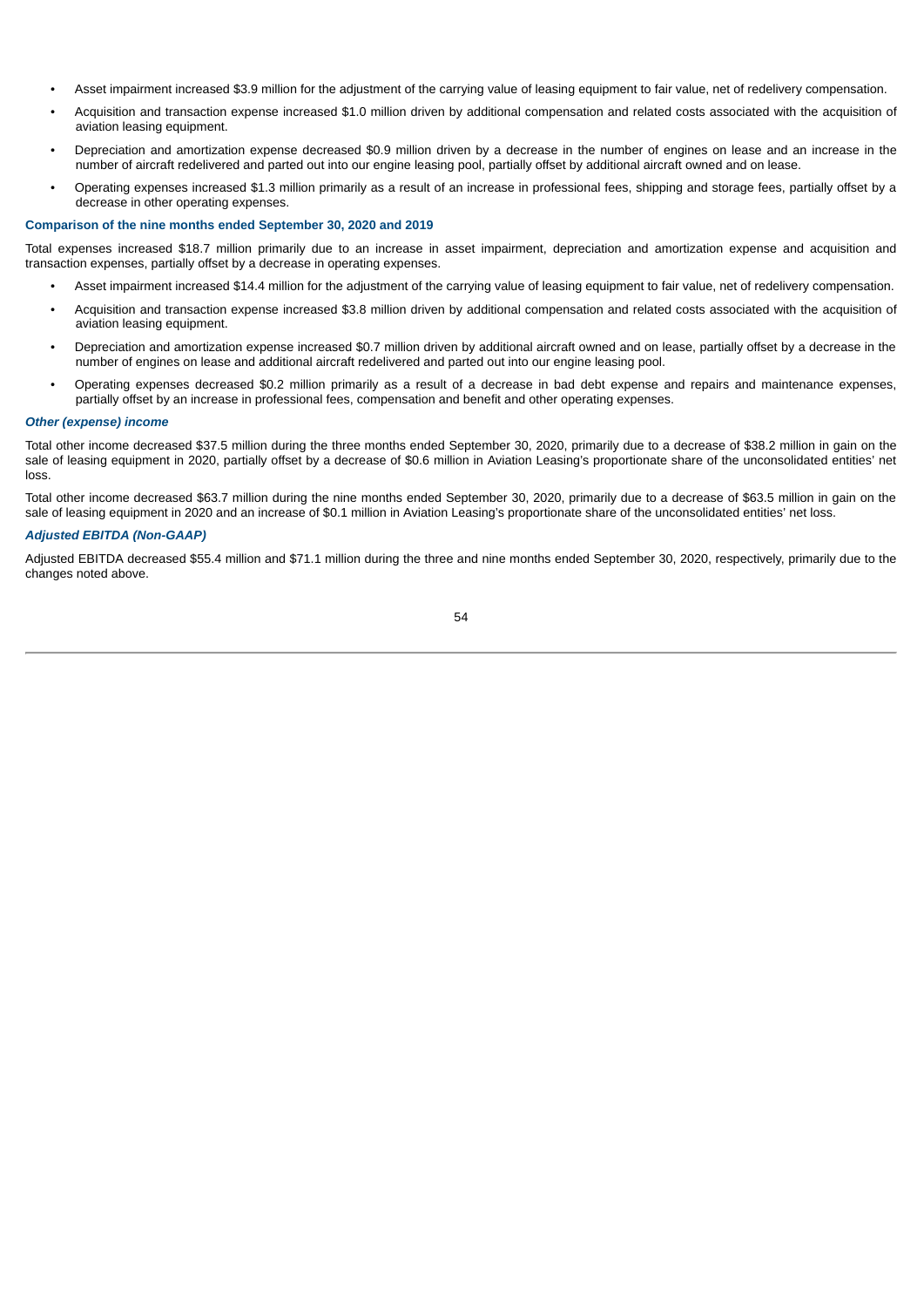- Asset impairment increased $3.9 million for the adjustment of the carrying value of leasing equipment to fair value, net of redelivery compensation.
- Acquisition and transaction expense increased $1.0 million driven by additional compensation and related costs associated with the acquisition of aviation leasing equipment.
- Depreciation and amortization expense decreased $0.9 million driven by a decrease in the number of engines on lease and an increase in the number of aircraft redelivered and parted out into our engine leasing pool, partially offset by additional aircraft owned and on lease.
- Operating expenses increased $1.3 million primarily as a result of an increase in professional fees, shipping and storage fees, partially offset by a decrease in other operating expenses.

**Comparison of the nine months ended September 30, 2020 and 2019**

Total expenses increased $18.7 million primarily due to an increase in asset impairment, depreciation and amortization expense and acquisition and transaction expenses, partially offset by a decrease in operating expenses.

- Asset impairment increased $14.4 million for the adjustment of the carrying value of leasing equipment to fair value, net of redelivery compensation.
- Acquisition and transaction expense increased $3.8 million driven by additional compensation and related costs associated with the acquisition of aviation leasing equipment.
- Depreciation and amortization expense increased $0.7 million driven by additional aircraft owned and on lease, partially offset by a decrease in the number of engines on lease and additional aircraft redelivered and parted out into our engine leasing pool.
- Operating expenses decreased $0.2 million primarily as a result of a decrease in bad debt expense and repairs and maintenance expenses, partially offset by an increase in professional fees, compensation and benefit and other operating expenses.

***Other (expense) income***

Total other income decreased $37.5 million during the three months ended September 30, 2020, primarily due to a decrease of $38.2 million in gain on the sale of leasing equipment in 2020, partially offset by a decrease of $0.6 million in Aviation Leasing's proportionate share of the unconsolidated entities' net loss.

Total other income decreased $63.7 million during the nine months ended September 30, 2020, primarily due to a decrease of $63.5 million in gain on the sale of leasing equipment in 2020 and an increase of $0.1 million in Aviation Leasing's proportionate share of the unconsolidated entities' net loss.

***Adjusted EBITDA (Non-GAAP)***

Adjusted EBITDA decreased $55.4 million and $71.1 million during the three and nine months ended September 30, 2020, respectively, primarily due to the changes noted above.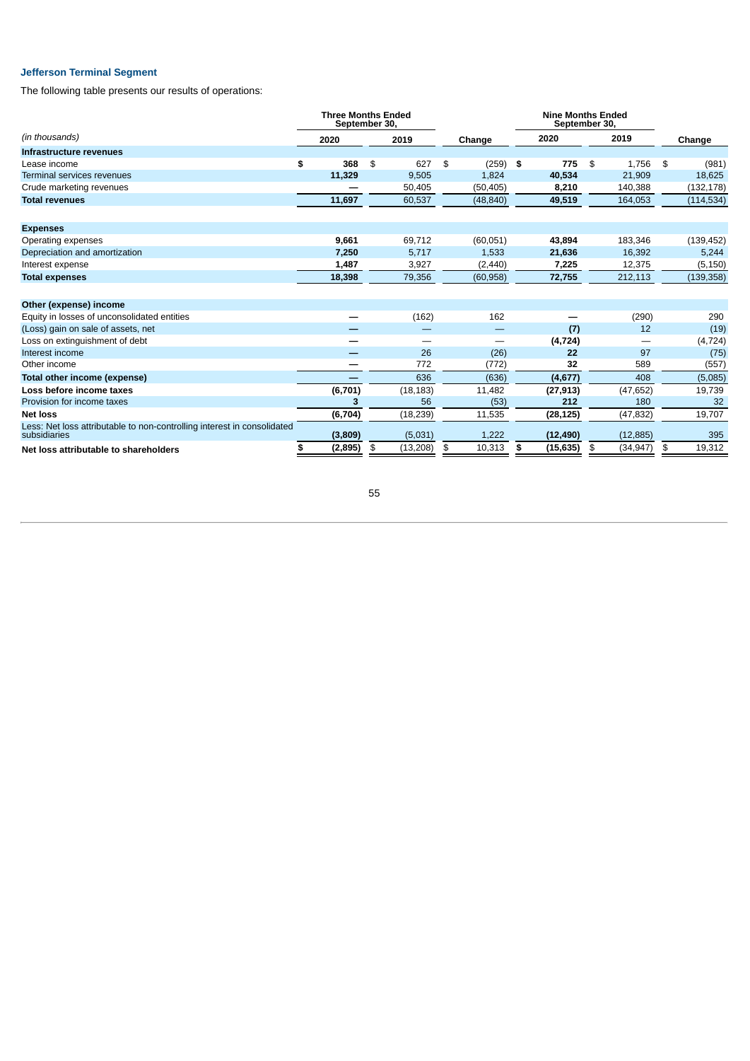### Jefferson Terminal Segment

The following table presents our results of operations:

| *(in thousands)* | Three Months Ended September 30, 2020 | Three Months Ended September 30, 2019 | Change | Nine Months Ended September 30, 2020 | Nine Months Ended September 30, 2019 | Change |
|---|---|---|---|---|---|---|
| **Infrastructure revenues** | | | | | | |
| Lease income | **$ 368** | $ 627 | $ (259) | **$ 775** | $ 1,756 | $ (981) |
| Terminal services revenues | **11,329** | 9,505 | 1,824 | **40,534** | 21,909 | 18,625 |
| Crude marketing revenues | **—** | 50,405 | (50,405) | **8,210** | 140,388 | (132,178) |
| **Total revenues** | **11,697** | 60,537 | (48,840) | **49,519** | 164,053 | (114,534) |
| | | | | | | |
| **Expenses** | | | | | | |
| Operating expenses | **9,661** | 69,712 | (60,051) | **43,894** | 183,346 | (139,452) |
| Depreciation and amortization | **7,250** | 5,717 | 1,533 | **21,636** | 16,392 | 5,244 |
| Interest expense | **1,487** | 3,927 | (2,440) | **7,225** | 12,375 | (5,150) |
| **Total expenses** | **18,398** | 79,356 | (60,958) | **72,755** | 212,113 | (139,358) |
| | | | | | | |
| **Other (expense) income** | | | | | | |
| Equity in losses of unconsolidated entities | **—** | (162) | 162 | **—** | (290) | 290 |
| (Loss) gain on sale of assets, net | **—** | — | — | **(7)** | 12 | (19) |
| Loss on extinguishment of debt | **—** | — | — | **(4,724)** | — | (4,724) |
| Interest income | **—** | 26 | (26) | **22** | 97 | (75) |
| Other income | **—** | 772 | (772) | **32** | 589 | (557) |
| **Total other income (expense)** | **—** | 636 | (636) | **(4,677)** | 408 | (5,085) |
| **Loss before income taxes** | **(6,701)** | (18,183) | 11,482 | **(27,913)** | (47,652) | 19,739 |
| Provision for income taxes | **3** | 56 | (53) | **212** | 180 | 32 |
| **Net loss** | **(6,704)** | (18,239) | 11,535 | **(28,125)** | (47,832) | 19,707 |
| Less: Net loss attributable to non-controlling interest in consolidated subsidiaries | **(3,809)** | (5,031) | 1,222 | **(12,490)** | (12,885) | 395 |
| **Net loss attributable to shareholders** | **$ (2,895)** | $ (13,208) | $ 10,313 | **$ (15,635)** | $ (34,947) | $ 19,312 |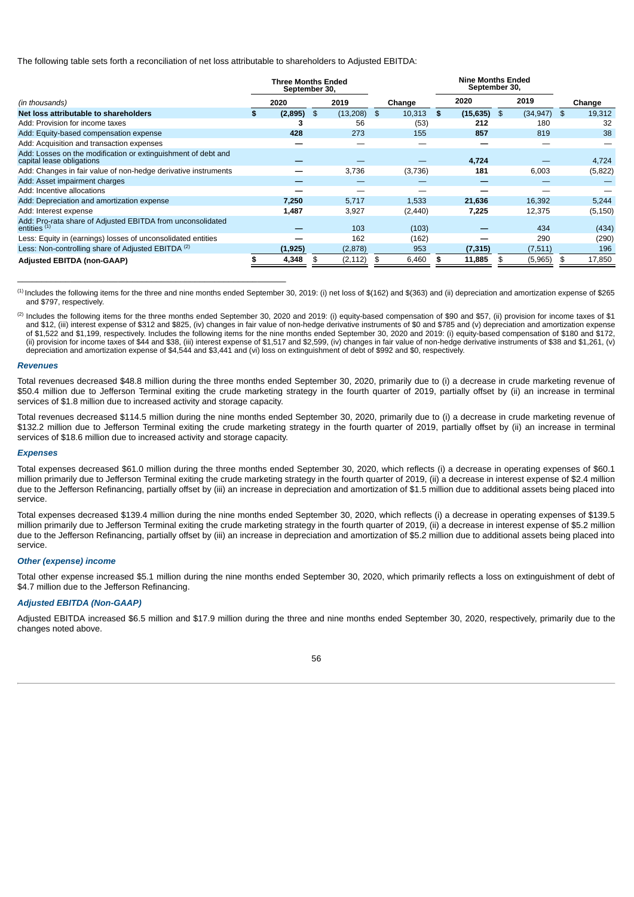The following table sets forth a reconciliation of net loss attributable to shareholders to Adjusted EBITDA:

| (in thousands) | Three Months Ended September 30, 2020 | Three Months Ended September 30, 2019 | Change | Nine Months Ended September 30, 2020 | Nine Months Ended September 30, 2019 | Change |
|---|---|---|---|---|---|---|
| **Net loss attributable to shareholders** | **$ (2,895)** | $ (13,208) | $ 10,313 | **$ (15,635)** | $ (34,947) | $ 19,312 |
| Add: Provision for income taxes | **3** | 56 | (53) | **212** | 180 | 32 |
| Add: Equity-based compensation expense | **428** | 273 | 155 | **857** | 819 | 38 |
| Add: Acquisition and transaction expenses | **—** | — | — | **—** | — | — |
| Add: Losses on the modification or extinguishment of debt and capital lease obligations | **—** | — | — | **4,724** | — | 4,724 |
| Add: Changes in fair value of non-hedge derivative instruments | **—** | 3,736 | (3,736) | **181** | 6,003 | (5,822) |
| Add: Asset impairment charges | **—** | — | — | **—** | — | — |
| Add: Incentive allocations | **—** | — | — | **—** | — | — |
| Add: Depreciation and amortization expense | **7,250** | 5,717 | 1,533 | **21,636** | 16,392 | 5,244 |
| Add: Interest expense | **1,487** | 3,927 | (2,440) | **7,225** | 12,375 | (5,150) |
| Add: Pro-rata share of Adjusted EBITDA from unconsolidated entities [(1)] | **—** | 103 | (103) | **—** | 434 | (434) |
| Less: Equity in (earnings) losses of unconsolidated entities | **—** | 162 | (162) | **—** | 290 | (290) |
| Less: Non-controlling share of Adjusted EBITDA [(2)] | **(1,925)** | (2,878) | 953 | **(7,315)** | (7,511) | 196 |
| **Adjusted EBITDA (non-GAAP)** | **$ 4,348** | $ (2,112) | $ 6,460 | **$ 11,885** | $ (5,965) | $ 17,850 |

[(1)] Includes the following items for the three and nine months ended September 30, 2019: (i) net loss of $(162) and $(363) and (ii) depreciation and amortization expense of $265 and $797, respectively.

[(2)] Includes the following items for the three months ended September 30, 2020 and 2019: (i) equity-based compensation of $90 and $57, (ii) provision for income taxes of $1 and $12, (iii) interest expense of $312 and $825, (iv) changes in fair value of non-hedge derivative instruments of $0 and $785 and (v) depreciation and amortization expense of $1,522 and $1,199, respectively. Includes the following items for the nine months ended September 30, 2020 and 2019: (i) equity-based compensation of $180 and $172, (ii) provision for income taxes of $44 and $38, (iii) interest expense of $1,517 and $2,599, (iv) changes in fair value of non-hedge derivative instruments of $38 and $1,261, (v) depreciation and amortization expense of $4,544 and $3,441 and (vi) loss on extinguishment of debt of $992 and $0, respectively.

### *Revenues*

Total revenues decreased $48.8 million during the three months ended September 30, 2020, primarily due to (i) a decrease in crude marketing revenue of $50.4 million due to Jefferson Terminal exiting the crude marketing strategy in the fourth quarter of 2019, partially offset by (ii) an increase in terminal services of $1.8 million due to increased activity and storage capacity.

Total revenues decreased $114.5 million during the nine months ended September 30, 2020, primarily due to (i) a decrease in crude marketing revenue of $132.2 million due to Jefferson Terminal exiting the crude marketing strategy in the fourth quarter of 2019, partially offset by (ii) an increase in terminal services of $18.6 million due to increased activity and storage capacity.

### *Expenses*

Total expenses decreased $61.0 million during the three months ended September 30, 2020, which reflects (i) a decrease in operating expenses of $60.1 million primarily due to Jefferson Terminal exiting the crude marketing strategy in the fourth quarter of 2019, (ii) a decrease in interest expense of $2.4 million due to the Jefferson Refinancing, partially offset by (iii) an increase in depreciation and amortization of $1.5 million due to additional assets being placed into service.

Total expenses decreased $139.4 million during the nine months ended September 30, 2020, which reflects (i) a decrease in operating expenses of $139.5 million primarily due to Jefferson Terminal exiting the crude marketing strategy in the fourth quarter of 2019, (ii) a decrease in interest expense of $5.2 million due to the Jefferson Refinancing, partially offset by (iii) an increase in depreciation and amortization of $5.2 million due to additional assets being placed into service.

### *Other (expense) income*

Total other expense increased $5.1 million during the nine months ended September 30, 2020, which primarily reflects a loss on extinguishment of debt of $4.7 million due to the Jefferson Refinancing.

### *Adjusted EBITDA (Non-GAAP)*

Adjusted EBITDA increased $6.5 million and $17.9 million during the three and nine months ended September 30, 2020, respectively, primarily due to the changes noted above.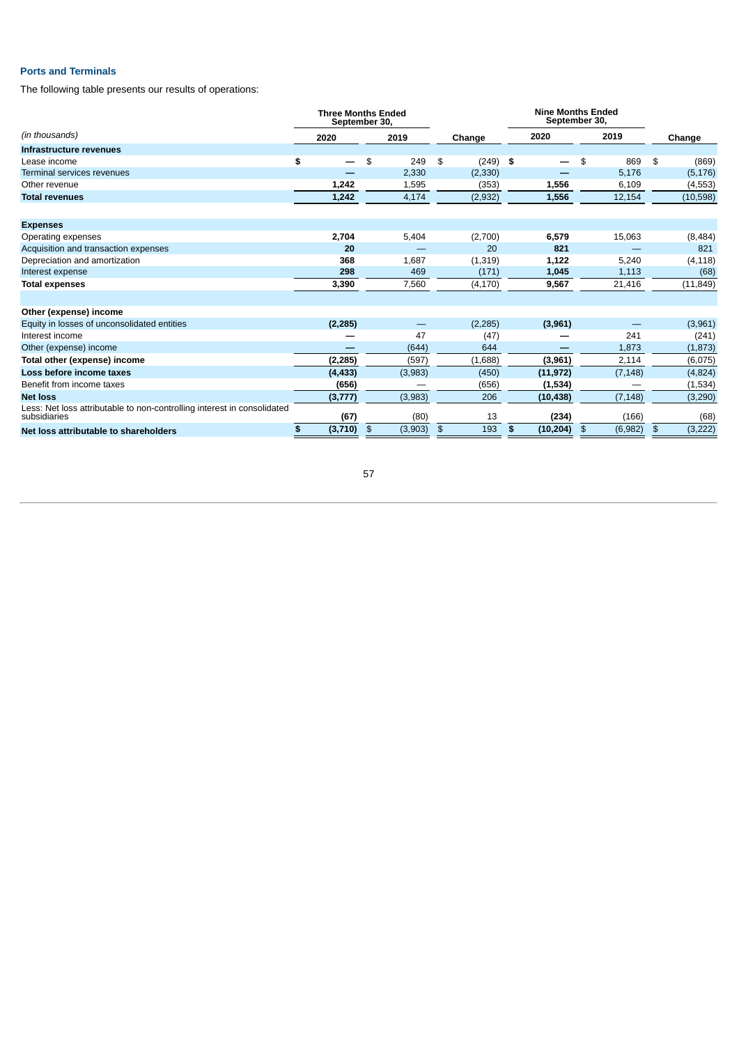### Ports and Terminals

The following table presents our results of operations:

| | Three Months Ended September 30, | | | Nine Months Ended September 30, | | |
|---|---|---|---|---|---|---|
| *(in thousands)* | 2020 | 2019 | Change | 2020 | 2019 | Change |
| **Infrastructure revenues** | | | | | | |
| Lease income | $ — | $ 249 | $ (249) | $ — | $ 869 | $ (869) |
| Terminal services revenues | — | 2,330 | (2,330) | — | 5,176 | (5,176) |
| Other revenue | 1,242 | 1,595 | (353) | 1,556 | 6,109 | (4,553) |
| **Total revenues** | 1,242 | 4,174 | (2,932) | 1,556 | 12,154 | (10,598) |
| | | | | | | |
| **Expenses** | | | | | | |
| Operating expenses | 2,704 | 5,404 | (2,700) | 6,579 | 15,063 | (8,484) |
| Acquisition and transaction expenses | 20 | — | 20 | 821 | — | 821 |
| Depreciation and amortization | 368 | 1,687 | (1,319) | 1,122 | 5,240 | (4,118) |
| Interest expense | 298 | 469 | (171) | 1,045 | 1,113 | (68) |
| **Total expenses** | 3,390 | 7,560 | (4,170) | 9,567 | 21,416 | (11,849) |
| | | | | | | |
| **Other (expense) income** | | | | | | |
| Equity in losses of unconsolidated entities | (2,285) | — | (2,285) | (3,961) | — | (3,961) |
| Interest income | — | 47 | (47) | — | 241 | (241) |
| Other (expense) income | — | (644) | 644 | — | 1,873 | (1,873) |
| **Total other (expense) income** | (2,285) | (597) | (1,688) | (3,961) | 2,114 | (6,075) |
| **Loss before income taxes** | (4,433) | (3,983) | (450) | (11,972) | (7,148) | (4,824) |
| Benefit from income taxes | (656) | — | (656) | (1,534) | — | (1,534) |
| **Net loss** | (3,777) | (3,983) | 206 | (10,438) | (7,148) | (3,290) |
| Less: Net loss attributable to non-controlling interest in consolidated subsidiaries | (67) | (80) | 13 | (234) | (166) | (68) |
| **Net loss attributable to shareholders** | $ (3,710) | $ (3,903) | $ 193 | $ (10,204) | $ (6,982) | $ (3,222) |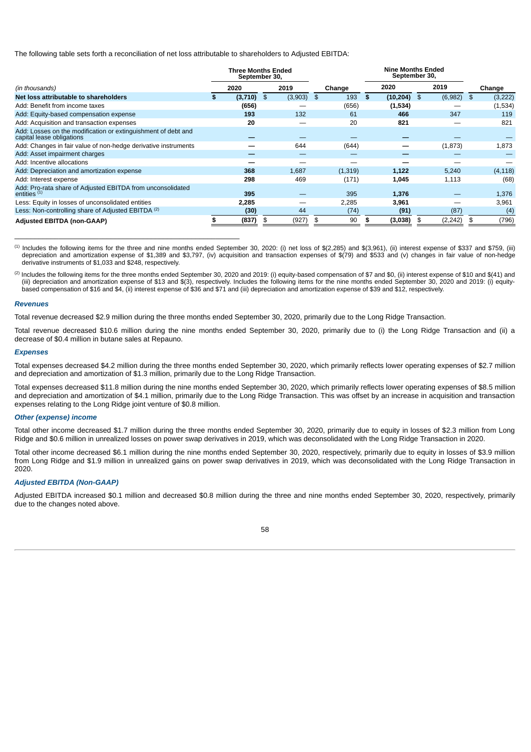The following table sets forth a reconciliation of net loss attributable to shareholders to Adjusted EBITDA:

| | Three Months Ended September 30, | | | Nine Months Ended September 30, | | |
|---|---|---|---|---|---|---|
| *(in thousands)* | 2020 | 2019 | Change | 2020 | 2019 | Change |
| **Net loss attributable to shareholders** | **$ (3,710)** | $ (3,903) | $ 193 | **$ (10,204)** | $ (6,982) | $ (3,222) |
| Add: Benefit from income taxes | **(656)** | — | (656) | **(1,534)** | — | (1,534) |
| Add: Equity-based compensation expense | **193** | 132 | 61 | **466** | 347 | 119 |
| Add: Acquisition and transaction expenses | **20** | — | 20 | **821** | — | 821 |
| Add: Losses on the modification or extinguishment of debt and capital lease obligations | **—** | — | — | **—** | — | — |
| Add: Changes in fair value of non-hedge derivative instruments | **—** | 644 | (644) | **—** | (1,873) | 1,873 |
| Add: Asset impairment charges | **—** | — | — | **—** | — | — |
| Add: Incentive allocations | **—** | — | — | **—** | — | — |
| Add: Depreciation and amortization expense | **368** | 1,687 | (1,319) | **1,122** | 5,240 | (4,118) |
| Add: Interest expense | **298** | 469 | (171) | **1,045** | 1,113 | (68) |
| Add: Pro-rata share of Adjusted EBITDA from unconsolidated entities [(1)] | **395** | — | 395 | **1,376** | — | 1,376 |
| Less: Equity in losses of unconsolidated entities | **2,285** | — | 2,285 | **3,961** | — | 3,961 |
| Less: Non-controlling share of Adjusted EBITDA [(2)] | **(30)** | 44 | (74) | **(91)** | (87) | (4) |
| **Adjusted EBITDA (non-GAAP)** | **$ (837)** | $ (927) | $ 90 | **$ (3,038)** | $ (2,242) | $ (796) |

[(1)] Includes the following items for the three and nine months ended September 30, 2020: (i) net loss of $(2,285) and $(3,961), (ii) interest expense of $337 and $759, (iii) depreciation and amortization expense of $1,389 and $3,797, (iv) acquisition and transaction expenses of $(79) and $533 and (v) changes in fair value of non-hedge derivative instruments of $1,033 and $248, respectively.

[(2)] Includes the following items for the three months ended September 30, 2020 and 2019: (i) equity-based compensation of $7 and $0, (ii) interest expense of $10 and $(41) and (iii) depreciation and amortization expense of $13 and $(3), respectively. Includes the following items for the nine months ended September 30, 2020 and 2019: (i) equity-based compensation of $16 and $4, (ii) interest expense of $36 and $71 and (iii) depreciation and amortization expense of $39 and $12, respectively.

### *Revenues*

Total revenue decreased $2.9 million during the three months ended September 30, 2020, primarily due to the Long Ridge Transaction.

Total revenue decreased $10.6 million during the nine months ended September 30, 2020, primarily due to (i) the Long Ridge Transaction and (ii) a decrease of $0.4 million in butane sales at Repauno.

### *Expenses*

Total expenses decreased $4.2 million during the three months ended September 30, 2020, which primarily reflects lower operating expenses of $2.7 million and depreciation and amortization of $1.3 million, primarily due to the Long Ridge Transaction.

Total expenses decreased $11.8 million during the nine months ended September 30, 2020, which primarily reflects lower operating expenses of $8.5 million and depreciation and amortization of $4.1 million, primarily due to the Long Ridge Transaction. This was offset by an increase in acquisition and transaction expenses relating to the Long Ridge joint venture of $0.8 million.

### *Other (expense) income*

Total other income decreased $1.7 million during the three months ended September 30, 2020, primarily due to equity in losses of $2.3 million from Long Ridge and $0.6 million in unrealized losses on power swap derivatives in 2019, which was deconsolidated with the Long Ridge Transaction in 2020.

Total other income decreased $6.1 million during the nine months ended September 30, 2020, respectively, primarily due to equity in losses of $3.9 million from Long Ridge and $1.9 million in unrealized gains on power swap derivatives in 2019, which was deconsolidated with the Long Ridge Transaction in 2020.

### *Adjusted EBITDA (Non-GAAP)*

Adjusted EBITDA increased $0.1 million and decreased $0.8 million during the three and nine months ended September 30, 2020, respectively, primarily due to the changes noted above.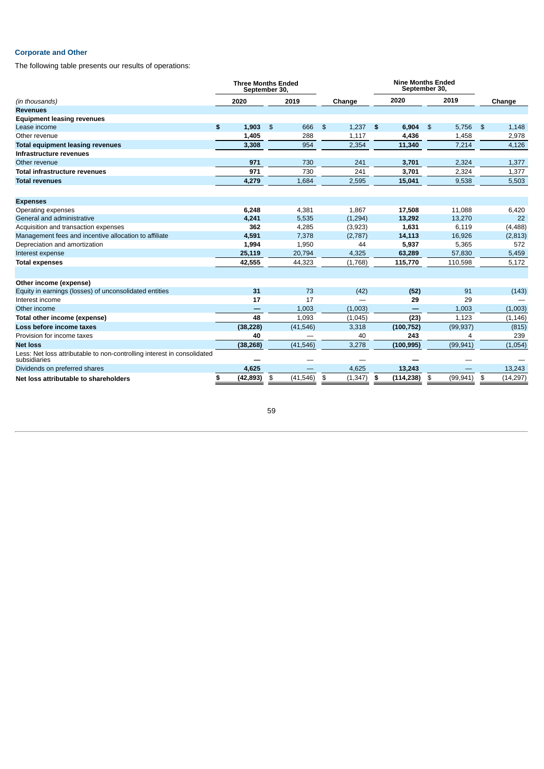### Corporate and Other

The following table presents our results of operations:

| | Three Months Ended September 30, | | | Nine Months Ended September 30, | | |
|---|---|---|---|---|---|---|
| *(in thousands)* | 2020 | 2019 | Change | 2020 | 2019 | Change |
| **Revenues** | | | | | | |
| **Equipment leasing revenues** | | | | | | |
| Lease income | **$ 1,903** | $ 666 | $ 1,237 | **$ 6,904** | $ 5,756 | $ 1,148 |
| Other revenue | **1,405** | 288 | 1,117 | **4,436** | 1,458 | 2,978 |
| **Total equipment leasing revenues** | **3,308** | 954 | 2,354 | **11,340** | 7,214 | 4,126 |
| **Infrastructure revenues** | | | | | | |
| Other revenue | **971** | 730 | 241 | **3,701** | 2,324 | 1,377 |
| **Total infrastructure revenues** | **971** | 730 | 241 | **3,701** | 2,324 | 1,377 |
| **Total revenues** | **4,279** | 1,684 | 2,595 | **15,041** | 9,538 | 5,503 |
| | | | | | | |
| **Expenses** | | | | | | |
| Operating expenses | **6,248** | 4,381 | 1,867 | **17,508** | 11,088 | 6,420 |
| General and administrative | **4,241** | 5,535 | (1,294) | **13,292** | 13,270 | 22 |
| Acquisition and transaction expenses | **362** | 4,285 | (3,923) | **1,631** | 6,119 | (4,488) |
| Management fees and incentive allocation to affiliate | **4,591** | 7,378 | (2,787) | **14,113** | 16,926 | (2,813) |
| Depreciation and amortization | **1,994** | 1,950 | 44 | **5,937** | 5,365 | 572 |
| Interest expense | **25,119** | 20,794 | 4,325 | **63,289** | 57,830 | 5,459 |
| **Total expenses** | **42,555** | 44,323 | (1,768) | **115,770** | 110,598 | 5,172 |
| | | | | | | |
| **Other income (expense)** | | | | | | |
| Equity in earnings (losses) of unconsolidated entities | **31** | 73 | (42) | **(52)** | 91 | (143) |
| Interest income | **17** | 17 | — | **29** | 29 | — |
| Other income | **—** | 1,003 | (1,003) | **—** | 1,003 | (1,003) |
| **Total other income (expense)** | **48** | 1,093 | (1,045) | **(23)** | 1,123 | (1,146) |
| **Loss before income taxes** | **(38,228)** | (41,546) | 3,318 | **(100,752)** | (99,937) | (815) |
| Provision for income taxes | **40** | — | 40 | **243** | 4 | 239 |
| **Net loss** | **(38,268)** | (41,546) | 3,278 | **(100,995)** | (99,941) | (1,054) |
| Less: Net loss attributable to non-controlling interest in consolidated subsidiaries | **—** | — | — | **—** | — | — |
| Dividends on preferred shares | **4,625** | — | 4,625 | **13,243** | — | 13,243 |
| **Net loss attributable to shareholders** | **$ (42,893)** | $ (41,546) | $ (1,347) | **$ (114,238)** | $ (99,941) | $ (14,297) |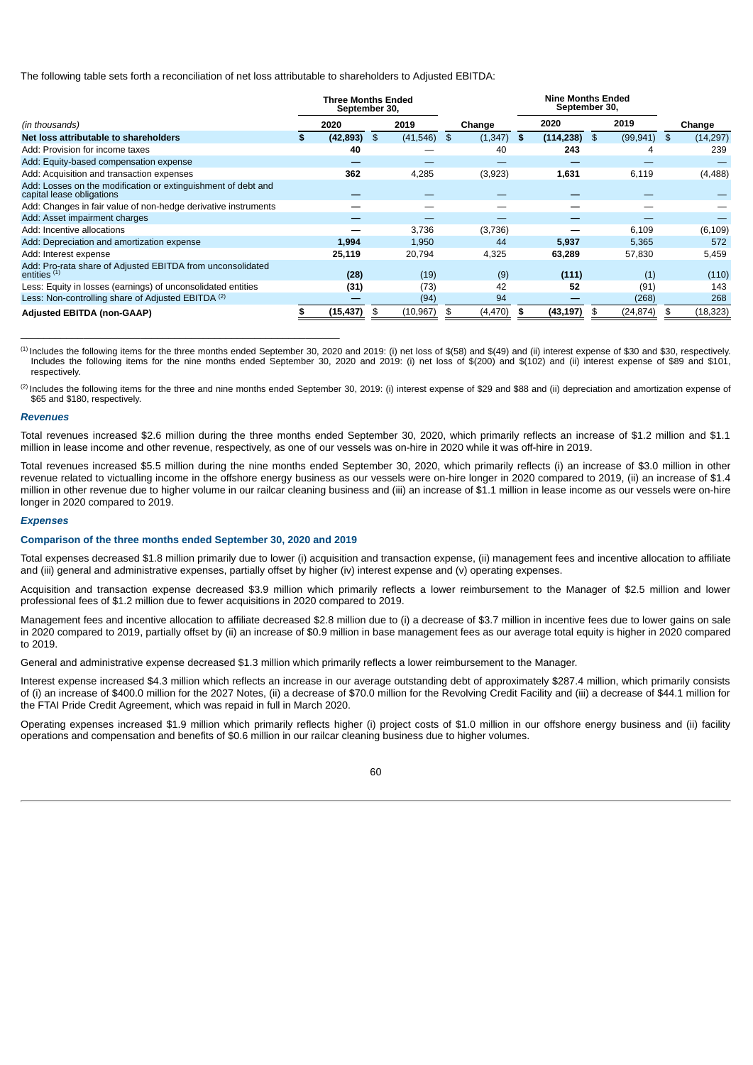The following table sets forth a reconciliation of net loss attributable to shareholders to Adjusted EBITDA:

| (in thousands) | Three Months Ended September 30, 2020 | Three Months Ended September 30, 2019 | Change | Nine Months Ended September 30, 2020 | Nine Months Ended September 30, 2019 | Change |
|---|---|---|---|---|---|---|
| **Net loss attributable to shareholders** | **$ (42,893)** | $ (41,546) | $ (1,347) | **$ (114,238)** | $ (99,941) | $ (14,297) |
| Add: Provision for income taxes | **40** | — | 40 | **243** | 4 | 239 |
| Add: Equity-based compensation expense | **—** | — | — | **—** | — | — |
| Add: Acquisition and transaction expenses | **362** | 4,285 | (3,923) | **1,631** | 6,119 | (4,488) |
| Add: Losses on the modification or extinguishment of debt and capital lease obligations | **—** | — | — | **—** | — | — |
| Add: Changes in fair value of non-hedge derivative instruments | **—** | — | — | **—** | — | — |
| Add: Asset impairment charges | **—** | — | — | **—** | — | — |
| Add: Incentive allocations | **—** | 3,736 | (3,736) | **—** | 6,109 | (6,109) |
| Add: Depreciation and amortization expense | **1,994** | 1,950 | 44 | **5,937** | 5,365 | 572 |
| Add: Interest expense | **25,119** | 20,794 | 4,325 | **63,289** | 57,830 | 5,459 |
| Add: Pro-rata share of Adjusted EBITDA from unconsolidated entities [(1)] | **(28)** | (19) | (9) | **(111)** | (1) | (110) |
| Less: Equity in losses (earnings) of unconsolidated entities | **(31)** | (73) | 42 | **52** | (91) | 143 |
| Less: Non-controlling share of Adjusted EBITDA [(2)] | **—** | (94) | 94 | **—** | (268) | 268 |
| **Adjusted EBITDA (non-GAAP)** | **$ (15,437)** | $ (10,967) | $ (4,470) | **$ (43,197)** | $ (24,874) | $ (18,323) |

[(1)] Includes the following items for the three months ended September 30, 2020 and 2019: (i) net loss of $(58) and $(49) and (ii) interest expense of $30 and $30, respectively. Includes the following items for the nine months ended September 30, 2020 and 2019: (i) net loss of $(200) and $(102) and (ii) interest expense of $89 and $101, respectively.

[(2)] Includes the following items for the three and nine months ended September 30, 2019: (i) interest expense of $29 and $88 and (ii) depreciation and amortization expense of $65 and $180, respectively.

### *Revenues*

Total revenues increased $2.6 million during the three months ended September 30, 2020, which primarily reflects an increase of $1.2 million and $1.1 million in lease income and other revenue, respectively, as one of our vessels was on-hire in 2020 while it was off-hire in 2019.

Total revenues increased $5.5 million during the nine months ended September 30, 2020, which primarily reflects (i) an increase of $3.0 million in other revenue related to victualling income in the offshore energy business as our vessels were on-hire longer in 2020 compared to 2019, (ii) an increase of $1.4 million in other revenue due to higher volume in our railcar cleaning business and (iii) an increase of $1.1 million in lease income as our vessels were on-hire longer in 2020 compared to 2019.

### *Expenses*

#### Comparison of the three months ended September 30, 2020 and 2019

Total expenses decreased $1.8 million primarily due to lower (i) acquisition and transaction expense, (ii) management fees and incentive allocation to affiliate and (iii) general and administrative expenses, partially offset by higher (iv) interest expense and (v) operating expenses.

Acquisition and transaction expense decreased $3.9 million which primarily reflects a lower reimbursement to the Manager of $2.5 million and lower professional fees of $1.2 million due to fewer acquisitions in 2020 compared to 2019.

Management fees and incentive allocation to affiliate decreased $2.8 million due to (i) a decrease of $3.7 million in incentive fees due to lower gains on sale in 2020 compared to 2019, partially offset by (ii) an increase of $0.9 million in base management fees as our average total equity is higher in 2020 compared to 2019.

General and administrative expense decreased $1.3 million which primarily reflects a lower reimbursement to the Manager.

Interest expense increased $4.3 million which reflects an increase in our average outstanding debt of approximately $287.4 million, which primarily consists of (i) an increase of $400.0 million for the 2027 Notes, (ii) a decrease of $70.0 million for the Revolving Credit Facility and (iii) a decrease of $44.1 million for the FTAI Pride Credit Agreement, which was repaid in full in March 2020.

Operating expenses increased $1.9 million which primarily reflects higher (i) project costs of $1.0 million in our offshore energy business and (ii) facility operations and compensation and benefits of $0.6 million in our railcar cleaning business due to higher volumes.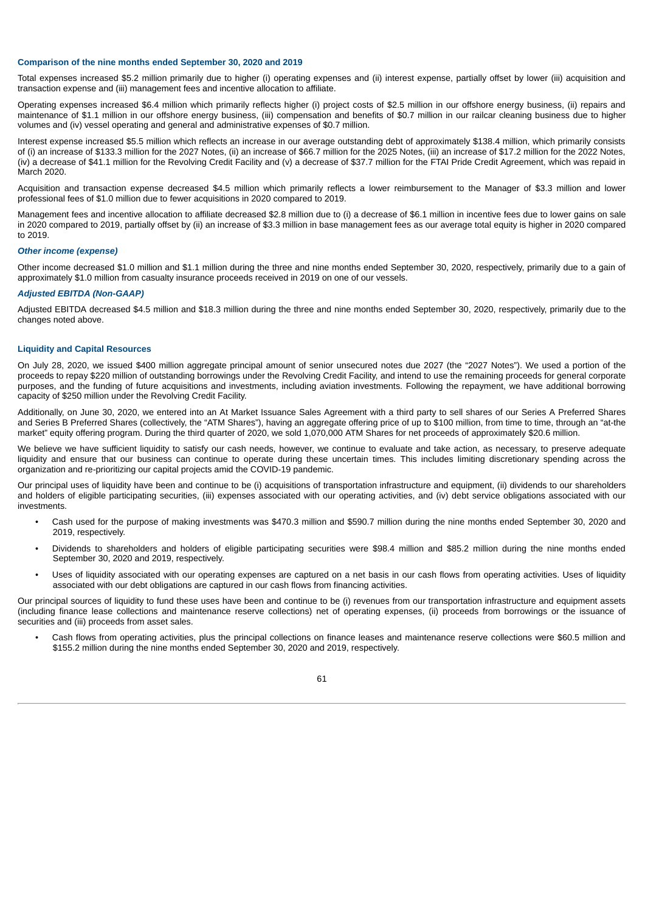### Comparison of the nine months ended September 30, 2020 and 2019

Total expenses increased $5.2 million primarily due to higher (i) operating expenses and (ii) interest expense, partially offset by lower (iii) acquisition and transaction expense and (iii) management fees and incentive allocation to affiliate.

Operating expenses increased $6.4 million which primarily reflects higher (i) project costs of $2.5 million in our offshore energy business, (ii) repairs and maintenance of $1.1 million in our offshore energy business, (iii) compensation and benefits of $0.7 million in our railcar cleaning business due to higher volumes and (iv) vessel operating and general and administrative expenses of $0.7 million.

Interest expense increased $5.5 million which reflects an increase in our average outstanding debt of approximately $138.4 million, which primarily consists of (i) an increase of $133.3 million for the 2027 Notes, (ii) an increase of $66.7 million for the 2025 Notes, (iii) an increase of $17.2 million for the 2022 Notes, (iv) a decrease of $41.1 million for the Revolving Credit Facility and (v) a decrease of $37.7 million for the FTAI Pride Credit Agreement, which was repaid in March 2020.

Acquisition and transaction expense decreased $4.5 million which primarily reflects a lower reimbursement to the Manager of $3.3 million and lower professional fees of $1.0 million due to fewer acquisitions in 2020 compared to 2019.

Management fees and incentive allocation to affiliate decreased $2.8 million due to (i) a decrease of $6.1 million in incentive fees due to lower gains on sale in 2020 compared to 2019, partially offset by (ii) an increase of $3.3 million in base management fees as our average total equity is higher in 2020 compared to 2019.

### *Other income (expense)*

Other income decreased $1.0 million and $1.1 million during the three and nine months ended September 30, 2020, respectively, primarily due to a gain of approximately $1.0 million from casualty insurance proceeds received in 2019 on one of our vessels.

### *Adjusted EBITDA (Non-GAAP)*

Adjusted EBITDA decreased $4.5 million and $18.3 million during the three and nine months ended September 30, 2020, respectively, primarily due to the changes noted above.

## Liquidity and Capital Resources

On July 28, 2020, we issued $400 million aggregate principal amount of senior unsecured notes due 2027 (the "2027 Notes"). We used a portion of the proceeds to repay $220 million of outstanding borrowings under the Revolving Credit Facility, and intend to use the remaining proceeds for general corporate purposes, and the funding of future acquisitions and investments, including aviation investments. Following the repayment, we have additional borrowing capacity of $250 million under the Revolving Credit Facility.

Additionally, on June 30, 2020, we entered into an At Market Issuance Sales Agreement with a third party to sell shares of our Series A Preferred Shares and Series B Preferred Shares (collectively, the "ATM Shares"), having an aggregate offering price of up to $100 million, from time to time, through an "at-the market" equity offering program. During the third quarter of 2020, we sold 1,070,000 ATM Shares for net proceeds of approximately $20.6 million.

We believe we have sufficient liquidity to satisfy our cash needs, however, we continue to evaluate and take action, as necessary, to preserve adequate liquidity and ensure that our business can continue to operate during these uncertain times. This includes limiting discretionary spending across the organization and re-prioritizing our capital projects amid the COVID-19 pandemic.

Our principal uses of liquidity have been and continue to be (i) acquisitions of transportation infrastructure and equipment, (ii) dividends to our shareholders and holders of eligible participating securities, (iii) expenses associated with our operating activities, and (iv) debt service obligations associated with our investments.

- Cash used for the purpose of making investments was $470.3 million and $590.7 million during the nine months ended September 30, 2020 and 2019, respectively.
- Dividends to shareholders and holders of eligible participating securities were $98.4 million and $85.2 million during the nine months ended September 30, 2020 and 2019, respectively.
- Uses of liquidity associated with our operating expenses are captured on a net basis in our cash flows from operating activities. Uses of liquidity associated with our debt obligations are captured in our cash flows from financing activities.

Our principal sources of liquidity to fund these uses have been and continue to be (i) revenues from our transportation infrastructure and equipment assets (including finance lease collections and maintenance reserve collections) net of operating expenses, (ii) proceeds from borrowings or the issuance of securities and (iii) proceeds from asset sales.

- Cash flows from operating activities, plus the principal collections on finance leases and maintenance reserve collections were $60.5 million and $155.2 million during the nine months ended September 30, 2020 and 2019, respectively.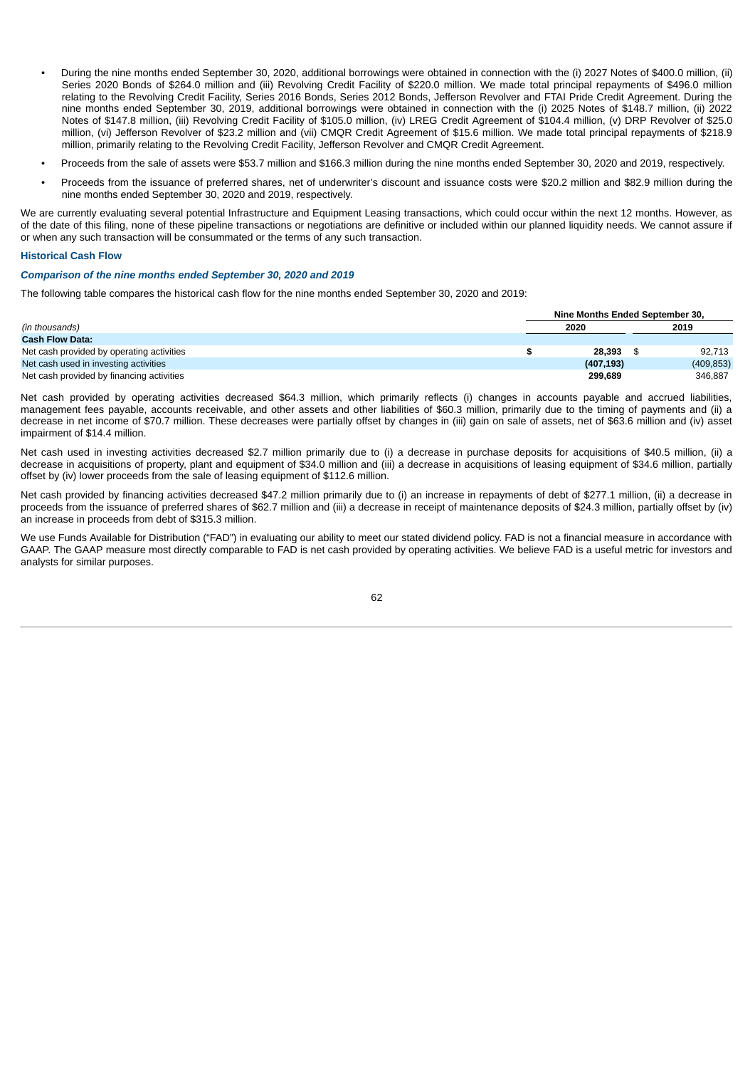- During the nine months ended September 30, 2020, additional borrowings were obtained in connection with the (i) 2027 Notes of $400.0 million, (ii) Series 2020 Bonds of $264.0 million and (iii) Revolving Credit Facility of $220.0 million. We made total principal repayments of $496.0 million relating to the Revolving Credit Facility, Series 2016 Bonds, Series 2012 Bonds, Jefferson Revolver and FTAI Pride Credit Agreement. During the nine months ended September 30, 2019, additional borrowings were obtained in connection with the (i) 2025 Notes of $148.7 million, (ii) 2022 Notes of $147.8 million, (iii) Revolving Credit Facility of $105.0 million, (iv) LREG Credit Agreement of $104.4 million, (v) DRP Revolver of $25.0 million, (vi) Jefferson Revolver of $23.2 million and (vii) CMQR Credit Agreement of $15.6 million. We made total principal repayments of $218.9 million, primarily relating to the Revolving Credit Facility, Jefferson Revolver and CMQR Credit Agreement.
- Proceeds from the sale of assets were $53.7 million and $166.3 million during the nine months ended September 30, 2020 and 2019, respectively.
- Proceeds from the issuance of preferred shares, net of underwriter's discount and issuance costs were $20.2 million and $82.9 million during the nine months ended September 30, 2020 and 2019, respectively.

We are currently evaluating several potential Infrastructure and Equipment Leasing transactions, which could occur within the next 12 months. However, as of the date of this filing, none of these pipeline transactions or negotiations are definitive or included within our planned liquidity needs. We cannot assure if or when any such transaction will be consummated or the terms of any such transaction.

### Historical Cash Flow

#### *Comparison of the nine months ended September 30, 2020 and 2019*

The following table compares the historical cash flow for the nine months ended September 30, 2020 and 2019:

| | Nine Months Ended September 30, | |
|---|---|---|
| *(in thousands)* | **2020** | **2019** |
| **Cash Flow Data:** | | |
| Net cash provided by operating activities | **$ 28,393** | $ 92,713 |
| Net cash used in investing activities | **(407,193)** | (409,853) |
| Net cash provided by financing activities | **299,689** | 346,887 |

Net cash provided by operating activities decreased $64.3 million, which primarily reflects (i) changes in accounts payable and accrued liabilities, management fees payable, accounts receivable, and other assets and other liabilities of $60.3 million, primarily due to the timing of payments and (ii) a decrease in net income of $70.7 million. These decreases were partially offset by changes in (iii) gain on sale of assets, net of $63.6 million and (iv) asset impairment of $14.4 million.

Net cash used in investing activities decreased $2.7 million primarily due to (i) a decrease in purchase deposits for acquisitions of $40.5 million, (ii) a decrease in acquisitions of property, plant and equipment of $34.0 million and (iii) a decrease in acquisitions of leasing equipment of $34.6 million, partially offset by (iv) lower proceeds from the sale of leasing equipment of $112.6 million.

Net cash provided by financing activities decreased $47.2 million primarily due to (i) an increase in repayments of debt of $277.1 million, (ii) a decrease in proceeds from the issuance of preferred shares of $62.7 million and (iii) a decrease in receipt of maintenance deposits of $24.3 million, partially offset by (iv) an increase in proceeds from debt of $315.3 million.

We use Funds Available for Distribution ("FAD") in evaluating our ability to meet our stated dividend policy. FAD is not a financial measure in accordance with GAAP. The GAAP measure most directly comparable to FAD is net cash provided by operating activities. We believe FAD is a useful metric for investors and analysts for similar purposes.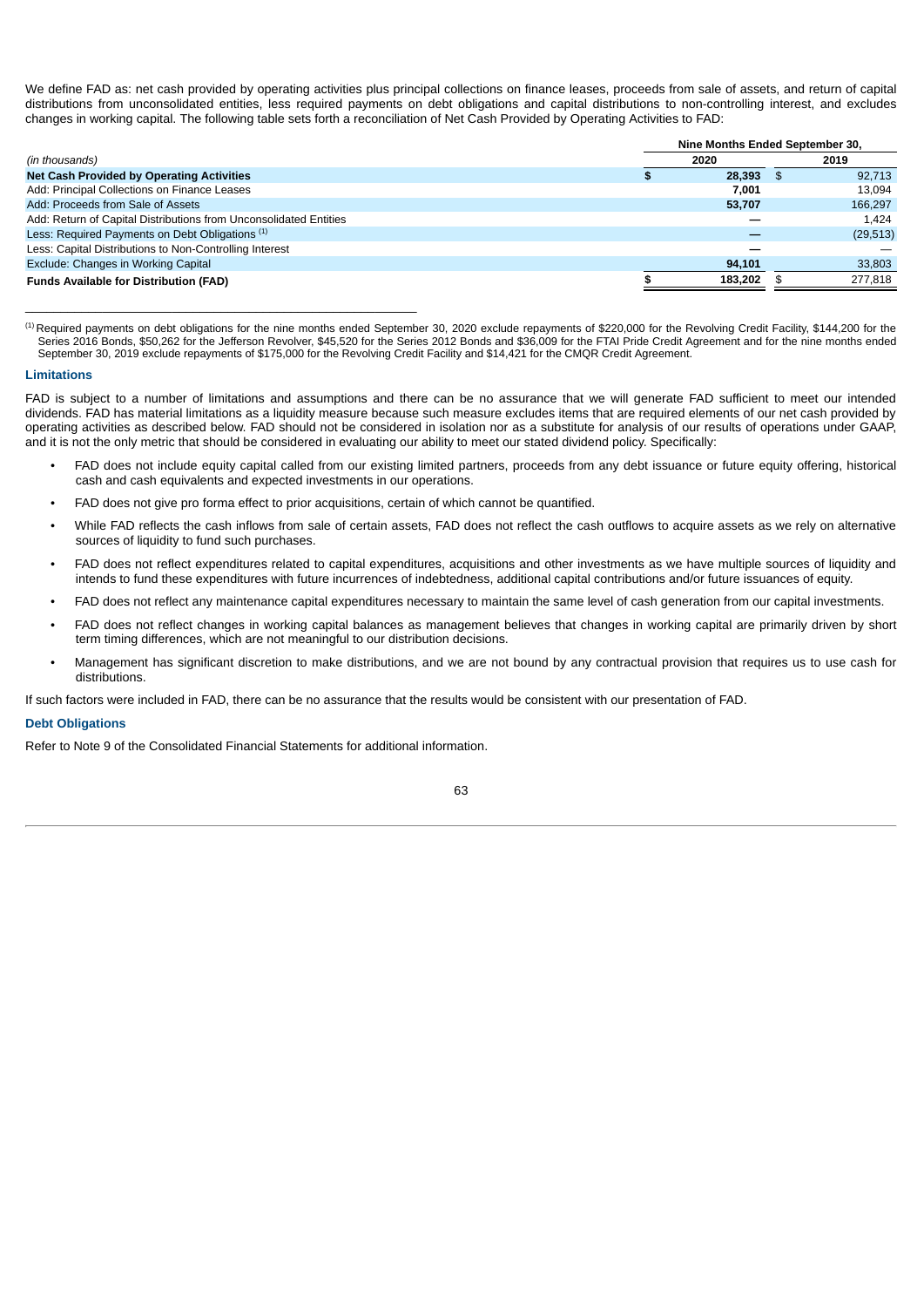We define FAD as: net cash provided by operating activities plus principal collections on finance leases, proceeds from sale of assets, and return of capital distributions from unconsolidated entities, less required payments on debt obligations and capital distributions to non-controlling interest, and excludes changes in working capital. The following table sets forth a reconciliation of Net Cash Provided by Operating Activities to FAD:

| | Nine Months Ended September 30, | |
|---|---|---|
| *(in thousands)* | **2020** | **2019** |
| **Net Cash Provided by Operating Activities** | **$ 28,393** | $ 92,713 |
| Add: Principal Collections on Finance Leases | **7,001** | 13,094 |
| Add: Proceeds from Sale of Assets | **53,707** | 166,297 |
| Add: Return of Capital Distributions from Unconsolidated Entities | **—** | 1,424 |
| Less: Required Payments on Debt Obligations [(1)] | **—** | (29,513) |
| Less: Capital Distributions to Non-Controlling Interest | **—** | — |
| Exclude: Changes in Working Capital | **94,101** | 33,803 |
| **Funds Available for Distribution (FAD)** | **$ 183,202** | $ 277,818 |

[(1)] Required payments on debt obligations for the nine months ended September 30, 2020 exclude repayments of $220,000 for the Revolving Credit Facility, $144,200 for the Series 2016 Bonds, $50,262 for the Jefferson Revolver, $45,520 for the Series 2012 Bonds and $36,009 for the FTAI Pride Credit Agreement and for the nine months ended September 30, 2019 exclude repayments of $175,000 for the Revolving Credit Facility and $14,421 for the CMQR Credit Agreement.

### Limitations

FAD is subject to a number of limitations and assumptions and there can be no assurance that we will generate FAD sufficient to meet our intended dividends. FAD has material limitations as a liquidity measure because such measure excludes items that are required elements of our net cash provided by operating activities as described below. FAD should not be considered in isolation nor as a substitute for analysis of our results of operations under GAAP, and it is not the only metric that should be considered in evaluating our ability to meet our stated dividend policy. Specifically:

- FAD does not include equity capital called from our existing limited partners, proceeds from any debt issuance or future equity offering, historical cash and cash equivalents and expected investments in our operations.
- FAD does not give pro forma effect to prior acquisitions, certain of which cannot be quantified.
- While FAD reflects the cash inflows from sale of certain assets, FAD does not reflect the cash outflows to acquire assets as we rely on alternative sources of liquidity to fund such purchases.
- FAD does not reflect expenditures related to capital expenditures, acquisitions and other investments as we have multiple sources of liquidity and intends to fund these expenditures with future incurrences of indebtedness, additional capital contributions and/or future issuances of equity.
- FAD does not reflect any maintenance capital expenditures necessary to maintain the same level of cash generation from our capital investments.
- FAD does not reflect changes in working capital balances as management believes that changes in working capital are primarily driven by short term timing differences, which are not meaningful to our distribution decisions.
- Management has significant discretion to make distributions, and we are not bound by any contractual provision that requires us to use cash for distributions.

If such factors were included in FAD, there can be no assurance that the results would be consistent with our presentation of FAD.

### Debt Obligations

Refer to Note 9 of the Consolidated Financial Statements for additional information.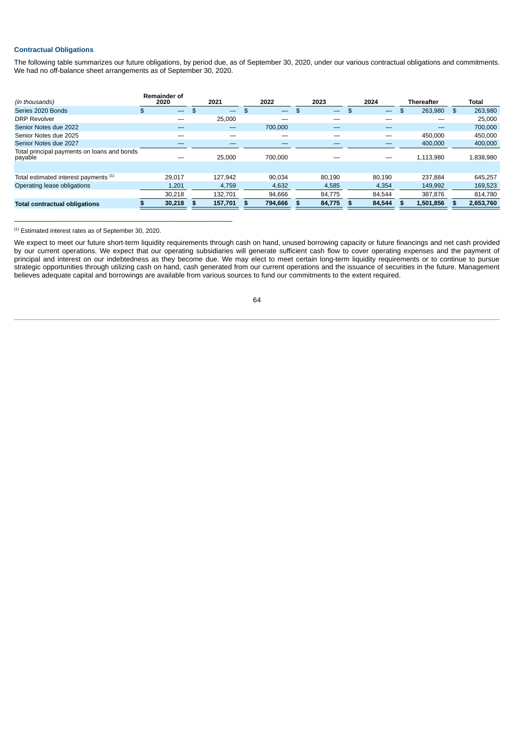### Contractual Obligations

The following table summarizes our future obligations, by period due, as of September 30, 2020, under our various contractual obligations and commitments. We had no off-balance sheet arrangements as of September 30, 2020.

| *(in thousands)* | Remainder of 2020 | 2021 | 2022 | 2023 | 2024 | Thereafter | Total |
|---|---|---|---|---|---|---|---|
| Series 2020 Bonds | $ — | $ — | $ — | $ — | $ — | $ 263,980 | $ 263,980 |
| DRP Revolver | — | 25,000 | — | — | — | — | 25,000 |
| Senior Notes due 2022 | — | — | 700,000 | — | — | — | 700,000 |
| Senior Notes due 2025 | — | — | — | — | — | 450,000 | 450,000 |
| Senior Notes due 2027 | — | — | — | — | — | 400,000 | 400,000 |
| Total principal payments on loans and bonds payable | — | 25,000 | 700,000 | — | — | 1,113,980 | 1,838,980 |
| | | | | | | | |
| Total estimated interest payments [(1)] | 29,017 | 127,942 | 90,034 | 80,190 | 80,190 | 237,884 | 645,257 |
| Operating lease obligations | 1,201 | 4,759 | 4,632 | 4,585 | 4,354 | 149,992 | 169,523 |
| | 30,218 | 132,701 | 94,666 | 84,775 | 84,544 | 387,876 | 814,780 |
| **Total contractual obligations** | **$ 30,218** | **$ 157,701** | **$ 794,666** | **$ 84,775** | **$ 84,544** | **$ 1,501,856** | **$ 2,653,760** |

[(1)] Estimated interest rates as of September 30, 2020.

We expect to meet our future short-term liquidity requirements through cash on hand, unused borrowing capacity or future financings and net cash provided by our current operations. We expect that our operating subsidiaries will generate sufficient cash flow to cover operating expenses and the payment of principal and interest on our indebtedness as they become due. We may elect to meet certain long-term liquidity requirements or to continue to pursue strategic opportunities through utilizing cash on hand, cash generated from our current operations and the issuance of securities in the future. Management believes adequate capital and borrowings are available from various sources to fund our commitments to the extent required.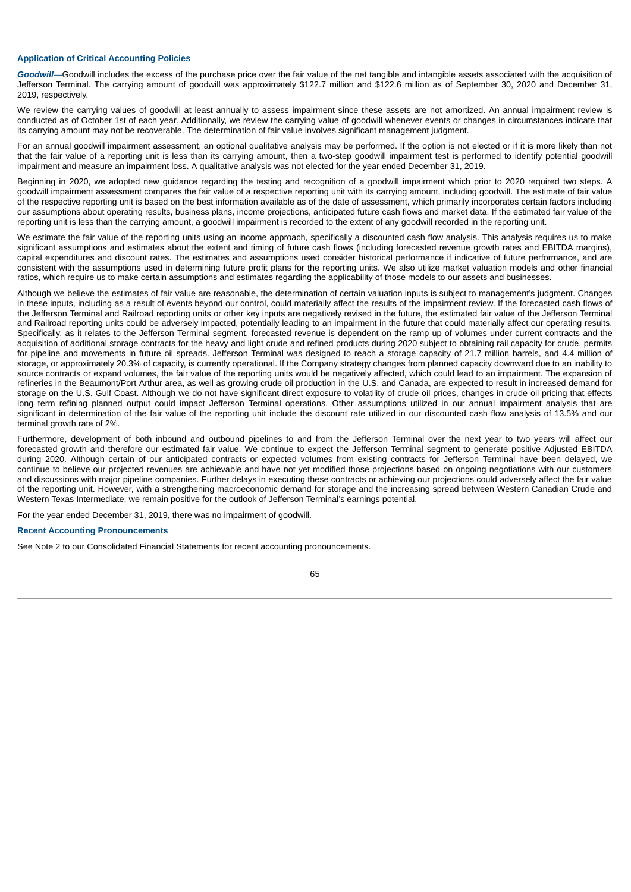### Application of Critical Accounting Policies

***Goodwill***—Goodwill includes the excess of the purchase price over the fair value of the net tangible and intangible assets associated with the acquisition of Jefferson Terminal. The carrying amount of goodwill was approximately $122.7 million and $122.6 million as of September 30, 2020 and December 31, 2019, respectively.

We review the carrying values of goodwill at least annually to assess impairment since these assets are not amortized. An annual impairment review is conducted as of October 1st of each year. Additionally, we review the carrying value of goodwill whenever events or changes in circumstances indicate that its carrying amount may not be recoverable. The determination of fair value involves significant management judgment.

For an annual goodwill impairment assessment, an optional qualitative analysis may be performed. If the option is not elected or if it is more likely than not that the fair value of a reporting unit is less than its carrying amount, then a two-step goodwill impairment test is performed to identify potential goodwill impairment and measure an impairment loss. A qualitative analysis was not elected for the year ended December 31, 2019.

Beginning in 2020, we adopted new guidance regarding the testing and recognition of a goodwill impairment which prior to 2020 required two steps. A goodwill impairment assessment compares the fair value of a respective reporting unit with its carrying amount, including goodwill. The estimate of fair value of the respective reporting unit is based on the best information available as of the date of assessment, which primarily incorporates certain factors including our assumptions about operating results, business plans, income projections, anticipated future cash flows and market data. If the estimated fair value of the reporting unit is less than the carrying amount, a goodwill impairment is recorded to the extent of any goodwill recorded in the reporting unit.

We estimate the fair value of the reporting units using an income approach, specifically a discounted cash flow analysis. This analysis requires us to make significant assumptions and estimates about the extent and timing of future cash flows (including forecasted revenue growth rates and EBITDA margins), capital expenditures and discount rates. The estimates and assumptions used consider historical performance if indicative of future performance, and are consistent with the assumptions used in determining future profit plans for the reporting units. We also utilize market valuation models and other financial ratios, which require us to make certain assumptions and estimates regarding the applicability of those models to our assets and businesses.

Although we believe the estimates of fair value are reasonable, the determination of certain valuation inputs is subject to management's judgment. Changes in these inputs, including as a result of events beyond our control, could materially affect the results of the impairment review. If the forecasted cash flows of the Jefferson Terminal and Railroad reporting units or other key inputs are negatively revised in the future, the estimated fair value of the Jefferson Terminal and Railroad reporting units could be adversely impacted, potentially leading to an impairment in the future that could materially affect our operating results. Specifically, as it relates to the Jefferson Terminal segment, forecasted revenue is dependent on the ramp up of volumes under current contracts and the acquisition of additional storage contracts for the heavy and light crude and refined products during 2020 subject to obtaining rail capacity for crude, permits for pipeline and movements in future oil spreads. Jefferson Terminal was designed to reach a storage capacity of 21.7 million barrels, and 4.4 million of storage, or approximately 20.3% of capacity, is currently operational. If the Company strategy changes from planned capacity downward due to an inability to source contracts or expand volumes, the fair value of the reporting units would be negatively affected, which could lead to an impairment. The expansion of refineries in the Beaumont/Port Arthur area, as well as growing crude oil production in the U.S. and Canada, are expected to result in increased demand for storage on the U.S. Gulf Coast. Although we do not have significant direct exposure to volatility of crude oil prices, changes in crude oil pricing that effects long term refining planned output could impact Jefferson Terminal operations. Other assumptions utilized in our annual impairment analysis that are significant in determination of the fair value of the reporting unit include the discount rate utilized in our discounted cash flow analysis of 13.5% and our terminal growth rate of 2%.

Furthermore, development of both inbound and outbound pipelines to and from the Jefferson Terminal over the next year to two years will affect our forecasted growth and therefore our estimated fair value. We continue to expect the Jefferson Terminal segment to generate positive Adjusted EBITDA during 2020. Although certain of our anticipated contracts or expected volumes from existing contracts for Jefferson Terminal have been delayed, we continue to believe our projected revenues are achievable and have not yet modified those projections based on ongoing negotiations with our customers and discussions with major pipeline companies. Further delays in executing these contracts or achieving our projections could adversely affect the fair value of the reporting unit. However, with a strengthening macroeconomic demand for storage and the increasing spread between Western Canadian Crude and Western Texas Intermediate, we remain positive for the outlook of Jefferson Terminal's earnings potential.

For the year ended December 31, 2019, there was no impairment of goodwill.

### Recent Accounting Pronouncements

See Note 2 to our Consolidated Financial Statements for recent accounting pronouncements.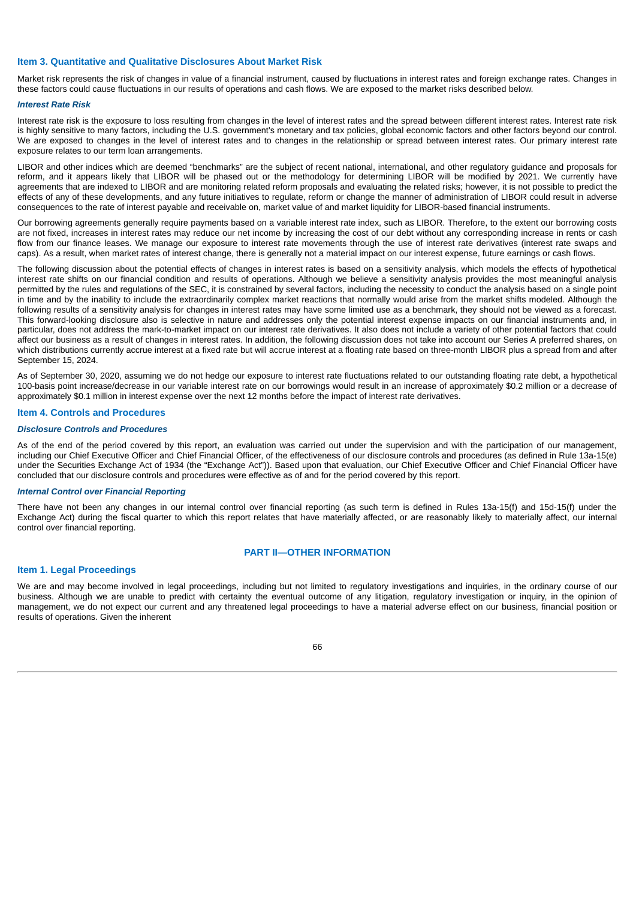## Item 3. Quantitative and Qualitative Disclosures About Market Risk

Market risk represents the risk of changes in value of a financial instrument, caused by fluctuations in interest rates and foreign exchange rates. Changes in these factors could cause fluctuations in our results of operations and cash flows. We are exposed to the market risks described below.

### *Interest Rate Risk*

Interest rate risk is the exposure to loss resulting from changes in the level of interest rates and the spread between different interest rates. Interest rate risk is highly sensitive to many factors, including the U.S. government's monetary and tax policies, global economic factors and other factors beyond our control. We are exposed to changes in the level of interest rates and to changes in the relationship or spread between interest rates. Our primary interest rate exposure relates to our term loan arrangements.

LIBOR and other indices which are deemed "benchmarks" are the subject of recent national, international, and other regulatory guidance and proposals for reform, and it appears likely that LIBOR will be phased out or the methodology for determining LIBOR will be modified by 2021. We currently have agreements that are indexed to LIBOR and are monitoring related reform proposals and evaluating the related risks; however, it is not possible to predict the effects of any of these developments, and any future initiatives to regulate, reform or change the manner of administration of LIBOR could result in adverse consequences to the rate of interest payable and receivable on, market value of and market liquidity for LIBOR-based financial instruments.

Our borrowing agreements generally require payments based on a variable interest rate index, such as LIBOR. Therefore, to the extent our borrowing costs are not fixed, increases in interest rates may reduce our net income by increasing the cost of our debt without any corresponding increase in rents or cash flow from our finance leases. We manage our exposure to interest rate movements through the use of interest rate derivatives (interest rate swaps and caps). As a result, when market rates of interest change, there is generally not a material impact on our interest expense, future earnings or cash flows.

The following discussion about the potential effects of changes in interest rates is based on a sensitivity analysis, which models the effects of hypothetical interest rate shifts on our financial condition and results of operations. Although we believe a sensitivity analysis provides the most meaningful analysis permitted by the rules and regulations of the SEC, it is constrained by several factors, including the necessity to conduct the analysis based on a single point in time and by the inability to include the extraordinarily complex market reactions that normally would arise from the market shifts modeled. Although the following results of a sensitivity analysis for changes in interest rates may have some limited use as a benchmark, they should not be viewed as a forecast. This forward-looking disclosure also is selective in nature and addresses only the potential interest expense impacts on our financial instruments and, in particular, does not address the mark-to-market impact on our interest rate derivatives. It also does not include a variety of other potential factors that could affect our business as a result of changes in interest rates. In addition, the following discussion does not take into account our Series A preferred shares, on which distributions currently accrue interest at a fixed rate but will accrue interest at a floating rate based on three-month LIBOR plus a spread from and after September 15, 2024.

As of September 30, 2020, assuming we do not hedge our exposure to interest rate fluctuations related to our outstanding floating rate debt, a hypothetical 100-basis point increase/decrease in our variable interest rate on our borrowings would result in an increase of approximately $0.2 million or a decrease of approximately $0.1 million in interest expense over the next 12 months before the impact of interest rate derivatives.

## Item 4. Controls and Procedures

### *Disclosure Controls and Procedures*

As of the end of the period covered by this report, an evaluation was carried out under the supervision and with the participation of our management, including our Chief Executive Officer and Chief Financial Officer, of the effectiveness of our disclosure controls and procedures (as defined in Rule 13a-15(e) under the Securities Exchange Act of 1934 (the "Exchange Act")). Based upon that evaluation, our Chief Executive Officer and Chief Financial Officer have concluded that our disclosure controls and procedures were effective as of and for the period covered by this report.

### *Internal Control over Financial Reporting*

There have not been any changes in our internal control over financial reporting (as such term is defined in Rules 13a-15(f) and 15d-15(f) under the Exchange Act) during the fiscal quarter to which this report relates that have materially affected, or are reasonably likely to materially affect, our internal control over financial reporting.

# PART II—OTHER INFORMATION

## Item 1. Legal Proceedings

We are and may become involved in legal proceedings, including but not limited to regulatory investigations and inquiries, in the ordinary course of our business. Although we are unable to predict with certainty the eventual outcome of any litigation, regulatory investigation or inquiry, in the opinion of management, we do not expect our current and any threatened legal proceedings to have a material adverse effect on our business, financial position or results of operations. Given the inherent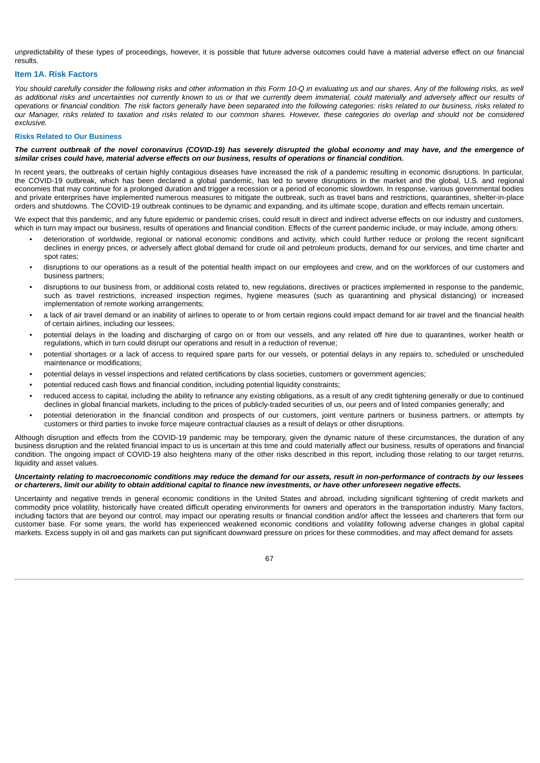unpredictability of these types of proceedings, however, it is possible that future adverse outcomes could have a material adverse effect on our financial results.

## Item 1A. Risk Factors

*You should carefully consider the following risks and other information in this Form 10-Q in evaluating us and our shares. Any of the following risks, as well as additional risks and uncertainties not currently known to us or that we currently deem immaterial, could materially and adversely affect our results of operations or financial condition. The risk factors generally have been separated into the following categories: risks related to our business, risks related to our Manager, risks related to taxation and risks related to our common shares. However, these categories do overlap and should not be considered exclusive.*

### Risks Related to Our Business

***The current outbreak of the novel coronavirus (COVID-19) has severely disrupted the global economy and may have, and the emergence of similar crises could have, material adverse effects on our business, results of operations or financial condition.***

In recent years, the outbreaks of certain highly contagious diseases have increased the risk of a pandemic resulting in economic disruptions. In particular, the COVID-19 outbreak, which has been declared a global pandemic, has led to severe disruptions in the market and the global, U.S. and regional economies that may continue for a prolonged duration and trigger a recession or a period of economic slowdown. In response, various governmental bodies and private enterprises have implemented numerous measures to mitigate the outbreak, such as travel bans and restrictions, quarantines, shelter-in-place orders and shutdowns. The COVID-19 outbreak continues to be dynamic and expanding, and its ultimate scope, duration and effects remain uncertain.

We expect that this pandemic, and any future epidemic or pandemic crises, could result in direct and indirect adverse effects on our industry and customers, which in turn may impact our business, results of operations and financial condition. Effects of the current pandemic include, or may include, among others:

- deterioration of worldwide, regional or national economic conditions and activity, which could further reduce or prolong the recent significant declines in energy prices, or adversely affect global demand for crude oil and petroleum products, demand for our services, and time charter and spot rates;
- disruptions to our operations as a result of the potential health impact on our employees and crew, and on the workforces of our customers and business partners;
- disruptions to our business from, or additional costs related to, new regulations, directives or practices implemented in response to the pandemic, such as travel restrictions, increased inspection regimes, hygiene measures (such as quarantining and physical distancing) or increased implementation of remote working arrangements;
- a lack of air travel demand or an inability of airlines to operate to or from certain regions could impact demand for air travel and the financial health of certain airlines, including our lessees;
- potential delays in the loading and discharging of cargo on or from our vessels, and any related off hire due to quarantines, worker health or regulations, which in turn could disrupt our operations and result in a reduction of revenue;
- potential shortages or a lack of access to required spare parts for our vessels, or potential delays in any repairs to, scheduled or unscheduled maintenance or modifications;
- potential delays in vessel inspections and related certifications by class societies, customers or government agencies;
- potential reduced cash flows and financial condition, including potential liquidity constraints;
- reduced access to capital, including the ability to refinance any existing obligations, as a result of any credit tightening generally or due to continued declines in global financial markets, including to the prices of publicly-traded securities of us, our peers and of listed companies generally; and
- potential deterioration in the financial condition and prospects of our customers, joint venture partners or business partners, or attempts by customers or third parties to invoke force majeure contractual clauses as a result of delays or other disruptions.

Although disruption and effects from the COVID-19 pandemic may be temporary, given the dynamic nature of these circumstances, the duration of any business disruption and the related financial impact to us is uncertain at this time and could materially affect our business, results of operations and financial condition. The ongoing impact of COVID-19 also heightens many of the other risks described in this report, including those relating to our target returns, liquidity and asset values.

***Uncertainty relating to macroeconomic conditions may reduce the demand for our assets, result in non-performance of contracts by our lessees or charterers, limit our ability to obtain additional capital to finance new investments, or have other unforeseen negative effects.***

Uncertainty and negative trends in general economic conditions in the United States and abroad, including significant tightening of credit markets and commodity price volatility, historically have created difficult operating environments for owners and operators in the transportation industry. Many factors, including factors that are beyond our control, may impact our operating results or financial condition and/or affect the lessees and charterers that form our customer base. For some years, the world has experienced weakened economic conditions and volatility following adverse changes in global capital markets. Excess supply in oil and gas markets can put significant downward pressure on prices for these commodities, and may affect demand for assets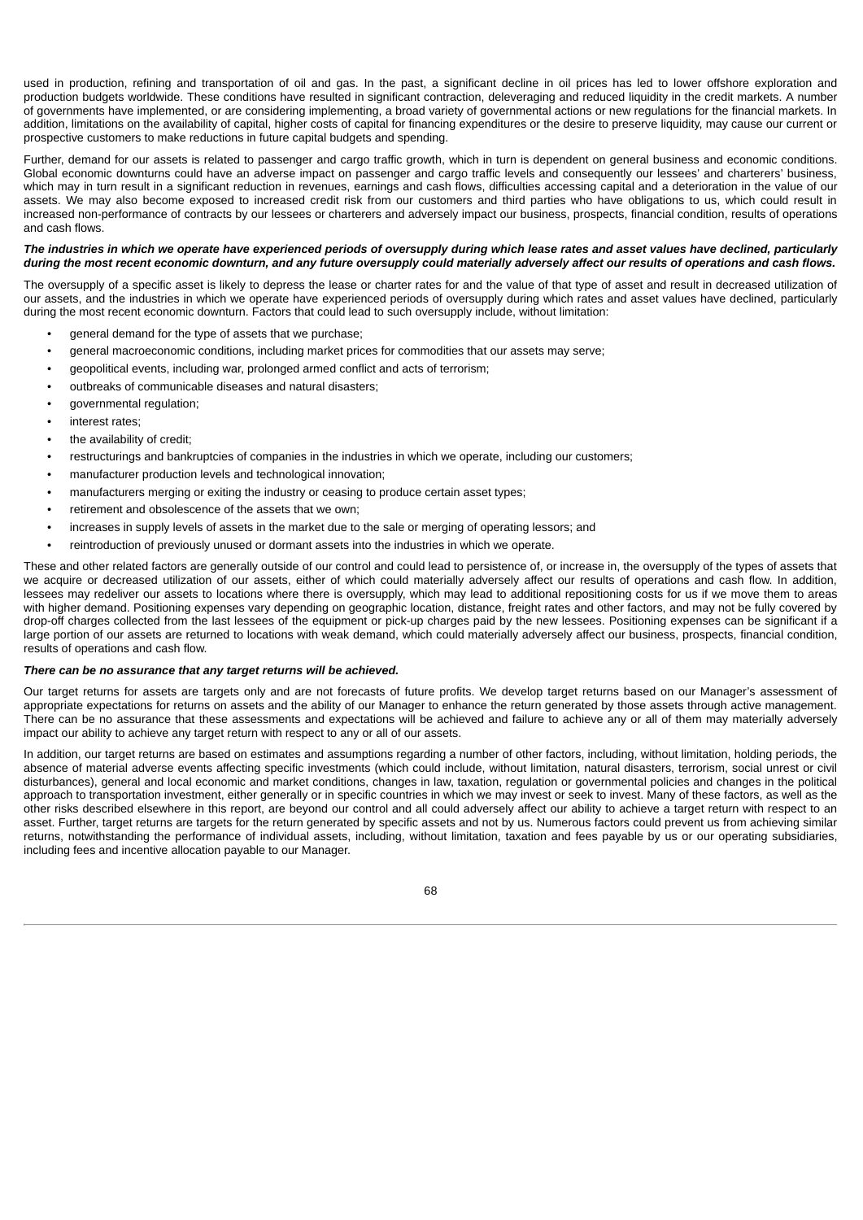used in production, refining and transportation of oil and gas. In the past, a significant decline in oil prices has led to lower offshore exploration and production budgets worldwide. These conditions have resulted in significant contraction, deleveraging and reduced liquidity in the credit markets. A number of governments have implemented, or are considering implementing, a broad variety of governmental actions or new regulations for the financial markets. In addition, limitations on the availability of capital, higher costs of capital for financing expenditures or the desire to preserve liquidity, may cause our current or prospective customers to make reductions in future capital budgets and spending.

Further, demand for our assets is related to passenger and cargo traffic growth, which in turn is dependent on general business and economic conditions. Global economic downturns could have an adverse impact on passenger and cargo traffic levels and consequently our lessees' and charterers' business, which may in turn result in a significant reduction in revenues, earnings and cash flows, difficulties accessing capital and a deterioration in the value of our assets. We may also become exposed to increased credit risk from our customers and third parties who have obligations to us, which could result in increased non-performance of contracts by our lessees or charterers and adversely impact our business, prospects, financial condition, results of operations and cash flows.

***The industries in which we operate have experienced periods of oversupply during which lease rates and asset values have declined, particularly during the most recent economic downturn, and any future oversupply could materially adversely affect our results of operations and cash flows.***

The oversupply of a specific asset is likely to depress the lease or charter rates for and the value of that type of asset and result in decreased utilization of our assets, and the industries in which we operate have experienced periods of oversupply during which rates and asset values have declined, particularly during the most recent economic downturn. Factors that could lead to such oversupply include, without limitation:

- general demand for the type of assets that we purchase;
- general macroeconomic conditions, including market prices for commodities that our assets may serve;
- geopolitical events, including war, prolonged armed conflict and acts of terrorism;
- outbreaks of communicable diseases and natural disasters;
- governmental regulation;
- interest rates;
- the availability of credit;
- restructurings and bankruptcies of companies in the industries in which we operate, including our customers;
- manufacturer production levels and technological innovation;
- manufacturers merging or exiting the industry or ceasing to produce certain asset types;
- retirement and obsolescence of the assets that we own;
- increases in supply levels of assets in the market due to the sale or merging of operating lessors; and
- reintroduction of previously unused or dormant assets into the industries in which we operate.

These and other related factors are generally outside of our control and could lead to persistence of, or increase in, the oversupply of the types of assets that we acquire or decreased utilization of our assets, either of which could materially adversely affect our results of operations and cash flow. In addition, lessees may redeliver our assets to locations where there is oversupply, which may lead to additional repositioning costs for us if we move them to areas with higher demand. Positioning expenses vary depending on geographic location, distance, freight rates and other factors, and may not be fully covered by drop-off charges collected from the last lessees of the equipment or pick-up charges paid by the new lessees. Positioning expenses can be significant if a large portion of our assets are returned to locations with weak demand, which could materially adversely affect our business, prospects, financial condition, results of operations and cash flow.

***There can be no assurance that any target returns will be achieved.***

Our target returns for assets are targets only and are not forecasts of future profits. We develop target returns based on our Manager's assessment of appropriate expectations for returns on assets and the ability of our Manager to enhance the return generated by those assets through active management. There can be no assurance that these assessments and expectations will be achieved and failure to achieve any or all of them may materially adversely impact our ability to achieve any target return with respect to any or all of our assets.

In addition, our target returns are based on estimates and assumptions regarding a number of other factors, including, without limitation, holding periods, the absence of material adverse events affecting specific investments (which could include, without limitation, natural disasters, terrorism, social unrest or civil disturbances), general and local economic and market conditions, changes in law, taxation, regulation or governmental policies and changes in the political approach to transportation investment, either generally or in specific countries in which we may invest or seek to invest. Many of these factors, as well as the other risks described elsewhere in this report, are beyond our control and all could adversely affect our ability to achieve a target return with respect to an asset. Further, target returns are targets for the return generated by specific assets and not by us. Numerous factors could prevent us from achieving similar returns, notwithstanding the performance of individual assets, including, without limitation, taxation and fees payable by us or our operating subsidiaries, including fees and incentive allocation payable to our Manager.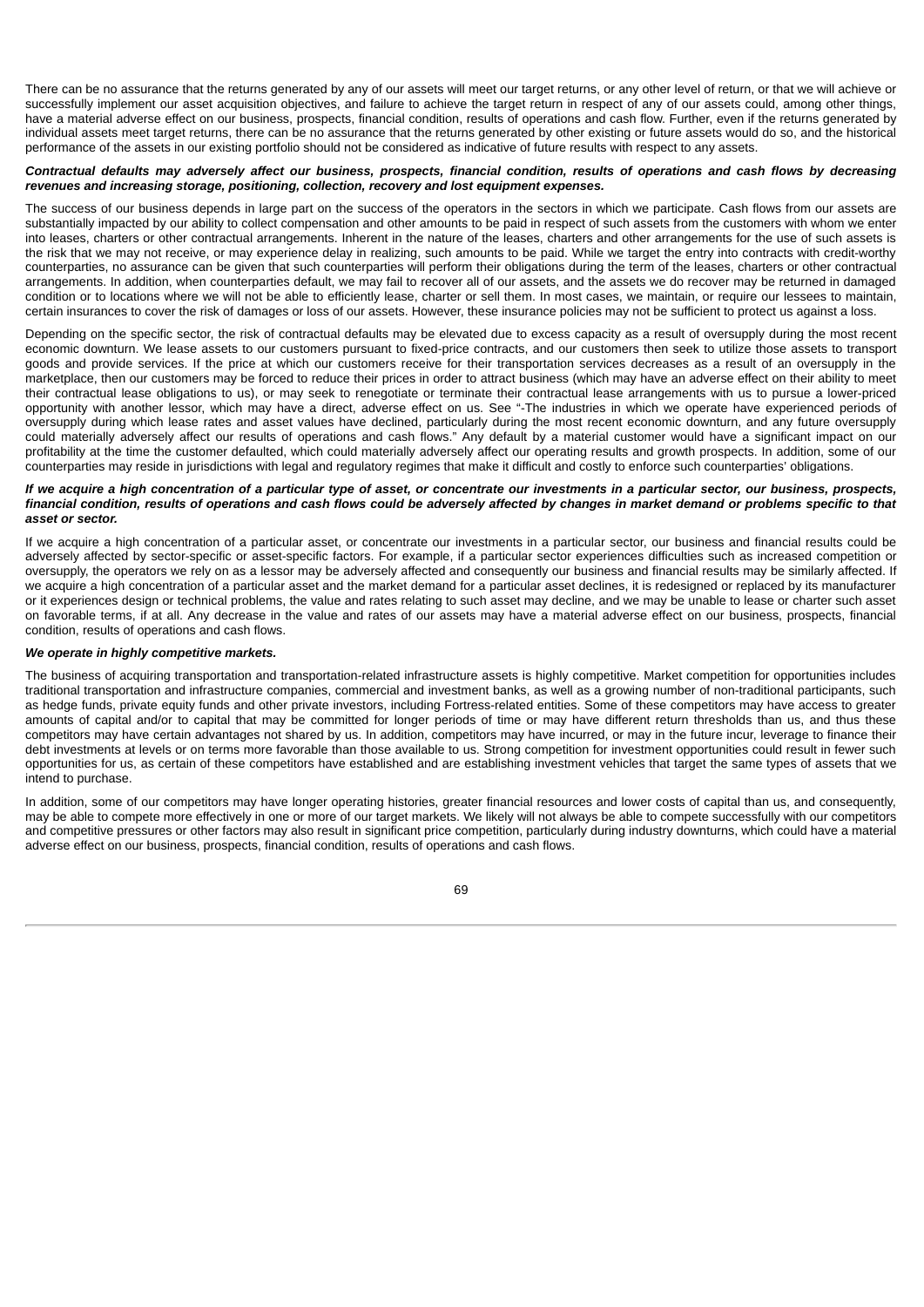There can be no assurance that the returns generated by any of our assets will meet our target returns, or any other level of return, or that we will achieve or successfully implement our asset acquisition objectives, and failure to achieve the target return in respect of any of our assets could, among other things, have a material adverse effect on our business, prospects, financial condition, results of operations and cash flow. Further, even if the returns generated by individual assets meet target returns, there can be no assurance that the returns generated by other existing or future assets would do so, and the historical performance of the assets in our existing portfolio should not be considered as indicative of future results with respect to any assets.

***Contractual defaults may adversely affect our business, prospects, financial condition, results of operations and cash flows by decreasing revenues and increasing storage, positioning, collection, recovery and lost equipment expenses.***

The success of our business depends in large part on the success of the operators in the sectors in which we participate. Cash flows from our assets are substantially impacted by our ability to collect compensation and other amounts to be paid in respect of such assets from the customers with whom we enter into leases, charters or other contractual arrangements. Inherent in the nature of the leases, charters and other arrangements for the use of such assets is the risk that we may not receive, or may experience delay in realizing, such amounts to be paid. While we target the entry into contracts with credit-worthy counterparties, no assurance can be given that such counterparties will perform their obligations during the term of the leases, charters or other contractual arrangements. In addition, when counterparties default, we may fail to recover all of our assets, and the assets we do recover may be returned in damaged condition or to locations where we will not be able to efficiently lease, charter or sell them. In most cases, we maintain, or require our lessees to maintain, certain insurances to cover the risk of damages or loss of our assets. However, these insurance policies may not be sufficient to protect us against a loss.

Depending on the specific sector, the risk of contractual defaults may be elevated due to excess capacity as a result of oversupply during the most recent economic downturn. We lease assets to our customers pursuant to fixed-price contracts, and our customers then seek to utilize those assets to transport goods and provide services. If the price at which our customers receive for their transportation services decreases as a result of an oversupply in the marketplace, then our customers may be forced to reduce their prices in order to attract business (which may have an adverse effect on their ability to meet their contractual lease obligations to us), or may seek to renegotiate or terminate their contractual lease arrangements with us to pursue a lower-priced opportunity with another lessor, which may have a direct, adverse effect on us. See "-The industries in which we operate have experienced periods of oversupply during which lease rates and asset values have declined, particularly during the most recent economic downturn, and any future oversupply could materially adversely affect our results of operations and cash flows." Any default by a material customer would have a significant impact on our profitability at the time the customer defaulted, which could materially adversely affect our operating results and growth prospects. In addition, some of our counterparties may reside in jurisdictions with legal and regulatory regimes that make it difficult and costly to enforce such counterparties' obligations.

***If we acquire a high concentration of a particular type of asset, or concentrate our investments in a particular sector, our business, prospects, financial condition, results of operations and cash flows could be adversely affected by changes in market demand or problems specific to that asset or sector.***

If we acquire a high concentration of a particular asset, or concentrate our investments in a particular sector, our business and financial results could be adversely affected by sector-specific or asset-specific factors. For example, if a particular sector experiences difficulties such as increased competition or oversupply, the operators we rely on as a lessor may be adversely affected and consequently our business and financial results may be similarly affected. If we acquire a high concentration of a particular asset and the market demand for a particular asset declines, it is redesigned or replaced by its manufacturer or it experiences design or technical problems, the value and rates relating to such asset may decline, and we may be unable to lease or charter such asset on favorable terms, if at all. Any decrease in the value and rates of our assets may have a material adverse effect on our business, prospects, financial condition, results of operations and cash flows.

***We operate in highly competitive markets.***

The business of acquiring transportation and transportation-related infrastructure assets is highly competitive. Market competition for opportunities includes traditional transportation and infrastructure companies, commercial and investment banks, as well as a growing number of non-traditional participants, such as hedge funds, private equity funds and other private investors, including Fortress-related entities. Some of these competitors may have access to greater amounts of capital and/or to capital that may be committed for longer periods of time or may have different return thresholds than us, and thus these competitors may have certain advantages not shared by us. In addition, competitors may have incurred, or may in the future incur, leverage to finance their debt investments at levels or on terms more favorable than those available to us. Strong competition for investment opportunities could result in fewer such opportunities for us, as certain of these competitors have established and are establishing investment vehicles that target the same types of assets that we intend to purchase.

In addition, some of our competitors may have longer operating histories, greater financial resources and lower costs of capital than us, and consequently, may be able to compete more effectively in one or more of our target markets. We likely will not always be able to compete successfully with our competitors and competitive pressures or other factors may also result in significant price competition, particularly during industry downturns, which could have a material adverse effect on our business, prospects, financial condition, results of operations and cash flows.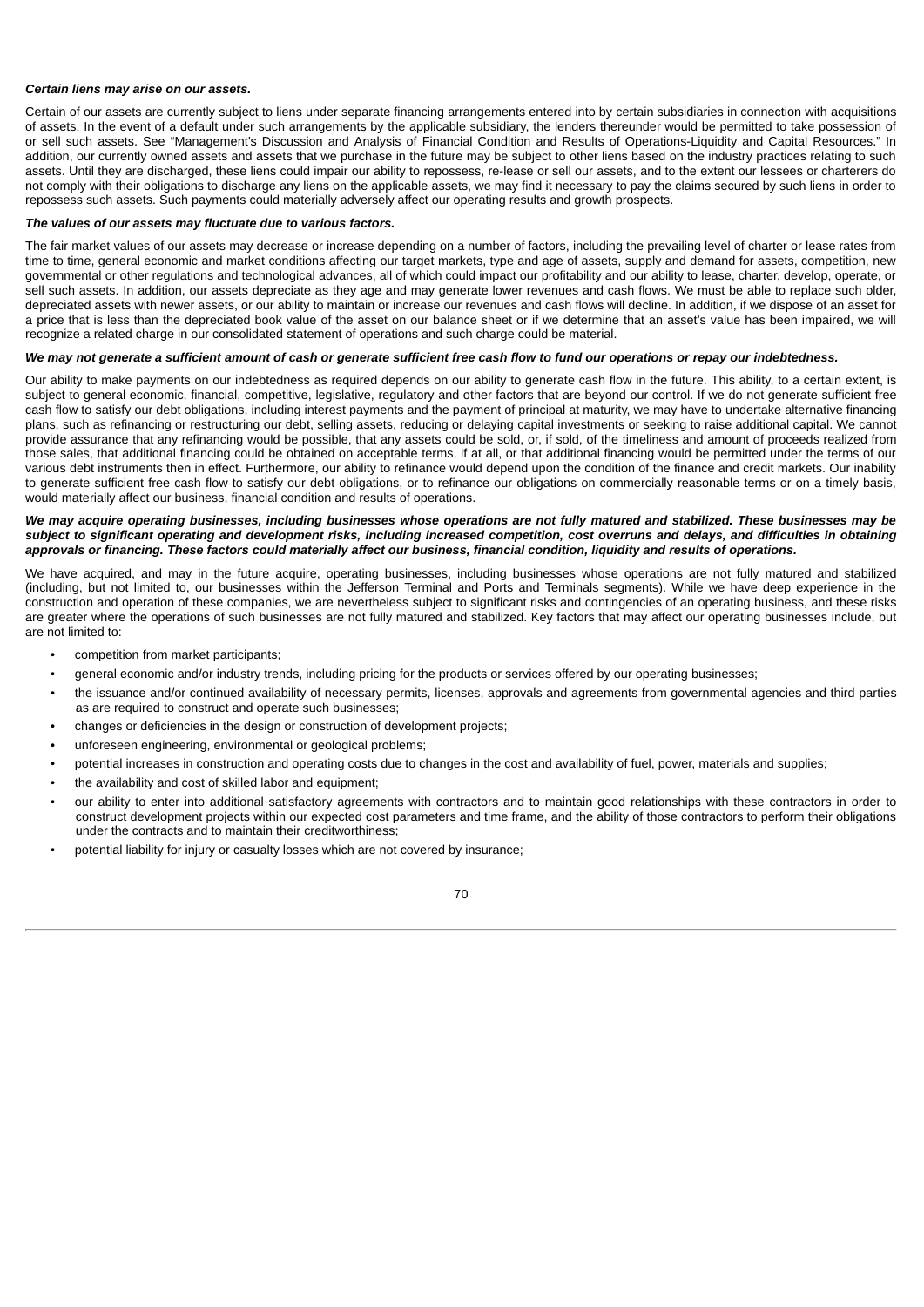***Certain liens may arise on our assets.***

Certain of our assets are currently subject to liens under separate financing arrangements entered into by certain subsidiaries in connection with acquisitions of assets. In the event of a default under such arrangements by the applicable subsidiary, the lenders thereunder would be permitted to take possession of or sell such assets. See "Management's Discussion and Analysis of Financial Condition and Results of Operations-Liquidity and Capital Resources." In addition, our currently owned assets and assets that we purchase in the future may be subject to other liens based on the industry practices relating to such assets. Until they are discharged, these liens could impair our ability to repossess, re-lease or sell our assets, and to the extent our lessees or charterers do not comply with their obligations to discharge any liens on the applicable assets, we may find it necessary to pay the claims secured by such liens in order to repossess such assets. Such payments could materially adversely affect our operating results and growth prospects.

***The values of our assets may fluctuate due to various factors.***

The fair market values of our assets may decrease or increase depending on a number of factors, including the prevailing level of charter or lease rates from time to time, general economic and market conditions affecting our target markets, type and age of assets, supply and demand for assets, competition, new governmental or other regulations and technological advances, all of which could impact our profitability and our ability to lease, charter, develop, operate, or sell such assets. In addition, our assets depreciate as they age and may generate lower revenues and cash flows. We must be able to replace such older, depreciated assets with newer assets, or our ability to maintain or increase our revenues and cash flows will decline. In addition, if we dispose of an asset for a price that is less than the depreciated book value of the asset on our balance sheet or if we determine that an asset's value has been impaired, we will recognize a related charge in our consolidated statement of operations and such charge could be material.

***We may not generate a sufficient amount of cash or generate sufficient free cash flow to fund our operations or repay our indebtedness.***

Our ability to make payments on our indebtedness as required depends on our ability to generate cash flow in the future. This ability, to a certain extent, is subject to general economic, financial, competitive, legislative, regulatory and other factors that are beyond our control. If we do not generate sufficient free cash flow to satisfy our debt obligations, including interest payments and the payment of principal at maturity, we may have to undertake alternative financing plans, such as refinancing or restructuring our debt, selling assets, reducing or delaying capital investments or seeking to raise additional capital. We cannot provide assurance that any refinancing would be possible, that any assets could be sold, or, if sold, of the timeliness and amount of proceeds realized from those sales, that additional financing could be obtained on acceptable terms, if at all, or that additional financing would be permitted under the terms of our various debt instruments then in effect. Furthermore, our ability to refinance would depend upon the condition of the finance and credit markets. Our inability to generate sufficient free cash flow to satisfy our debt obligations, or to refinance our obligations on commercially reasonable terms or on a timely basis, would materially affect our business, financial condition and results of operations.

***We may acquire operating businesses, including businesses whose operations are not fully matured and stabilized. These businesses may be subject to significant operating and development risks, including increased competition, cost overruns and delays, and difficulties in obtaining approvals or financing. These factors could materially affect our business, financial condition, liquidity and results of operations.***

We have acquired, and may in the future acquire, operating businesses, including businesses whose operations are not fully matured and stabilized (including, but not limited to, our businesses within the Jefferson Terminal and Ports and Terminals segments). While we have deep experience in the construction and operation of these companies, we are nevertheless subject to significant risks and contingencies of an operating business, and these risks are greater where the operations of such businesses are not fully matured and stabilized. Key factors that may affect our operating businesses include, but are not limited to:

- competition from market participants;
- general economic and/or industry trends, including pricing for the products or services offered by our operating businesses;
- the issuance and/or continued availability of necessary permits, licenses, approvals and agreements from governmental agencies and third parties as are required to construct and operate such businesses;
- changes or deficiencies in the design or construction of development projects;
- unforeseen engineering, environmental or geological problems;
- potential increases in construction and operating costs due to changes in the cost and availability of fuel, power, materials and supplies;
- the availability and cost of skilled labor and equipment;
- our ability to enter into additional satisfactory agreements with contractors and to maintain good relationships with these contractors in order to construct development projects within our expected cost parameters and time frame, and the ability of those contractors to perform their obligations under the contracts and to maintain their creditworthiness;
- potential liability for injury or casualty losses which are not covered by insurance;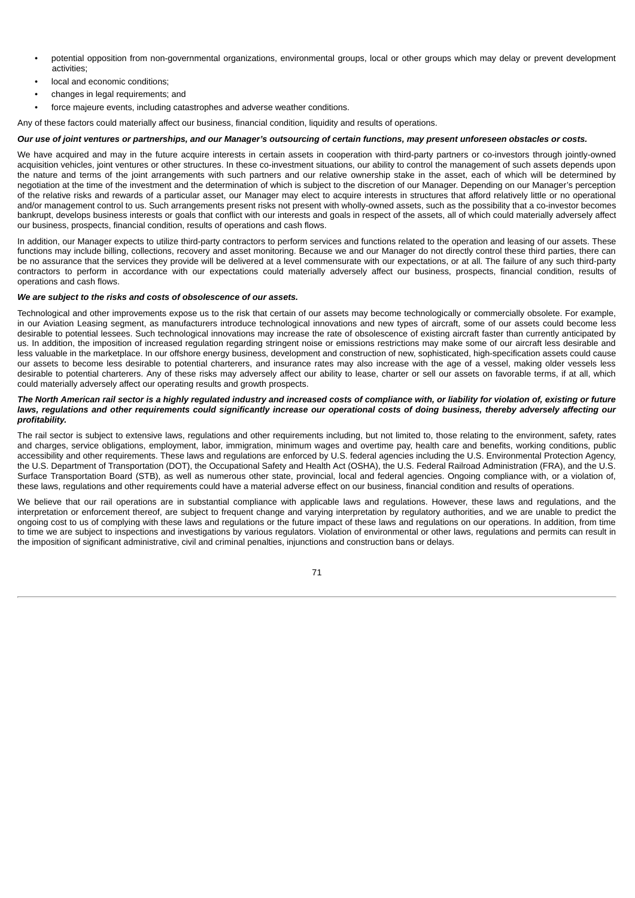- potential opposition from non-governmental organizations, environmental groups, local or other groups which may delay or prevent development activities;
- local and economic conditions;
- changes in legal requirements; and
- force majeure events, including catastrophes and adverse weather conditions.

Any of these factors could materially affect our business, financial condition, liquidity and results of operations.

***Our use of joint ventures or partnerships, and our Manager's outsourcing of certain functions, may present unforeseen obstacles or costs.***

We have acquired and may in the future acquire interests in certain assets in cooperation with third-party partners or co-investors through jointly-owned acquisition vehicles, joint ventures or other structures. In these co-investment situations, our ability to control the management of such assets depends upon the nature and terms of the joint arrangements with such partners and our relative ownership stake in the asset, each of which will be determined by negotiation at the time of the investment and the determination of which is subject to the discretion of our Manager. Depending on our Manager's perception of the relative risks and rewards of a particular asset, our Manager may elect to acquire interests in structures that afford relatively little or no operational and/or management control to us. Such arrangements present risks not present with wholly-owned assets, such as the possibility that a co-investor becomes bankrupt, develops business interests or goals that conflict with our interests and goals in respect of the assets, all of which could materially adversely affect our business, prospects, financial condition, results of operations and cash flows.

In addition, our Manager expects to utilize third-party contractors to perform services and functions related to the operation and leasing of our assets. These functions may include billing, collections, recovery and asset monitoring. Because we and our Manager do not directly control these third parties, there can be no assurance that the services they provide will be delivered at a level commensurate with our expectations, or at all. The failure of any such third-party contractors to perform in accordance with our expectations could materially adversely affect our business, prospects, financial condition, results of operations and cash flows.

***We are subject to the risks and costs of obsolescence of our assets.***

Technological and other improvements expose us to the risk that certain of our assets may become technologically or commercially obsolete. For example, in our Aviation Leasing segment, as manufacturers introduce technological innovations and new types of aircraft, some of our assets could become less desirable to potential lessees. Such technological innovations may increase the rate of obsolescence of existing aircraft faster than currently anticipated by us. In addition, the imposition of increased regulation regarding stringent noise or emissions restrictions may make some of our aircraft less desirable and less valuable in the marketplace. In our offshore energy business, development and construction of new, sophisticated, high-specification assets could cause our assets to become less desirable to potential charterers, and insurance rates may also increase with the age of a vessel, making older vessels less desirable to potential charterers. Any of these risks may adversely affect our ability to lease, charter or sell our assets on favorable terms, if at all, which could materially adversely affect our operating results and growth prospects.

***The North American rail sector is a highly regulated industry and increased costs of compliance with, or liability for violation of, existing or future laws, regulations and other requirements could significantly increase our operational costs of doing business, thereby adversely affecting our profitability.***

The rail sector is subject to extensive laws, regulations and other requirements including, but not limited to, those relating to the environment, safety, rates and charges, service obligations, employment, labor, immigration, minimum wages and overtime pay, health care and benefits, working conditions, public accessibility and other requirements. These laws and regulations are enforced by U.S. federal agencies including the U.S. Environmental Protection Agency, the U.S. Department of Transportation (DOT), the Occupational Safety and Health Act (OSHA), the U.S. Federal Railroad Administration (FRA), and the U.S. Surface Transportation Board (STB), as well as numerous other state, provincial, local and federal agencies. Ongoing compliance with, or a violation of, these laws, regulations and other requirements could have a material adverse effect on our business, financial condition and results of operations.

We believe that our rail operations are in substantial compliance with applicable laws and regulations. However, these laws and regulations, and the interpretation or enforcement thereof, are subject to frequent change and varying interpretation by regulatory authorities, and we are unable to predict the ongoing cost to us of complying with these laws and regulations or the future impact of these laws and regulations on our operations. In addition, from time to time we are subject to inspections and investigations by various regulators. Violation of environmental or other laws, regulations and permits can result in the imposition of significant administrative, civil and criminal penalties, injunctions and construction bans or delays.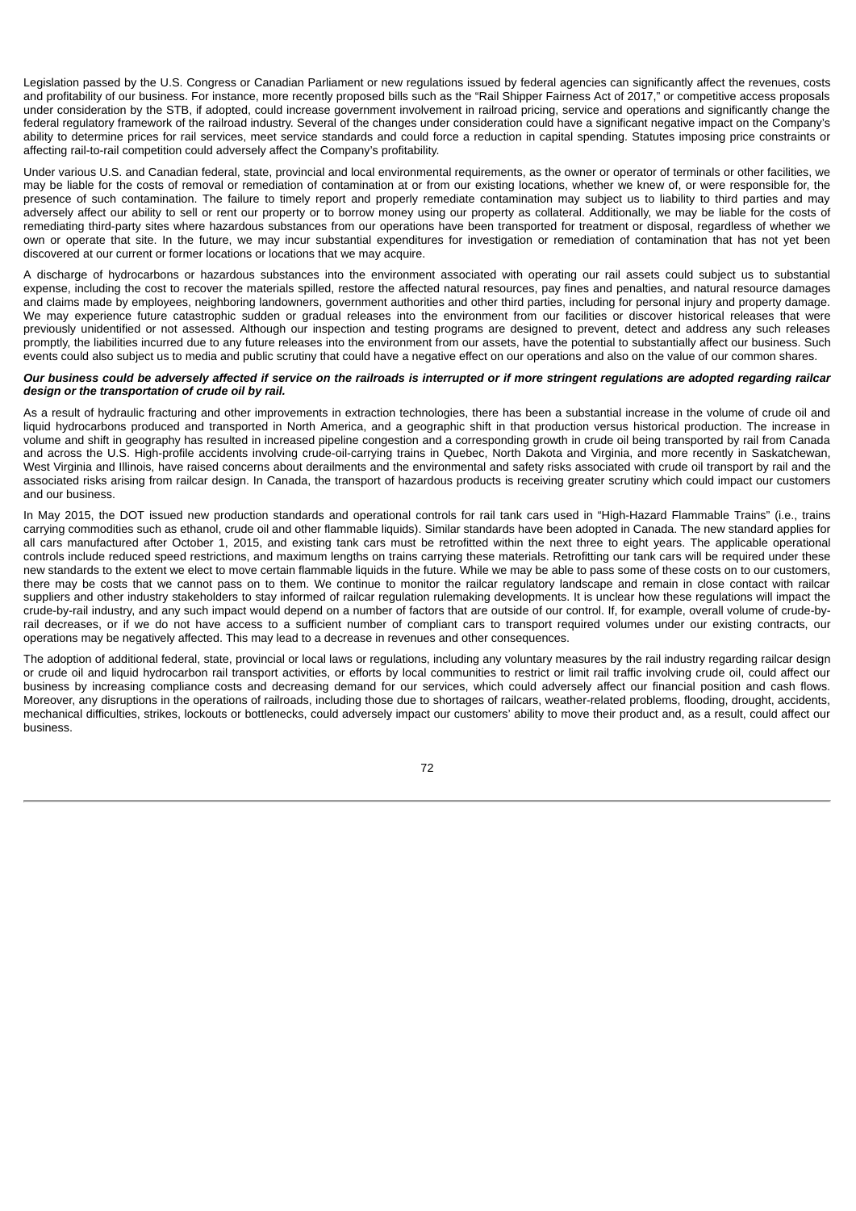Legislation passed by the U.S. Congress or Canadian Parliament or new regulations issued by federal agencies can significantly affect the revenues, costs and profitability of our business. For instance, more recently proposed bills such as the "Rail Shipper Fairness Act of 2017," or competitive access proposals under consideration by the STB, if adopted, could increase government involvement in railroad pricing, service and operations and significantly change the federal regulatory framework of the railroad industry. Several of the changes under consideration could have a significant negative impact on the Company's ability to determine prices for rail services, meet service standards and could force a reduction in capital spending. Statutes imposing price constraints or affecting rail-to-rail competition could adversely affect the Company's profitability.

Under various U.S. and Canadian federal, state, provincial and local environmental requirements, as the owner or operator of terminals or other facilities, we may be liable for the costs of removal or remediation of contamination at or from our existing locations, whether we knew of, or were responsible for, the presence of such contamination. The failure to timely report and properly remediate contamination may subject us to liability to third parties and may adversely affect our ability to sell or rent our property or to borrow money using our property as collateral. Additionally, we may be liable for the costs of remediating third-party sites where hazardous substances from our operations have been transported for treatment or disposal, regardless of whether we own or operate that site. In the future, we may incur substantial expenditures for investigation or remediation of contamination that has not yet been discovered at our current or former locations or locations that we may acquire.

A discharge of hydrocarbons or hazardous substances into the environment associated with operating our rail assets could subject us to substantial expense, including the cost to recover the materials spilled, restore the affected natural resources, pay fines and penalties, and natural resource damages and claims made by employees, neighboring landowners, government authorities and other third parties, including for personal injury and property damage. We may experience future catastrophic sudden or gradual releases into the environment from our facilities or discover historical releases that were previously unidentified or not assessed. Although our inspection and testing programs are designed to prevent, detect and address any such releases promptly, the liabilities incurred due to any future releases into the environment from our assets, have the potential to substantially affect our business. Such events could also subject us to media and public scrutiny that could have a negative effect on our operations and also on the value of our common shares.

***Our business could be adversely affected if service on the railroads is interrupted or if more stringent regulations are adopted regarding railcar design or the transportation of crude oil by rail.***

As a result of hydraulic fracturing and other improvements in extraction technologies, there has been a substantial increase in the volume of crude oil and liquid hydrocarbons produced and transported in North America, and a geographic shift in that production versus historical production. The increase in volume and shift in geography has resulted in increased pipeline congestion and a corresponding growth in crude oil being transported by rail from Canada and across the U.S. High-profile accidents involving crude-oil-carrying trains in Quebec, North Dakota and Virginia, and more recently in Saskatchewan, West Virginia and Illinois, have raised concerns about derailments and the environmental and safety risks associated with crude oil transport by rail and the associated risks arising from railcar design. In Canada, the transport of hazardous products is receiving greater scrutiny which could impact our customers and our business.

In May 2015, the DOT issued new production standards and operational controls for rail tank cars used in "High-Hazard Flammable Trains" (i.e., trains carrying commodities such as ethanol, crude oil and other flammable liquids). Similar standards have been adopted in Canada. The new standard applies for all cars manufactured after October 1, 2015, and existing tank cars must be retrofitted within the next three to eight years. The applicable operational controls include reduced speed restrictions, and maximum lengths on trains carrying these materials. Retrofitting our tank cars will be required under these new standards to the extent we elect to move certain flammable liquids in the future. While we may be able to pass some of these costs on to our customers, there may be costs that we cannot pass on to them. We continue to monitor the railcar regulatory landscape and remain in close contact with railcar suppliers and other industry stakeholders to stay informed of railcar regulation rulemaking developments. It is unclear how these regulations will impact the crude-by-rail industry, and any such impact would depend on a number of factors that are outside of our control. If, for example, overall volume of crude-by-rail decreases, or if we do not have access to a sufficient number of compliant cars to transport required volumes under our existing contracts, our operations may be negatively affected. This may lead to a decrease in revenues and other consequences.

The adoption of additional federal, state, provincial or local laws or regulations, including any voluntary measures by the rail industry regarding railcar design or crude oil and liquid hydrocarbon rail transport activities, or efforts by local communities to restrict or limit rail traffic involving crude oil, could affect our business by increasing compliance costs and decreasing demand for our services, which could adversely affect our financial position and cash flows. Moreover, any disruptions in the operations of railroads, including those due to shortages of railcars, weather-related problems, flooding, drought, accidents, mechanical difficulties, strikes, lockouts or bottlenecks, could adversely impact our customers' ability to move their product and, as a result, could affect our business.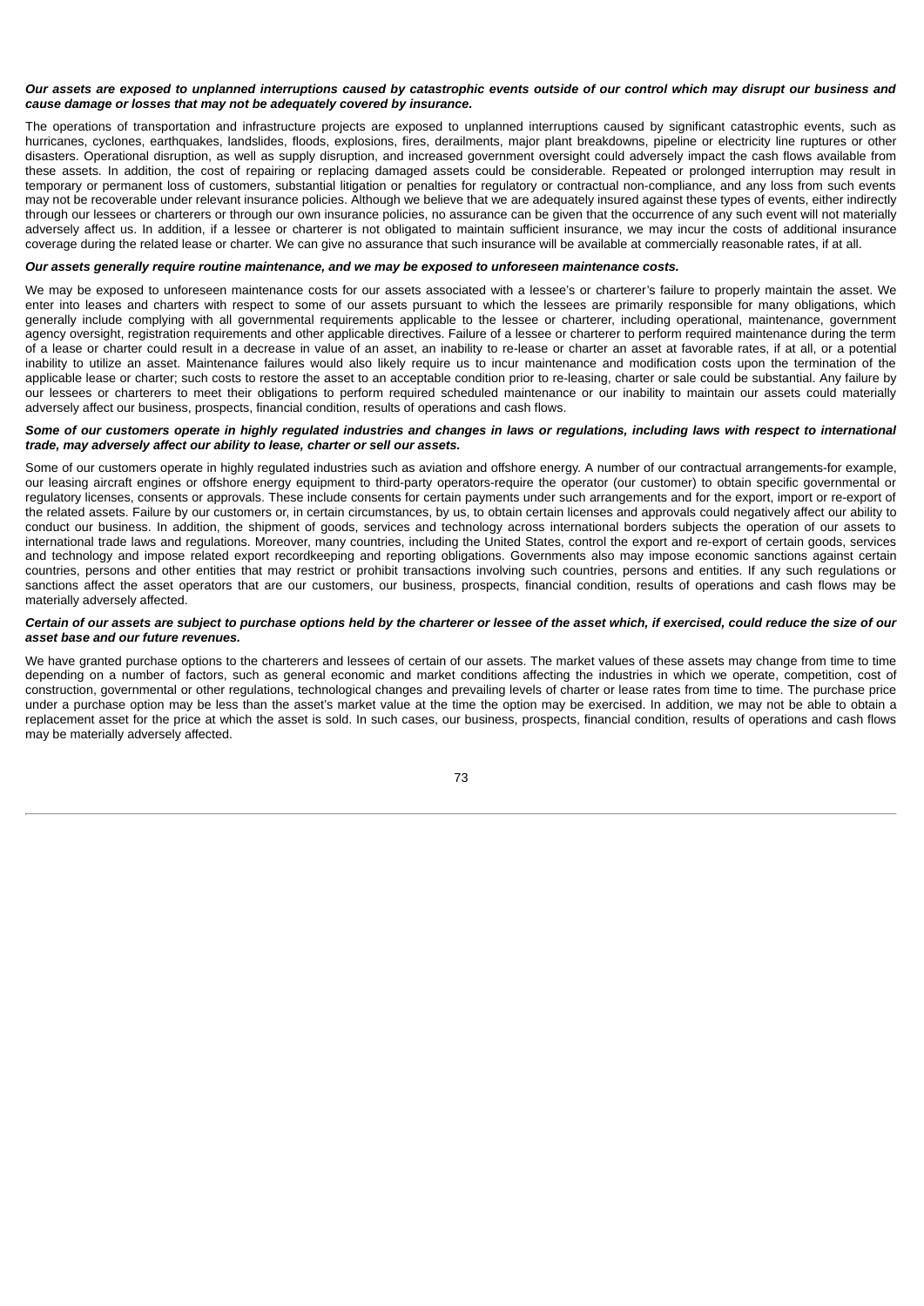***Our assets are exposed to unplanned interruptions caused by catastrophic events outside of our control which may disrupt our business and cause damage or losses that may not be adequately covered by insurance.***

The operations of transportation and infrastructure projects are exposed to unplanned interruptions caused by significant catastrophic events, such as hurricanes, cyclones, earthquakes, landslides, floods, explosions, fires, derailments, major plant breakdowns, pipeline or electricity line ruptures or other disasters. Operational disruption, as well as supply disruption, and increased government oversight could adversely impact the cash flows available from these assets. In addition, the cost of repairing or replacing damaged assets could be considerable. Repeated or prolonged interruption may result in temporary or permanent loss of customers, substantial litigation or penalties for regulatory or contractual non-compliance, and any loss from such events may not be recoverable under relevant insurance policies. Although we believe that we are adequately insured against these types of events, either indirectly through our lessees or charterers or through our own insurance policies, no assurance can be given that the occurrence of any such event will not materially adversely affect us. In addition, if a lessee or charterer is not obligated to maintain sufficient insurance, we may incur the costs of additional insurance coverage during the related lease or charter. We can give no assurance that such insurance will be available at commercially reasonable rates, if at all.

***Our assets generally require routine maintenance, and we may be exposed to unforeseen maintenance costs.***

We may be exposed to unforeseen maintenance costs for our assets associated with a lessee's or charterer's failure to properly maintain the asset. We enter into leases and charters with respect to some of our assets pursuant to which the lessees are primarily responsible for many obligations, which generally include complying with all governmental requirements applicable to the lessee or charterer, including operational, maintenance, government agency oversight, registration requirements and other applicable directives. Failure of a lessee or charterer to perform required maintenance during the term of a lease or charter could result in a decrease in value of an asset, an inability to re-lease or charter an asset at favorable rates, if at all, or a potential inability to utilize an asset. Maintenance failures would also likely require us to incur maintenance and modification costs upon the termination of the applicable lease or charter; such costs to restore the asset to an acceptable condition prior to re-leasing, charter or sale could be substantial. Any failure by our lessees or charterers to meet their obligations to perform required scheduled maintenance or our inability to maintain our assets could materially adversely affect our business, prospects, financial condition, results of operations and cash flows.

***Some of our customers operate in highly regulated industries and changes in laws or regulations, including laws with respect to international trade, may adversely affect our ability to lease, charter or sell our assets.***

Some of our customers operate in highly regulated industries such as aviation and offshore energy. A number of our contractual arrangements-for example, our leasing aircraft engines or offshore energy equipment to third-party operators-require the operator (our customer) to obtain specific governmental or regulatory licenses, consents or approvals. These include consents for certain payments under such arrangements and for the export, import or re-export of the related assets. Failure by our customers or, in certain circumstances, by us, to obtain certain licenses and approvals could negatively affect our ability to conduct our business. In addition, the shipment of goods, services and technology across international borders subjects the operation of our assets to international trade laws and regulations. Moreover, many countries, including the United States, control the export and re-export of certain goods, services and technology and impose related export recordkeeping and reporting obligations. Governments also may impose economic sanctions against certain countries, persons and other entities that may restrict or prohibit transactions involving such countries, persons and entities. If any such regulations or sanctions affect the asset operators that are our customers, our business, prospects, financial condition, results of operations and cash flows may be materially adversely affected.

***Certain of our assets are subject to purchase options held by the charterer or lessee of the asset which, if exercised, could reduce the size of our asset base and our future revenues.***

We have granted purchase options to the charterers and lessees of certain of our assets. The market values of these assets may change from time to time depending on a number of factors, such as general economic and market conditions affecting the industries in which we operate, competition, cost of construction, governmental or other regulations, technological changes and prevailing levels of charter or lease rates from time to time. The purchase price under a purchase option may be less than the asset's market value at the time the option may be exercised. In addition, we may not be able to obtain a replacement asset for the price at which the asset is sold. In such cases, our business, prospects, financial condition, results of operations and cash flows may be materially adversely affected.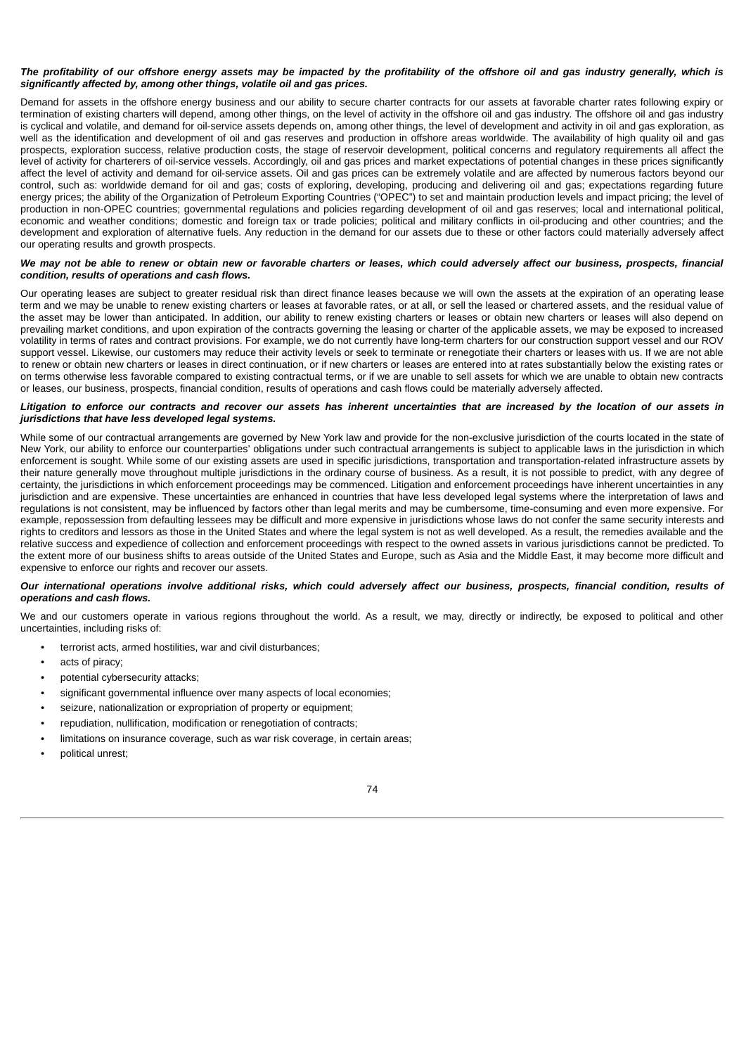***The profitability of our offshore energy assets may be impacted by the profitability of the offshore oil and gas industry generally, which is significantly affected by, among other things, volatile oil and gas prices.***

Demand for assets in the offshore energy business and our ability to secure charter contracts for our assets at favorable charter rates following expiry or termination of existing charters will depend, among other things, on the level of activity in the offshore oil and gas industry. The offshore oil and gas industry is cyclical and volatile, and demand for oil-service assets depends on, among other things, the level of development and activity in oil and gas exploration, as well as the identification and development of oil and gas reserves and production in offshore areas worldwide. The availability of high quality oil and gas prospects, exploration success, relative production costs, the stage of reservoir development, political concerns and regulatory requirements all affect the level of activity for charterers of oil-service vessels. Accordingly, oil and gas prices and market expectations of potential changes in these prices significantly affect the level of activity and demand for oil-service assets. Oil and gas prices can be extremely volatile and are affected by numerous factors beyond our control, such as: worldwide demand for oil and gas; costs of exploring, developing, producing and delivering oil and gas; expectations regarding future energy prices; the ability of the Organization of Petroleum Exporting Countries ("OPEC") to set and maintain production levels and impact pricing; the level of production in non-OPEC countries; governmental regulations and policies regarding development of oil and gas reserves; local and international political, economic and weather conditions; domestic and foreign tax or trade policies; political and military conflicts in oil-producing and other countries; and the development and exploration of alternative fuels. Any reduction in the demand for our assets due to these or other factors could materially adversely affect our operating results and growth prospects.

***We may not be able to renew or obtain new or favorable charters or leases, which could adversely affect our business, prospects, financial condition, results of operations and cash flows.***

Our operating leases are subject to greater residual risk than direct finance leases because we will own the assets at the expiration of an operating lease term and we may be unable to renew existing charters or leases at favorable rates, or at all, or sell the leased or chartered assets, and the residual value of the asset may be lower than anticipated. In addition, our ability to renew existing charters or leases or obtain new charters or leases will also depend on prevailing market conditions, and upon expiration of the contracts governing the leasing or charter of the applicable assets, we may be exposed to increased volatility in terms of rates and contract provisions. For example, we do not currently have long-term charters for our construction support vessel and our ROV support vessel. Likewise, our customers may reduce their activity levels or seek to terminate or renegotiate their charters or leases with us. If we are not able to renew or obtain new charters or leases in direct continuation, or if new charters or leases are entered into at rates substantially below the existing rates or on terms otherwise less favorable compared to existing contractual terms, or if we are unable to sell assets for which we are unable to obtain new contracts or leases, our business, prospects, financial condition, results of operations and cash flows could be materially adversely affected.

***Litigation to enforce our contracts and recover our assets has inherent uncertainties that are increased by the location of our assets in jurisdictions that have less developed legal systems.***

While some of our contractual arrangements are governed by New York law and provide for the non-exclusive jurisdiction of the courts located in the state of New York, our ability to enforce our counterparties' obligations under such contractual arrangements is subject to applicable laws in the jurisdiction in which enforcement is sought. While some of our existing assets are used in specific jurisdictions, transportation and transportation-related infrastructure assets by their nature generally move throughout multiple jurisdictions in the ordinary course of business. As a result, it is not possible to predict, with any degree of certainty, the jurisdictions in which enforcement proceedings may be commenced. Litigation and enforcement proceedings have inherent uncertainties in any jurisdiction and are expensive. These uncertainties are enhanced in countries that have less developed legal systems where the interpretation of laws and regulations is not consistent, may be influenced by factors other than legal merits and may be cumbersome, time-consuming and even more expensive. For example, repossession from defaulting lessees may be difficult and more expensive in jurisdictions whose laws do not confer the same security interests and rights to creditors and lessors as those in the United States and where the legal system is not as well developed. As a result, the remedies available and the relative success and expedience of collection and enforcement proceedings with respect to the owned assets in various jurisdictions cannot be predicted. To the extent more of our business shifts to areas outside of the United States and Europe, such as Asia and the Middle East, it may become more difficult and expensive to enforce our rights and recover our assets.

***Our international operations involve additional risks, which could adversely affect our business, prospects, financial condition, results of operations and cash flows.***

We and our customers operate in various regions throughout the world. As a result, we may, directly or indirectly, be exposed to political and other uncertainties, including risks of:

- terrorist acts, armed hostilities, war and civil disturbances;
- acts of piracy;
- potential cybersecurity attacks;
- significant governmental influence over many aspects of local economies;
- seizure, nationalization or expropriation of property or equipment;
- repudiation, nullification, modification or renegotiation of contracts;
- limitations on insurance coverage, such as war risk coverage, in certain areas;
- political unrest;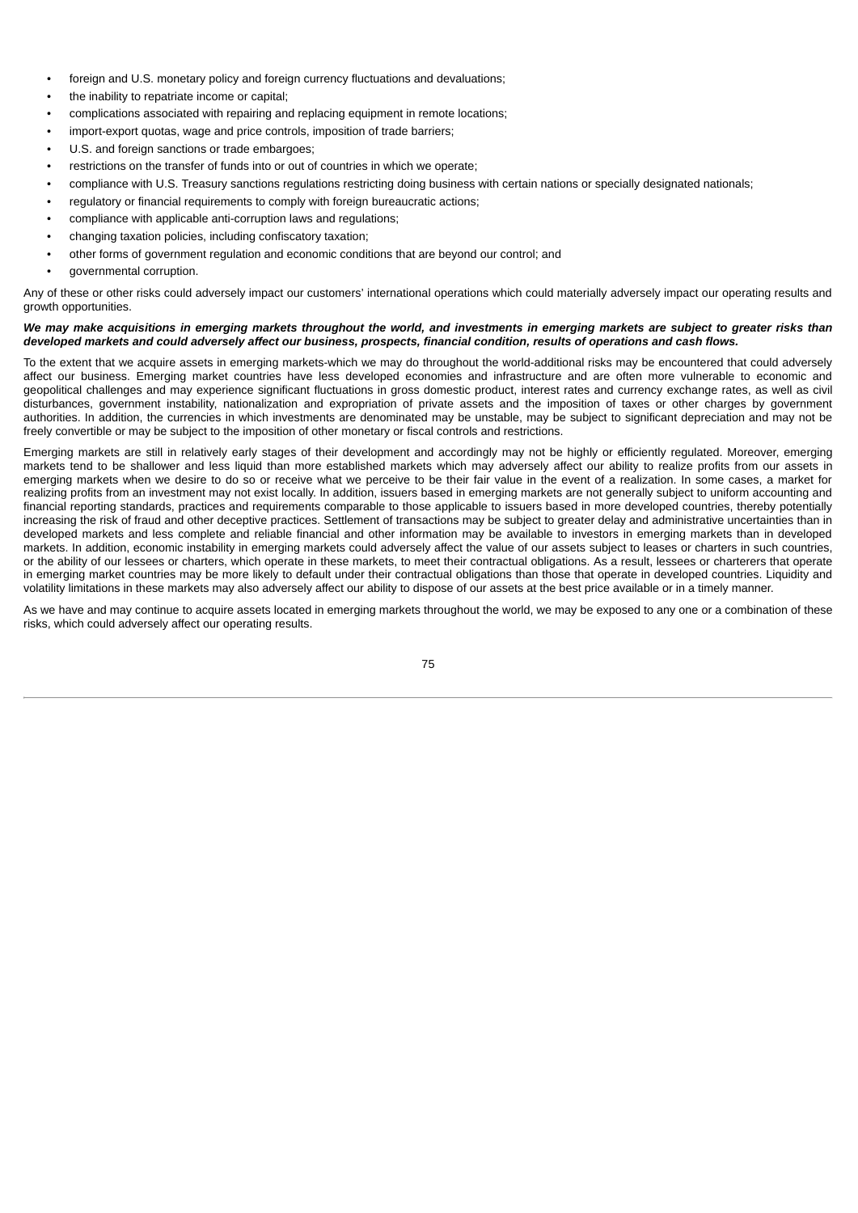- foreign and U.S. monetary policy and foreign currency fluctuations and devaluations;
- the inability to repatriate income or capital;
- complications associated with repairing and replacing equipment in remote locations;
- import-export quotas, wage and price controls, imposition of trade barriers;
- U.S. and foreign sanctions or trade embargoes;
- restrictions on the transfer of funds into or out of countries in which we operate;
- compliance with U.S. Treasury sanctions regulations restricting doing business with certain nations or specially designated nationals;
- regulatory or financial requirements to comply with foreign bureaucratic actions;
- compliance with applicable anti-corruption laws and regulations;
- changing taxation policies, including confiscatory taxation;
- other forms of government regulation and economic conditions that are beyond our control; and
- governmental corruption.

Any of these or other risks could adversely impact our customers' international operations which could materially adversely impact our operating results and growth opportunities.

***We may make acquisitions in emerging markets throughout the world, and investments in emerging markets are subject to greater risks than developed markets and could adversely affect our business, prospects, financial condition, results of operations and cash flows.***

To the extent that we acquire assets in emerging markets-which we may do throughout the world-additional risks may be encountered that could adversely affect our business. Emerging market countries have less developed economies and infrastructure and are often more vulnerable to economic and geopolitical challenges and may experience significant fluctuations in gross domestic product, interest rates and currency exchange rates, as well as civil disturbances, government instability, nationalization and expropriation of private assets and the imposition of taxes or other charges by government authorities. In addition, the currencies in which investments are denominated may be unstable, may be subject to significant depreciation and may not be freely convertible or may be subject to the imposition of other monetary or fiscal controls and restrictions.

Emerging markets are still in relatively early stages of their development and accordingly may not be highly or efficiently regulated. Moreover, emerging markets tend to be shallower and less liquid than more established markets which may adversely affect our ability to realize profits from our assets in emerging markets when we desire to do so or receive what we perceive to be their fair value in the event of a realization. In some cases, a market for realizing profits from an investment may not exist locally. In addition, issuers based in emerging markets are not generally subject to uniform accounting and financial reporting standards, practices and requirements comparable to those applicable to issuers based in more developed countries, thereby potentially increasing the risk of fraud and other deceptive practices. Settlement of transactions may be subject to greater delay and administrative uncertainties than in developed markets and less complete and reliable financial and other information may be available to investors in emerging markets than in developed markets. In addition, economic instability in emerging markets could adversely affect the value of our assets subject to leases or charters in such countries, or the ability of our lessees or charters, which operate in these markets, to meet their contractual obligations. As a result, lessees or charterers that operate in emerging market countries may be more likely to default under their contractual obligations than those that operate in developed countries. Liquidity and volatility limitations in these markets may also adversely affect our ability to dispose of our assets at the best price available or in a timely manner.

As we have and may continue to acquire assets located in emerging markets throughout the world, we may be exposed to any one or a combination of these risks, which could adversely affect our operating results.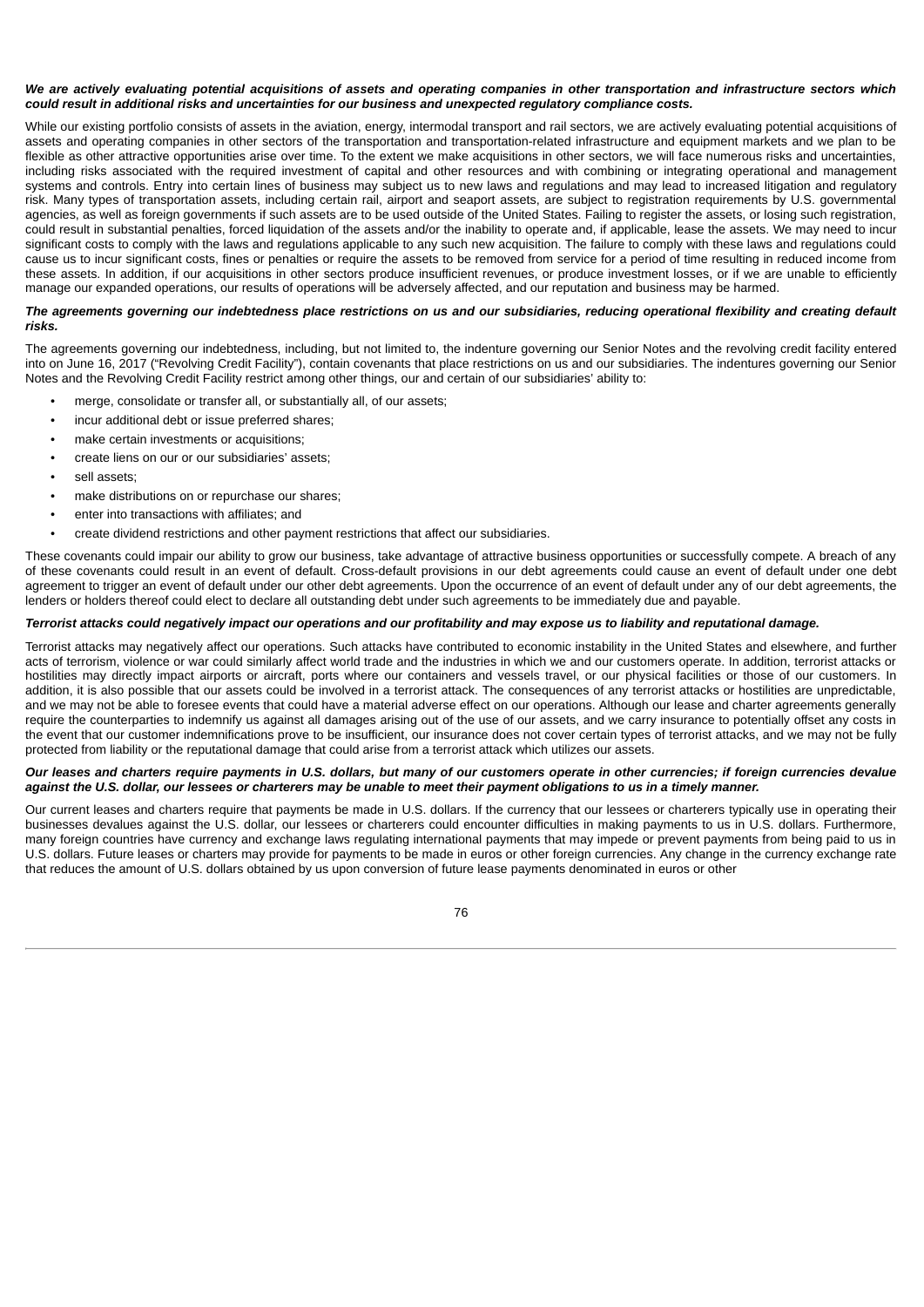***We are actively evaluating potential acquisitions of assets and operating companies in other transportation and infrastructure sectors which could result in additional risks and uncertainties for our business and unexpected regulatory compliance costs.***

While our existing portfolio consists of assets in the aviation, energy, intermodal transport and rail sectors, we are actively evaluating potential acquisitions of assets and operating companies in other sectors of the transportation and transportation-related infrastructure and equipment markets and we plan to be flexible as other attractive opportunities arise over time. To the extent we make acquisitions in other sectors, we will face numerous risks and uncertainties, including risks associated with the required investment of capital and other resources and with combining or integrating operational and management systems and controls. Entry into certain lines of business may subject us to new laws and regulations and may lead to increased litigation and regulatory risk. Many types of transportation assets, including certain rail, airport and seaport assets, are subject to registration requirements by U.S. governmental agencies, as well as foreign governments if such assets are to be used outside of the United States. Failing to register the assets, or losing such registration, could result in substantial penalties, forced liquidation of the assets and/or the inability to operate and, if applicable, lease the assets. We may need to incur significant costs to comply with the laws and regulations applicable to any such new acquisition. The failure to comply with these laws and regulations could cause us to incur significant costs, fines or penalties or require the assets to be removed from service for a period of time resulting in reduced income from these assets. In addition, if our acquisitions in other sectors produce insufficient revenues, or produce investment losses, or if we are unable to efficiently manage our expanded operations, our results of operations will be adversely affected, and our reputation and business may be harmed.

***The agreements governing our indebtedness place restrictions on us and our subsidiaries, reducing operational flexibility and creating default risks.***

The agreements governing our indebtedness, including, but not limited to, the indenture governing our Senior Notes and the revolving credit facility entered into on June 16, 2017 ("Revolving Credit Facility"), contain covenants that place restrictions on us and our subsidiaries. The indentures governing our Senior Notes and the Revolving Credit Facility restrict among other things, our and certain of our subsidiaries' ability to:

- merge, consolidate or transfer all, or substantially all, of our assets;
- incur additional debt or issue preferred shares;
- make certain investments or acquisitions;
- create liens on our or our subsidiaries' assets;
- sell assets;
- make distributions on or repurchase our shares;
- enter into transactions with affiliates; and
- create dividend restrictions and other payment restrictions that affect our subsidiaries.

These covenants could impair our ability to grow our business, take advantage of attractive business opportunities or successfully compete. A breach of any of these covenants could result in an event of default. Cross-default provisions in our debt agreements could cause an event of default under one debt agreement to trigger an event of default under our other debt agreements. Upon the occurrence of an event of default under any of our debt agreements, the lenders or holders thereof could elect to declare all outstanding debt under such agreements to be immediately due and payable.

***Terrorist attacks could negatively impact our operations and our profitability and may expose us to liability and reputational damage.***

Terrorist attacks may negatively affect our operations. Such attacks have contributed to economic instability in the United States and elsewhere, and further acts of terrorism, violence or war could similarly affect world trade and the industries in which we and our customers operate. In addition, terrorist attacks or hostilities may directly impact airports or aircraft, ports where our containers and vessels travel, or our physical facilities or those of our customers. In addition, it is also possible that our assets could be involved in a terrorist attack. The consequences of any terrorist attacks or hostilities are unpredictable, and we may not be able to foresee events that could have a material adverse effect on our operations. Although our lease and charter agreements generally require the counterparties to indemnify us against all damages arising out of the use of our assets, and we carry insurance to potentially offset any costs in the event that our customer indemnifications prove to be insufficient, our insurance does not cover certain types of terrorist attacks, and we may not be fully protected from liability or the reputational damage that could arise from a terrorist attack which utilizes our assets.

***Our leases and charters require payments in U.S. dollars, but many of our customers operate in other currencies; if foreign currencies devalue against the U.S. dollar, our lessees or charterers may be unable to meet their payment obligations to us in a timely manner.***

Our current leases and charters require that payments be made in U.S. dollars. If the currency that our lessees or charterers typically use in operating their businesses devalues against the U.S. dollar, our lessees or charterers could encounter difficulties in making payments to us in U.S. dollars. Furthermore, many foreign countries have currency and exchange laws regulating international payments that may impede or prevent payments from being paid to us in U.S. dollars. Future leases or charters may provide for payments to be made in euros or other foreign currencies. Any change in the currency exchange rate that reduces the amount of U.S. dollars obtained by us upon conversion of future lease payments denominated in euros or other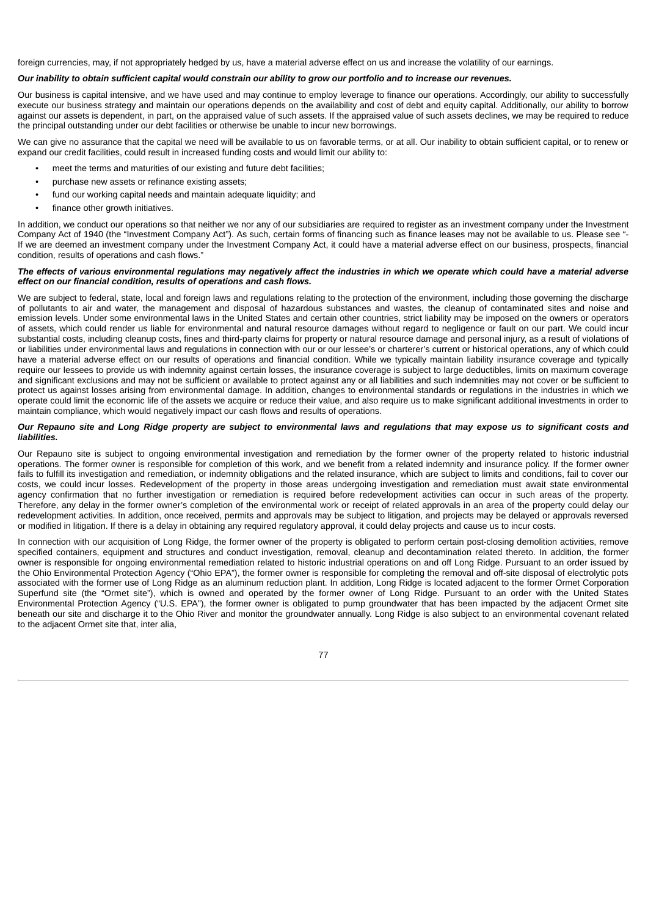foreign currencies, may, if not appropriately hedged by us, have a material adverse effect on us and increase the volatility of our earnings.

***Our inability to obtain sufficient capital would constrain our ability to grow our portfolio and to increase our revenues.***

Our business is capital intensive, and we have used and may continue to employ leverage to finance our operations. Accordingly, our ability to successfully execute our business strategy and maintain our operations depends on the availability and cost of debt and equity capital. Additionally, our ability to borrow against our assets is dependent, in part, on the appraised value of such assets. If the appraised value of such assets declines, we may be required to reduce the principal outstanding under our debt facilities or otherwise be unable to incur new borrowings.

We can give no assurance that the capital we need will be available to us on favorable terms, or at all. Our inability to obtain sufficient capital, or to renew or expand our credit facilities, could result in increased funding costs and would limit our ability to:

- meet the terms and maturities of our existing and future debt facilities;
- purchase new assets or refinance existing assets;
- fund our working capital needs and maintain adequate liquidity; and
- finance other growth initiatives.

In addition, we conduct our operations so that neither we nor any of our subsidiaries are required to register as an investment company under the Investment Company Act of 1940 (the "Investment Company Act"). As such, certain forms of financing such as finance leases may not be available to us. Please see "-If we are deemed an investment company under the Investment Company Act, it could have a material adverse effect on our business, prospects, financial condition, results of operations and cash flows."

***The effects of various environmental regulations may negatively affect the industries in which we operate which could have a material adverse effect on our financial condition, results of operations and cash flows.***

We are subject to federal, state, local and foreign laws and regulations relating to the protection of the environment, including those governing the discharge of pollutants to air and water, the management and disposal of hazardous substances and wastes, the cleanup of contaminated sites and noise and emission levels. Under some environmental laws in the United States and certain other countries, strict liability may be imposed on the owners or operators of assets, which could render us liable for environmental and natural resource damages without regard to negligence or fault on our part. We could incur substantial costs, including cleanup costs, fines and third-party claims for property or natural resource damage and personal injury, as a result of violations of or liabilities under environmental laws and regulations in connection with our or our lessee's or charterer's current or historical operations, any of which could have a material adverse effect on our results of operations and financial condition. While we typically maintain liability insurance coverage and typically require our lessees to provide us with indemnity against certain losses, the insurance coverage is subject to large deductibles, limits on maximum coverage and significant exclusions and may not be sufficient or available to protect against any or all liabilities and such indemnities may not cover or be sufficient to protect us against losses arising from environmental damage. In addition, changes to environmental standards or regulations in the industries in which we operate could limit the economic life of the assets we acquire or reduce their value, and also require us to make significant additional investments in order to maintain compliance, which would negatively impact our cash flows and results of operations.

***Our Repauno site and Long Ridge property are subject to environmental laws and regulations that may expose us to significant costs and liabilities.***

Our Repauno site is subject to ongoing environmental investigation and remediation by the former owner of the property related to historic industrial operations. The former owner is responsible for completion of this work, and we benefit from a related indemnity and insurance policy. If the former owner fails to fulfill its investigation and remediation, or indemnity obligations and the related insurance, which are subject to limits and conditions, fail to cover our costs, we could incur losses. Redevelopment of the property in those areas undergoing investigation and remediation must await state environmental agency confirmation that no further investigation or remediation is required before redevelopment activities can occur in such areas of the property. Therefore, any delay in the former owner's completion of the environmental work or receipt of related approvals in an area of the property could delay our redevelopment activities. In addition, once received, permits and approvals may be subject to litigation, and projects may be delayed or approvals reversed or modified in litigation. If there is a delay in obtaining any required regulatory approval, it could delay projects and cause us to incur costs.

In connection with our acquisition of Long Ridge, the former owner of the property is obligated to perform certain post-closing demolition activities, remove specified containers, equipment and structures and conduct investigation, removal, cleanup and decontamination related thereto. In addition, the former owner is responsible for ongoing environmental remediation related to historic industrial operations on and off Long Ridge. Pursuant to an order issued by the Ohio Environmental Protection Agency ("Ohio EPA"), the former owner is responsible for completing the removal and off-site disposal of electrolytic pots associated with the former use of Long Ridge as an aluminum reduction plant. In addition, Long Ridge is located adjacent to the former Ormet Corporation Superfund site (the "Ormet site"), which is owned and operated by the former owner of Long Ridge. Pursuant to an order with the United States Environmental Protection Agency ("U.S. EPA"), the former owner is obligated to pump groundwater that has been impacted by the adjacent Ormet site beneath our site and discharge it to the Ohio River and monitor the groundwater annually. Long Ridge is also subject to an environmental covenant related to the adjacent Ormet site that, inter alia,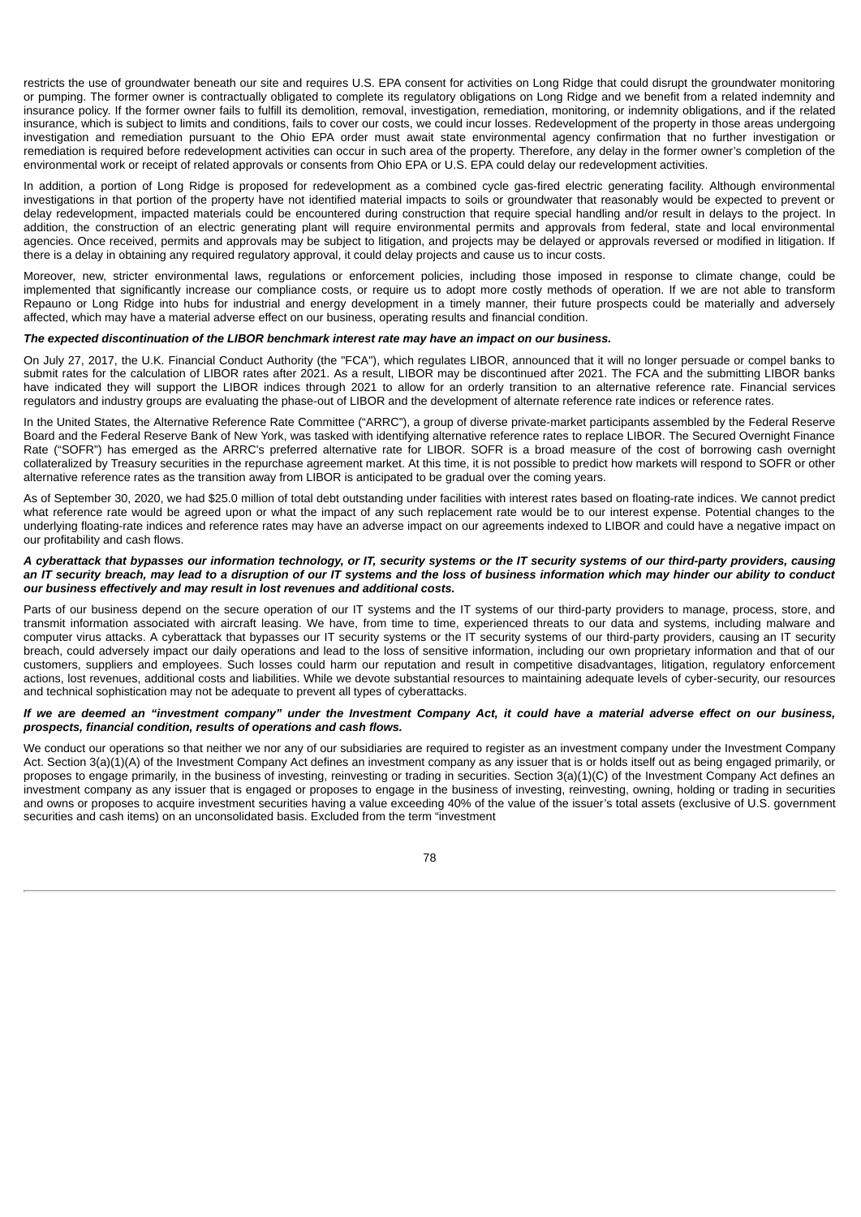restricts the use of groundwater beneath our site and requires U.S. EPA consent for activities on Long Ridge that could disrupt the groundwater monitoring or pumping. The former owner is contractually obligated to complete its regulatory obligations on Long Ridge and we benefit from a related indemnity and insurance policy. If the former owner fails to fulfill its demolition, removal, investigation, remediation, monitoring, or indemnity obligations, and if the related insurance, which is subject to limits and conditions, fails to cover our costs, we could incur losses. Redevelopment of the property in those areas undergoing investigation and remediation pursuant to the Ohio EPA order must await state environmental agency confirmation that no further investigation or remediation is required before redevelopment activities can occur in such area of the property. Therefore, any delay in the former owner's completion of the environmental work or receipt of related approvals or consents from Ohio EPA or U.S. EPA could delay our redevelopment activities.

In addition, a portion of Long Ridge is proposed for redevelopment as a combined cycle gas-fired electric generating facility. Although environmental investigations in that portion of the property have not identified material impacts to soils or groundwater that reasonably would be expected to prevent or delay redevelopment, impacted materials could be encountered during construction that require special handling and/or result in delays to the project. In addition, the construction of an electric generating plant will require environmental permits and approvals from federal, state and local environmental agencies. Once received, permits and approvals may be subject to litigation, and projects may be delayed or approvals reversed or modified in litigation. If there is a delay in obtaining any required regulatory approval, it could delay projects and cause us to incur costs.

Moreover, new, stricter environmental laws, regulations or enforcement policies, including those imposed in response to climate change, could be implemented that significantly increase our compliance costs, or require us to adopt more costly methods of operation. If we are not able to transform Repauno or Long Ridge into hubs for industrial and energy development in a timely manner, their future prospects could be materially and adversely affected, which may have a material adverse effect on our business, operating results and financial condition.

***The expected discontinuation of the LIBOR benchmark interest rate may have an impact on our business.***

On July 27, 2017, the U.K. Financial Conduct Authority (the "FCA"), which regulates LIBOR, announced that it will no longer persuade or compel banks to submit rates for the calculation of LIBOR rates after 2021. As a result, LIBOR may be discontinued after 2021. The FCA and the submitting LIBOR banks have indicated they will support the LIBOR indices through 2021 to allow for an orderly transition to an alternative reference rate. Financial services regulators and industry groups are evaluating the phase-out of LIBOR and the development of alternate reference rate indices or reference rates.

In the United States, the Alternative Reference Rate Committee ("ARRC"), a group of diverse private-market participants assembled by the Federal Reserve Board and the Federal Reserve Bank of New York, was tasked with identifying alternative reference rates to replace LIBOR. The Secured Overnight Finance Rate ("SOFR") has emerged as the ARRC's preferred alternative rate for LIBOR. SOFR is a broad measure of the cost of borrowing cash overnight collateralized by Treasury securities in the repurchase agreement market. At this time, it is not possible to predict how markets will respond to SOFR or other alternative reference rates as the transition away from LIBOR is anticipated to be gradual over the coming years.

As of September 30, 2020, we had $25.0 million of total debt outstanding under facilities with interest rates based on floating-rate indices. We cannot predict what reference rate would be agreed upon or what the impact of any such replacement rate would be to our interest expense. Potential changes to the underlying floating-rate indices and reference rates may have an adverse impact on our agreements indexed to LIBOR and could have a negative impact on our profitability and cash flows.

***A cyberattack that bypasses our information technology, or IT, security systems or the IT security systems of our third-party providers, causing an IT security breach, may lead to a disruption of our IT systems and the loss of business information which may hinder our ability to conduct our business effectively and may result in lost revenues and additional costs.***

Parts of our business depend on the secure operation of our IT systems and the IT systems of our third-party providers to manage, process, store, and transmit information associated with aircraft leasing. We have, from time to time, experienced threats to our data and systems, including malware and computer virus attacks. A cyberattack that bypasses our IT security systems or the IT security systems of our third-party providers, causing an IT security breach, could adversely impact our daily operations and lead to the loss of sensitive information, including our own proprietary information and that of our customers, suppliers and employees. Such losses could harm our reputation and result in competitive disadvantages, litigation, regulatory enforcement actions, lost revenues, additional costs and liabilities. While we devote substantial resources to maintaining adequate levels of cyber-security, our resources and technical sophistication may not be adequate to prevent all types of cyberattacks.

***If we are deemed an "investment company" under the Investment Company Act, it could have a material adverse effect on our business, prospects, financial condition, results of operations and cash flows.***

We conduct our operations so that neither we nor any of our subsidiaries are required to register as an investment company under the Investment Company Act. Section 3(a)(1)(A) of the Investment Company Act defines an investment company as any issuer that is or holds itself out as being engaged primarily, or proposes to engage primarily, in the business of investing, reinvesting or trading in securities. Section 3(a)(1)(C) of the Investment Company Act defines an investment company as any issuer that is engaged or proposes to engage in the business of investing, reinvesting, owning, holding or trading in securities and owns or proposes to acquire investment securities having a value exceeding 40% of the value of the issuer's total assets (exclusive of U.S. government securities and cash items) on an unconsolidated basis. Excluded from the term "investment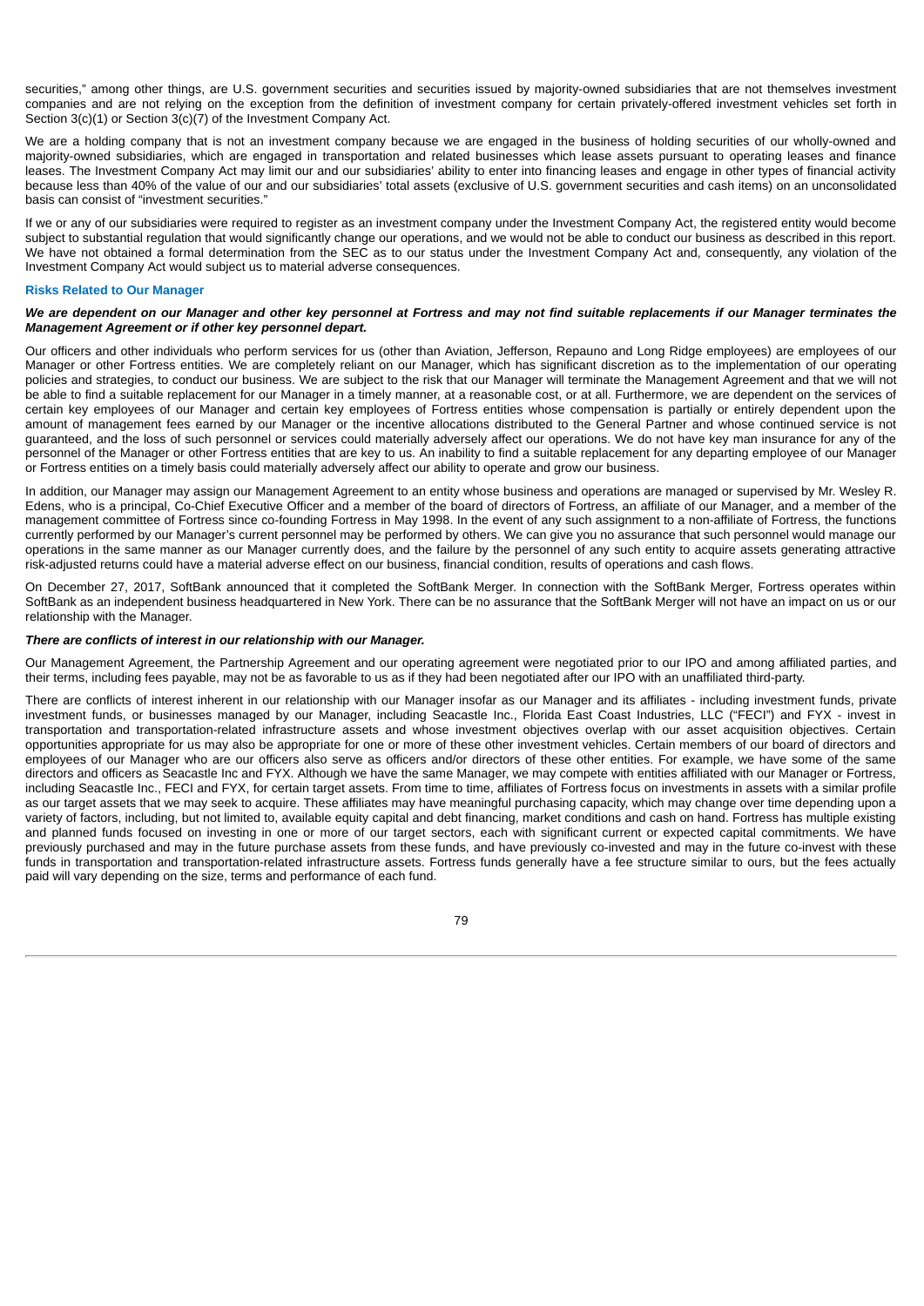securities," among other things, are U.S. government securities and securities issued by majority-owned subsidiaries that are not themselves investment companies and are not relying on the exception from the definition of investment company for certain privately-offered investment vehicles set forth in Section 3(c)(1) or Section 3(c)(7) of the Investment Company Act.

We are a holding company that is not an investment company because we are engaged in the business of holding securities of our wholly-owned and majority-owned subsidiaries, which are engaged in transportation and related businesses which lease assets pursuant to operating leases and finance leases. The Investment Company Act may limit our and our subsidiaries' ability to enter into financing leases and engage in other types of financial activity because less than 40% of the value of our and our subsidiaries' total assets (exclusive of U.S. government securities and cash items) on an unconsolidated basis can consist of "investment securities."

If we or any of our subsidiaries were required to register as an investment company under the Investment Company Act, the registered entity would become subject to substantial regulation that would significantly change our operations, and we would not be able to conduct our business as described in this report. We have not obtained a formal determination from the SEC as to our status under the Investment Company Act and, consequently, any violation of the Investment Company Act would subject us to material adverse consequences.

**Risks Related to Our Manager**

***We are dependent on our Manager and other key personnel at Fortress and may not find suitable replacements if our Manager terminates the Management Agreement or if other key personnel depart.***

Our officers and other individuals who perform services for us (other than Aviation, Jefferson, Repauno and Long Ridge employees) are employees of our Manager or other Fortress entities. We are completely reliant on our Manager, which has significant discretion as to the implementation of our operating policies and strategies, to conduct our business. We are subject to the risk that our Manager will terminate the Management Agreement and that we will not be able to find a suitable replacement for our Manager in a timely manner, at a reasonable cost, or at all. Furthermore, we are dependent on the services of certain key employees of our Manager and certain key employees of Fortress entities whose compensation is partially or entirely dependent upon the amount of management fees earned by our Manager or the incentive allocations distributed to the General Partner and whose continued service is not guaranteed, and the loss of such personnel or services could materially adversely affect our operations. We do not have key man insurance for any of the personnel of the Manager or other Fortress entities that are key to us. An inability to find a suitable replacement for any departing employee of our Manager or Fortress entities on a timely basis could materially adversely affect our ability to operate and grow our business.

In addition, our Manager may assign our Management Agreement to an entity whose business and operations are managed or supervised by Mr. Wesley R. Edens, who is a principal, Co-Chief Executive Officer and a member of the board of directors of Fortress, an affiliate of our Manager, and a member of the management committee of Fortress since co-founding Fortress in May 1998. In the event of any such assignment to a non-affiliate of Fortress, the functions currently performed by our Manager's current personnel may be performed by others. We can give you no assurance that such personnel would manage our operations in the same manner as our Manager currently does, and the failure by the personnel of any such entity to acquire assets generating attractive risk-adjusted returns could have a material adverse effect on our business, financial condition, results of operations and cash flows.

On December 27, 2017, SoftBank announced that it completed the SoftBank Merger. In connection with the SoftBank Merger, Fortress operates within SoftBank as an independent business headquartered in New York. There can be no assurance that the SoftBank Merger will not have an impact on us or our relationship with the Manager.

***There are conflicts of interest in our relationship with our Manager.***

Our Management Agreement, the Partnership Agreement and our operating agreement were negotiated prior to our IPO and among affiliated parties, and their terms, including fees payable, may not be as favorable to us as if they had been negotiated after our IPO with an unaffiliated third-party.

There are conflicts of interest inherent in our relationship with our Manager insofar as our Manager and its affiliates - including investment funds, private investment funds, or businesses managed by our Manager, including Seacastle Inc., Florida East Coast Industries, LLC ("FECI") and FYX - invest in transportation and transportation-related infrastructure assets and whose investment objectives overlap with our asset acquisition objectives. Certain opportunities appropriate for us may also be appropriate for one or more of these other investment vehicles. Certain members of our board of directors and employees of our Manager who are our officers also serve as officers and/or directors of these other entities. For example, we have some of the same directors and officers as Seacastle Inc and FYX. Although we have the same Manager, we may compete with entities affiliated with our Manager or Fortress, including Seacastle Inc., FECI and FYX, for certain target assets. From time to time, affiliates of Fortress focus on investments in assets with a similar profile as our target assets that we may seek to acquire. These affiliates may have meaningful purchasing capacity, which may change over time depending upon a variety of factors, including, but not limited to, available equity capital and debt financing, market conditions and cash on hand. Fortress has multiple existing and planned funds focused on investing in one or more of our target sectors, each with significant current or expected capital commitments. We have previously purchased and may in the future purchase assets from these funds, and have previously co-invested and may in the future co-invest with these funds in transportation and transportation-related infrastructure assets. Fortress funds generally have a fee structure similar to ours, but the fees actually paid will vary depending on the size, terms and performance of each fund.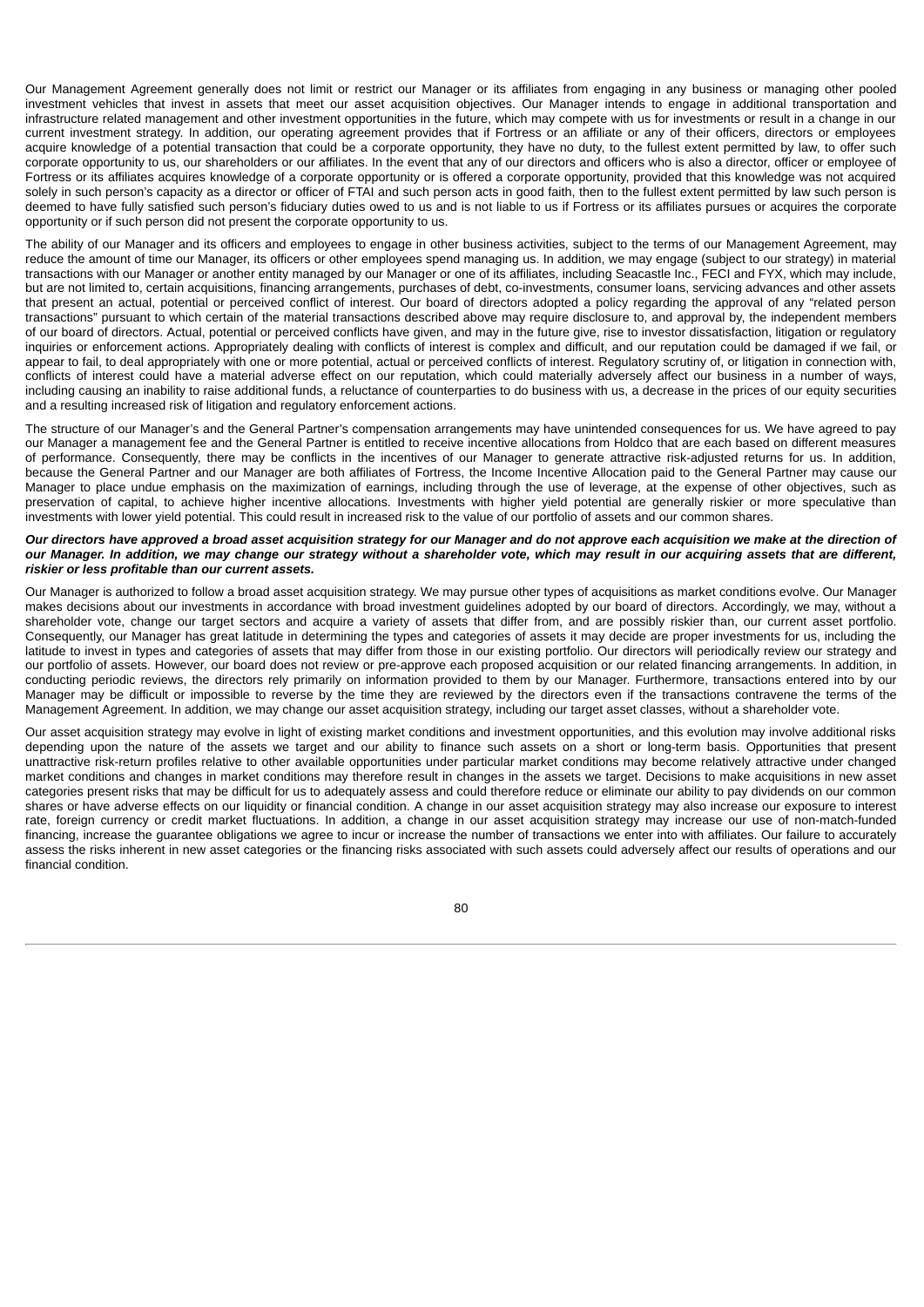Our Management Agreement generally does not limit or restrict our Manager or its affiliates from engaging in any business or managing other pooled investment vehicles that invest in assets that meet our asset acquisition objectives. Our Manager intends to engage in additional transportation and infrastructure related management and other investment opportunities in the future, which may compete with us for investments or result in a change in our current investment strategy. In addition, our operating agreement provides that if Fortress or an affiliate or any of their officers, directors or employees acquire knowledge of a potential transaction that could be a corporate opportunity, they have no duty, to the fullest extent permitted by law, to offer such corporate opportunity to us, our shareholders or our affiliates. In the event that any of our directors and officers who is also a director, officer or employee of Fortress or its affiliates acquires knowledge of a corporate opportunity or is offered a corporate opportunity, provided that this knowledge was not acquired solely in such person's capacity as a director or officer of FTAI and such person acts in good faith, then to the fullest extent permitted by law such person is deemed to have fully satisfied such person's fiduciary duties owed to us and is not liable to us if Fortress or its affiliates pursues or acquires the corporate opportunity or if such person did not present the corporate opportunity to us.

The ability of our Manager and its officers and employees to engage in other business activities, subject to the terms of our Management Agreement, may reduce the amount of time our Manager, its officers or other employees spend managing us. In addition, we may engage (subject to our strategy) in material transactions with our Manager or another entity managed by our Manager or one of its affiliates, including Seacastle Inc., FECI and FYX, which may include, but are not limited to, certain acquisitions, financing arrangements, purchases of debt, co-investments, consumer loans, servicing advances and other assets that present an actual, potential or perceived conflict of interest. Our board of directors adopted a policy regarding the approval of any "related person transactions" pursuant to which certain of the material transactions described above may require disclosure to, and approval by, the independent members of our board of directors. Actual, potential or perceived conflicts have given, and may in the future give, rise to investor dissatisfaction, litigation or regulatory inquiries or enforcement actions. Appropriately dealing with conflicts of interest is complex and difficult, and our reputation could be damaged if we fail, or appear to fail, to deal appropriately with one or more potential, actual or perceived conflicts of interest. Regulatory scrutiny of, or litigation in connection with, conflicts of interest could have a material adverse effect on our reputation, which could materially adversely affect our business in a number of ways, including causing an inability to raise additional funds, a reluctance of counterparties to do business with us, a decrease in the prices of our equity securities and a resulting increased risk of litigation and regulatory enforcement actions.

The structure of our Manager's and the General Partner's compensation arrangements may have unintended consequences for us. We have agreed to pay our Manager a management fee and the General Partner is entitled to receive incentive allocations from Holdco that are each based on different measures of performance. Consequently, there may be conflicts in the incentives of our Manager to generate attractive risk-adjusted returns for us. In addition, because the General Partner and our Manager are both affiliates of Fortress, the Income Incentive Allocation paid to the General Partner may cause our Manager to place undue emphasis on the maximization of earnings, including through the use of leverage, at the expense of other objectives, such as preservation of capital, to achieve higher incentive allocations. Investments with higher yield potential are generally riskier or more speculative than investments with lower yield potential. This could result in increased risk to the value of our portfolio of assets and our common shares.

***Our directors have approved a broad asset acquisition strategy for our Manager and do not approve each acquisition we make at the direction of our Manager. In addition, we may change our strategy without a shareholder vote, which may result in our acquiring assets that are different, riskier or less profitable than our current assets.***

Our Manager is authorized to follow a broad asset acquisition strategy. We may pursue other types of acquisitions as market conditions evolve. Our Manager makes decisions about our investments in accordance with broad investment guidelines adopted by our board of directors. Accordingly, we may, without a shareholder vote, change our target sectors and acquire a variety of assets that differ from, and are possibly riskier than, our current asset portfolio. Consequently, our Manager has great latitude in determining the types and categories of assets it may decide are proper investments for us, including the latitude to invest in types and categories of assets that may differ from those in our existing portfolio. Our directors will periodically review our strategy and our portfolio of assets. However, our board does not review or pre-approve each proposed acquisition or our related financing arrangements. In addition, in conducting periodic reviews, the directors rely primarily on information provided to them by our Manager. Furthermore, transactions entered into by our Manager may be difficult or impossible to reverse by the time they are reviewed by the directors even if the transactions contravene the terms of the Management Agreement. In addition, we may change our asset acquisition strategy, including our target asset classes, without a shareholder vote.

Our asset acquisition strategy may evolve in light of existing market conditions and investment opportunities, and this evolution may involve additional risks depending upon the nature of the assets we target and our ability to finance such assets on a short or long-term basis. Opportunities that present unattractive risk-return profiles relative to other available opportunities under particular market conditions may become relatively attractive under changed market conditions and changes in market conditions may therefore result in changes in the assets we target. Decisions to make acquisitions in new asset categories present risks that may be difficult for us to adequately assess and could therefore reduce or eliminate our ability to pay dividends on our common shares or have adverse effects on our liquidity or financial condition. A change in our asset acquisition strategy may also increase our exposure to interest rate, foreign currency or credit market fluctuations. In addition, a change in our asset acquisition strategy may increase our use of non-match-funded financing, increase the guarantee obligations we agree to incur or increase the number of transactions we enter into with affiliates. Our failure to accurately assess the risks inherent in new asset categories or the financing risks associated with such assets could adversely affect our results of operations and our financial condition.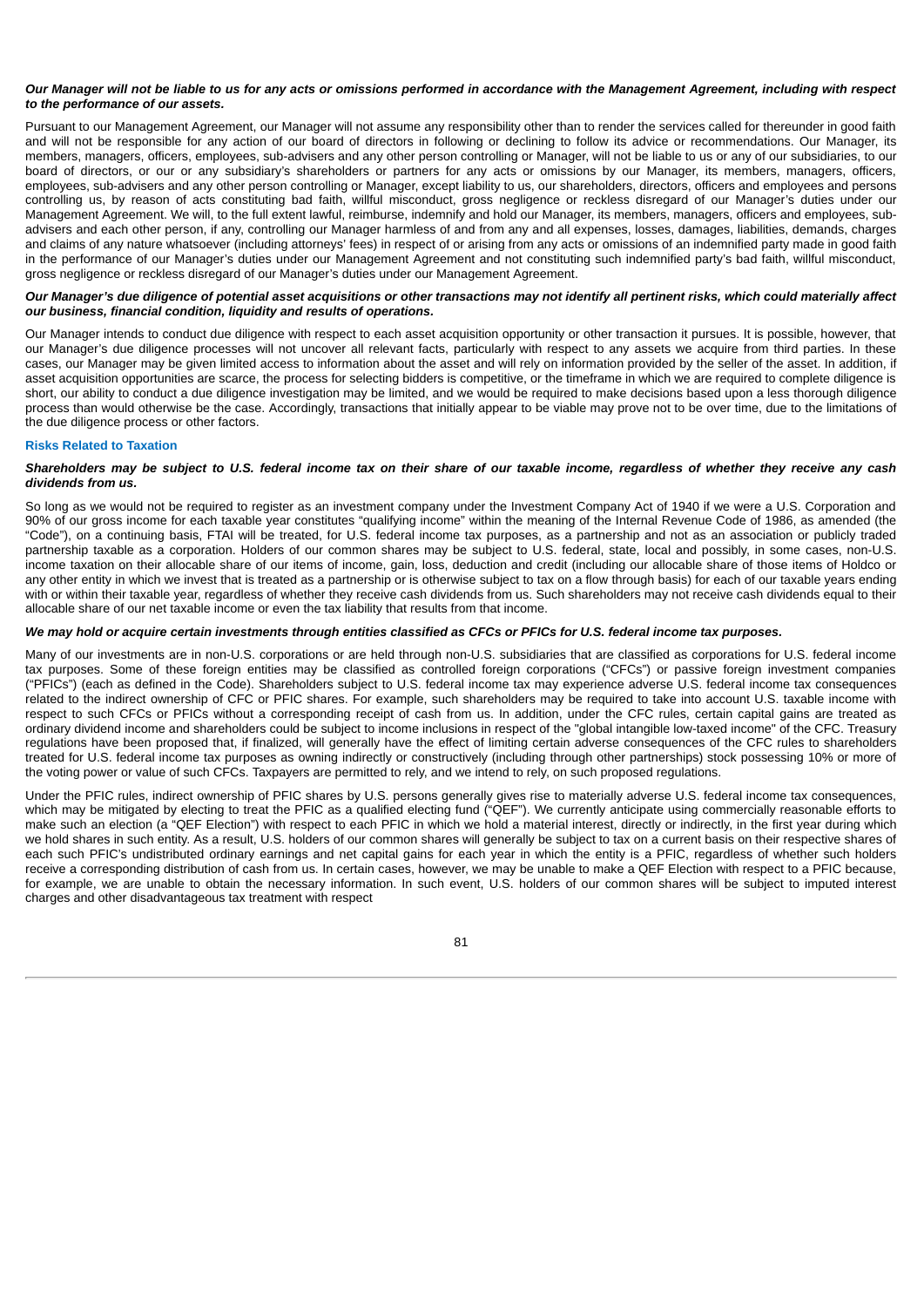***Our Manager will not be liable to us for any acts or omissions performed in accordance with the Management Agreement, including with respect to the performance of our assets.***

Pursuant to our Management Agreement, our Manager will not assume any responsibility other than to render the services called for thereunder in good faith and will not be responsible for any action of our board of directors in following or declining to follow its advice or recommendations. Our Manager, its members, managers, officers, employees, sub-advisers and any other person controlling or Manager, will not be liable to us or any of our subsidiaries, to our board of directors, or our or any subsidiary's shareholders or partners for any acts or omissions by our Manager, its members, managers, officers, employees, sub-advisers and any other person controlling or Manager, except liability to us, our shareholders, directors, officers and employees and persons controlling us, by reason of acts constituting bad faith, willful misconduct, gross negligence or reckless disregard of our Manager's duties under our Management Agreement. We will, to the full extent lawful, reimburse, indemnify and hold our Manager, its members, managers, officers and employees, sub-advisers and each other person, if any, controlling our Manager harmless of and from any and all expenses, losses, damages, liabilities, demands, charges and claims of any nature whatsoever (including attorneys' fees) in respect of or arising from any acts or omissions of an indemnified party made in good faith in the performance of our Manager's duties under our Management Agreement and not constituting such indemnified party's bad faith, willful misconduct, gross negligence or reckless disregard of our Manager's duties under our Management Agreement.

***Our Manager's due diligence of potential asset acquisitions or other transactions may not identify all pertinent risks, which could materially affect our business, financial condition, liquidity and results of operations.***

Our Manager intends to conduct due diligence with respect to each asset acquisition opportunity or other transaction it pursues. It is possible, however, that our Manager's due diligence processes will not uncover all relevant facts, particularly with respect to any assets we acquire from third parties. In these cases, our Manager may be given limited access to information about the asset and will rely on information provided by the seller of the asset. In addition, if asset acquisition opportunities are scarce, the process for selecting bidders is competitive, or the timeframe in which we are required to complete diligence is short, our ability to conduct a due diligence investigation may be limited, and we would be required to make decisions based upon a less thorough diligence process than would otherwise be the case. Accordingly, transactions that initially appear to be viable may prove not to be over time, due to the limitations of the due diligence process or other factors.

**Risks Related to Taxation**

***Shareholders may be subject to U.S. federal income tax on their share of our taxable income, regardless of whether they receive any cash dividends from us.***

So long as we would not be required to register as an investment company under the Investment Company Act of 1940 if we were a U.S. Corporation and 90% of our gross income for each taxable year constitutes "qualifying income" within the meaning of the Internal Revenue Code of 1986, as amended (the "Code"), on a continuing basis, FTAI will be treated, for U.S. federal income tax purposes, as a partnership and not as an association or publicly traded partnership taxable as a corporation. Holders of our common shares may be subject to U.S. federal, state, local and possibly, in some cases, non-U.S. income taxation on their allocable share of our items of income, gain, loss, deduction and credit (including our allocable share of those items of Holdco or any other entity in which we invest that is treated as a partnership or is otherwise subject to tax on a flow through basis) for each of our taxable years ending with or within their taxable year, regardless of whether they receive cash dividends from us. Such shareholders may not receive cash dividends equal to their allocable share of our net taxable income or even the tax liability that results from that income.

***We may hold or acquire certain investments through entities classified as CFCs or PFICs for U.S. federal income tax purposes.***

Many of our investments are in non-U.S. corporations or are held through non-U.S. subsidiaries that are classified as corporations for U.S. federal income tax purposes. Some of these foreign entities may be classified as controlled foreign corporations ("CFCs") or passive foreign investment companies ("PFICs") (each as defined in the Code). Shareholders subject to U.S. federal income tax may experience adverse U.S. federal income tax consequences related to the indirect ownership of CFC or PFIC shares. For example, such shareholders may be required to take into account U.S. taxable income with respect to such CFCs or PFICs without a corresponding receipt of cash from us. In addition, under the CFC rules, certain capital gains are treated as ordinary dividend income and shareholders could be subject to income inclusions in respect of the "global intangible low-taxed income" of the CFC. Treasury regulations have been proposed that, if finalized, will generally have the effect of limiting certain adverse consequences of the CFC rules to shareholders treated for U.S. federal income tax purposes as owning indirectly or constructively (including through other partnerships) stock possessing 10% or more of the voting power or value of such CFCs. Taxpayers are permitted to rely, and we intend to rely, on such proposed regulations.

Under the PFIC rules, indirect ownership of PFIC shares by U.S. persons generally gives rise to materially adverse U.S. federal income tax consequences, which may be mitigated by electing to treat the PFIC as a qualified electing fund ("QEF"). We currently anticipate using commercially reasonable efforts to make such an election (a "QEF Election") with respect to each PFIC in which we hold a material interest, directly or indirectly, in the first year during which we hold shares in such entity. As a result, U.S. holders of our common shares will generally be subject to tax on a current basis on their respective shares of each such PFIC's undistributed ordinary earnings and net capital gains for each year in which the entity is a PFIC, regardless of whether such holders receive a corresponding distribution of cash from us. In certain cases, however, we may be unable to make a QEF Election with respect to a PFIC because, for example, we are unable to obtain the necessary information. In such event, U.S. holders of our common shares will be subject to imputed interest charges and other disadvantageous tax treatment with respect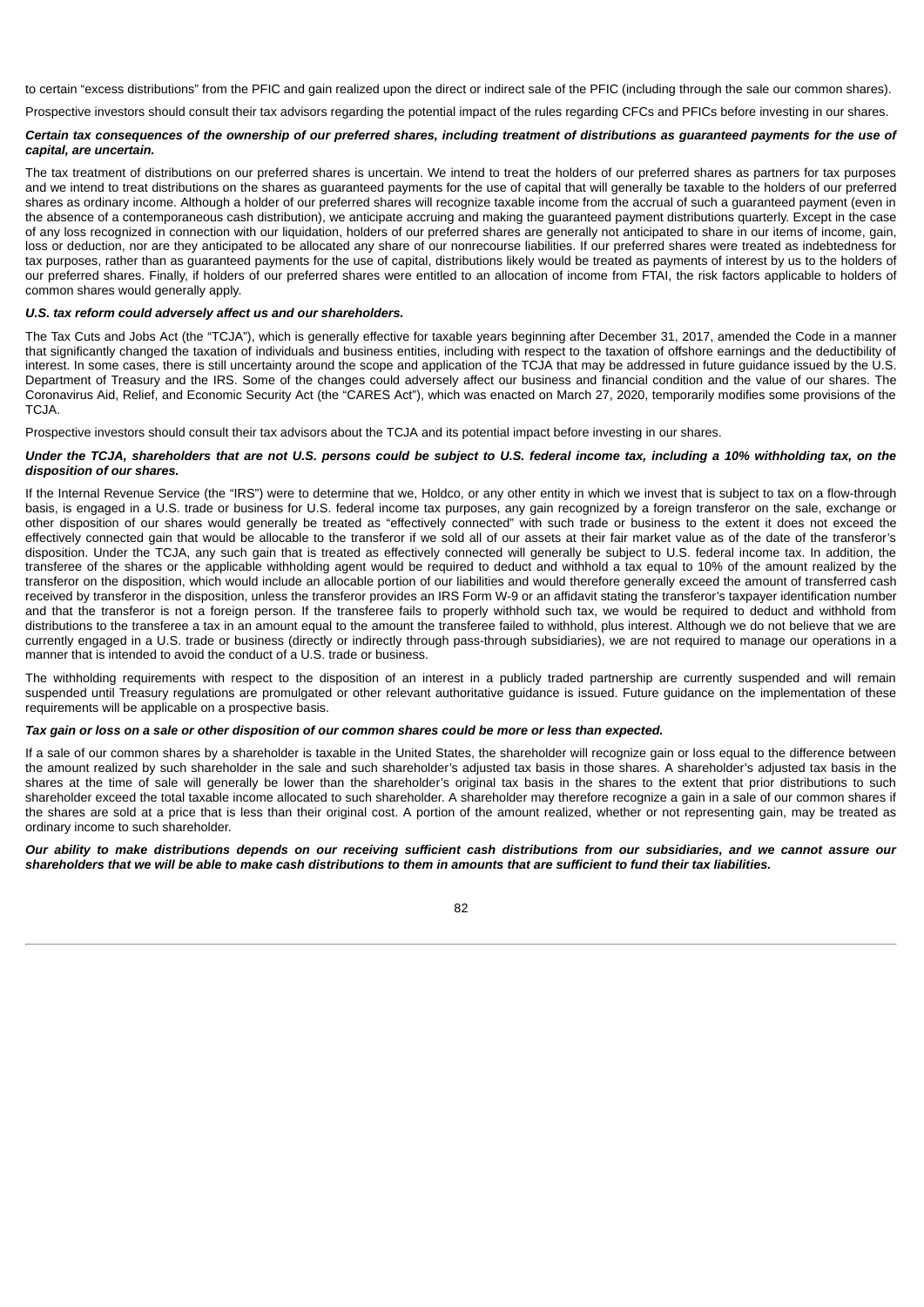to certain "excess distributions" from the PFIC and gain realized upon the direct or indirect sale of the PFIC (including through the sale our common shares).

Prospective investors should consult their tax advisors regarding the potential impact of the rules regarding CFCs and PFICs before investing in our shares.

***Certain tax consequences of the ownership of our preferred shares, including treatment of distributions as guaranteed payments for the use of capital, are uncertain.***

The tax treatment of distributions on our preferred shares is uncertain. We intend to treat the holders of our preferred shares as partners for tax purposes and we intend to treat distributions on the shares as guaranteed payments for the use of capital that will generally be taxable to the holders of our preferred shares as ordinary income. Although a holder of our preferred shares will recognize taxable income from the accrual of such a guaranteed payment (even in the absence of a contemporaneous cash distribution), we anticipate accruing and making the guaranteed payment distributions quarterly. Except in the case of any loss recognized in connection with our liquidation, holders of our preferred shares are generally not anticipated to share in our items of income, gain, loss or deduction, nor are they anticipated to be allocated any share of our nonrecourse liabilities. If our preferred shares were treated as indebtedness for tax purposes, rather than as guaranteed payments for the use of capital, distributions likely would be treated as payments of interest by us to the holders of our preferred shares. Finally, if holders of our preferred shares were entitled to an allocation of income from FTAI, the risk factors applicable to holders of common shares would generally apply.

***U.S. tax reform could adversely affect us and our shareholders.***

The Tax Cuts and Jobs Act (the "TCJA"), which is generally effective for taxable years beginning after December 31, 2017, amended the Code in a manner that significantly changed the taxation of individuals and business entities, including with respect to the taxation of offshore earnings and the deductibility of interest. In some cases, there is still uncertainty around the scope and application of the TCJA that may be addressed in future guidance issued by the U.S. Department of Treasury and the IRS. Some of the changes could adversely affect our business and financial condition and the value of our shares. The Coronavirus Aid, Relief, and Economic Security Act (the "CARES Act"), which was enacted on March 27, 2020, temporarily modifies some provisions of the TCJA.

Prospective investors should consult their tax advisors about the TCJA and its potential impact before investing in our shares.

***Under the TCJA, shareholders that are not U.S. persons could be subject to U.S. federal income tax, including a 10% withholding tax, on the disposition of our shares.***

If the Internal Revenue Service (the "IRS") were to determine that we, Holdco, or any other entity in which we invest that is subject to tax on a flow-through basis, is engaged in a U.S. trade or business for U.S. federal income tax purposes, any gain recognized by a foreign transferor on the sale, exchange or other disposition of our shares would generally be treated as "effectively connected" with such trade or business to the extent it does not exceed the effectively connected gain that would be allocable to the transferor if we sold all of our assets at their fair market value as of the date of the transferor's disposition. Under the TCJA, any such gain that is treated as effectively connected will generally be subject to U.S. federal income tax. In addition, the transferee of the shares or the applicable withholding agent would be required to deduct and withhold a tax equal to 10% of the amount realized by the transferor on the disposition, which would include an allocable portion of our liabilities and would therefore generally exceed the amount of transferred cash received by transferor in the disposition, unless the transferor provides an IRS Form W-9 or an affidavit stating the transferor's taxpayer identification number and that the transferor is not a foreign person. If the transferee fails to properly withhold such tax, we would be required to deduct and withhold from distributions to the transferee a tax in an amount equal to the amount the transferee failed to withhold, plus interest. Although we do not believe that we are currently engaged in a U.S. trade or business (directly or indirectly through pass-through subsidiaries), we are not required to manage our operations in a manner that is intended to avoid the conduct of a U.S. trade or business.

The withholding requirements with respect to the disposition of an interest in a publicly traded partnership are currently suspended and will remain suspended until Treasury regulations are promulgated or other relevant authoritative guidance is issued. Future guidance on the implementation of these requirements will be applicable on a prospective basis.

***Tax gain or loss on a sale or other disposition of our common shares could be more or less than expected.***

If a sale of our common shares by a shareholder is taxable in the United States, the shareholder will recognize gain or loss equal to the difference between the amount realized by such shareholder in the sale and such shareholder's adjusted tax basis in those shares. A shareholder's adjusted tax basis in the shares at the time of sale will generally be lower than the shareholder's original tax basis in the shares to the extent that prior distributions to such shareholder exceed the total taxable income allocated to such shareholder. A shareholder may therefore recognize a gain in a sale of our common shares if the shares are sold at a price that is less than their original cost. A portion of the amount realized, whether or not representing gain, may be treated as ordinary income to such shareholder.

***Our ability to make distributions depends on our receiving sufficient cash distributions from our subsidiaries, and we cannot assure our shareholders that we will be able to make cash distributions to them in amounts that are sufficient to fund their tax liabilities.***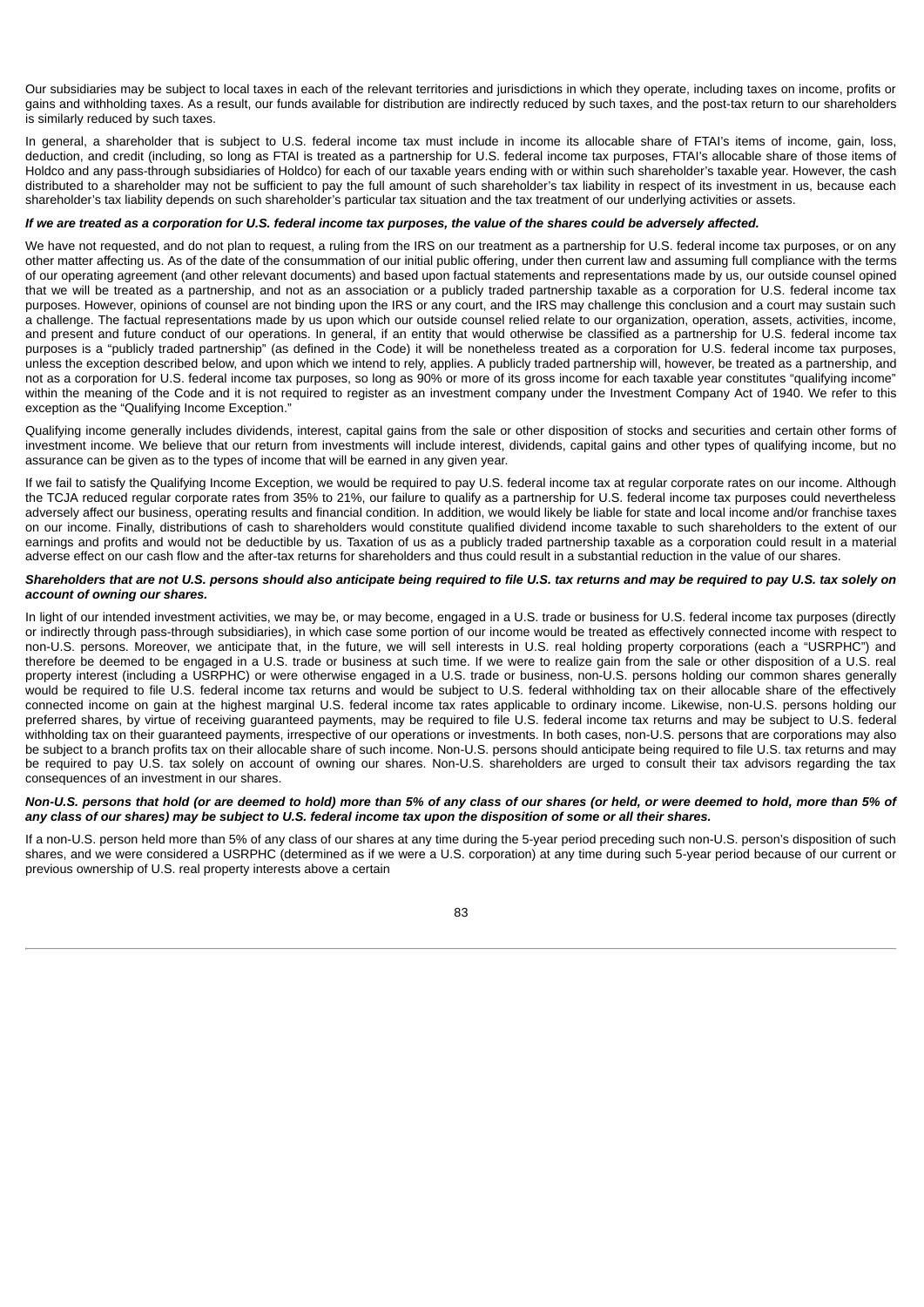Our subsidiaries may be subject to local taxes in each of the relevant territories and jurisdictions in which they operate, including taxes on income, profits or gains and withholding taxes. As a result, our funds available for distribution are indirectly reduced by such taxes, and the post-tax return to our shareholders is similarly reduced by such taxes.

In general, a shareholder that is subject to U.S. federal income tax must include in income its allocable share of FTAI's items of income, gain, loss, deduction, and credit (including, so long as FTAI is treated as a partnership for U.S. federal income tax purposes, FTAI's allocable share of those items of Holdco and any pass-through subsidiaries of Holdco) for each of our taxable years ending with or within such shareholder's taxable year. However, the cash distributed to a shareholder may not be sufficient to pay the full amount of such shareholder's tax liability in respect of its investment in us, because each shareholder's tax liability depends on such shareholder's particular tax situation and the tax treatment of our underlying activities or assets.

***If we are treated as a corporation for U.S. federal income tax purposes, the value of the shares could be adversely affected.***

We have not requested, and do not plan to request, a ruling from the IRS on our treatment as a partnership for U.S. federal income tax purposes, or on any other matter affecting us. As of the date of the consummation of our initial public offering, under then current law and assuming full compliance with the terms of our operating agreement (and other relevant documents) and based upon factual statements and representations made by us, our outside counsel opined that we will be treated as a partnership, and not as an association or a publicly traded partnership taxable as a corporation for U.S. federal income tax purposes. However, opinions of counsel are not binding upon the IRS or any court, and the IRS may challenge this conclusion and a court may sustain such a challenge. The factual representations made by us upon which our outside counsel relied relate to our organization, operation, assets, activities, income, and present and future conduct of our operations. In general, if an entity that would otherwise be classified as a partnership for U.S. federal income tax purposes is a "publicly traded partnership" (as defined in the Code) it will be nonetheless treated as a corporation for U.S. federal income tax purposes, unless the exception described below, and upon which we intend to rely, applies. A publicly traded partnership will, however, be treated as a partnership, and not as a corporation for U.S. federal income tax purposes, so long as 90% or more of its gross income for each taxable year constitutes "qualifying income" within the meaning of the Code and it is not required to register as an investment company under the Investment Company Act of 1940. We refer to this exception as the "Qualifying Income Exception."

Qualifying income generally includes dividends, interest, capital gains from the sale or other disposition of stocks and securities and certain other forms of investment income. We believe that our return from investments will include interest, dividends, capital gains and other types of qualifying income, but no assurance can be given as to the types of income that will be earned in any given year.

If we fail to satisfy the Qualifying Income Exception, we would be required to pay U.S. federal income tax at regular corporate rates on our income. Although the TCJA reduced regular corporate rates from 35% to 21%, our failure to qualify as a partnership for U.S. federal income tax purposes could nevertheless adversely affect our business, operating results and financial condition. In addition, we would likely be liable for state and local income and/or franchise taxes on our income. Finally, distributions of cash to shareholders would constitute qualified dividend income taxable to such shareholders to the extent of our earnings and profits and would not be deductible by us. Taxation of us as a publicly traded partnership taxable as a corporation could result in a material adverse effect on our cash flow and the after-tax returns for shareholders and thus could result in a substantial reduction in the value of our shares.

***Shareholders that are not U.S. persons should also anticipate being required to file U.S. tax returns and may be required to pay U.S. tax solely on account of owning our shares.***

In light of our intended investment activities, we may be, or may become, engaged in a U.S. trade or business for U.S. federal income tax purposes (directly or indirectly through pass-through subsidiaries), in which case some portion of our income would be treated as effectively connected income with respect to non-U.S. persons. Moreover, we anticipate that, in the future, we will sell interests in U.S. real holding property corporations (each a "USRPHC") and therefore be deemed to be engaged in a U.S. trade or business at such time. If we were to realize gain from the sale or other disposition of a U.S. real property interest (including a USRPHC) or were otherwise engaged in a U.S. trade or business, non-U.S. persons holding our common shares generally would be required to file U.S. federal income tax returns and would be subject to U.S. federal withholding tax on their allocable share of the effectively connected income on gain at the highest marginal U.S. federal income tax rates applicable to ordinary income. Likewise, non-U.S. persons holding our preferred shares, by virtue of receiving guaranteed payments, may be required to file U.S. federal income tax returns and may be subject to U.S. federal withholding tax on their guaranteed payments, irrespective of our operations or investments. In both cases, non-U.S. persons that are corporations may also be subject to a branch profits tax on their allocable share of such income. Non-U.S. persons should anticipate being required to file U.S. tax returns and may be required to pay U.S. tax solely on account of owning our shares. Non-U.S. shareholders are urged to consult their tax advisors regarding the tax consequences of an investment in our shares.

***Non-U.S. persons that hold (or are deemed to hold) more than 5% of any class of our shares (or held, or were deemed to hold, more than 5% of any class of our shares) may be subject to U.S. federal income tax upon the disposition of some or all their shares.***

If a non-U.S. person held more than 5% of any class of our shares at any time during the 5-year period preceding such non-U.S. person's disposition of such shares, and we were considered a USRPHC (determined as if we were a U.S. corporation) at any time during such 5-year period because of our current or previous ownership of U.S. real property interests above a certain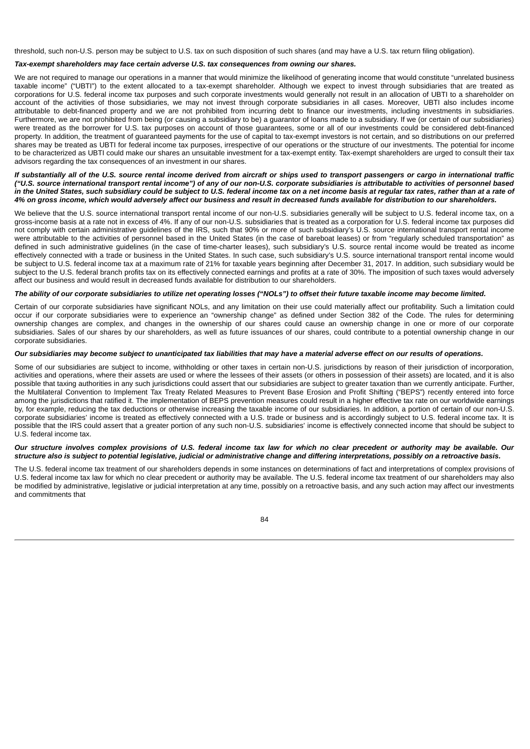threshold, such non-U.S. person may be subject to U.S. tax on such disposition of such shares (and may have a U.S. tax return filing obligation).

***Tax-exempt shareholders may face certain adverse U.S. tax consequences from owning our shares.***

We are not required to manage our operations in a manner that would minimize the likelihood of generating income that would constitute "unrelated business taxable income" ("UBTI") to the extent allocated to a tax-exempt shareholder. Although we expect to invest through subsidiaries that are treated as corporations for U.S. federal income tax purposes and such corporate investments would generally not result in an allocation of UBTI to a shareholder on account of the activities of those subsidiaries, we may not invest through corporate subsidiaries in all cases. Moreover, UBTI also includes income attributable to debt-financed property and we are not prohibited from incurring debt to finance our investments, including investments in subsidiaries. Furthermore, we are not prohibited from being (or causing a subsidiary to be) a guarantor of loans made to a subsidiary. If we (or certain of our subsidiaries) were treated as the borrower for U.S. tax purposes on account of those guarantees, some or all of our investments could be considered debt-financed property. In addition, the treatment of guaranteed payments for the use of capital to tax-exempt investors is not certain, and so distributions on our preferred shares may be treated as UBTI for federal income tax purposes, irrespective of our operations or the structure of our investments. The potential for income to be characterized as UBTI could make our shares an unsuitable investment for a tax-exempt entity. Tax-exempt shareholders are urged to consult their tax advisors regarding the tax consequences of an investment in our shares.

***If substantially all of the U.S. source rental income derived from aircraft or ships used to transport passengers or cargo in international traffic ("U.S. source international transport rental income") of any of our non-U.S. corporate subsidiaries is attributable to activities of personnel based in the United States, such subsidiary could be subject to U.S. federal income tax on a net income basis at regular tax rates, rather than at a rate of 4% on gross income, which would adversely affect our business and result in decreased funds available for distribution to our shareholders.***

We believe that the U.S. source international transport rental income of our non-U.S. subsidiaries generally will be subject to U.S. federal income tax, on a gross-income basis at a rate not in excess of 4%. If any of our non-U.S. subsidiaries that is treated as a corporation for U.S. federal income tax purposes did not comply with certain administrative guidelines of the IRS, such that 90% or more of such subsidiary's U.S. source international transport rental income were attributable to the activities of personnel based in the United States (in the case of bareboat leases) or from "regularly scheduled transportation" as defined in such administrative guidelines (in the case of time-charter leases), such subsidiary's U.S. source rental income would be treated as income effectively connected with a trade or business in the United States. In such case, such subsidiary's U.S. source international transport rental income would be subject to U.S. federal income tax at a maximum rate of 21% for taxable years beginning after December 31, 2017. In addition, such subsidiary would be subject to the U.S. federal branch profits tax on its effectively connected earnings and profits at a rate of 30%. The imposition of such taxes would adversely affect our business and would result in decreased funds available for distribution to our shareholders.

***The ability of our corporate subsidiaries to utilize net operating losses ("NOLs") to offset their future taxable income may become limited.***

Certain of our corporate subsidiaries have significant NOLs, and any limitation on their use could materially affect our profitability. Such a limitation could occur if our corporate subsidiaries were to experience an "ownership change" as defined under Section 382 of the Code. The rules for determining ownership changes are complex, and changes in the ownership of our shares could cause an ownership change in one or more of our corporate subsidiaries. Sales of our shares by our shareholders, as well as future issuances of our shares, could contribute to a potential ownership change in our corporate subsidiaries.

***Our subsidiaries may become subject to unanticipated tax liabilities that may have a material adverse effect on our results of operations.***

Some of our subsidiaries are subject to income, withholding or other taxes in certain non-U.S. jurisdictions by reason of their jurisdiction of incorporation, activities and operations, where their assets are used or where the lessees of their assets (or others in possession of their assets) are located, and it is also possible that taxing authorities in any such jurisdictions could assert that our subsidiaries are subject to greater taxation than we currently anticipate. Further, the Multilateral Convention to Implement Tax Treaty Related Measures to Prevent Base Erosion and Profit Shifting ("BEPS") recently entered into force among the jurisdictions that ratified it. The implementation of BEPS prevention measures could result in a higher effective tax rate on our worldwide earnings by, for example, reducing the tax deductions or otherwise increasing the taxable income of our subsidiaries. In addition, a portion of certain of our non-U.S. corporate subsidiaries' income is treated as effectively connected with a U.S. trade or business and is accordingly subject to U.S. federal income tax. It is possible that the IRS could assert that a greater portion of any such non-U.S. subsidiaries' income is effectively connected income that should be subject to U.S. federal income tax.

***Our structure involves complex provisions of U.S. federal income tax law for which no clear precedent or authority may be available. Our structure also is subject to potential legislative, judicial or administrative change and differing interpretations, possibly on a retroactive basis.***

The U.S. federal income tax treatment of our shareholders depends in some instances on determinations of fact and interpretations of complex provisions of U.S. federal income tax law for which no clear precedent or authority may be available. The U.S. federal income tax treatment of our shareholders may also be modified by administrative, legislative or judicial interpretation at any time, possibly on a retroactive basis, and any such action may affect our investments and commitments that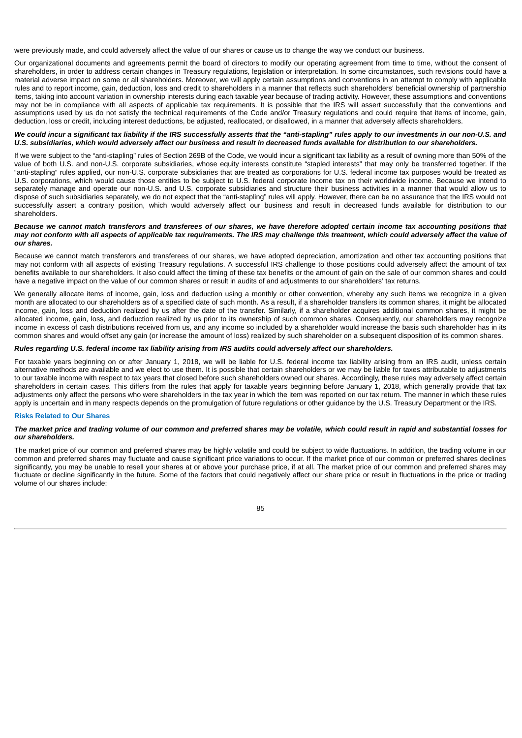were previously made, and could adversely affect the value of our shares or cause us to change the way we conduct our business.

Our organizational documents and agreements permit the board of directors to modify our operating agreement from time to time, without the consent of shareholders, in order to address certain changes in Treasury regulations, legislation or interpretation. In some circumstances, such revisions could have a material adverse impact on some or all shareholders. Moreover, we will apply certain assumptions and conventions in an attempt to comply with applicable rules and to report income, gain, deduction, loss and credit to shareholders in a manner that reflects such shareholders' beneficial ownership of partnership items, taking into account variation in ownership interests during each taxable year because of trading activity. However, these assumptions and conventions may not be in compliance with all aspects of applicable tax requirements. It is possible that the IRS will assert successfully that the conventions and assumptions used by us do not satisfy the technical requirements of the Code and/or Treasury regulations and could require that items of income, gain, deduction, loss or credit, including interest deductions, be adjusted, reallocated, or disallowed, in a manner that adversely affects shareholders.

***We could incur a significant tax liability if the IRS successfully asserts that the "anti-stapling" rules apply to our investments in our non-U.S. and U.S. subsidiaries, which would adversely affect our business and result in decreased funds available for distribution to our shareholders.***

If we were subject to the "anti-stapling" rules of Section 269B of the Code, we would incur a significant tax liability as a result of owning more than 50% of the value of both U.S. and non-U.S. corporate subsidiaries, whose equity interests constitute "stapled interests" that may only be transferred together. If the "anti-stapling" rules applied, our non-U.S. corporate subsidiaries that are treated as corporations for U.S. federal income tax purposes would be treated as U.S. corporations, which would cause those entities to be subject to U.S. federal corporate income tax on their worldwide income. Because we intend to separately manage and operate our non-U.S. and U.S. corporate subsidiaries and structure their business activities in a manner that would allow us to dispose of such subsidiaries separately, we do not expect that the "anti-stapling" rules will apply. However, there can be no assurance that the IRS would not successfully assert a contrary position, which would adversely affect our business and result in decreased funds available for distribution to our shareholders.

***Because we cannot match transferors and transferees of our shares, we have therefore adopted certain income tax accounting positions that may not conform with all aspects of applicable tax requirements. The IRS may challenge this treatment, which could adversely affect the value of our shares.***

Because we cannot match transferors and transferees of our shares, we have adopted depreciation, amortization and other tax accounting positions that may not conform with all aspects of existing Treasury regulations. A successful IRS challenge to those positions could adversely affect the amount of tax benefits available to our shareholders. It also could affect the timing of these tax benefits or the amount of gain on the sale of our common shares and could have a negative impact on the value of our common shares or result in audits of and adjustments to our shareholders' tax returns.

We generally allocate items of income, gain, loss and deduction using a monthly or other convention, whereby any such items we recognize in a given month are allocated to our shareholders as of a specified date of such month. As a result, if a shareholder transfers its common shares, it might be allocated income, gain, loss and deduction realized by us after the date of the transfer. Similarly, if a shareholder acquires additional common shares, it might be allocated income, gain, loss, and deduction realized by us prior to its ownership of such common shares. Consequently, our shareholders may recognize income in excess of cash distributions received from us, and any income so included by a shareholder would increase the basis such shareholder has in its common shares and would offset any gain (or increase the amount of loss) realized by such shareholder on a subsequent disposition of its common shares.

***Rules regarding U.S. federal income tax liability arising from IRS audits could adversely affect our shareholders.***

For taxable years beginning on or after January 1, 2018, we will be liable for U.S. federal income tax liability arising from an IRS audit, unless certain alternative methods are available and we elect to use them. It is possible that certain shareholders or we may be liable for taxes attributable to adjustments to our taxable income with respect to tax years that closed before such shareholders owned our shares. Accordingly, these rules may adversely affect certain shareholders in certain cases. This differs from the rules that apply for taxable years beginning before January 1, 2018, which generally provide that tax adjustments only affect the persons who were shareholders in the tax year in which the item was reported on our tax return. The manner in which these rules apply is uncertain and in many respects depends on the promulgation of future regulations or other guidance by the U.S. Treasury Department or the IRS.

## Risks Related to Our Shares

***The market price and trading volume of our common and preferred shares may be volatile, which could result in rapid and substantial losses for our shareholders.***

The market price of our common and preferred shares may be highly volatile and could be subject to wide fluctuations. In addition, the trading volume in our common and preferred shares may fluctuate and cause significant price variations to occur. If the market price of our common or preferred shares declines significantly, you may be unable to resell your shares at or above your purchase price, if at all. The market price of our common and preferred shares may fluctuate or decline significantly in the future. Some of the factors that could negatively affect our share price or result in fluctuations in the price or trading volume of our shares include: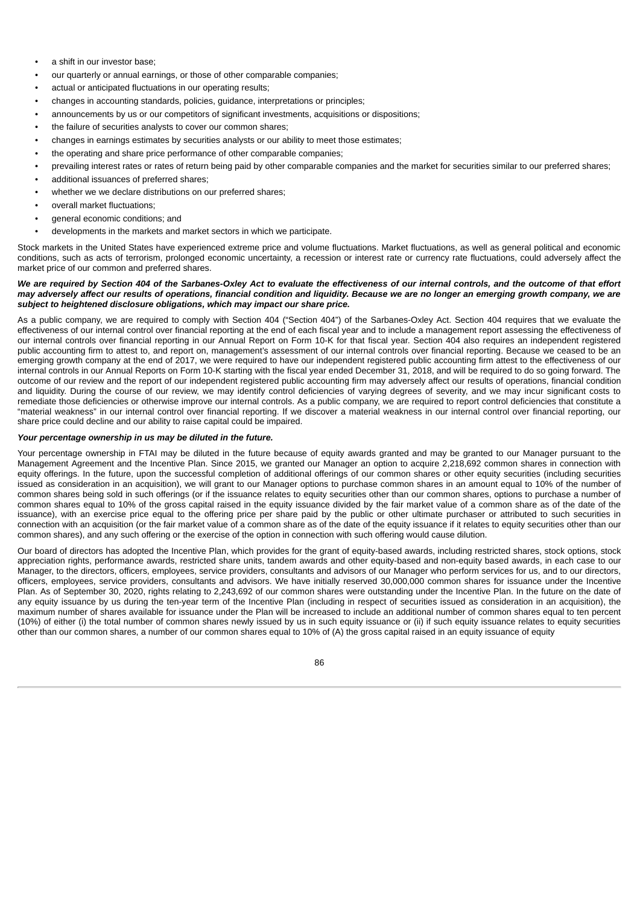- a shift in our investor base;
- our quarterly or annual earnings, or those of other comparable companies;
- actual or anticipated fluctuations in our operating results;
- changes in accounting standards, policies, guidance, interpretations or principles;
- announcements by us or our competitors of significant investments, acquisitions or dispositions;
- the failure of securities analysts to cover our common shares;
- changes in earnings estimates by securities analysts or our ability to meet those estimates;
- the operating and share price performance of other comparable companies;
- prevailing interest rates or rates of return being paid by other comparable companies and the market for securities similar to our preferred shares;
- additional issuances of preferred shares;
- whether we we declare distributions on our preferred shares;
- overall market fluctuations;
- general economic conditions; and
- developments in the markets and market sectors in which we participate.

Stock markets in the United States have experienced extreme price and volume fluctuations. Market fluctuations, as well as general political and economic conditions, such as acts of terrorism, prolonged economic uncertainty, a recession or interest rate or currency rate fluctuations, could adversely affect the market price of our common and preferred shares.

***We are required by Section 404 of the Sarbanes-Oxley Act to evaluate the effectiveness of our internal controls, and the outcome of that effort may adversely affect our results of operations, financial condition and liquidity. Because we are no longer an emerging growth company, we are subject to heightened disclosure obligations, which may impact our share price.***

As a public company, we are required to comply with Section 404 ("Section 404") of the Sarbanes-Oxley Act. Section 404 requires that we evaluate the effectiveness of our internal control over financial reporting at the end of each fiscal year and to include a management report assessing the effectiveness of our internal controls over financial reporting in our Annual Report on Form 10-K for that fiscal year. Section 404 also requires an independent registered public accounting firm to attest to, and report on, management's assessment of our internal controls over financial reporting. Because we ceased to be an emerging growth company at the end of 2017, we were required to have our independent registered public accounting firm attest to the effectiveness of our internal controls in our Annual Reports on Form 10-K starting with the fiscal year ended December 31, 2018, and will be required to do so going forward. The outcome of our review and the report of our independent registered public accounting firm may adversely affect our results of operations, financial condition and liquidity. During the course of our review, we may identify control deficiencies of varying degrees of severity, and we may incur significant costs to remediate those deficiencies or otherwise improve our internal controls. As a public company, we are required to report control deficiencies that constitute a "material weakness" in our internal control over financial reporting. If we discover a material weakness in our internal control over financial reporting, our share price could decline and our ability to raise capital could be impaired.

***Your percentage ownership in us may be diluted in the future.***

Your percentage ownership in FTAI may be diluted in the future because of equity awards granted and may be granted to our Manager pursuant to the Management Agreement and the Incentive Plan. Since 2015, we granted our Manager an option to acquire 2,218,692 common shares in connection with equity offerings. In the future, upon the successful completion of additional offerings of our common shares or other equity securities (including securities issued as consideration in an acquisition), we will grant to our Manager options to purchase common shares in an amount equal to 10% of the number of common shares being sold in such offerings (or if the issuance relates to equity securities other than our common shares, options to purchase a number of common shares equal to 10% of the gross capital raised in the equity issuance divided by the fair market value of a common share as of the date of the issuance), with an exercise price equal to the offering price per share paid by the public or other ultimate purchaser or attributed to such securities in connection with an acquisition (or the fair market value of a common share as of the date of the equity issuance if it relates to equity securities other than our common shares), and any such offering or the exercise of the option in connection with such offering would cause dilution.

Our board of directors has adopted the Incentive Plan, which provides for the grant of equity-based awards, including restricted shares, stock options, stock appreciation rights, performance awards, restricted share units, tandem awards and other equity-based and non-equity based awards, in each case to our Manager, to the directors, officers, employees, service providers, consultants and advisors of our Manager who perform services for us, and to our directors, officers, employees, service providers, consultants and advisors. We have initially reserved 30,000,000 common shares for issuance under the Incentive Plan. As of September 30, 2020, rights relating to 2,243,692 of our common shares were outstanding under the Incentive Plan. In the future on the date of any equity issuance by us during the ten-year term of the Incentive Plan (including in respect of securities issued as consideration in an acquisition), the maximum number of shares available for issuance under the Plan will be increased to include an additional number of common shares equal to ten percent (10%) of either (i) the total number of common shares newly issued by us in such equity issuance or (ii) if such equity issuance relates to equity securities other than our common shares, a number of our common shares equal to 10% of (A) the gross capital raised in an equity issuance of equity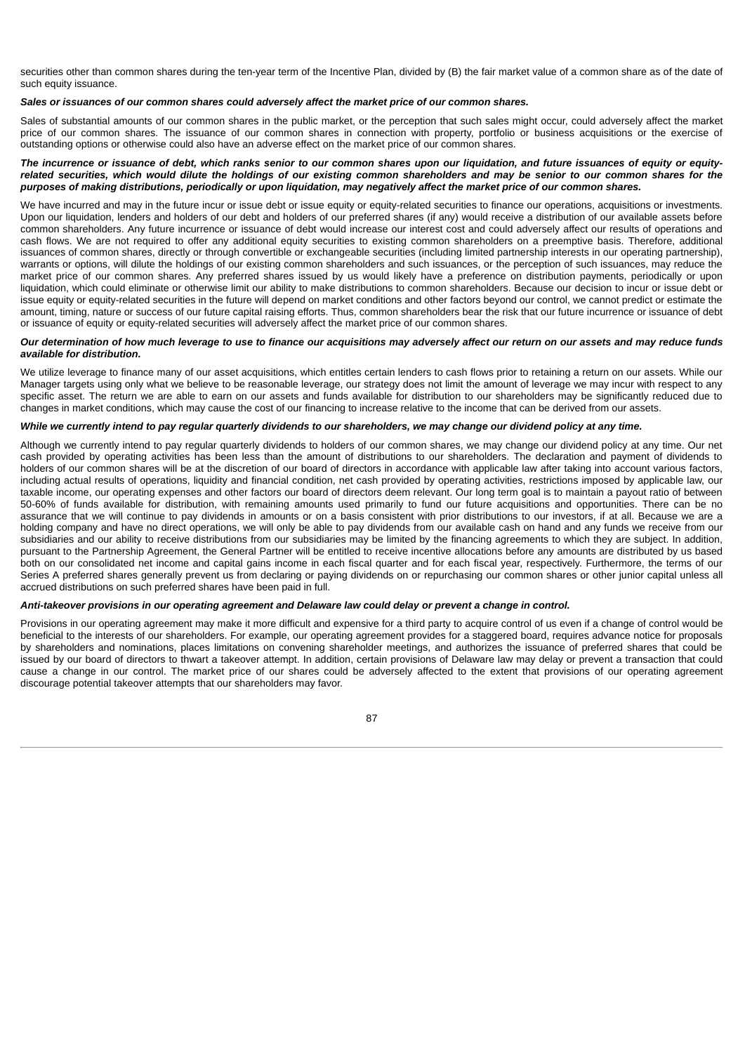securities other than common shares during the ten-year term of the Incentive Plan, divided by (B) the fair market value of a common share as of the date of such equity issuance.

***Sales or issuances of our common shares could adversely affect the market price of our common shares.***

Sales of substantial amounts of our common shares in the public market, or the perception that such sales might occur, could adversely affect the market price of our common shares. The issuance of our common shares in connection with property, portfolio or business acquisitions or the exercise of outstanding options or otherwise could also have an adverse effect on the market price of our common shares.

***The incurrence or issuance of debt, which ranks senior to our common shares upon our liquidation, and future issuances of equity or equity-related securities, which would dilute the holdings of our existing common shareholders and may be senior to our common shares for the purposes of making distributions, periodically or upon liquidation, may negatively affect the market price of our common shares.***

We have incurred and may in the future incur or issue debt or issue equity or equity-related securities to finance our operations, acquisitions or investments. Upon our liquidation, lenders and holders of our debt and holders of our preferred shares (if any) would receive a distribution of our available assets before common shareholders. Any future incurrence or issuance of debt would increase our interest cost and could adversely affect our results of operations and cash flows. We are not required to offer any additional equity securities to existing common shareholders on a preemptive basis. Therefore, additional issuances of common shares, directly or through convertible or exchangeable securities (including limited partnership interests in our operating partnership), warrants or options, will dilute the holdings of our existing common shareholders and such issuances, or the perception of such issuances, may reduce the market price of our common shares. Any preferred shares issued by us would likely have a preference on distribution payments, periodically or upon liquidation, which could eliminate or otherwise limit our ability to make distributions to common shareholders. Because our decision to incur or issue debt or issue equity or equity-related securities in the future will depend on market conditions and other factors beyond our control, we cannot predict or estimate the amount, timing, nature or success of our future capital raising efforts. Thus, common shareholders bear the risk that our future incurrence or issuance of debt or issuance of equity or equity-related securities will adversely affect the market price of our common shares.

***Our determination of how much leverage to use to finance our acquisitions may adversely affect our return on our assets and may reduce funds available for distribution.***

We utilize leverage to finance many of our asset acquisitions, which entitles certain lenders to cash flows prior to retaining a return on our assets. While our Manager targets using only what we believe to be reasonable leverage, our strategy does not limit the amount of leverage we may incur with respect to any specific asset. The return we are able to earn on our assets and funds available for distribution to our shareholders may be significantly reduced due to changes in market conditions, which may cause the cost of our financing to increase relative to the income that can be derived from our assets.

***While we currently intend to pay regular quarterly dividends to our shareholders, we may change our dividend policy at any time.***

Although we currently intend to pay regular quarterly dividends to holders of our common shares, we may change our dividend policy at any time. Our net cash provided by operating activities has been less than the amount of distributions to our shareholders. The declaration and payment of dividends to holders of our common shares will be at the discretion of our board of directors in accordance with applicable law after taking into account various factors, including actual results of operations, liquidity and financial condition, net cash provided by operating activities, restrictions imposed by applicable law, our taxable income, our operating expenses and other factors our board of directors deem relevant. Our long term goal is to maintain a payout ratio of between 50-60% of funds available for distribution, with remaining amounts used primarily to fund our future acquisitions and opportunities. There can be no assurance that we will continue to pay dividends in amounts or on a basis consistent with prior distributions to our investors, if at all. Because we are a holding company and have no direct operations, we will only be able to pay dividends from our available cash on hand and any funds we receive from our subsidiaries and our ability to receive distributions from our subsidiaries may be limited by the financing agreements to which they are subject. In addition, pursuant to the Partnership Agreement, the General Partner will be entitled to receive incentive allocations before any amounts are distributed by us based both on our consolidated net income and capital gains income in each fiscal quarter and for each fiscal year, respectively. Furthermore, the terms of our Series A preferred shares generally prevent us from declaring or paying dividends on or repurchasing our common shares or other junior capital unless all accrued distributions on such preferred shares have been paid in full.

***Anti-takeover provisions in our operating agreement and Delaware law could delay or prevent a change in control.***

Provisions in our operating agreement may make it more difficult and expensive for a third party to acquire control of us even if a change of control would be beneficial to the interests of our shareholders. For example, our operating agreement provides for a staggered board, requires advance notice for proposals by shareholders and nominations, places limitations on convening shareholder meetings, and authorizes the issuance of preferred shares that could be issued by our board of directors to thwart a takeover attempt. In addition, certain provisions of Delaware law may delay or prevent a transaction that could cause a change in our control. The market price of our shares could be adversely affected to the extent that provisions of our operating agreement discourage potential takeover attempts that our shareholders may favor.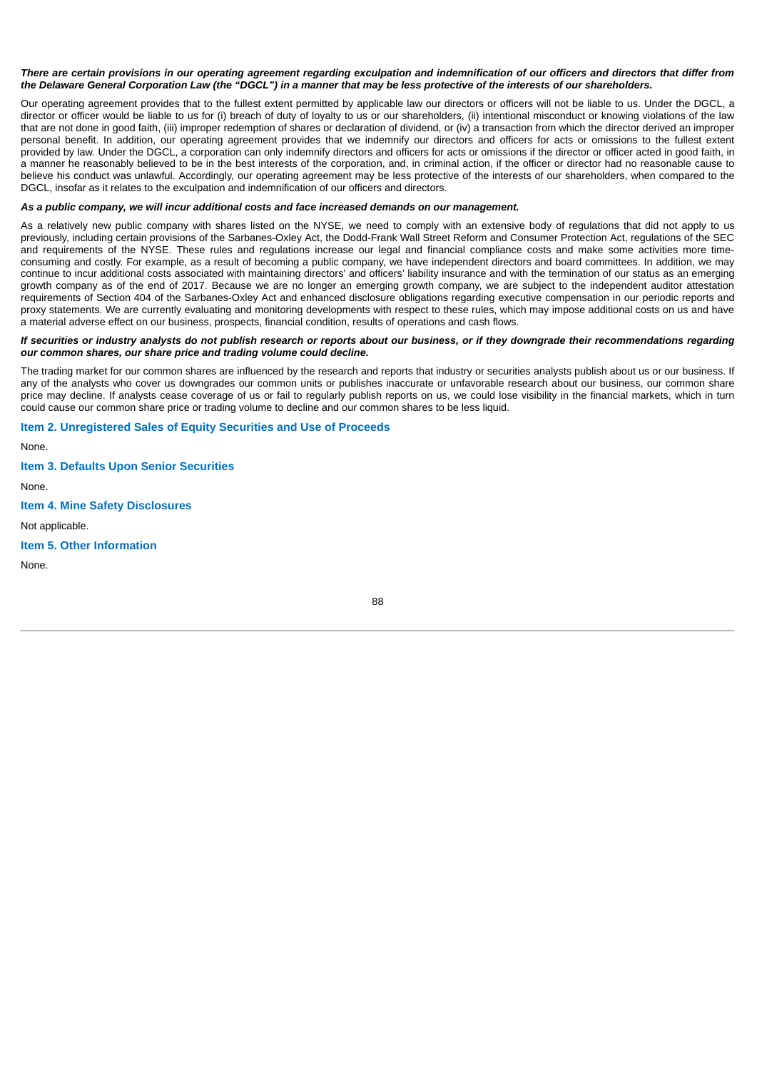***There are certain provisions in our operating agreement regarding exculpation and indemnification of our officers and directors that differ from the Delaware General Corporation Law (the "DGCL") in a manner that may be less protective of the interests of our shareholders.***

Our operating agreement provides that to the fullest extent permitted by applicable law our directors or officers will not be liable to us. Under the DGCL, a director or officer would be liable to us for (i) breach of duty of loyalty to us or our shareholders, (ii) intentional misconduct or knowing violations of the law that are not done in good faith, (iii) improper redemption of shares or declaration of dividend, or (iv) a transaction from which the director derived an improper personal benefit. In addition, our operating agreement provides that we indemnify our directors and officers for acts or omissions to the fullest extent provided by law. Under the DGCL, a corporation can only indemnify directors and officers for acts or omissions if the director or officer acted in good faith, in a manner he reasonably believed to be in the best interests of the corporation, and, in criminal action, if the officer or director had no reasonable cause to believe his conduct was unlawful. Accordingly, our operating agreement may be less protective of the interests of our shareholders, when compared to the DGCL, insofar as it relates to the exculpation and indemnification of our officers and directors.

***As a public company, we will incur additional costs and face increased demands on our management.***

As a relatively new public company with shares listed on the NYSE, we need to comply with an extensive body of regulations that did not apply to us previously, including certain provisions of the Sarbanes-Oxley Act, the Dodd-Frank Wall Street Reform and Consumer Protection Act, regulations of the SEC and requirements of the NYSE. These rules and regulations increase our legal and financial compliance costs and make some activities more time-consuming and costly. For example, as a result of becoming a public company, we have independent directors and board committees. In addition, we may continue to incur additional costs associated with maintaining directors' and officers' liability insurance and with the termination of our status as an emerging growth company as of the end of 2017. Because we are no longer an emerging growth company, we are subject to the independent auditor attestation requirements of Section 404 of the Sarbanes-Oxley Act and enhanced disclosure obligations regarding executive compensation in our periodic reports and proxy statements. We are currently evaluating and monitoring developments with respect to these rules, which may impose additional costs on us and have a material adverse effect on our business, prospects, financial condition, results of operations and cash flows.

***If securities or industry analysts do not publish research or reports about our business, or if they downgrade their recommendations regarding our common shares, our share price and trading volume could decline.***

The trading market for our common shares are influenced by the research and reports that industry or securities analysts publish about us or our business. If any of the analysts who cover us downgrades our common units or publishes inaccurate or unfavorable research about our business, our common share price may decline. If analysts cease coverage of us or fail to regularly publish reports on us, we could lose visibility in the financial markets, which in turn could cause our common share price or trading volume to decline and our common shares to be less liquid.

## Item 2. Unregistered Sales of Equity Securities and Use of Proceeds

None.

## Item 3. Defaults Upon Senior Securities

None.

## Item 4. Mine Safety Disclosures

Not applicable.

## Item 5. Other Information

None.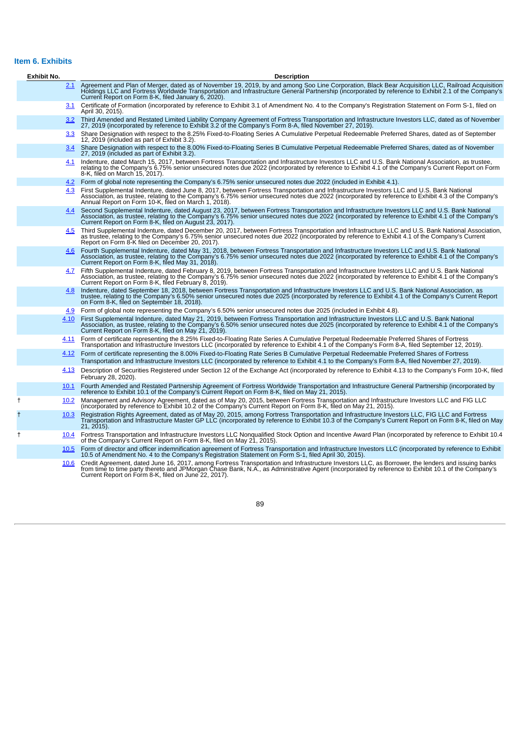## Item 6. Exhibits

| | Exhibit No. | Description |
|---|---|---|
| | 2.1 | Agreement and Plan of Merger, dated as of November 19, 2019, by and among Soo Line Corporation, Black Bear Acquisition LLC, Railroad Acquisition Holdings LLC and Fortress Worldwide Transportation and Infrastructure General Partnership (incorporated by reference to Exhibit 2.1 of the Company's Current Report on Form 8-K, filed January 6, 2020). |
| | 3.1 | Certificate of Formation (incorporated by reference to Exhibit 3.1 of Amendment No. 4 to the Company's Registration Statement on Form S-1, filed on April 30, 2015). |
| | 3.2 | Third Amended and Restated Limited Liability Company Agreement of Fortress Transportation and Infrastructure Investors LLC, dated as of November 27, 2019 (incorporated by reference to Exhibit 3.2 of the Company's Form 8-A, filed November 27, 2019). |
| | 3.3 | Share Designation with respect to the 8.25% Fixed-to-Floating Series A Cumulative Perpetual Redeemable Preferred Shares, dated as of September 12, 2019 (included as part of Exhibit 3.2). |
| | 3.4 | Share Designation with respect to the 8.00% Fixed-to-Floating Series B Cumulative Perpetual Redeemable Preferred Shares, dated as of November 27, 2019 (included as part of Exhibit 3.2). |
| | 4.1 | Indenture, dated March 15, 2017, between Fortress Transportation and Infrastructure Investors LLC and U.S. Bank National Association, as trustee, relating to the Company's 6.75% senior unsecured notes due 2022 (incorporated by reference to Exhibit 4.1 of the Company's Current Report on Form 8-K, filed on March 15, 2017). |
| | 4.2 | Form of global note representing the Company's 6.75% senior unsecured notes due 2022 (included in Exhibit 4.1). |
| | 4.3 | First Supplemental Indenture, dated June 8, 2017, between Fortress Transportation and Infrastructure Investors LLC and U.S. Bank National Association, as trustee, relating to the Company's 6.75% senior unsecured notes due 2022 (incorporated by reference to Exhibit 4.3 of the Company's Annual Report on Form 10-K, filed on March 1, 2018). |
| | 4.4 | Second Supplemental Indenture, dated August 23, 2017, between Fortress Transportation and Infrastructure Investors LLC and U.S. Bank National Association, as trustee, relating to the Company's 6.75% senior unsecured notes due 2022 (incorporated by reference to Exhibit 4.1 of the Company's Current Report on Form 8-K, filed on August 23, 2017). |
| | 4.5 | Third Supplemental Indenture, dated December 20, 2017, between Fortress Transportation and Infrastructure LLC and U.S. Bank National Association, as trustee, relating to the Company's 6.75% senior unsecured notes due 2022 (incorporated by reference to Exhibit 4.1 of the Company's Current Report on Form 8-K filed on December 20, 2017). |
| | 4.6 | Fourth Supplemental Indenture, dated May 31, 2018, between Fortress Transportation and Infrastructure Investors LLC and U.S. Bank National Association, as trustee, relating to the Company's 6.75% senior unsecured notes due 2022 (incorporated by reference to Exhibit 4.1 of the Company's Current Report on Form 8-K, filed May 31, 2018). |
| | 4.7 | Fifth Supplemental Indenture, dated February 8, 2019, between Fortress Transportation and Infrastructure Investors LLC and U.S. Bank National Association, as trustee, relating to the Company's 6.75% senior unsecured notes due 2022 (incorporated by reference to Exhibit 4.1 of the Company's Current Report on Form 8-K, filed February 8, 2019). |
| | 4.8 | Indenture, dated September 18, 2018, between Fortress Transportation and Infrastructure Investors LLC and U.S. Bank National Association, as trustee, relating to the Company's 6.50% senior unsecured notes due 2025 (incorporated by reference to Exhibit 4.1 of the Company's Current Report on Form 8-K, filed on September 18, 2018). |
| | 4.9 | Form of global note representing the Company's 6.50% senior unsecured notes due 2025 (included in Exhibit 4.8). |
| | 4.10 | First Supplemental Indenture, dated May 21, 2019, between Fortress Transportation and Infrastructure Investors LLC and U.S. Bank National Association, as trustee, relating to the Company's 6.50% senior unsecured notes due 2025 (incorporated by reference to Exhibit 4.1 of the Company's Current Report on Form 8-K, filed on May 21, 2019). |
| | 4.11 | Form of certificate representing the 8.25% Fixed-to-Floating Rate Series A Cumulative Perpetual Redeemable Preferred Shares of Fortress Transportation and Infrastructure Investors LLC (incorporated by reference to Exhibit 4.1 of the Company's Form 8-A, filed September 12, 2019). |
| | 4.12 | Form of certificate representing the 8.00% Fixed-to-Floating Rate Series B Cumulative Perpetual Redeemable Preferred Shares of Fortress Transportation and Infrastructure Investors LLC (incorporated by reference to Exhibit 4.1 to the Company's Form 8-A, filed November 27, 2019). |
| | 4.13 | Description of Securities Registered under Section 12 of the Exchange Act (incorporated by reference to Exhibit 4.13 to the Company's Form 10-K, filed February 28, 2020). |
| | 10.1 | Fourth Amended and Restated Partnership Agreement of Fortress Worldwide Transportation and Infrastructure General Partnership (incorporated by reference to Exhibit 10.1 of the Company's Current Report on Form 8-K, filed on May 21, 2015). |
| † | 10.2 | Management and Advisory Agreement, dated as of May 20, 2015, between Fortress Transportation and Infrastructure Investors LLC and FIG LLC (incorporated by reference to Exhibit 10.2 of the Company's Current Report on Form 8-K, filed on May 21, 2015). |
| † | 10.3 | Registration Rights Agreement, dated as of May 20, 2015, among Fortress Transportation and Infrastructure Investors LLC, FIG LLC and Fortress Transportation and Infrastructure Master GP LLC (incorporated by reference to Exhibit 10.3 of the Company's Current Report on Form 8-K, filed on May 21, 2015). |
| † | 10.4 | Fortress Transportation and Infrastructure Investors LLC Nonqualified Stock Option and Incentive Award Plan (incorporated by reference to Exhibit 10.4 of the Company's Current Report on Form 8-K, filed on May 21, 2015). |
| | 10.5 | Form of director and officer indemnification agreement of Fortress Transportation and Infrastructure Investors LLC (incorporated by reference to Exhibit 10.5 of Amendment No. 4 to the Company's Registration Statement on Form S-1, filed April 30, 2015). |
| | 10.6 | Credit Agreement, dated June 16, 2017, among Fortress Transportation and Infrastructure Investors LLC, as Borrower, the lenders and issuing banks from time to time party thereto and JPMorgan Chase Bank, N.A., as Administrative Agent (incorporated by reference to Exhibit 10.1 of the Company's Current Report on Form 8-K, filed on June 22, 2017). |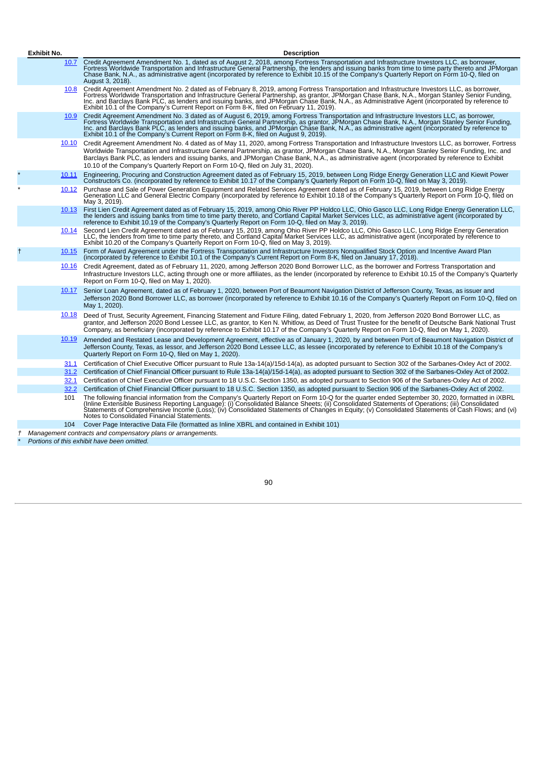| | Exhibit No. | Description |
|---|---|---|
| | 10.7 | Credit Agreement Amendment No. 1, dated as of August 2, 2018, among Fortress Transportation and Infrastructure Investors LLC, as borrower, Fortress Worldwide Transportation and Infrastructure General Partnership, the lenders and issuing banks from time to time party thereto and JPMorgan Chase Bank, N.A., as administrative agent (incorporated by reference to Exhibit 10.15 of the Company's Quarterly Report on Form 10-Q, filed on August 3, 2018). |
| | 10.8 | Credit Agreement Amendment No. 2 dated as of February 8, 2019, among Fortress Transportation and Infrastructure Investors LLC, as borrower, Fortress Worldwide Transportation and Infrastructure General Partnership, as grantor, JPMorgan Chase Bank, N.A., Morgan Stanley Senior Funding, Inc. and Barclays Bank PLC, as lenders and issuing banks, and JPMorgan Chase Bank, N.A., as Administrative Agent (incorporated by reference to Exhibit 10.1 of the Company's Current Report on Form 8-K, filed on February 11, 2019). |
| | 10.9 | Credit Agreement Amendment No. 3 dated as of August 6, 2019, among Fortress Transportation and Infrastructure Investors LLC, as borrower, Fortress Worldwide Transportation and Infrastructure General Partnership, as grantor, JPMorgan Chase Bank, N.A., Morgan Stanley Senior Funding, Inc. and Barclays Bank PLC, as lenders and issuing banks, and JPMorgan Chase Bank, N.A., as administrative agent (incorporated by reference to Exhibit 10.1 of the Company's Current Report on Form 8-K, filed on August 9, 2019). |
| | 10.10 | Credit Agreement Amendment No. 4 dated as of May 11, 2020, among Fortress Transportation and Infrastructure Investors LLC, as borrower, Fortress Worldwide Transportation and Infrastructure General Partnership, as grantor, JPMorgan Chase Bank, N.A., Morgan Stanley Senior Funding, Inc. and Barclays Bank PLC, as lenders and issuing banks, and JPMorgan Chase Bank, N.A., as administrative agent (incorporated by reference to Exhibit 10.10 of the Company's Quarterly Report on Form 10-Q, filed on July 31, 2020). |
| * | 10.11 | Engineering, Procuring and Construction Agreement dated as of February 15, 2019, between Long Ridge Energy Generation LLC and Kiewit Power Constructors Co. (incorporated by reference to Exhibit 10.17 of the Company's Quarterly Report on Form 10-Q, filed on May 3, 2019). |
| * | 10.12 | Purchase and Sale of Power Generation Equipment and Related Services Agreement dated as of February 15, 2019, between Long Ridge Energy Generation LLC and General Electric Company (incorporated by reference to Exhibit 10.18 of the Company's Quarterly Report on Form 10-Q, filed on May 3, 2019). |
| | 10.13 | First Lien Credit Agreement dated as of February 15, 2019, among Ohio River PP Holdco LLC, Ohio Gasco LLC, Long Ridge Energy Generation LLC, the lenders and issuing banks from time to time party thereto, and Cortland Capital Market Services LLC, as administrative agent (incorporated by reference to Exhibit 10.19 of the Company's Quarterly Report on Form 10-Q, filed on May 3, 2019). |
| | 10.14 | Second Lien Credit Agreement dated as of February 15, 2019, among Ohio River PP Holdco LLC, Ohio Gasco LLC, Long Ridge Energy Generation LLC, the lenders from time to time party thereto, and Cortland Capital Market Services LLC, as administrative agent (incorporated by reference to Exhibit 10.20 of the Company's Quarterly Report on Form 10-Q, filed on May 3, 2019). |
| † | 10.15 | Form of Award Agreement under the Fortress Transportation and Infrastructure Investors Nonqualified Stock Option and Incentive Award Plan (incorporated by reference to Exhibit 10.1 of the Company's Current Report on Form 8-K, filed on January 17, 2018). |
| | 10.16 | Credit Agreement, dated as of February 11, 2020, among Jefferson 2020 Bond Borrower LLC, as the borrower and Fortress Transportation and Infrastructure Investors LLC, acting through one or more affiliates, as the lender (incorporated by reference to Exhibit 10.15 of the Company's Quarterly Report on Form 10-Q, filed on May 1, 2020). |
| | 10.17 | Senior Loan Agreement, dated as of February 1, 2020, between Port of Beaumont Navigation District of Jefferson County, Texas, as issuer and Jefferson 2020 Bond Borrower LLC, as borrower (incorporated by reference to Exhibit 10.16 of the Company's Quarterly Report on Form 10-Q, filed on May 1, 2020). |
| | 10.18 | Deed of Trust, Security Agreement, Financing Statement and Fixture Filing, dated February 1, 2020, from Jefferson 2020 Bond Borrower LLC, as grantor, and Jefferson 2020 Bond Lessee LLC, as grantor, to Ken N. Whitlow, as Deed of Trust Trustee for the benefit of Deutsche Bank National Trust Company, as beneficiary (incorporated by reference to Exhibit 10.17 of the Company's Quarterly Report on Form 10-Q, filed on May 1, 2020). |
| | 10.19 | Amended and Restated Lease and Development Agreement, effective as of January 1, 2020, by and between Port of Beaumont Navigation District of Jefferson County, Texas, as lessor, and Jefferson 2020 Bond Lessee LLC, as lessee (incorporated by reference to Exhibit 10.18 of the Company's Quarterly Report on Form 10-Q, filed on May 1, 2020). |
| | 31.1 | Certification of Chief Executive Officer pursuant to Rule 13a-14(a)/15d-14(a), as adopted pursuant to Section 302 of the Sarbanes-Oxley Act of 2002. |
| | 31.2 | Certification of Chief Financial Officer pursuant to Rule 13a-14(a)/15d-14(a), as adopted pursuant to Section 302 of the Sarbanes-Oxley Act of 2002. |
| | 32.1 | Certification of Chief Executive Officer pursuant to 18 U.S.C. Section 1350, as adopted pursuant to Section 906 of the Sarbanes-Oxley Act of 2002. |
| | 32.2 | Certification of Chief Financial Officer pursuant to 18 U.S.C. Section 1350, as adopted pursuant to Section 906 of the Sarbanes-Oxley Act of 2002. |
| | 101 | The following financial information from the Company's Quarterly Report on Form 10-Q for the quarter ended September 30, 2020, formatted in iXBRL (Inline Extensible Business Reporting Language): (i) Consolidated Balance Sheets; (ii) Consolidated Statements of Operations; (iii) Consolidated Statements of Comprehensive Income (Loss); (iv) Consolidated Statements of Changes in Equity; (v) Consolidated Statements of Cash Flows; and (vi) Notes to Consolidated Financial Statements. |
| | 104 | Cover Page Interactive Data File (formatted as Inline XBRL and contained in Exhibit 101) |

† *Management contracts and compensatory plans or arrangements.*

\* *Portions of this exhibit have been omitted.*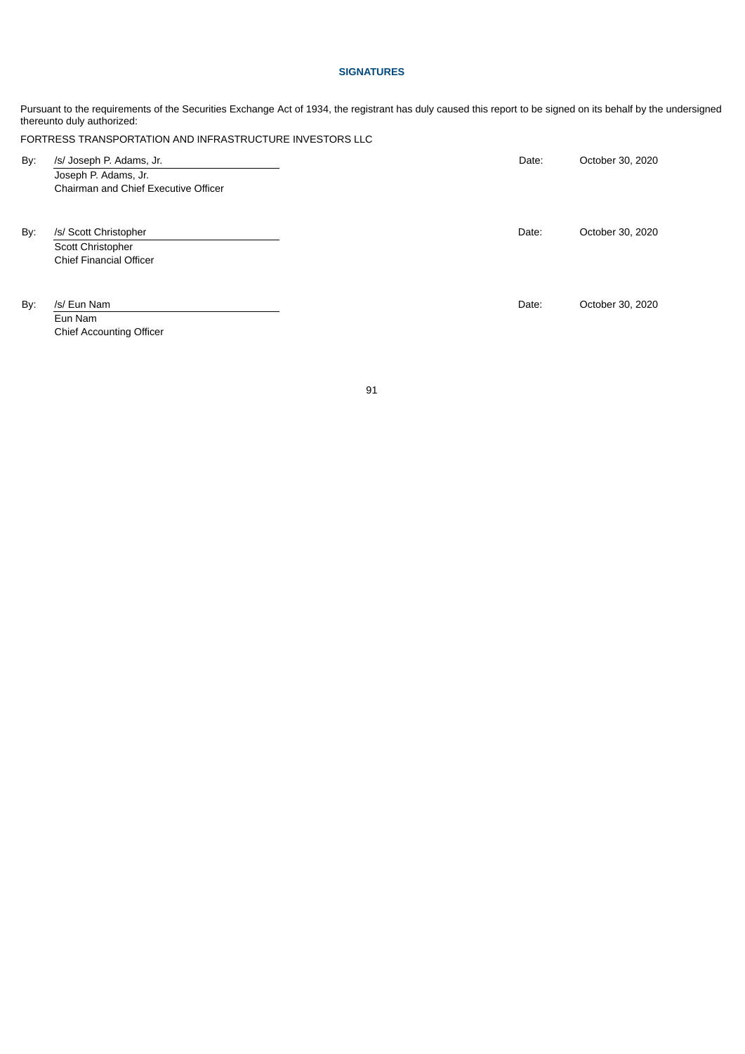## SIGNATURES

Pursuant to the requirements of the Securities Exchange Act of 1934, the registrant has duly caused this report to be signed on its behalf by the undersigned thereunto duly authorized:

FORTRESS TRANSPORTATION AND INFRASTRUCTURE INVESTORS LLC

| | | | |
|---|---|---|---|
| By: | /s/ Joseph P. Adams, Jr.<br>Joseph P. Adams, Jr.<br>Chairman and Chief Executive Officer | Date: | October 30, 2020 |
| By: | /s/ Scott Christopher<br>Scott Christopher<br>Chief Financial Officer | Date: | October 30, 2020 |
| By: | /s/ Eun Nam<br>Eun Nam<br>Chief Accounting Officer | Date: | October 30, 2020 |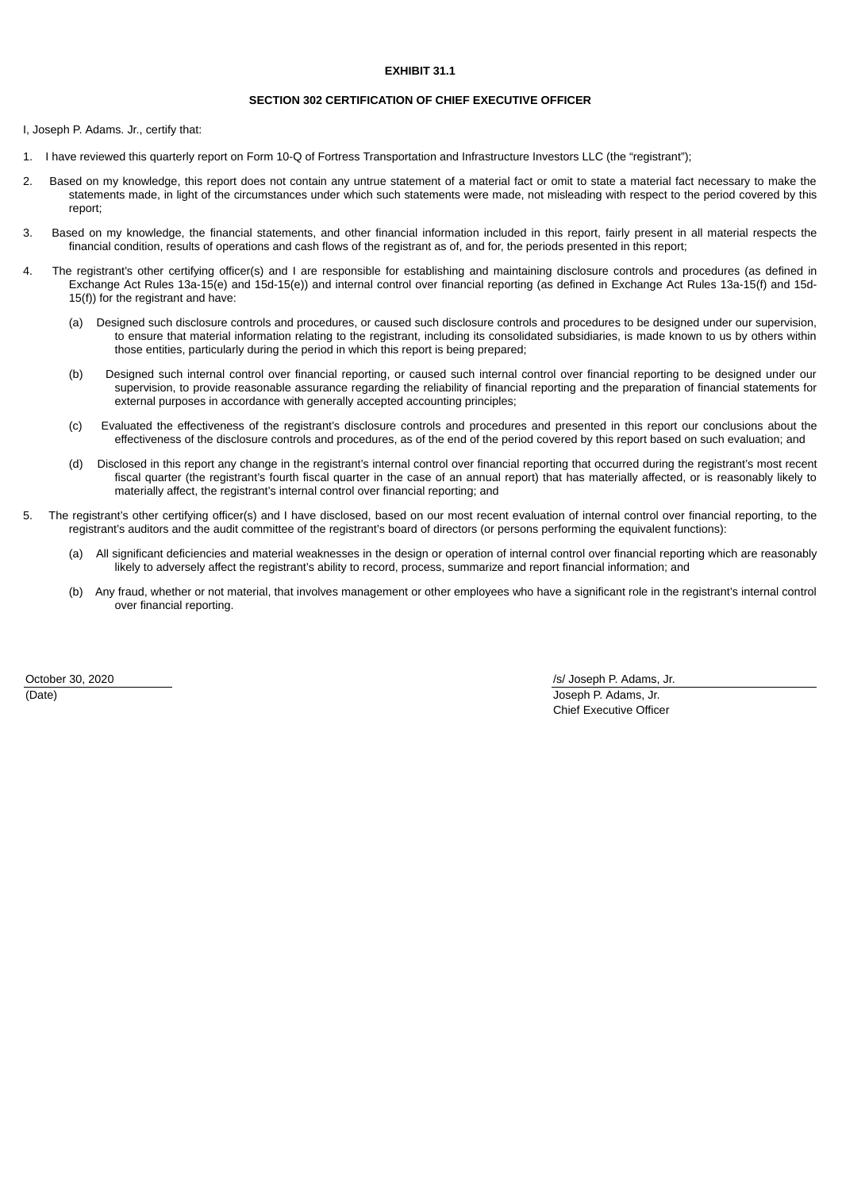**EXHIBIT 31.1**

**SECTION 302 CERTIFICATION OF CHIEF EXECUTIVE OFFICER**

I, Joseph P. Adams. Jr., certify that:

1. I have reviewed this quarterly report on Form 10-Q of Fortress Transportation and Infrastructure Investors LLC (the “registrant”);

2. Based on my knowledge, this report does not contain any untrue statement of a material fact or omit to state a material fact necessary to make the statements made, in light of the circumstances under which such statements were made, not misleading with respect to the period covered by this report;

3. Based on my knowledge, the financial statements, and other financial information included in this report, fairly present in all material respects the financial condition, results of operations and cash flows of the registrant as of, and for, the periods presented in this report;

4. The registrant’s other certifying officer(s) and I are responsible for establishing and maintaining disclosure controls and procedures (as defined in Exchange Act Rules 13a-15(e) and 15d-15(e)) and internal control over financial reporting (as defined in Exchange Act Rules 13a-15(f) and 15d-15(f)) for the registrant and have:

   (a) Designed such disclosure controls and procedures, or caused such disclosure controls and procedures to be designed under our supervision, to ensure that material information relating to the registrant, including its consolidated subsidiaries, is made known to us by others within those entities, particularly during the period in which this report is being prepared;

   (b) Designed such internal control over financial reporting, or caused such internal control over financial reporting to be designed under our supervision, to provide reasonable assurance regarding the reliability of financial reporting and the preparation of financial statements for external purposes in accordance with generally accepted accounting principles;

   (c) Evaluated the effectiveness of the registrant’s disclosure controls and procedures and presented in this report our conclusions about the effectiveness of the disclosure controls and procedures, as of the end of the period covered by this report based on such evaluation; and

   (d) Disclosed in this report any change in the registrant’s internal control over financial reporting that occurred during the registrant’s most recent fiscal quarter (the registrant’s fourth fiscal quarter in the case of an annual report) that has materially affected, or is reasonably likely to materially affect, the registrant’s internal control over financial reporting; and

5. The registrant’s other certifying officer(s) and I have disclosed, based on our most recent evaluation of internal control over financial reporting, to the registrant’s auditors and the audit committee of the registrant’s board of directors (or persons performing the equivalent functions):

   (a) All significant deficiencies and material weaknesses in the design or operation of internal control over financial reporting which are reasonably likely to adversely affect the registrant’s ability to record, process, summarize and report financial information; and

   (b) Any fraud, whether or not material, that involves management or other employees who have a significant role in the registrant’s internal control over financial reporting.

October 30, 2020
(Date)

/s/ Joseph P. Adams, Jr.
Joseph P. Adams, Jr.
Chief Executive Officer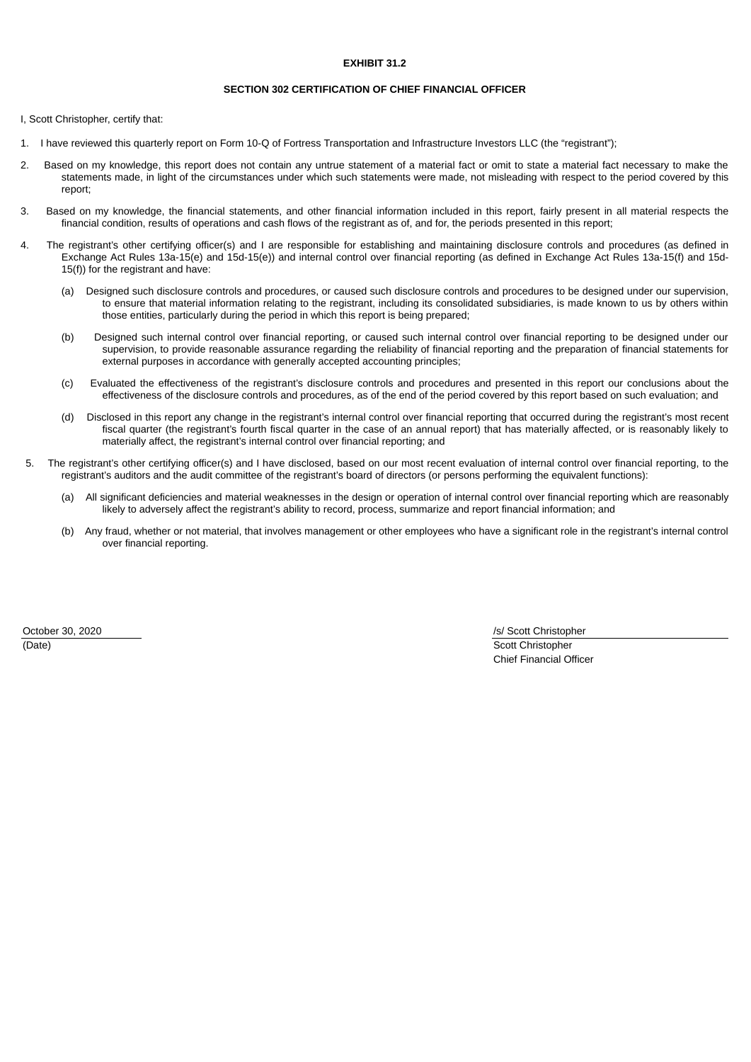**EXHIBIT 31.2**

**SECTION 302 CERTIFICATION OF CHIEF FINANCIAL OFFICER**

I, Scott Christopher, certify that:

1. I have reviewed this quarterly report on Form 10-Q of Fortress Transportation and Infrastructure Investors LLC (the "registrant");

2. Based on my knowledge, this report does not contain any untrue statement of a material fact or omit to state a material fact necessary to make the statements made, in light of the circumstances under which such statements were made, not misleading with respect to the period covered by this report;

3. Based on my knowledge, the financial statements, and other financial information included in this report, fairly present in all material respects the financial condition, results of operations and cash flows of the registrant as of, and for, the periods presented in this report;

4. The registrant's other certifying officer(s) and I are responsible for establishing and maintaining disclosure controls and procedures (as defined in Exchange Act Rules 13a-15(e) and 15d-15(e)) and internal control over financial reporting (as defined in Exchange Act Rules 13a-15(f) and 15d-15(f)) for the registrant and have:

   (a) Designed such disclosure controls and procedures, or caused such disclosure controls and procedures to be designed under our supervision, to ensure that material information relating to the registrant, including its consolidated subsidiaries, is made known to us by others within those entities, particularly during the period in which this report is being prepared;

   (b) Designed such internal control over financial reporting, or caused such internal control over financial reporting to be designed under our supervision, to provide reasonable assurance regarding the reliability of financial reporting and the preparation of financial statements for external purposes in accordance with generally accepted accounting principles;

   (c) Evaluated the effectiveness of the registrant's disclosure controls and procedures and presented in this report our conclusions about the effectiveness of the disclosure controls and procedures, as of the end of the period covered by this report based on such evaluation; and

   (d) Disclosed in this report any change in the registrant's internal control over financial reporting that occurred during the registrant's most recent fiscal quarter (the registrant's fourth fiscal quarter in the case of an annual report) that has materially affected, or is reasonably likely to materially affect, the registrant's internal control over financial reporting; and

5. The registrant's other certifying officer(s) and I have disclosed, based on our most recent evaluation of internal control over financial reporting, to the registrant's auditors and the audit committee of the registrant's board of directors (or persons performing the equivalent functions):

   (a) All significant deficiencies and material weaknesses in the design or operation of internal control over financial reporting which are reasonably likely to adversely affect the registrant's ability to record, process, summarize and report financial information; and

   (b) Any fraud, whether or not material, that involves management or other employees who have a significant role in the registrant's internal control over financial reporting.

October 30, 2020
(Date)

/s/ Scott Christopher
Scott Christopher
Chief Financial Officer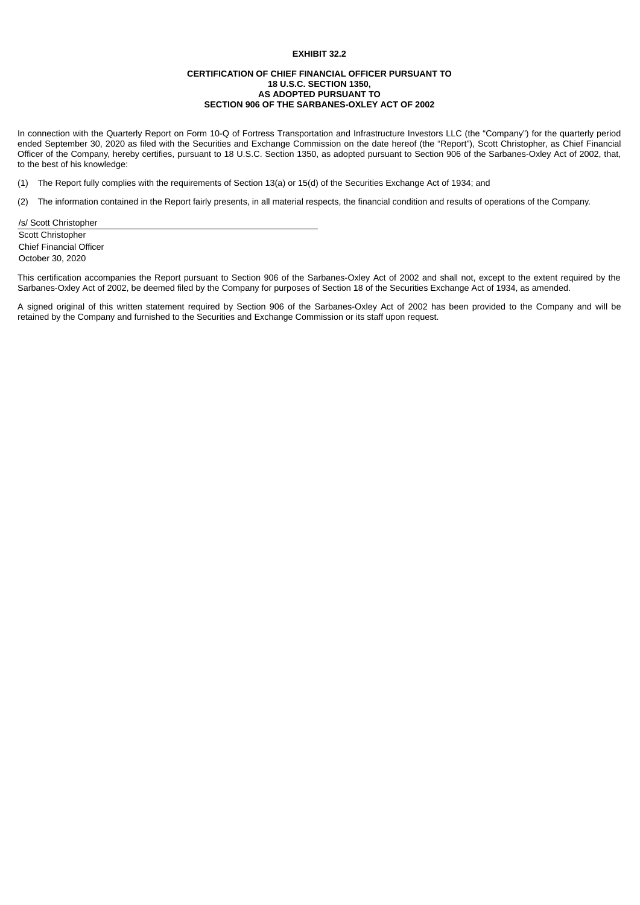**EXHIBIT 32.2**

**CERTIFICATION OF CHIEF FINANCIAL OFFICER PURSUANT TO
18 U.S.C. SECTION 1350,
AS ADOPTED PURSUANT TO
SECTION 906 OF THE SARBANES-OXLEY ACT OF 2002**

In connection with the Quarterly Report on Form 10-Q of Fortress Transportation and Infrastructure Investors LLC (the “Company”) for the quarterly period ended September 30, 2020 as filed with the Securities and Exchange Commission on the date hereof (the “Report”), Scott Christopher, as Chief Financial Officer of the Company, hereby certifies, pursuant to 18 U.S.C. Section 1350, as adopted pursuant to Section 906 of the Sarbanes-Oxley Act of 2002, that, to the best of his knowledge:

(1) The Report fully complies with the requirements of Section 13(a) or 15(d) of the Securities Exchange Act of 1934; and

(2) The information contained in the Report fairly presents, in all material respects, the financial condition and results of operations of the Company.

/s/ Scott Christopher
Scott Christopher
Chief Financial Officer
October 30, 2020

This certification accompanies the Report pursuant to Section 906 of the Sarbanes-Oxley Act of 2002 and shall not, except to the extent required by the Sarbanes-Oxley Act of 2002, be deemed filed by the Company for purposes of Section 18 of the Securities Exchange Act of 1934, as amended.

A signed original of this written statement required by Section 906 of the Sarbanes-Oxley Act of 2002 has been provided to the Company and will be retained by the Company and furnished to the Securities and Exchange Commission or its staff upon request.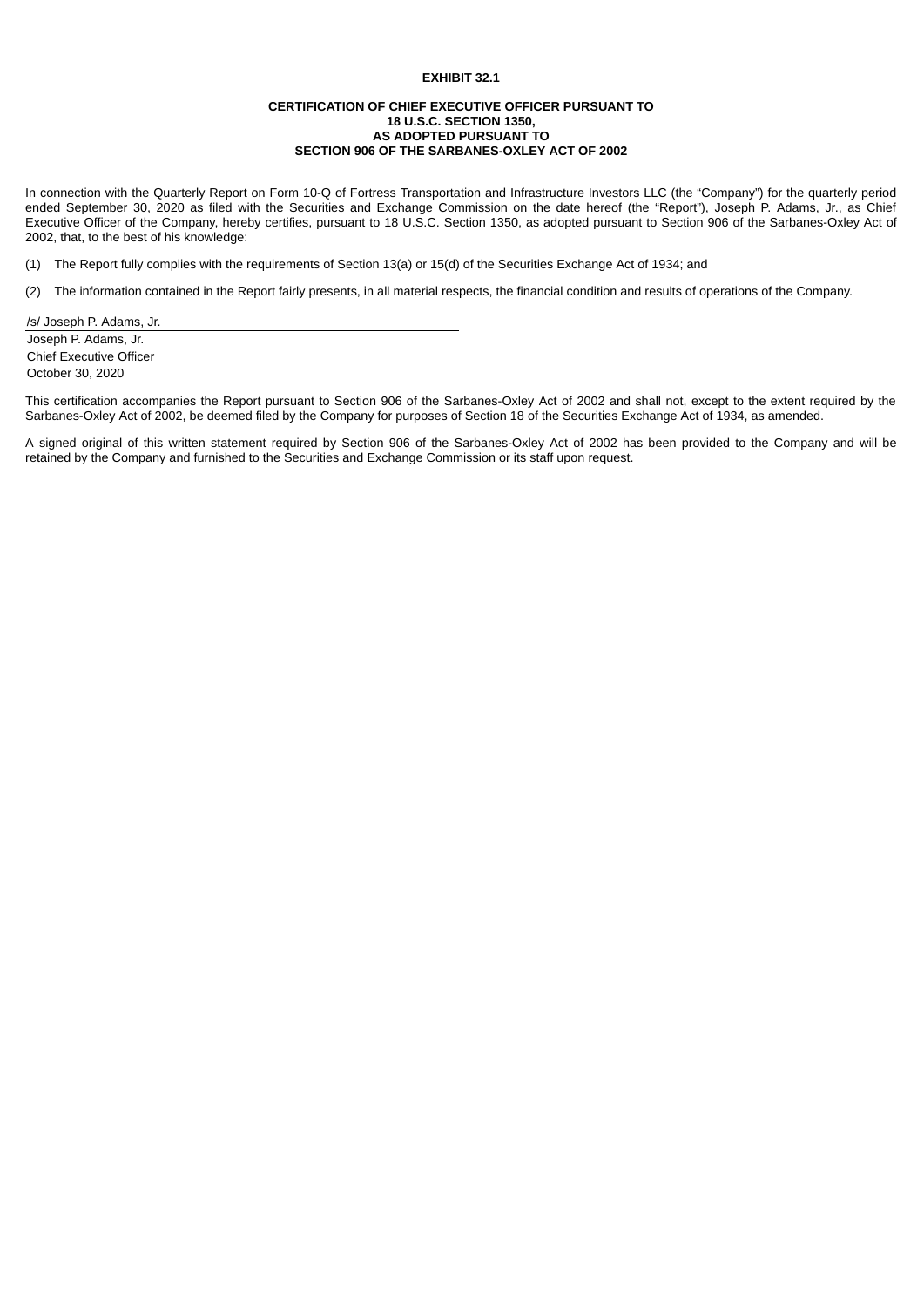**EXHIBIT 32.1**

**CERTIFICATION OF CHIEF EXECUTIVE OFFICER PURSUANT TO 18 U.S.C. SECTION 1350, AS ADOPTED PURSUANT TO SECTION 906 OF THE SARBANES-OXLEY ACT OF 2002**

In connection with the Quarterly Report on Form 10-Q of Fortress Transportation and Infrastructure Investors LLC (the "Company") for the quarterly period ended September 30, 2020 as filed with the Securities and Exchange Commission on the date hereof (the "Report"), Joseph P. Adams, Jr., as Chief Executive Officer of the Company, hereby certifies, pursuant to 18 U.S.C. Section 1350, as adopted pursuant to Section 906 of the Sarbanes-Oxley Act of 2002, that, to the best of his knowledge:

(1) The Report fully complies with the requirements of Section 13(a) or 15(d) of the Securities Exchange Act of 1934; and

(2) The information contained in the Report fairly presents, in all material respects, the financial condition and results of operations of the Company.

/s/ Joseph P. Adams, Jr.
Joseph P. Adams, Jr.
Chief Executive Officer
October 30, 2020

This certification accompanies the Report pursuant to Section 906 of the Sarbanes-Oxley Act of 2002 and shall not, except to the extent required by the Sarbanes-Oxley Act of 2002, be deemed filed by the Company for purposes of Section 18 of the Securities Exchange Act of 1934, as amended.

A signed original of this written statement required by Section 906 of the Sarbanes-Oxley Act of 2002 has been provided to the Company and will be retained by the Company and furnished to the Securities and Exchange Commission or its staff upon request.